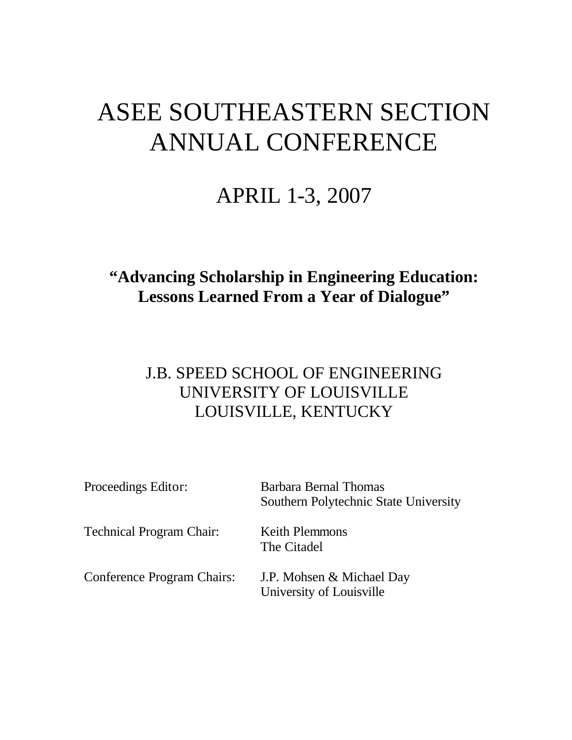# ASEE SOUTHEASTERN SECTION ANNUAL CONFERENCE

## APRIL 1-3, 2007

**"Advancing Scholarship in Engineering Education: Lessons Learned From a Year of Dialogue"**

J.B. SPEED SCHOOL OF ENGINEERING
UNIVERSITY OF LOUISVILLE
LOUISVILLE, KENTUCKY

| | |
|---|---|
| Proceedings Editor: | Barbara Bernal Thomas<br>Southern Polytechnic State University |
| Technical Program Chair: | Keith Plemmons<br>The Citadel |
| Conference Program Chairs: | J.P. Mohsen & Michael Day<br>University of Louisville |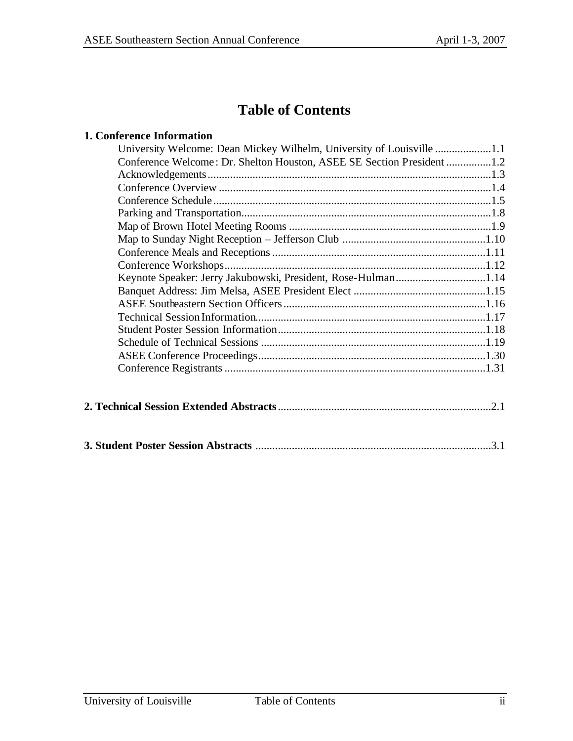# Table of Contents

**1. Conference Information**

- University Welcome: Dean Mickey Wilhelm, University of Louisville .................... 1.1
- Conference Welcome: Dr. Shelton Houston, ASEE SE Section President ................ 1.2
- Acknowledgements .................................................................................................. 1.3
- Conference Overview ............................................................................................... 1.4
- Conference Schedule ................................................................................................ 1.5
- Parking and Transportation ....................................................................................... 1.8
- Map of Brown Hotel Meeting Rooms ....................................................................... 1.9
- Map to Sunday Night Reception – Jefferson Club .................................................. 1.10
- Conference Meals and Receptions .......................................................................... 1.11
- Conference Workshops ........................................................................................... 1.12
- Keynote Speaker: Jerry Jakubowski, President, Rose-Hulman ................................ 1.14
- Banquet Address: Jim Melsa, ASEE President Elect ............................................... 1.15
- ASEE Southeastern Section Officers ....................................................................... 1.16
- Technical Session Information ................................................................................ 1.17
- Student Poster Session Information ......................................................................... 1.18
- Schedule of Technical Sessions ............................................................................... 1.19
- ASEE Conference Proceedings ................................................................................ 1.30
- Conference Registrants ............................................................................................ 1.31

**2. Technical Session Extended Abstracts** ........................................................................... 2.1

**3. Student Poster Session Abstracts** ................................................................................... 3.1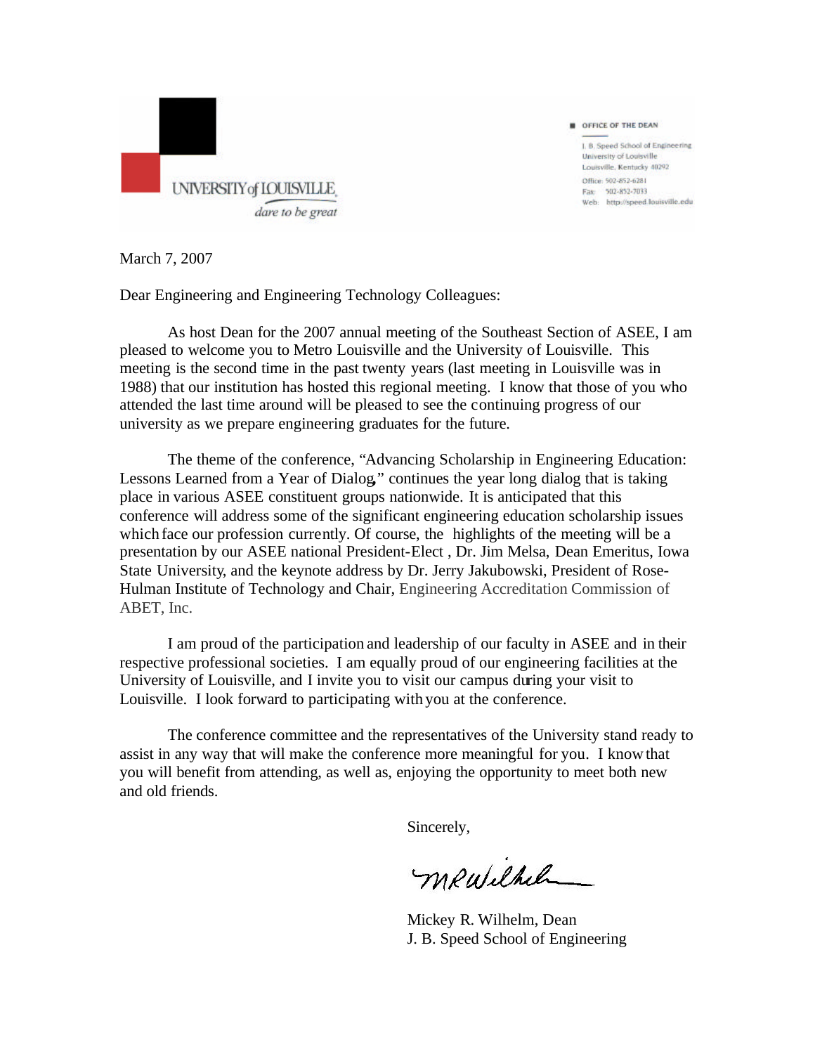UNIVERSITY of LOUISVILLE
*dare to be great*

OFFICE OF THE DEAN

J. B. Speed School of Engineering
University of Louisville
Louisville, Kentucky 40292
Office: 502-852-6281
Fax: 502-852-7033
Web: http://speed.louisville.edu

March 7, 2007

Dear Engineering and Engineering Technology Colleagues:

As host Dean for the 2007 annual meeting of the Southeast Section of ASEE, I am pleased to welcome you to Metro Louisville and the University of Louisville. This meeting is the second time in the past twenty years (last meeting in Louisville was in 1988) that our institution has hosted this regional meeting. I know that those of you who attended the last time around will be pleased to see the continuing progress of our university as we prepare engineering graduates for the future.

The theme of the conference, "Advancing Scholarship in Engineering Education: Lessons Learned from a Year of Dialog," continues the year long dialog that is taking place in various ASEE constituent groups nationwide. It is anticipated that this conference will address some of the significant engineering education scholarship issues which face our profession currently. Of course, the highlights of the meeting will be a presentation by our ASEE national President-Elect , Dr. Jim Melsa, Dean Emeritus, Iowa State University, and the keynote address by Dr. Jerry Jakubowski, President of Rose-Hulman Institute of Technology and Chair, Engineering Accreditation Commission of ABET, Inc.

I am proud of the participation and leadership of our faculty in ASEE and in their respective professional societies. I am equally proud of our engineering facilities at the University of Louisville, and I invite you to visit our campus during your visit to Louisville. I look forward to participating with you at the conference.

The conference committee and the representatives of the University stand ready to assist in any way that will make the conference more meaningful for you. I know that you will benefit from attending, as well as, enjoying the opportunity to meet both new and old friends.

Sincerely,

Mickey R. Wilhelm, Dean
J. B. Speed School of Engineering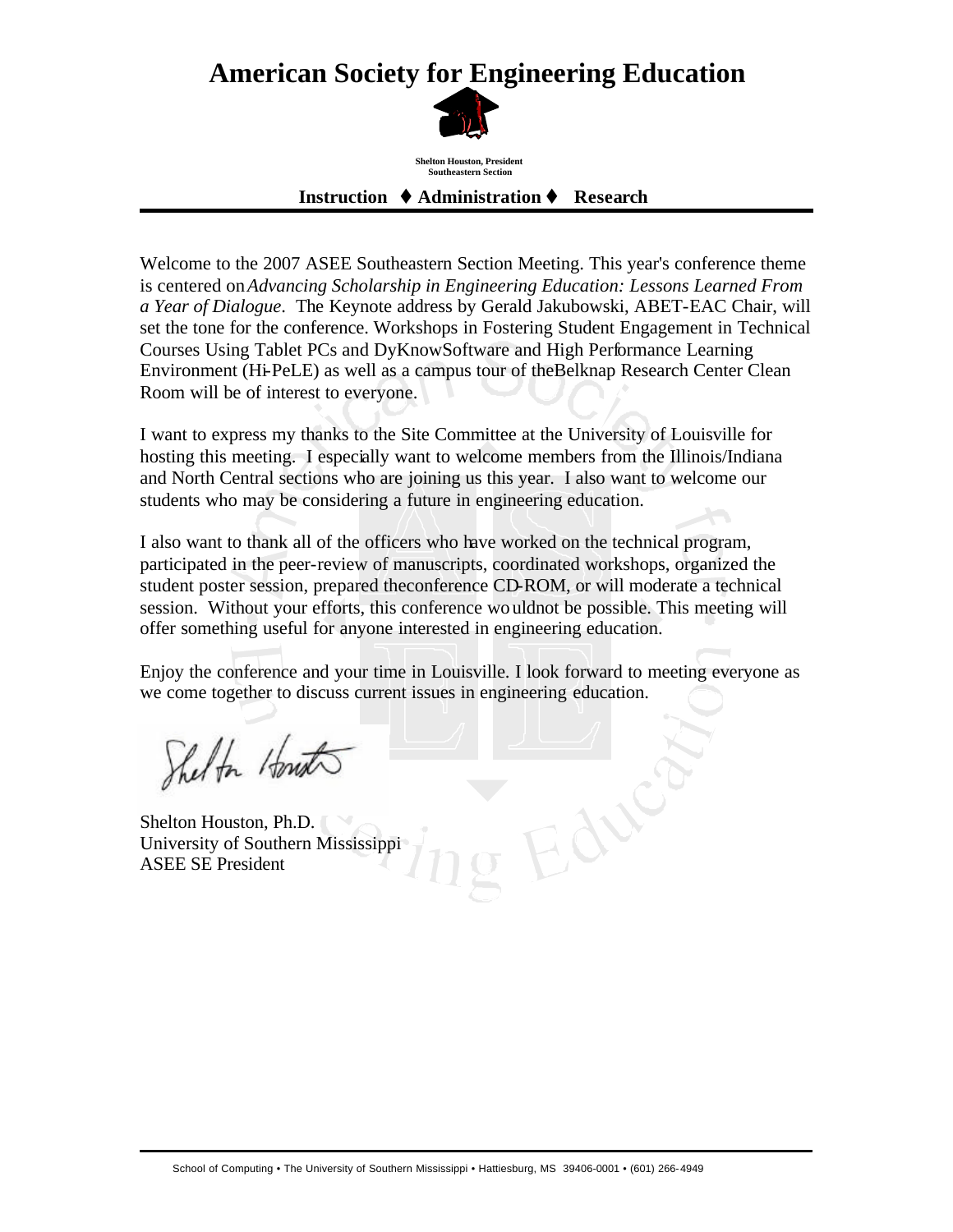# American Society for Engineering Education

**Shelton Houston, President**
**Southeastern Section**

**Instruction ♦ Administration ♦ Research**

Welcome to the 2007 ASEE Southeastern Section Meeting. This year's conference theme is centered on *Advancing Scholarship in Engineering Education: Lessons Learned From a Year of Dialogue*. The Keynote address by Gerald Jakubowski, ABET-EAC Chair, will set the tone for the conference. Workshops in Fostering Student Engagement in Technical Courses Using Tablet PCs and DyKnowSoftware and High Performance Learning Environment (Hi-PeLE) as well as a campus tour of the Belknap Research Center Clean Room will be of interest to everyone.

I want to express my thanks to the Site Committee at the University of Louisville for hosting this meeting. I especially want to welcome members from the Illinois/Indiana and North Central sections who are joining us this year. I also want to welcome our students who may be considering a future in engineering education.

I also want to thank all of the officers who have worked on the technical program, participated in the peer-review of manuscripts, coordinated workshops, organized the student poster session, prepared the conference CD-ROM, or will moderate a technical session. Without your efforts, this conference would not be possible. This meeting will offer something useful for anyone interested in engineering education.

Enjoy the conference and your time in Louisville. I look forward to meeting everyone as we come together to discuss current issues in engineering education.

Shelton Houston, Ph.D.
University of Southern Mississippi
ASEE SE President

School of Computing • The University of Southern Mississippi • Hattiesburg, MS 39406-0001 • (601) 266-4949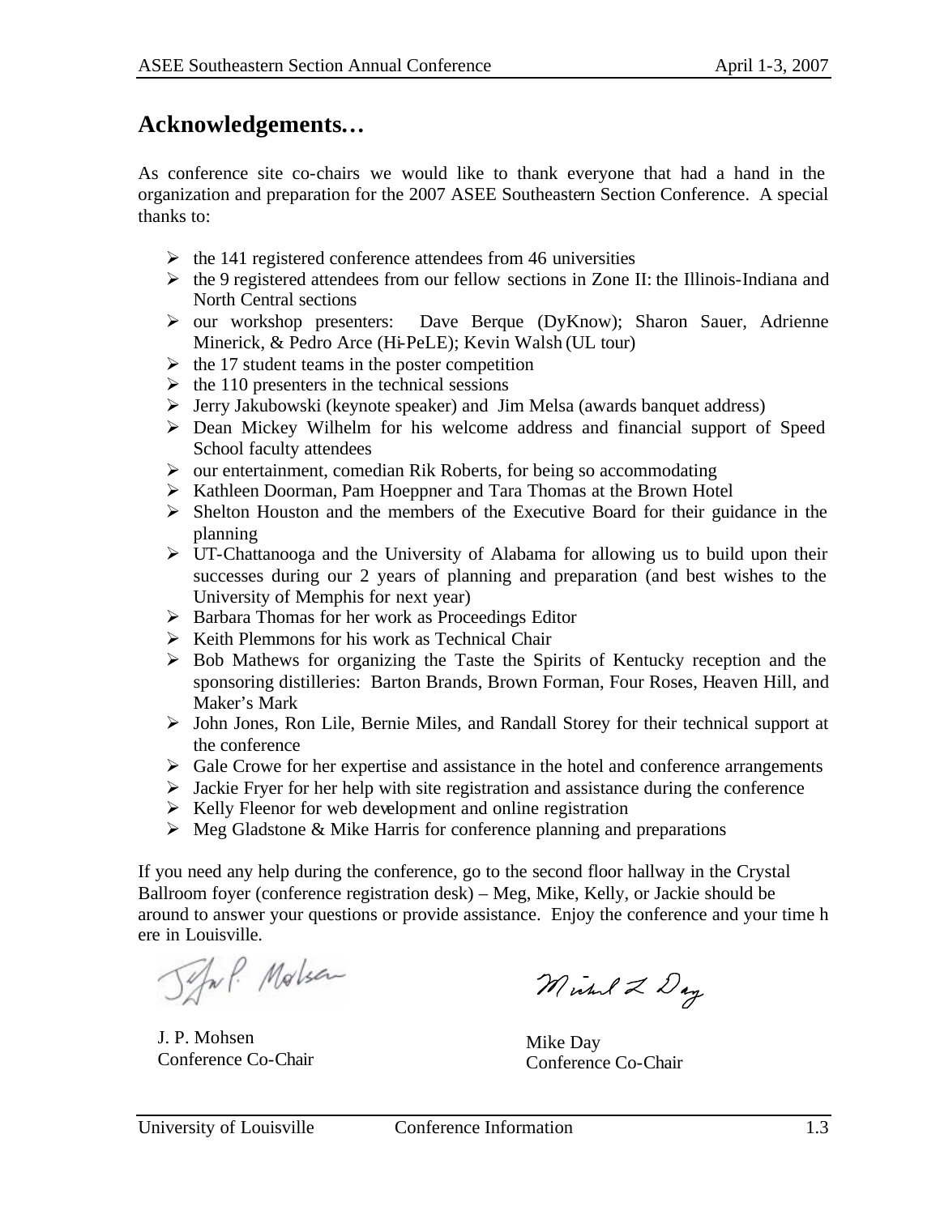## Acknowledgements…

As conference site co-chairs we would like to thank everyone that had a hand in the organization and preparation for the 2007 ASEE Southeastern Section Conference. A special thanks to:

- the 141 registered conference attendees from 46 universities
- the 9 registered attendees from our fellow sections in Zone II: the Illinois-Indiana and North Central sections
- our workshop presenters: Dave Berque (DyKnow); Sharon Sauer, Adrienne Minerick, & Pedro Arce (Hi-PeLE); Kevin Walsh (UL tour)
- the 17 student teams in the poster competition
- the 110 presenters in the technical sessions
- Jerry Jakubowski (keynote speaker) and Jim Melsa (awards banquet address)
- Dean Mickey Wilhelm for his welcome address and financial support of Speed School faculty attendees
- our entertainment, comedian Rik Roberts, for being so accommodating
- Kathleen Doorman, Pam Hoeppner and Tara Thomas at the Brown Hotel
- Shelton Houston and the members of the Executive Board for their guidance in the planning
- UT-Chattanooga and the University of Alabama for allowing us to build upon their successes during our 2 years of planning and preparation (and best wishes to the University of Memphis for next year)
- Barbara Thomas for her work as Proceedings Editor
- Keith Plemmons for his work as Technical Chair
- Bob Mathews for organizing the Taste the Spirits of Kentucky reception and the sponsoring distilleries: Barton Brands, Brown Forman, Four Roses, Heaven Hill, and Maker's Mark
- John Jones, Ron Lile, Bernie Miles, and Randall Storey for their technical support at the conference
- Gale Crowe for her expertise and assistance in the hotel and conference arrangements
- Jackie Fryer for her help with site registration and assistance during the conference
- Kelly Fleenor for web development and online registration
- Meg Gladstone & Mike Harris for conference planning and preparations

If you need any help during the conference, go to the second floor hallway in the Crystal Ballroom foyer (conference registration desk) – Meg, Mike, Kelly, or Jackie should be around to answer your questions or provide assistance. Enjoy the conference and your time here in Louisville.

J. P. Mohsen
Conference Co-Chair

Mike Day
Conference Co-Chair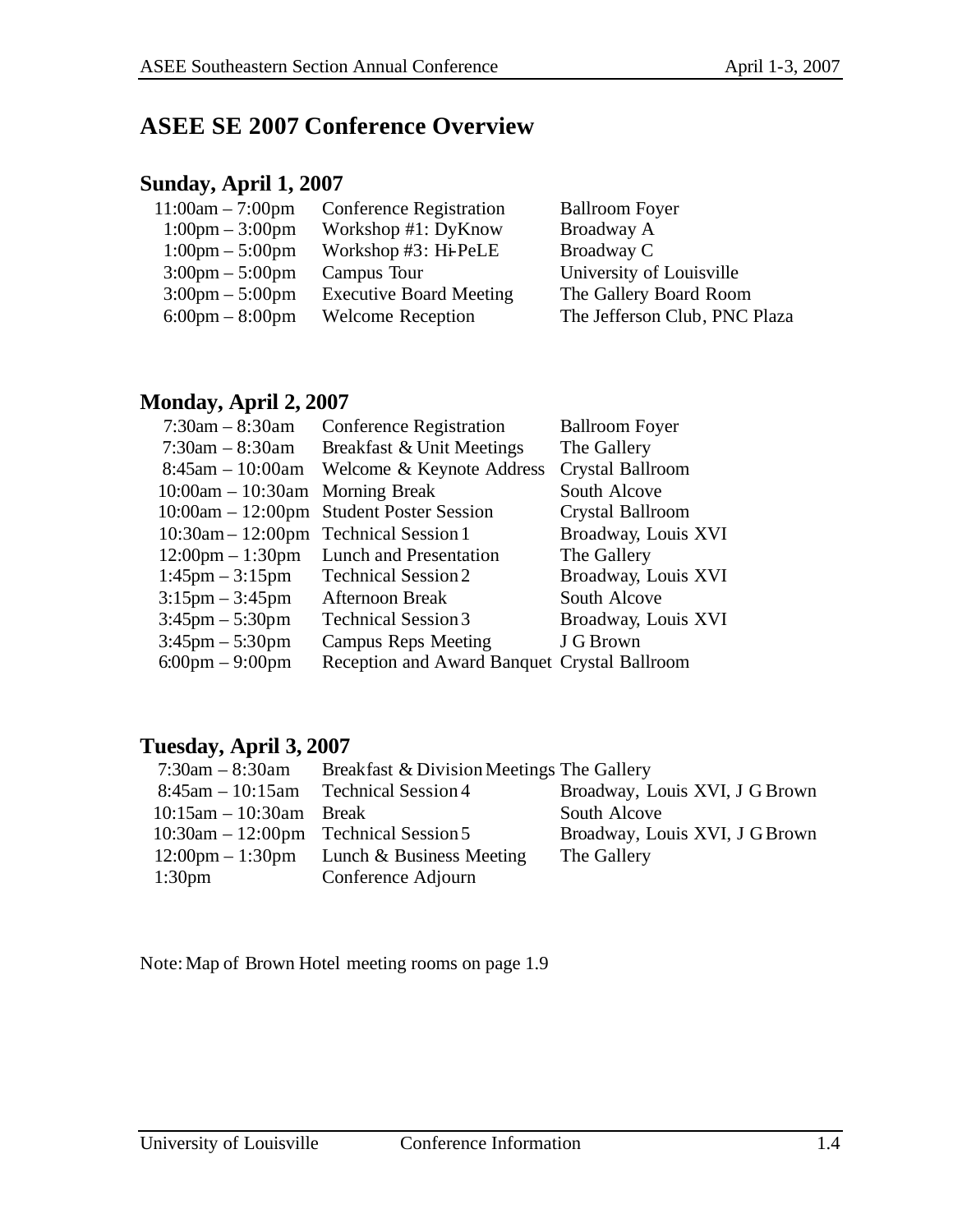# ASEE SE 2007 Conference Overview

## Sunday, April 1, 2007

| | | |
|---|---|---|
| 11:00am – 7:00pm | Conference Registration | Ballroom Foyer |
| 1:00pm – 3:00pm | Workshop #1: DyKnow | Broadway A |
| 1:00pm – 5:00pm | Workshop #3: Hi-PeLE | Broadway C |
| 3:00pm – 5:00pm | Campus Tour | University of Louisville |
| 3:00pm – 5:00pm | Executive Board Meeting | The Gallery Board Room |
| 6:00pm – 8:00pm | Welcome Reception | The Jefferson Club, PNC Plaza |

## Monday, April 2, 2007

| | | |
|---|---|---|
| 7:30am – 8:30am | Conference Registration | Ballroom Foyer |
| 7:30am – 8:30am | Breakfast & Unit Meetings | The Gallery |
| 8:45am – 10:00am | Welcome & Keynote Address | Crystal Ballroom |
| 10:00am – 10:30am | Morning Break | South Alcove |
| 10:00am – 12:00pm | Student Poster Session | Crystal Ballroom |
| 10:30am – 12:00pm | Technical Session 1 | Broadway, Louis XVI |
| 12:00pm – 1:30pm | Lunch and Presentation | The Gallery |
| 1:45pm – 3:15pm | Technical Session 2 | Broadway, Louis XVI |
| 3:15pm – 3:45pm | Afternoon Break | South Alcove |
| 3:45pm – 5:30pm | Technical Session 3 | Broadway, Louis XVI |
| 3:45pm – 5:30pm | Campus Reps Meeting | J G Brown |
| 6:00pm – 9:00pm | Reception and Award Banquet | Crystal Ballroom |

## Tuesday, April 3, 2007

| | | |
|---|---|---|
| 7:30am – 8:30am | Breakfast & Division Meetings | The Gallery |
| 8:45am – 10:15am | Technical Session 4 | Broadway, Louis XVI, J G Brown |
| 10:15am – 10:30am | Break | South Alcove |
| 10:30am – 12:00pm | Technical Session 5 | Broadway, Louis XVI, J G Brown |
| 12:00pm – 1:30pm | Lunch & Business Meeting | The Gallery |
| 1:30pm | Conference Adjourn | |

Note: Map of Brown Hotel meeting rooms on page 1.9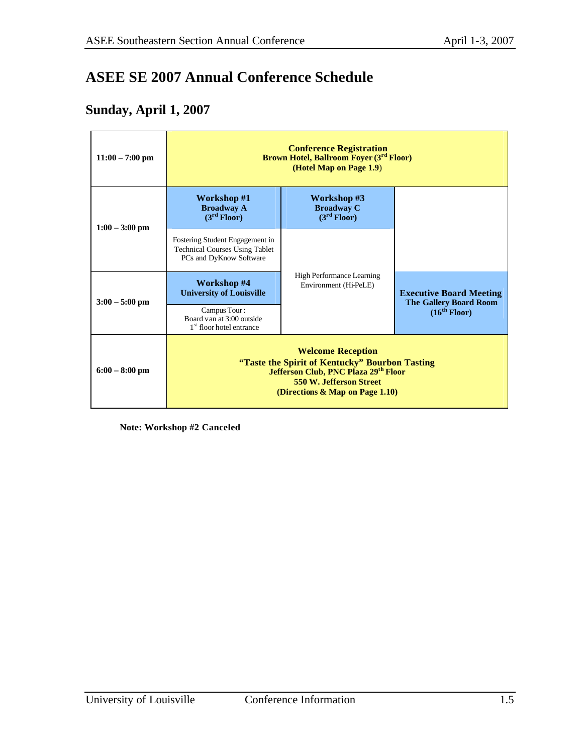# ASEE SE 2007 Annual Conference Schedule

## Sunday, April 1, 2007

| Time | | | |
|---|---|---|---|
| 11:00 – 7:00 pm | **Conference Registration** **Brown Hotel, Ballroom Foyer (3rd Floor)** **(Hotel Map on Page 1.9)** | | |
| 1:00 – 3:00 pm | **Workshop #1** **Broadway A** **(3rd Floor)** Fostering Student Engagement in Technical Courses Using Tablet PCs and DyKnow Software | **Workshop #3** **Broadway C** **(3rd Floor)** High Performance Learning Environment (Hi-PeLE) | |
| 3:00 – 5:00 pm | **Workshop #4** **University of Louisville** Campus Tour: Board van at 3:00 outside 1st floor hotel entrance | | **Executive Board Meeting** **The Gallery Board Room** **(16th Floor)** |
| 6:00 – 8:00 pm | **Welcome Reception** **"Taste the Spirit of Kentucky" Bourbon Tasting** **Jefferson Club, PNC Plaza 29th Floor** **550 W. Jefferson Street** **(Directions & Map on Page 1.10)** | | |

**Note: Workshop #2 Canceled**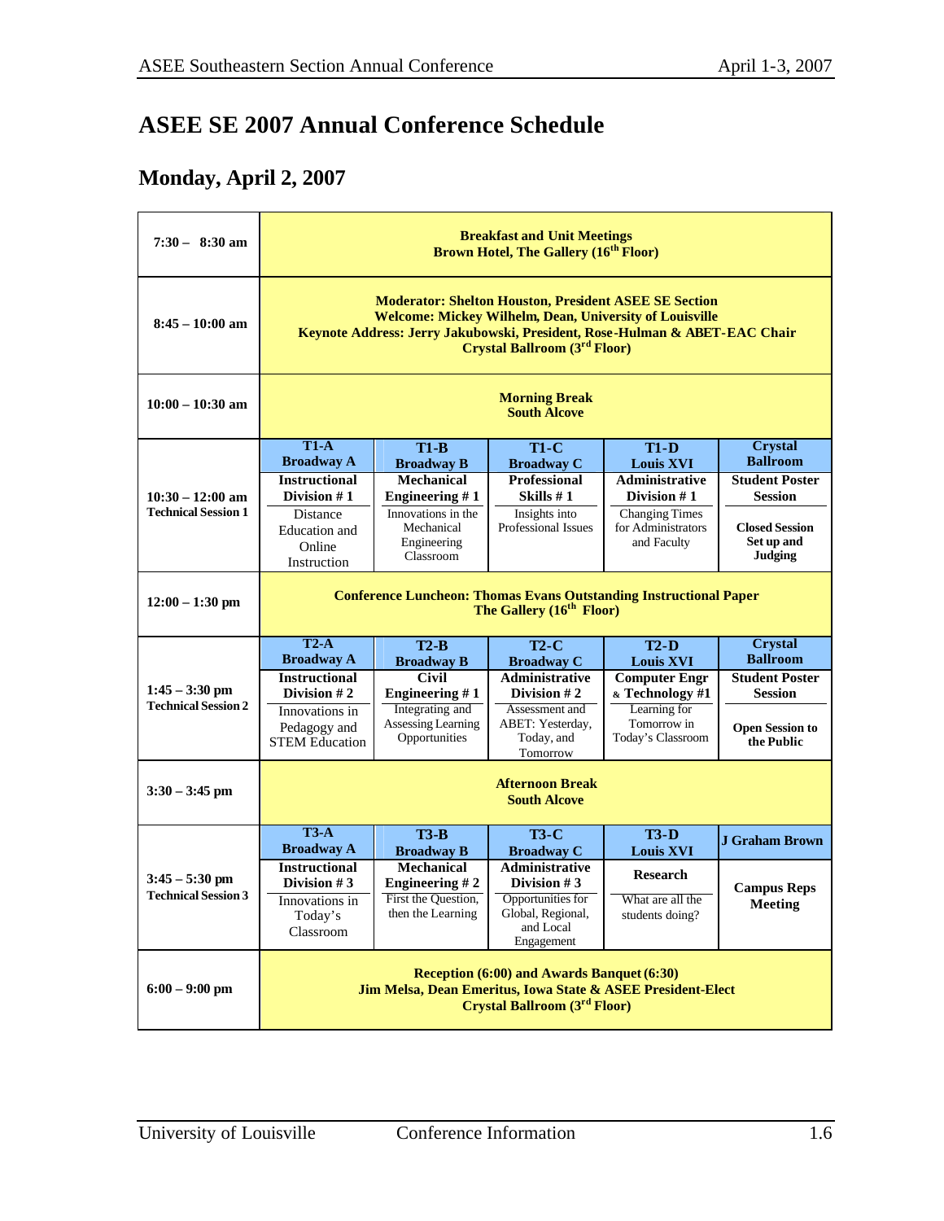# ASEE SE 2007 Annual Conference Schedule

## Monday, April 2, 2007

| Time | | | | | |
|---|---|---|---|---|---|
| **7:30 – 8:30 am** | **Breakfast and Unit Meetings**<br>**Brown Hotel, The Gallery (16th Floor)** | | | | |
| **8:45 – 10:00 am** | **Moderator: Shelton Houston, President ASEE SE Section**<br>**Welcome: Mickey Wilhelm, Dean, University of Louisville**<br>**Keynote Address: Jerry Jakubowski, President, Rose-Hulman & ABET-EAC Chair**<br>**Crystal Ballroom (3rd Floor)** | | | | |
| **10:00 – 10:30 am** | **Morning Break**<br>**South Alcove** | | | | |
| **10:30 – 12:00 am**<br>**Technical Session 1** | **T1-A**<br>**Broadway A**<br>**Instructional Division # 1**<br>Distance Education and Online Instruction | **T1-B**<br>**Broadway B**<br>**Mechanical Engineering # 1**<br>Innovations in the Mechanical Engineering Classroom | **T1-C**<br>**Broadway C**<br>**Professional Skills # 1**<br>Insights into Professional Issues | **T1-D**<br>**Louis XVI**<br>**Administrative Division # 1**<br>Changing Times for Administrators and Faculty | **Crystal Ballroom**<br>**Student Poster Session**<br>**Closed Session Set up and Judging** |
| **12:00 – 1:30 pm** | **Conference Luncheon: Thomas Evans Outstanding Instructional Paper**<br>**The Gallery (16th Floor)** | | | | |
| **1:45 – 3:30 pm**<br>**Technical Session 2** | **T2-A**<br>**Broadway A**<br>**Instructional Division # 2**<br>Innovations in Pedagogy and STEM Education | **T2-B**<br>**Broadway B**<br>**Civil Engineering # 1**<br>Integrating and Assessing Learning Opportunities | **T2-C**<br>**Broadway C**<br>**Administrative Division # 2**<br>Assessment and ABET: Yesterday, Today, and Tomorrow | **T2-D**<br>**Louis XVI**<br>**Computer Engr & Technology #1**<br>Learning for Tomorrow in Today's Classroom | **Crystal Ballroom**<br>**Student Poster Session**<br>**Open Session to the Public** |
| **3:30 – 3:45 pm** | **Afternoon Break**<br>**South Alcove** | | | | |
| **3:45 – 5:30 pm**<br>**Technical Session 3** | **T3-A**<br>**Broadway A**<br>**Instructional Division # 3**<br>Innovations in Today's Classroom | **T3-B**<br>**Broadway B**<br>**Mechanical Engineering # 2**<br>First the Question, then the Learning | **T3-C**<br>**Broadway C**<br>**Administrative Division # 3**<br>Opportunities for Global, Regional, and Local Engagement | **T3-D**<br>**Louis XVI**<br>**Research**<br>What are all the students doing? | **J Graham Brown**<br>**Campus Reps Meeting** |
| **6:00 – 9:00 pm** | **Reception (6:00) and Awards Banquet (6:30)**<br>**Jim Melsa, Dean Emeritus, Iowa State & ASEE President-Elect**<br>**Crystal Ballroom (3rd Floor)** | | | | |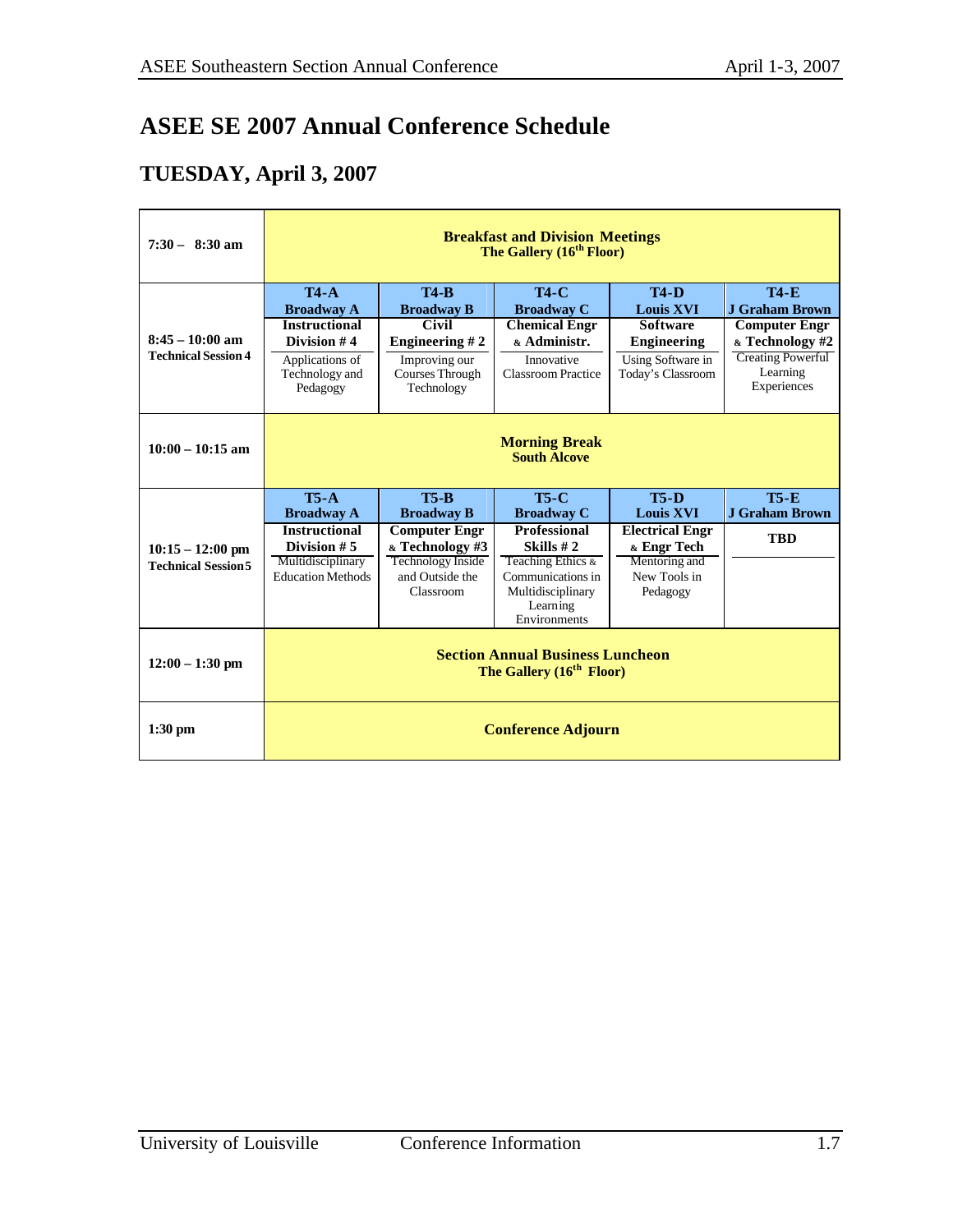# ASEE SE 2007 Annual Conference Schedule

## TUESDAY, April 3, 2007

| Time | | | | | |
|---|---|---|---|---|---|
| **7:30 – 8:30 am** | **Breakfast and Division Meetings** **The Gallery (16th Floor)** | | | | |
| **8:45 – 10:00 am** **Technical Session 4** | **T4-A** **Broadway A** **Instructional Division # 4** Applications of Technology and Pedagogy | **T4-B** **Broadway B** **Civil Engineering # 2** Improving our Courses Through Technology | **T4-C** **Broadway C** **Chemical Engr & Administr.** Innovative Classroom Practice | **T4-D** **Louis XVI** **Software Engineering** Using Software in Today's Classroom | **T4-E** **J Graham Brown** **Computer Engr & Technology #2** Creating Powerful Learning Experiences |
| **10:00 – 10:15 am** | **Morning Break** **South Alcove** | | | | |
| **10:15 – 12:00 pm** **Technical Session 5** | **T5-A** **Broadway A** **Instructional Division # 5** Multidisciplinary Education Methods | **T5-B** **Broadway B** **Computer Engr & Technology #3** Technology Inside and Outside the Classroom | **T5-C** **Broadway C** **Professional Skills # 2** Teaching Ethics & Communications in Multidisciplinary Learning Environments | **T5-D** **Louis XVI** **Electrical Engr & Engr Tech** Mentoring and New Tools in Pedagogy | **T5-E** **J Graham Brown** **TBD** |
| **12:00 – 1:30 pm** | **Section Annual Business Luncheon** **The Gallery (16th Floor)** | | | | |
| **1:30 pm** | **Conference Adjourn** | | | | |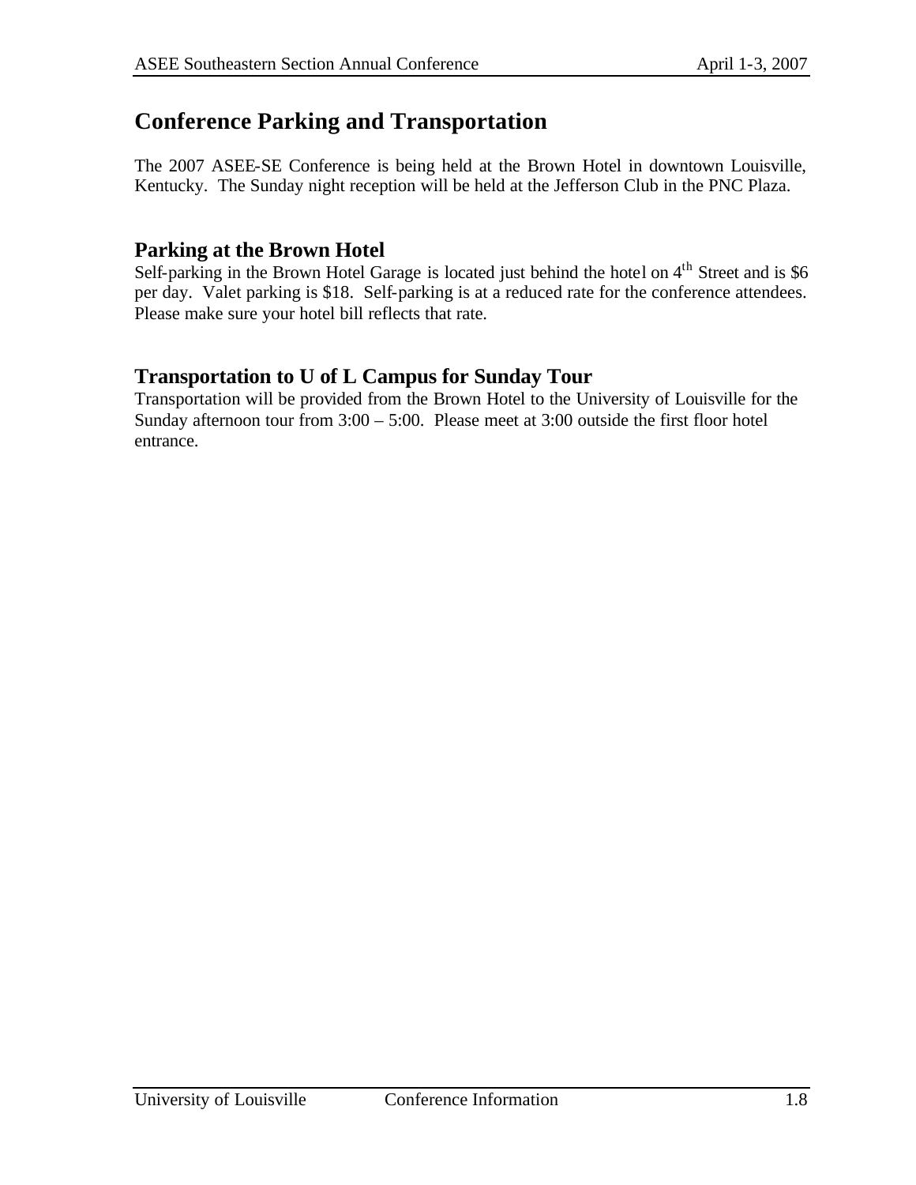# Conference Parking and Transportation

The 2007 ASEE-SE Conference is being held at the Brown Hotel in downtown Louisville, Kentucky. The Sunday night reception will be held at the Jefferson Club in the PNC Plaza.

## Parking at the Brown Hotel

Self-parking in the Brown Hotel Garage is located just behind the hotel on 4th Street and is $6 per day. Valet parking is $18. Self-parking is at a reduced rate for the conference attendees. Please make sure your hotel bill reflects that rate.

## Transportation to U of L Campus for Sunday Tour

Transportation will be provided from the Brown Hotel to the University of Louisville for the Sunday afternoon tour from 3:00 – 5:00. Please meet at 3:00 outside the first floor hotel entrance.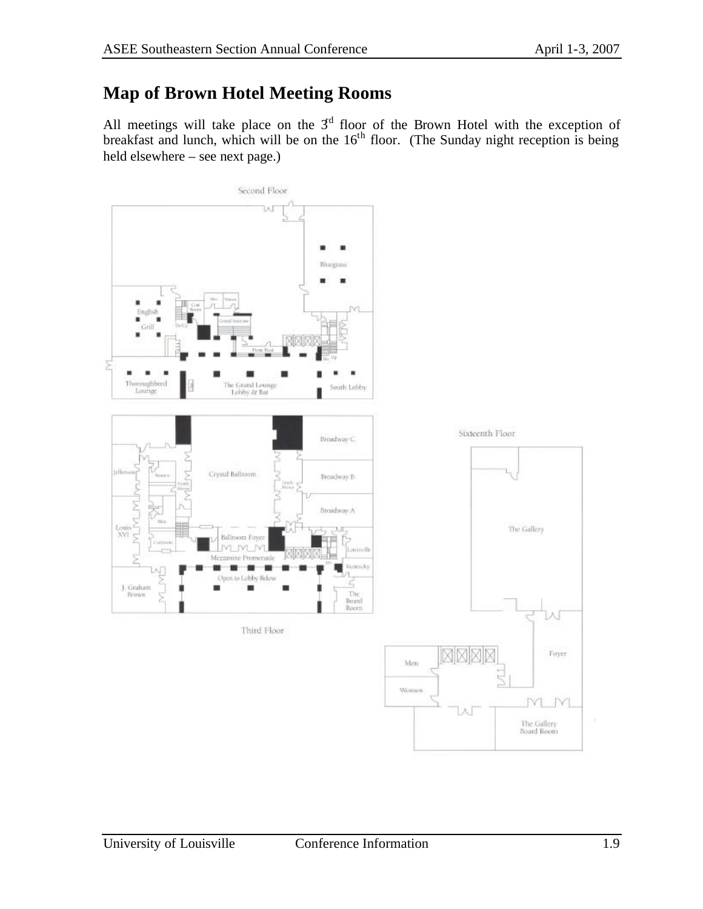# Map of Brown Hotel Meeting Rooms

All meetings will take place on the 3rd floor of the Brown Hotel with the exception of breakfast and lunch, which will be on the 16th floor. (The Sunday night reception is being held elsewhere – see next page.)

Second Floor

Bluegrass

English Grill

Thoroughbred Lounge

The Grand Lounge Lobby & Bar

South Lobby

Crystal Ballroom

Broadway C

Broadway B

Broadway A

Jefferson

Louis XVI

Ballroom Foyer

Mezzanine Promenade

Open to Lobby Below

Louisville

Kentucky

J. Graham Brown

The Board Room

Third Floor

Sixteenth Floor

The Gallery

Foyer

Men

Women

The Gallery Board Room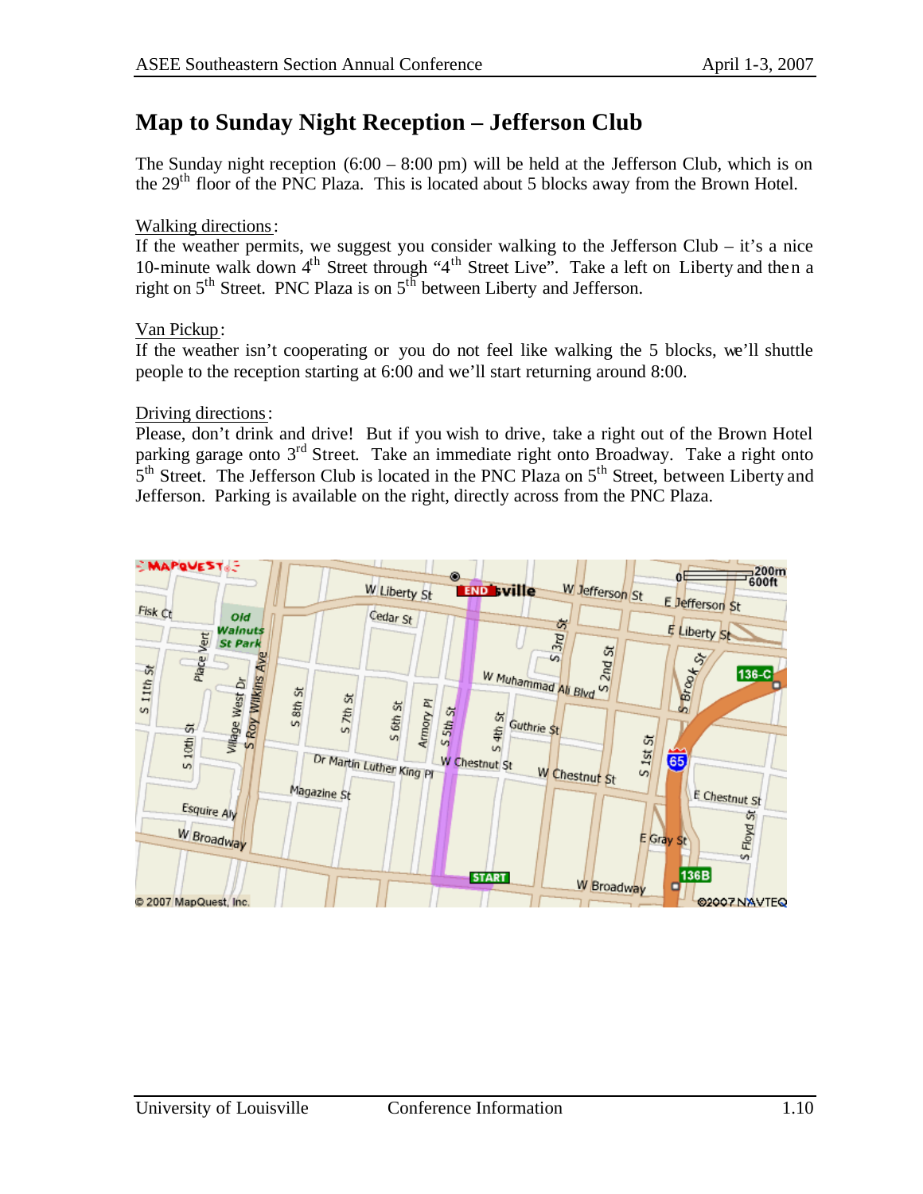# Map to Sunday Night Reception – Jefferson Club

The Sunday night reception (6:00 – 8:00 pm) will be held at the Jefferson Club, which is on the 29th floor of the PNC Plaza. This is located about 5 blocks away from the Brown Hotel.

Walking directions:
If the weather permits, we suggest you consider walking to the Jefferson Club – it's a nice 10-minute walk down 4th Street through "4th Street Live". Take a left on Liberty and then a right on 5th Street. PNC Plaza is on 5th between Liberty and Jefferson.

Van Pickup:
If the weather isn't cooperating or you do not feel like walking the 5 blocks, we'll shuttle people to the reception starting at 6:00 and we'll start returning around 8:00.

Driving directions:
Please, don't drink and drive! But if you wish to drive, take a right out of the Brown Hotel parking garage onto 3rd Street. Take an immediate right onto Broadway. Take a right onto 5th Street. The Jefferson Club is located in the PNC Plaza on 5th Street, between Liberty and Jefferson. Parking is available on the right, directly across from the PNC Plaza.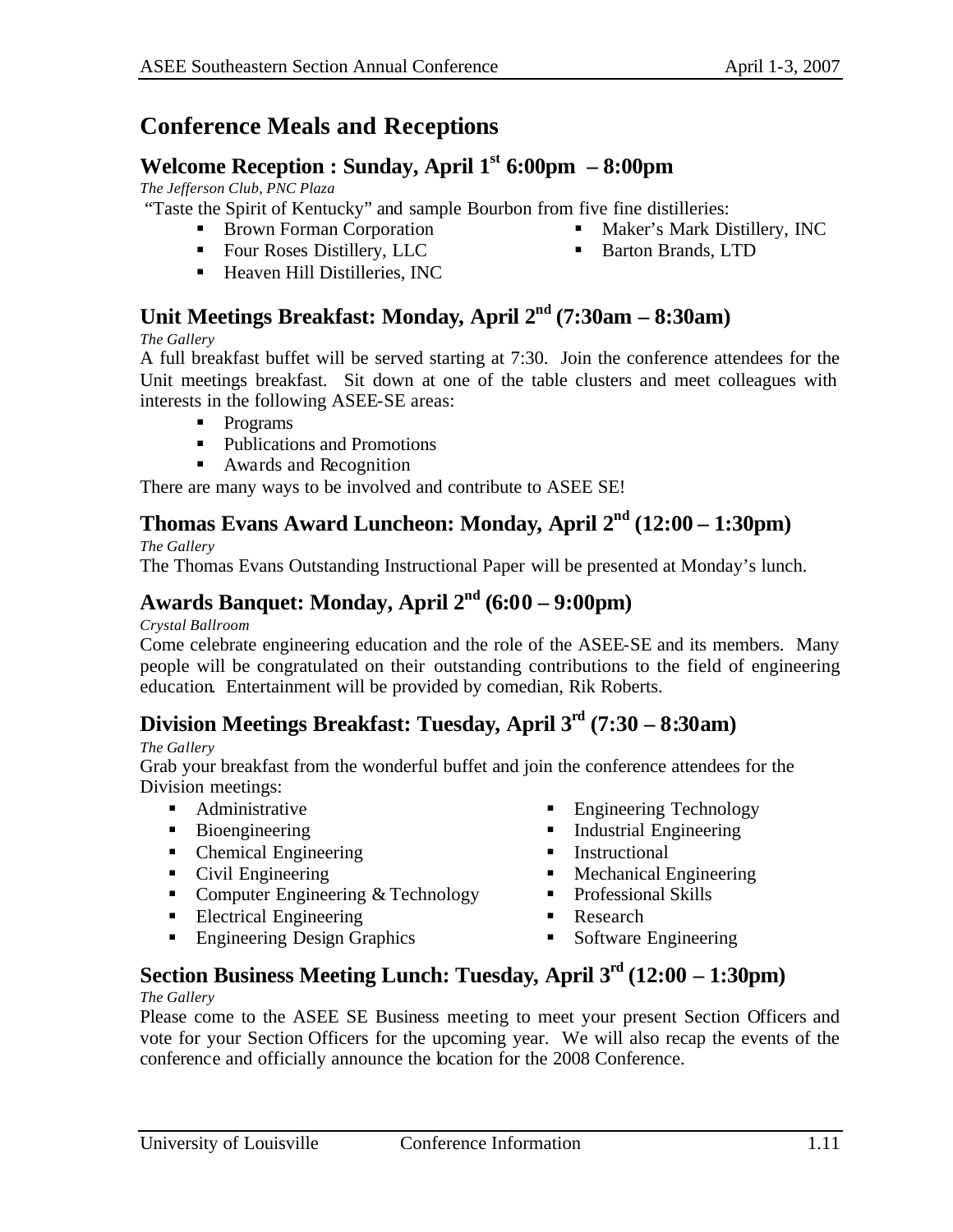# Conference Meals and Receptions

## Welcome Reception : Sunday, April 1st 6:00pm – 8:00pm

*The Jefferson Club, PNC Plaza*

"Taste the Spirit of Kentucky" and sample Bourbon from five fine distilleries:

- Brown Forman Corporation
- Four Roses Distillery, LLC
- Heaven Hill Distilleries, INC
- Maker's Mark Distillery, INC
- Barton Brands, LTD

## Unit Meetings Breakfast: Monday, April 2nd (7:30am – 8:30am)

*The Gallery*

A full breakfast buffet will be served starting at 7:30. Join the conference attendees for the Unit meetings breakfast. Sit down at one of the table clusters and meet colleagues with interests in the following ASEE-SE areas:

- Programs
- Publications and Promotions
- Awards and Recognition

There are many ways to be involved and contribute to ASEE SE!

## Thomas Evans Award Luncheon: Monday, April 2nd (12:00 – 1:30pm)

*The Gallery*

The Thomas Evans Outstanding Instructional Paper will be presented at Monday's lunch.

## Awards Banquet: Monday, April 2nd (6:00 – 9:00pm)

*Crystal Ballroom*

Come celebrate engineering education and the role of the ASEE-SE and its members. Many people will be congratulated on their outstanding contributions to the field of engineering education. Entertainment will be provided by comedian, Rik Roberts.

## Division Meetings Breakfast: Tuesday, April 3rd (7:30 – 8:30am)

*The Gallery*

Grab your breakfast from the wonderful buffet and join the conference attendees for the Division meetings:

- Administrative
- Bioengineering
- Chemical Engineering
- Civil Engineering
- Computer Engineering & Technology
- Electrical Engineering
- Engineering Design Graphics
- Engineering Technology
- Industrial Engineering
- Instructional
- Mechanical Engineering
- Professional Skills
- Research
- Software Engineering

## Section Business Meeting Lunch: Tuesday, April 3rd (12:00 – 1:30pm)

*The Gallery*

Please come to the ASEE SE Business meeting to meet your present Section Officers and vote for your Section Officers for the upcoming year. We will also recap the events of the conference and officially announce the location for the 2008 Conference.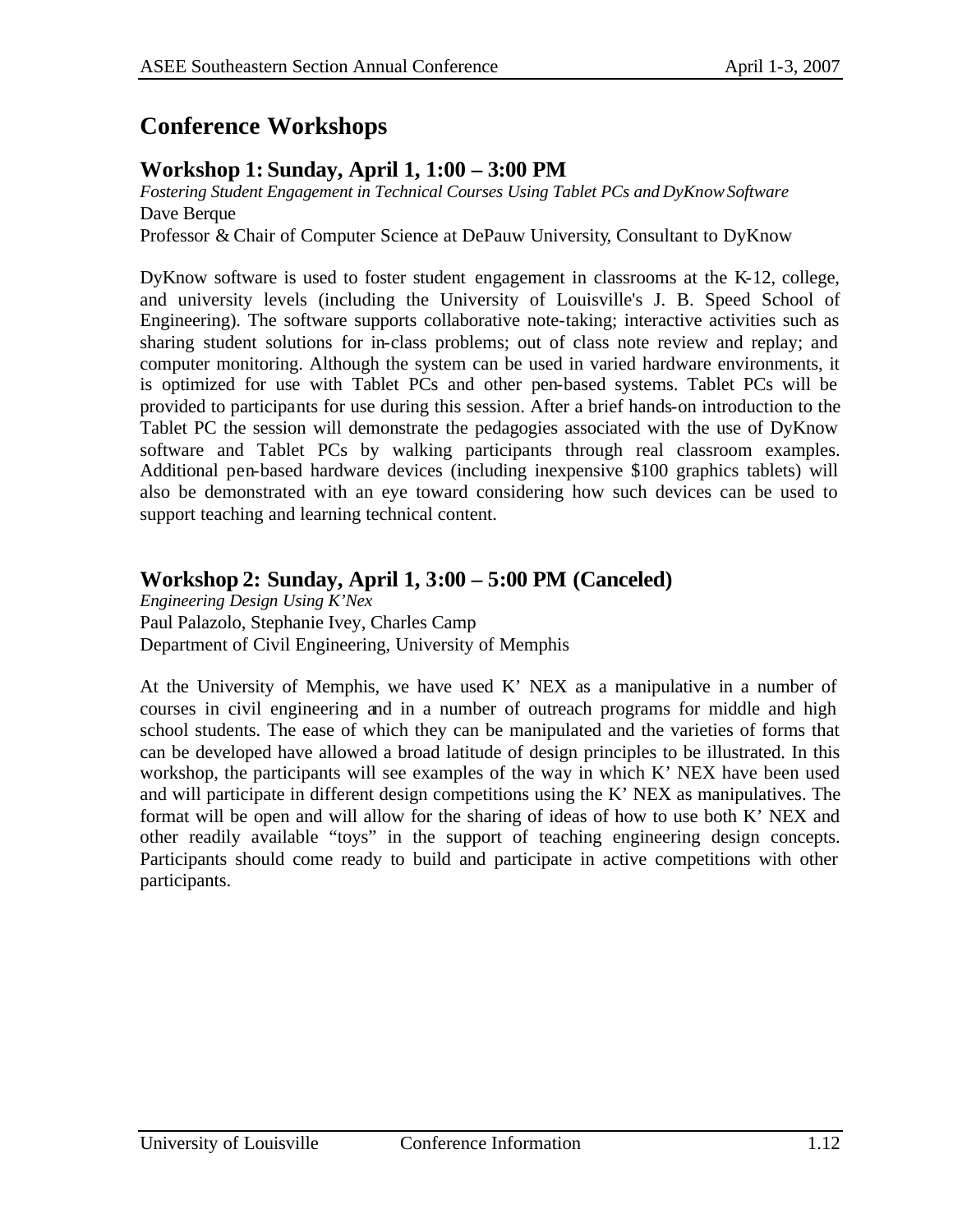# Conference Workshops

## Workshop 1: Sunday, April 1, 1:00 – 3:00 PM

*Fostering Student Engagement in Technical Courses Using Tablet PCs and DyKnow Software*
Dave Berque
Professor & Chair of Computer Science at DePauw University, Consultant to DyKnow

DyKnow software is used to foster student engagement in classrooms at the K-12, college, and university levels (including the University of Louisville's J. B. Speed School of Engineering). The software supports collaborative note-taking; interactive activities such as sharing student solutions for in-class problems; out of class note review and replay; and computer monitoring. Although the system can be used in varied hardware environments, it is optimized for use with Tablet PCs and other pen-based systems. Tablet PCs will be provided to participants for use during this session. After a brief hands-on introduction to the Tablet PC the session will demonstrate the pedagogies associated with the use of DyKnow software and Tablet PCs by walking participants through real classroom examples. Additional pen-based hardware devices (including inexpensive $100 graphics tablets) will also be demonstrated with an eye toward considering how such devices can be used to support teaching and learning technical content.

## Workshop 2: Sunday, April 1, 3:00 – 5:00 PM (Canceled)

*Engineering Design Using K'Nex*
Paul Palazolo, Stephanie Ivey, Charles Camp
Department of Civil Engineering, University of Memphis

At the University of Memphis, we have used K' NEX as a manipulative in a number of courses in civil engineering and in a number of outreach programs for middle and high school students. The ease of which they can be manipulated and the varieties of forms that can be developed have allowed a broad latitude of design principles to be illustrated. In this workshop, the participants will see examples of the way in which K' NEX have been used and will participate in different design competitions using the K' NEX as manipulatives. The format will be open and will allow for the sharing of ideas of how to use both K' NEX and other readily available "toys" in the support of teaching engineering design concepts. Participants should come ready to build and participate in active competitions with other participants.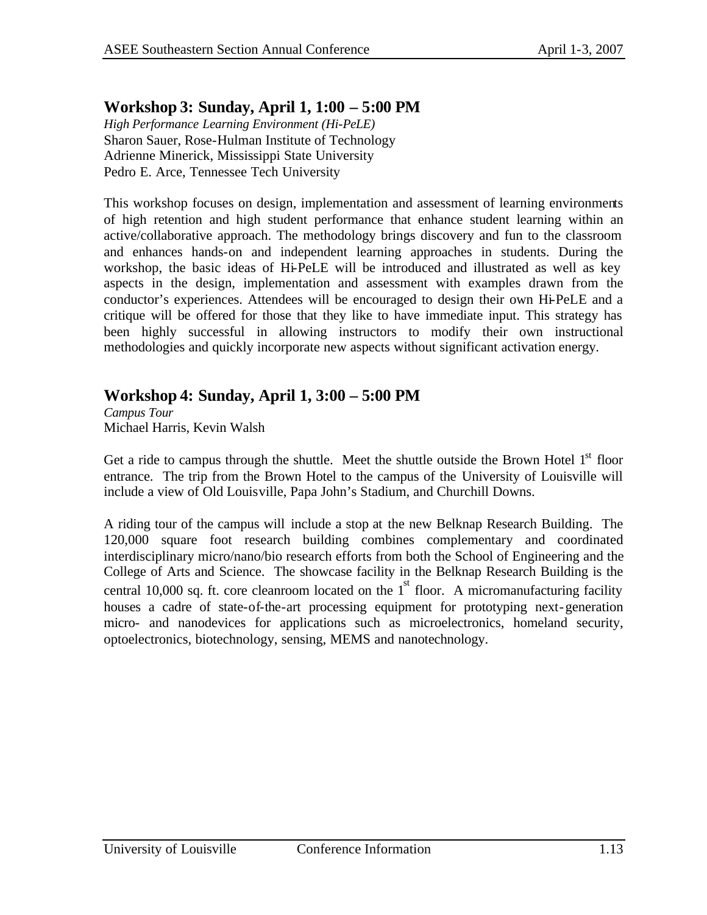## Workshop 3: Sunday, April 1, 1:00 – 5:00 PM

*High Performance Learning Environment (Hi-PeLE)*
Sharon Sauer, Rose-Hulman Institute of Technology
Adrienne Minerick, Mississippi State University
Pedro E. Arce, Tennessee Tech University

This workshop focuses on design, implementation and assessment of learning environments of high retention and high student performance that enhance student learning within an active/collaborative approach. The methodology brings discovery and fun to the classroom and enhances hands-on and independent learning approaches in students. During the workshop, the basic ideas of Hi-PeLE will be introduced and illustrated as well as key aspects in the design, implementation and assessment with examples drawn from the conductor's experiences. Attendees will be encouraged to design their own Hi-PeLE and a critique will be offered for those that they like to have immediate input. This strategy has been highly successful in allowing instructors to modify their own instructional methodologies and quickly incorporate new aspects without significant activation energy.

## Workshop 4: Sunday, April 1, 3:00 – 5:00 PM

*Campus Tour*
Michael Harris, Kevin Walsh

Get a ride to campus through the shuttle. Meet the shuttle outside the Brown Hotel 1st floor entrance. The trip from the Brown Hotel to the campus of the University of Louisville will include a view of Old Louisville, Papa John's Stadium, and Churchill Downs.

A riding tour of the campus will include a stop at the new Belknap Research Building. The 120,000 square foot research building combines complementary and coordinated interdisciplinary micro/nano/bio research efforts from both the School of Engineering and the College of Arts and Science. The showcase facility in the Belknap Research Building is the central 10,000 sq. ft. core cleanroom located on the 1st floor. A micromanufacturing facility houses a cadre of state-of-the-art processing equipment for prototyping next-generation micro- and nanodevices for applications such as microelectronics, homeland security, optoelectronics, biotechnology, sensing, MEMS and nanotechnology.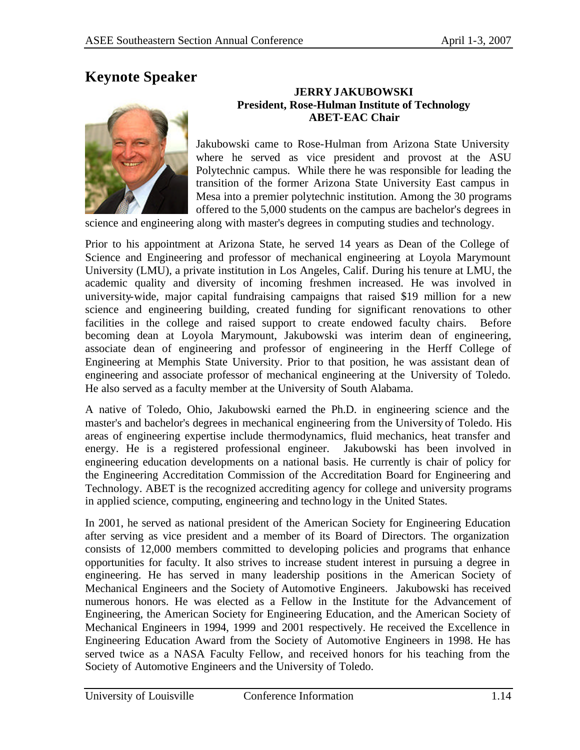## Keynote Speaker

**JERRY JAKUBOWSKI**
**President, Rose-Hulman Institute of Technology**
**ABET-EAC Chair**

Jakubowski came to Rose-Hulman from Arizona State University where he served as vice president and provost at the ASU Polytechnic campus. While there he was responsible for leading the transition of the former Arizona State University East campus in Mesa into a premier polytechnic institution. Among the 30 programs offered to the 5,000 students on the campus are bachelor's degrees in science and engineering along with master's degrees in computing studies and technology.

Prior to his appointment at Arizona State, he served 14 years as Dean of the College of Science and Engineering and professor of mechanical engineering at Loyola Marymount University (LMU), a private institution in Los Angeles, Calif. During his tenure at LMU, the academic quality and diversity of incoming freshmen increased. He was involved in university-wide, major capital fundraising campaigns that raised $19 million for a new science and engineering building, created funding for significant renovations to other facilities in the college and raised support to create endowed faculty chairs. Before becoming dean at Loyola Marymount, Jakubowski was interim dean of engineering, associate dean of engineering and professor of engineering in the Herff College of Engineering at Memphis State University. Prior to that position, he was assistant dean of engineering and associate professor of mechanical engineering at the University of Toledo. He also served as a faculty member at the University of South Alabama.

A native of Toledo, Ohio, Jakubowski earned the Ph.D. in engineering science and the master's and bachelor's degrees in mechanical engineering from the University of Toledo. His areas of engineering expertise include thermodynamics, fluid mechanics, heat transfer and energy. He is a registered professional engineer. Jakubowski has been involved in engineering education developments on a national basis. He currently is chair of policy for the Engineering Accreditation Commission of the Accreditation Board for Engineering and Technology. ABET is the recognized accrediting agency for college and university programs in applied science, computing, engineering and technology in the United States.

In 2001, he served as national president of the American Society for Engineering Education after serving as vice president and a member of its Board of Directors. The organization consists of 12,000 members committed to developing policies and programs that enhance opportunities for faculty. It also strives to increase student interest in pursuing a degree in engineering. He has served in many leadership positions in the American Society of Mechanical Engineers and the Society of Automotive Engineers. Jakubowski has received numerous honors. He was elected as a Fellow in the Institute for the Advancement of Engineering, the American Society for Engineering Education, and the American Society of Mechanical Engineers in 1994, 1999 and 2001 respectively. He received the Excellence in Engineering Education Award from the Society of Automotive Engineers in 1998. He has served twice as a NASA Faculty Fellow, and received honors for his teaching from the Society of Automotive Engineers and the University of Toledo.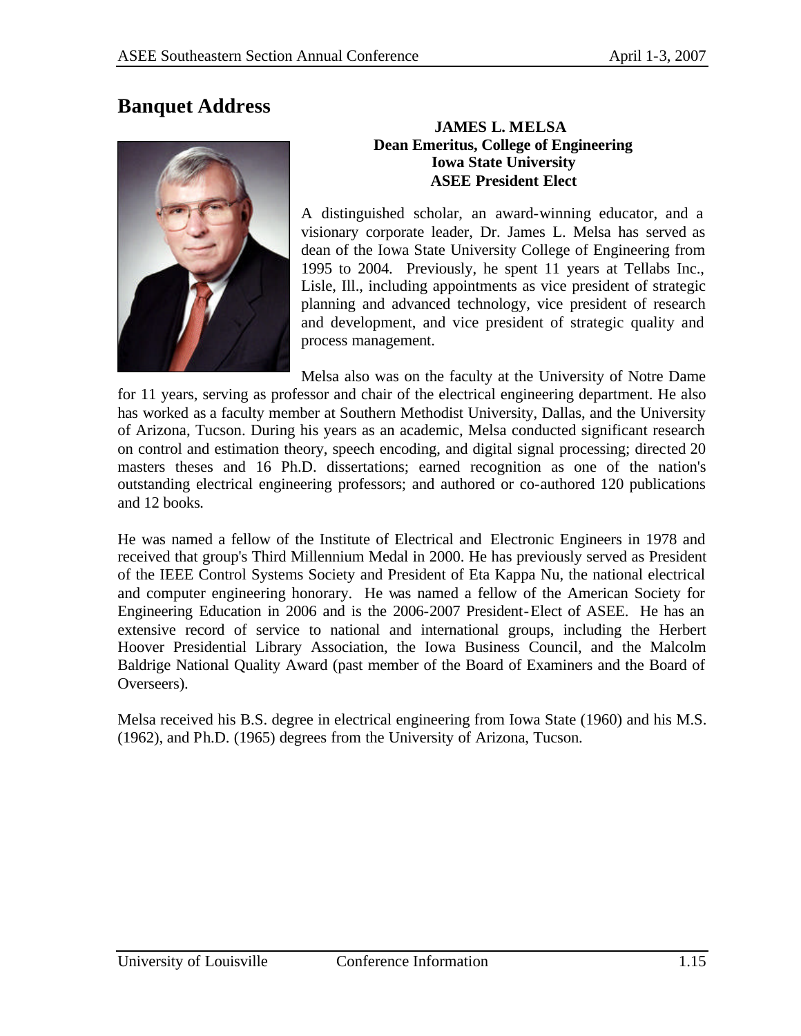## Banquet Address

**JAMES L. MELSA**
**Dean Emeritus, College of Engineering**
**Iowa State University**
**ASEE President Elect**

A distinguished scholar, an award-winning educator, and a visionary corporate leader, Dr. James L. Melsa has served as dean of the Iowa State University College of Engineering from 1995 to 2004. Previously, he spent 11 years at Tellabs Inc., Lisle, Ill., including appointments as vice president of strategic planning and advanced technology, vice president of research and development, and vice president of strategic quality and process management.

Melsa also was on the faculty at the University of Notre Dame for 11 years, serving as professor and chair of the electrical engineering department. He also has worked as a faculty member at Southern Methodist University, Dallas, and the University of Arizona, Tucson. During his years as an academic, Melsa conducted significant research on control and estimation theory, speech encoding, and digital signal processing; directed 20 masters theses and 16 Ph.D. dissertations; earned recognition as one of the nation's outstanding electrical engineering professors; and authored or co-authored 120 publications and 12 books.

He was named a fellow of the Institute of Electrical and Electronic Engineers in 1978 and received that group's Third Millennium Medal in 2000. He has previously served as President of the IEEE Control Systems Society and President of Eta Kappa Nu, the national electrical and computer engineering honorary. He was named a fellow of the American Society for Engineering Education in 2006 and is the 2006-2007 President-Elect of ASEE. He has an extensive record of service to national and international groups, including the Herbert Hoover Presidential Library Association, the Iowa Business Council, and the Malcolm Baldrige National Quality Award (past member of the Board of Examiners and the Board of Overseers).

Melsa received his B.S. degree in electrical engineering from Iowa State (1960) and his M.S. (1962), and Ph.D. (1965) degrees from the University of Arizona, Tucson.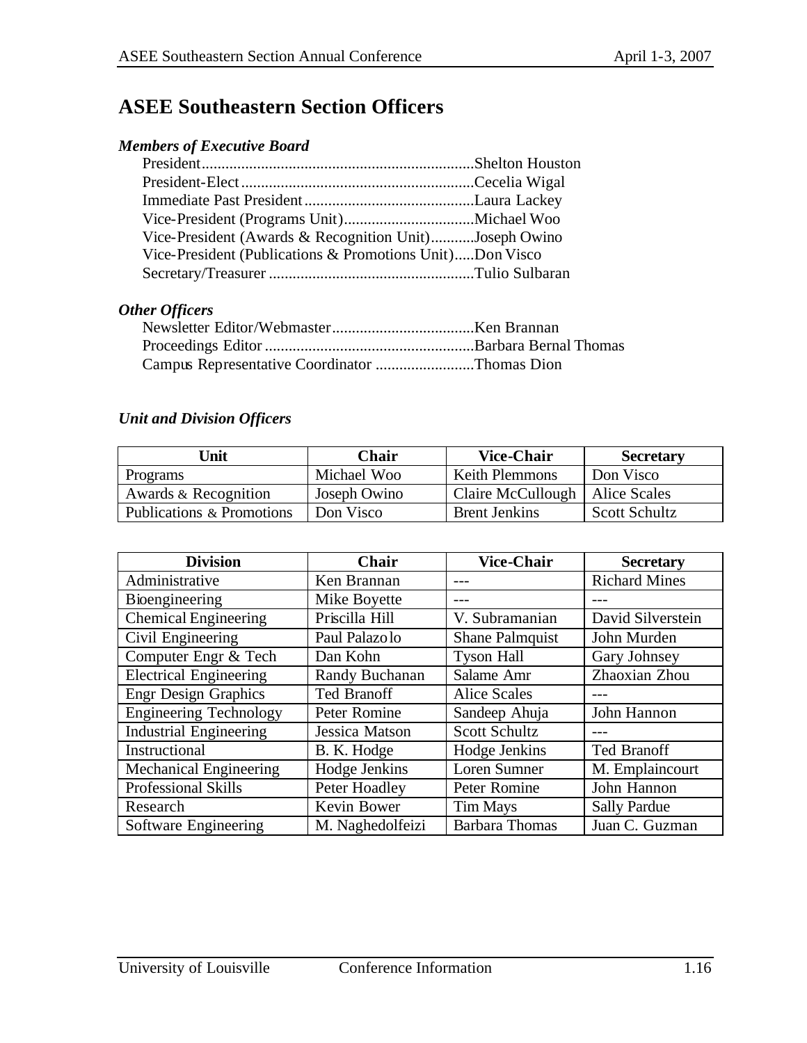# ASEE Southeastern Section Officers

***Members of Executive Board***

President....................................................................Shelton Houston
President-Elect...........................................................Cecelia Wigal
Immediate Past President...........................................Laura Lackey
Vice-President (Programs Unit).................................Michael Woo
Vice-President (Awards & Recognition Unit)...........Joseph Owino
Vice-President (Publications & Promotions Unit).....Don Visco
Secretary/Treasurer ....................................................Tulio Sulbaran

***Other Officers***

Newsletter Editor/Webmaster....................................Ken Brannan
Proceedings Editor .....................................................Barbara Bernal Thomas
Campus Representative Coordinator .........................Thomas Dion

***Unit and Division Officers***

| Unit | Chair | Vice-Chair | Secretary |
|---|---|---|---|
| Programs | Michael Woo | Keith Plemmons | Don Visco |
| Awards & Recognition | Joseph Owino | Claire McCullough | Alice Scales |
| Publications & Promotions | Don Visco | Brent Jenkins | Scott Schultz |

| Division | Chair | Vice-Chair | Secretary |
|---|---|---|---|
| Administrative | Ken Brannan | --- | Richard Mines |
| Bioengineering | Mike Boyette | --- | --- |
| Chemical Engineering | Priscilla Hill | V. Subramanian | David Silverstein |
| Civil Engineering | Paul Palazolo | Shane Palmquist | John Murden |
| Computer Engr & Tech | Dan Kohn | Tyson Hall | Gary Johnsey |
| Electrical Engineering | Randy Buchanan | Salame Amr | Zhaoxian Zhou |
| Engr Design Graphics | Ted Branoff | Alice Scales | --- |
| Engineering Technology | Peter Romine | Sandeep Ahuja | John Hannon |
| Industrial Engineering | Jessica Matson | Scott Schultz | --- |
| Instructional | B. K. Hodge | Hodge Jenkins | Ted Branoff |
| Mechanical Engineering | Hodge Jenkins | Loren Sumner | M. Emplaincourt |
| Professional Skills | Peter Hoadley | Peter Romine | John Hannon |
| Research | Kevin Bower | Tim Mays | Sally Pardue |
| Software Engineering | M. Naghedolfeizi | Barbara Thomas | Juan C. Guzman |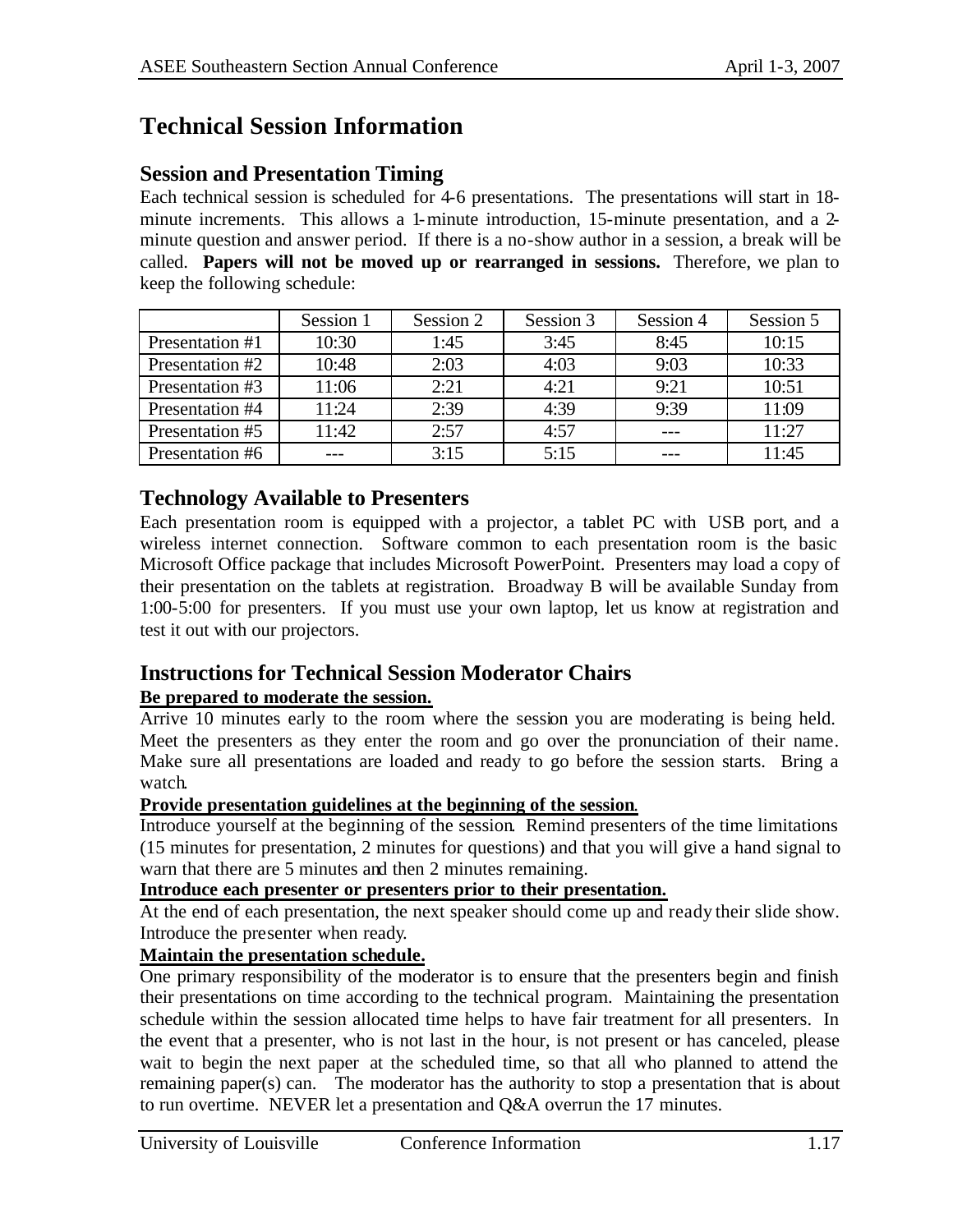# Technical Session Information

## Session and Presentation Timing

Each technical session is scheduled for 4-6 presentations. The presentations will start in 18-minute increments. This allows a 1-minute introduction, 15-minute presentation, and a 2-minute question and answer period. If there is a no-show author in a session, a break will be called. **Papers will not be moved up or rearranged in sessions.** Therefore, we plan to keep the following schedule:

| | Session 1 | Session 2 | Session 3 | Session 4 | Session 5 |
|---|---|---|---|---|---|
| Presentation #1 | 10:30 | 1:45 | 3:45 | 8:45 | 10:15 |
| Presentation #2 | 10:48 | 2:03 | 4:03 | 9:03 | 10:33 |
| Presentation #3 | 11:06 | 2:21 | 4:21 | 9:21 | 10:51 |
| Presentation #4 | 11:24 | 2:39 | 4:39 | 9:39 | 11:09 |
| Presentation #5 | 11:42 | 2:57 | 4:57 | --- | 11:27 |
| Presentation #6 | --- | 3:15 | 5:15 | --- | 11:45 |

## Technology Available to Presenters

Each presentation room is equipped with a projector, a tablet PC with USB port, and a wireless internet connection. Software common to each presentation room is the basic Microsoft Office package that includes Microsoft PowerPoint. Presenters may load a copy of their presentation on the tablets at registration. Broadway B will be available Sunday from 1:00-5:00 for presenters. If you must use your own laptop, let us know at registration and test it out with our projectors.

## Instructions for Technical Session Moderator Chairs

**Be prepared to moderate the session.**

Arrive 10 minutes early to the room where the session you are moderating is being held. Meet the presenters as they enter the room and go over the pronunciation of their name. Make sure all presentations are loaded and ready to go before the session starts. Bring a watch.

**Provide presentation guidelines at the beginning of the session.**

Introduce yourself at the beginning of the session. Remind presenters of the time limitations (15 minutes for presentation, 2 minutes for questions) and that you will give a hand signal to warn that there are 5 minutes and then 2 minutes remaining.

**Introduce each presenter or presenters prior to their presentation.**

At the end of each presentation, the next speaker should come up and ready their slide show. Introduce the presenter when ready.

**Maintain the presentation schedule.**

One primary responsibility of the moderator is to ensure that the presenters begin and finish their presentations on time according to the technical program. Maintaining the presentation schedule within the session allocated time helps to have fair treatment for all presenters. In the event that a presenter, who is not last in the hour, is not present or has canceled, please wait to begin the next paper at the scheduled time, so that all who planned to attend the remaining paper(s) can. The moderator has the authority to stop a presentation that is about to run overtime. NEVER let a presentation and Q&A overrun the 17 minutes.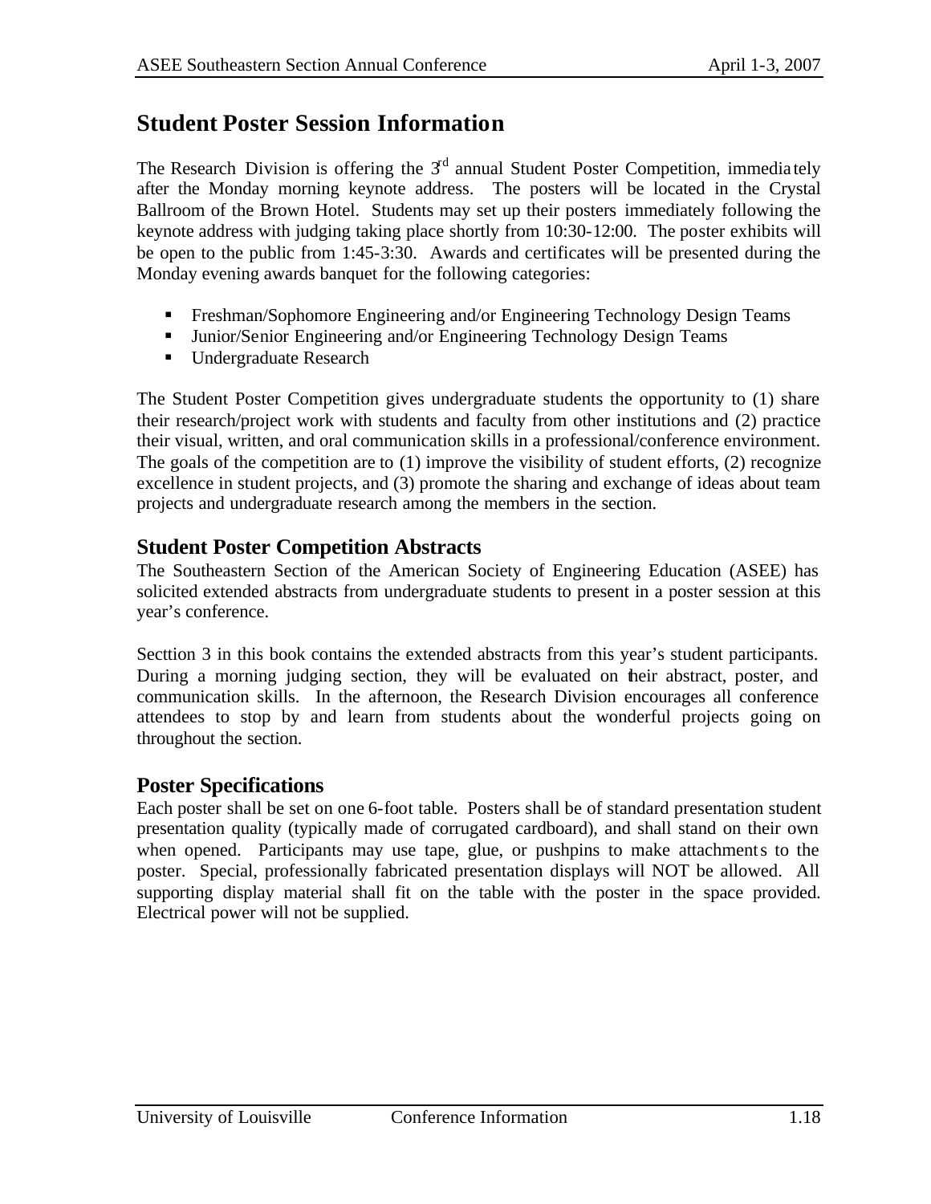# Student Poster Session Information

The Research Division is offering the 3rd annual Student Poster Competition, immediately after the Monday morning keynote address. The posters will be located in the Crystal Ballroom of the Brown Hotel. Students may set up their posters immediately following the keynote address with judging taking place shortly from 10:30-12:00. The poster exhibits will be open to the public from 1:45-3:30. Awards and certificates will be presented during the Monday evening awards banquet for the following categories:

- Freshman/Sophomore Engineering and/or Engineering Technology Design Teams
- Junior/Senior Engineering and/or Engineering Technology Design Teams
- Undergraduate Research

The Student Poster Competition gives undergraduate students the opportunity to (1) share their research/project work with students and faculty from other institutions and (2) practice their visual, written, and oral communication skills in a professional/conference environment. The goals of the competition are to (1) improve the visibility of student efforts, (2) recognize excellence in student projects, and (3) promote the sharing and exchange of ideas about team projects and undergraduate research among the members in the section.

## Student Poster Competition Abstracts

The Southeastern Section of the American Society of Engineering Education (ASEE) has solicited extended abstracts from undergraduate students to present in a poster session at this year's conference.

Secttion 3 in this book contains the extended abstracts from this year's student participants. During a morning judging section, they will be evaluated on their abstract, poster, and communication skills. In the afternoon, the Research Division encourages all conference attendees to stop by and learn from students about the wonderful projects going on throughout the section.

## Poster Specifications

Each poster shall be set on one 6-foot table. Posters shall be of standard presentation student presentation quality (typically made of corrugated cardboard), and shall stand on their own when opened. Participants may use tape, glue, or pushpins to make attachments to the poster. Special, professionally fabricated presentation displays will NOT be allowed. All supporting display material shall fit on the table with the poster in the space provided. Electrical power will not be supplied.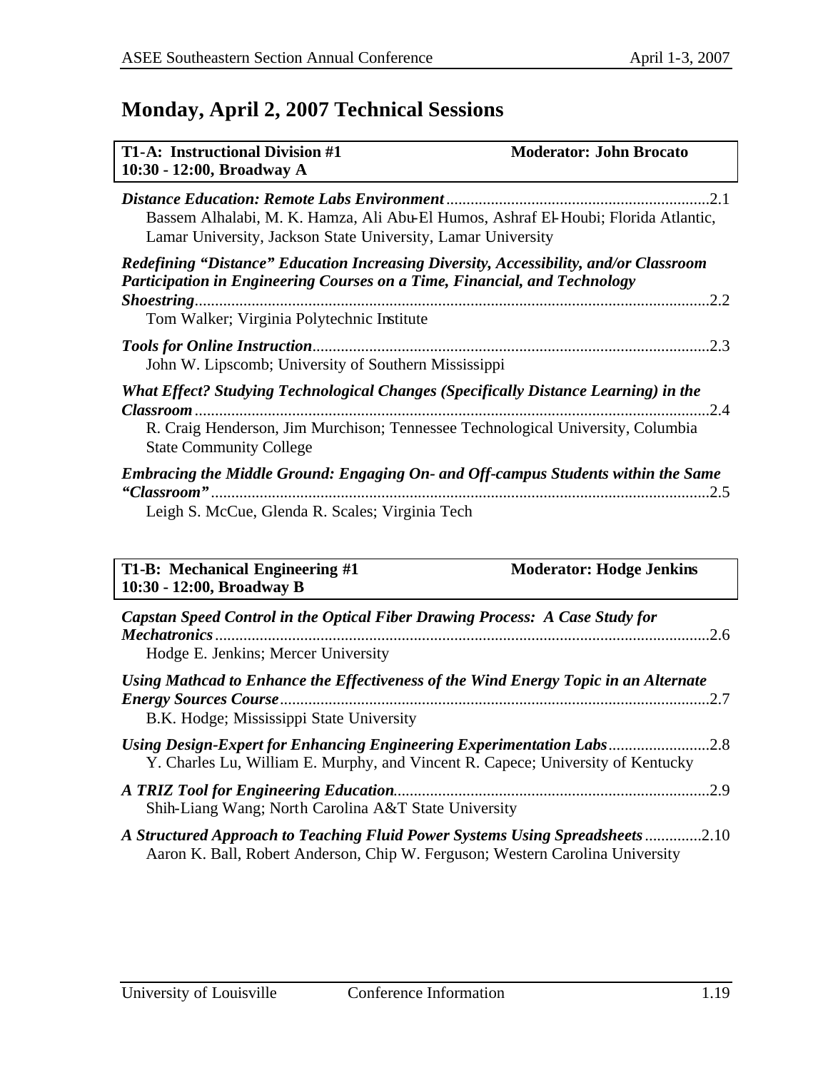# Monday, April 2, 2007 Technical Sessions

| **T1-A: Instructional Division #1**<br>**10:30 - 12:00, Broadway A** | **Moderator: John Brocato** |
|---|---|

***Distance Education: Remote Labs Environment*** ................................................................2.1
Bassem Alhalabi, M. K. Hamza, Ali Abu-El Humos, Ashraf El-Houbi; Florida Atlantic, Lamar University, Jackson State University, Lamar University

***Redefining "Distance" Education Increasing Diversity, Accessibility, and/or Classroom Participation in Engineering Courses on a Time, Financial, and Technology Shoestring***.............................................................................................................................2.2
Tom Walker; Virginia Polytechnic Institute

***Tools for Online Instruction***.................................................................................................2.3
John W. Lipscomb; University of Southern Mississippi

***What Effect? Studying Technological Changes (Specifically Distance Learning) in the Classroom*** .............................................................................................................................2.4
R. Craig Henderson, Jim Murchison; Tennessee Technological University, Columbia State Community College

***Embracing the Middle Ground: Engaging On- and Off-campus Students within the Same "Classroom"***..........................................................................................................................2.5
Leigh S. McCue, Glenda R. Scales; Virginia Tech

| **T1-B: Mechanical Engineering #1**<br>**10:30 - 12:00, Broadway B** | **Moderator: Hodge Jenkins** |
|---|---|

***Capstan Speed Control in the Optical Fiber Drawing Process: A Case Study for Mechatronics***.........................................................................................................................2.6
Hodge E. Jenkins; Mercer University

***Using Mathcad to Enhance the Effectiveness of the Wind Energy Topic in an Alternate Energy Sources Course***.........................................................................................................2.7
B.K. Hodge; Mississippi State University

***Using Design-Expert for Enhancing Engineering Experimentation Labs***.........................2.8
Y. Charles Lu, William E. Murphy, and Vincent R. Capece; University of Kentucky

***A TRIZ Tool for Engineering Education***.............................................................................2.9
Shih-Liang Wang; North Carolina A&T State University

***A Structured Approach to Teaching Fluid Power Systems Using Spreadsheets***..............2.10
Aaron K. Ball, Robert Anderson, Chip W. Ferguson; Western Carolina University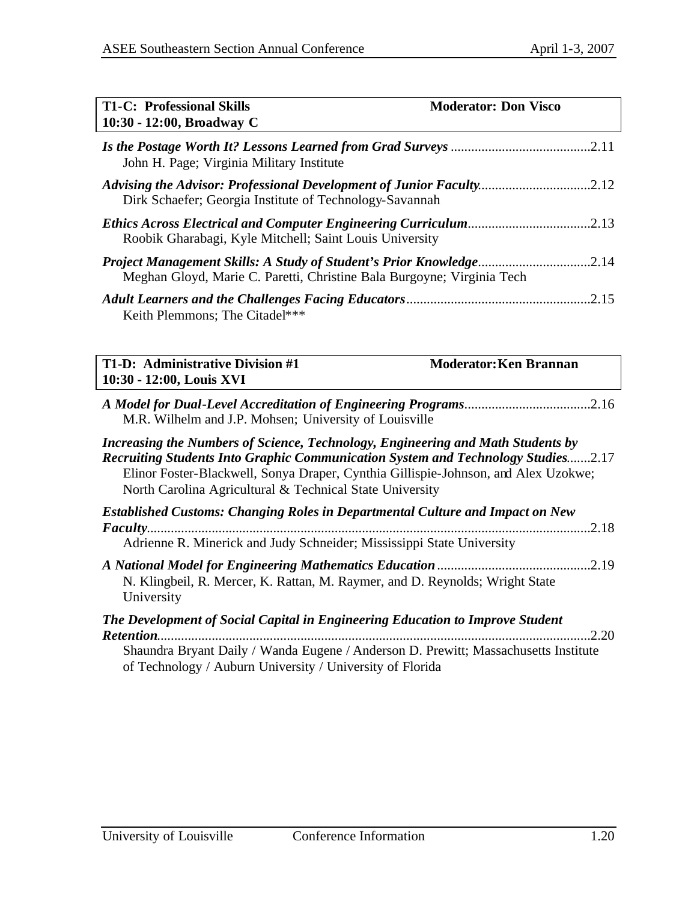**T1-C: Professional Skills** **Moderator: Don Visco**
**10:30 - 12:00, Broadway C**

***Is the Postage Worth It? Lessons Learned from Grad Surveys*** .........................................2.11
John H. Page; Virginia Military Institute

***Advising the Advisor: Professional Development of Junior Faculty***................................2.12
Dirk Schaefer; Georgia Institute of Technology-Savannah

***Ethics Across Electrical and Computer Engineering Curriculum***....................................2.13
Roobik Gharabagi, Kyle Mitchell; Saint Louis University

***Project Management Skills: A Study of Student's Prior Knowledge***................................2.14
Meghan Gloyd, Marie C. Paretti, Christine Bala Burgoyne; Virginia Tech

***Adult Learners and the Challenges Facing Educators***......................................................2.15
Keith Plemmons; The Citadel***

**T1-D: Administrative Division #1** **Moderator: Ken Brannan**
**10:30 - 12:00, Louis XVI**

***A Model for Dual-Level Accreditation of Engineering Programs***.....................................2.16
M.R. Wilhelm and J.P. Mohsen; University of Louisville

***Increasing the Numbers of Science, Technology, Engineering and Math Students by Recruiting Students Into Graphic Communication System and Technology Studies***.......2.17
Elinor Foster-Blackwell, Sonya Draper, Cynthia Gillispie-Johnson, and Alex Uzokwe; North Carolina Agricultural & Technical State University

***Established Customs: Changing Roles in Departmental Culture and Impact on New Faculty***.................................................................................................................................2.18
Adrienne R. Minerick and Judy Schneider; Mississippi State University

***A National Model for Engineering Mathematics Education***.............................................2.19
N. Klingbeil, R. Mercer, K. Rattan, M. Raymer, and D. Reynolds; Wright State University

***The Development of Social Capital in Engineering Education to Improve Student Retention***...............................................................................................................................2.20
Shaundra Bryant Daily / Wanda Eugene / Anderson D. Prewitt; Massachusetts Institute of Technology / Auburn University / University of Florida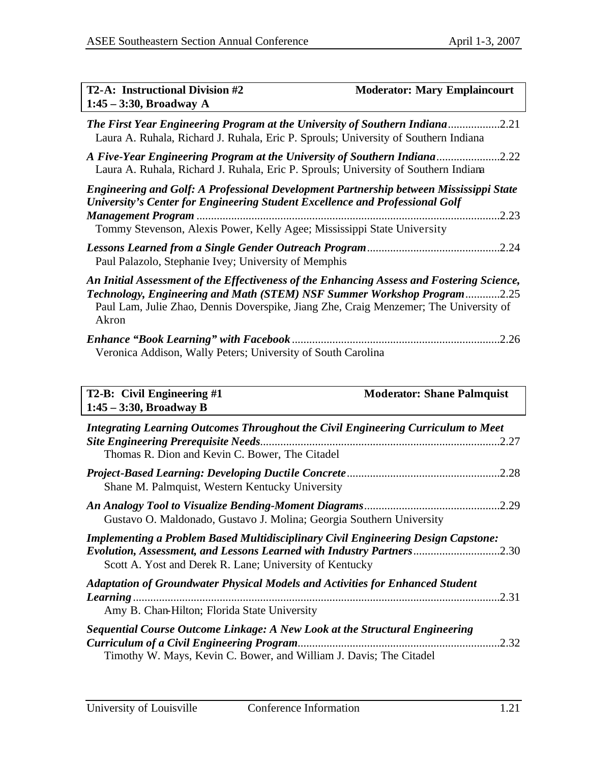**T2-A: Instructional Division #2** **Moderator: Mary Emplaincourt**
**1:45 – 3:30, Broadway A**

***The First Year Engineering Program at the University of Southern Indiana***..................2.21
Laura A. Ruhala, Richard J. Ruhala, Eric P. Sprouls; University of Southern Indiana

***A Five-Year Engineering Program at the University of Southern Indiana***......................2.22
Laura A. Ruhala, Richard J. Ruhala, Eric P. Sprouls; University of Southern Indiana

***Engineering and Golf: A Professional Development Partnership between Mississippi State University's Center for Engineering Student Excellence and Professional Golf Management Program***........................................................................................................2.23
Tommy Stevenson, Alexis Power, Kelly Agee; Mississippi State University

***Lessons Learned from a Single Gender Outreach Program***.............................................2.24
Paul Palazolo, Stephanie Ivey; University of Memphis

***An Initial Assessment of the Effectiveness of the Enhancing Assess and Fostering Science, Technology, Engineering and Math (STEM) NSF Summer Workshop Program***............2.25
Paul Lam, Julie Zhao, Dennis Doverspike, Jiang Zhe, Craig Menzemer; The University of Akron

***Enhance "Book Learning" with Facebook***........................................................................2.26
Veronica Addison, Wally Peters; University of South Carolina

**T2-B: Civil Engineering #1** **Moderator: Shane Palmquist**
**1:45 – 3:30, Broadway B**

***Integrating Learning Outcomes Throughout the Civil Engineering Curriculum to Meet Site Engineering Prerequisite Needs***..................................................................................2.27
Thomas R. Dion and Kevin C. Bower, The Citadel

***Project-Based Learning: Developing Ductile Concrete***....................................................2.28
Shane M. Palmquist, Western Kentucky University

***An Analogy Tool to Visualize Bending-Moment Diagrams***..............................................2.29
Gustavo O. Maldonado, Gustavo J. Molina; Georgia Southern University

***Implementing a Problem Based Multidisciplinary Civil Engineering Design Capstone: Evolution, Assessment, and Lessons Learned with Industry Partners***.............................2.30
Scott A. Yost and Derek R. Lane; University of Kentucky

***Adaptation of Groundwater Physical Models and Activities for Enhanced Student Learning***..............................................................................................................................2.31
Amy B. Chan-Hilton; Florida State University

***Sequential Course Outcome Linkage: A New Look at the Structural Engineering Curriculum of a Civil Engineering Program***.....................................................................2.32
Timothy W. Mays, Kevin C. Bower, and William J. Davis; The Citadel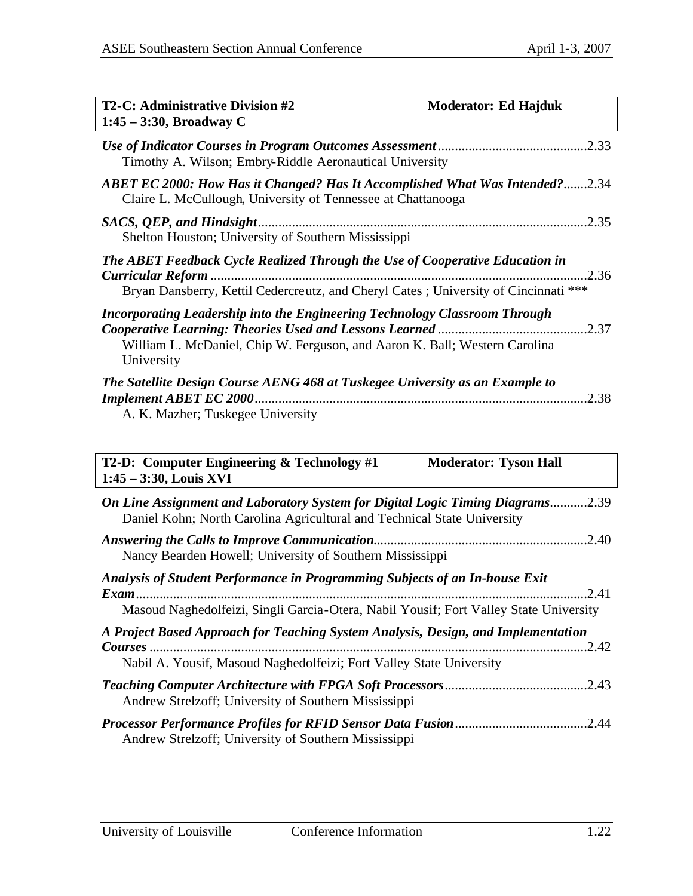**T2-C: Administrative Division #2** **Moderator: Ed Hajduk**
**1:45 – 3:30, Broadway C**

***Use of Indicator Courses in Program Outcomes Assessment*** ........................................... 2.33
Timothy A. Wilson; Embry-Riddle Aeronautical University

***ABET EC 2000: How Has it Changed? Has It Accomplished What Was Intended?*** ....... 2.34
Claire L. McCullough, University of Tennessee at Chattanooga

***SACS, QEP, and Hindsight*** ................................................................................................ 2.35
Shelton Houston; University of Southern Mississippi

***The ABET Feedback Cycle Realized Through the Use of Cooperative Education in Curricular Reform*** ............................................................................................................ 2.36
Bryan Dansberry, Kettil Cedercreutz, and Cheryl Cates ; University of Cincinnati ***

***Incorporating Leadership into the Engineering Technology Classroom Through Cooperative Learning: Theories Used and Lessons Learned*** ............................................ 2.37
William L. McDaniel, Chip W. Ferguson, and Aaron K. Ball; Western Carolina University

***The Satellite Design Course AENG 468 at Tuskegee University as an Example to Implement ABET EC 2000*** ................................................................................................ 2.38
A. K. Mazher; Tuskegee University

**T2-D: Computer Engineering & Technology #1** **Moderator: Tyson Hall**
**1:45 – 3:30, Louis XVI**

***On Line Assignment and Laboratory System for Digital Logic Timing Diagrams*** ........... 2.39
Daniel Kohn; North Carolina Agricultural and Technical State University

***Answering the Calls to Improve Communication*** .............................................................. 2.40
Nancy Bearden Howell; University of Southern Mississippi

***Analysis of Student Performance in Programming Subjects of an In-house Exit Exam*** ................................................................................................................................... 2.41
Masoud Naghedolfeizi, Singli Garcia-Otera, Nabil Yousif; Fort Valley State University

***A Project Based Approach for Teaching System Analysis, Design, and Implementation Courses*** ............................................................................................................................... 2.42
Nabil A. Yousif, Masoud Naghedolfeizi; Fort Valley State University

***Teaching Computer Architecture with FPGA Soft Processors*** ......................................... 2.43
Andrew Strelzoff; University of Southern Mississippi

***Processor Performance Profiles for RFID Sensor Data Fusion*** ...................................... 2.44
Andrew Strelzoff; University of Southern Mississippi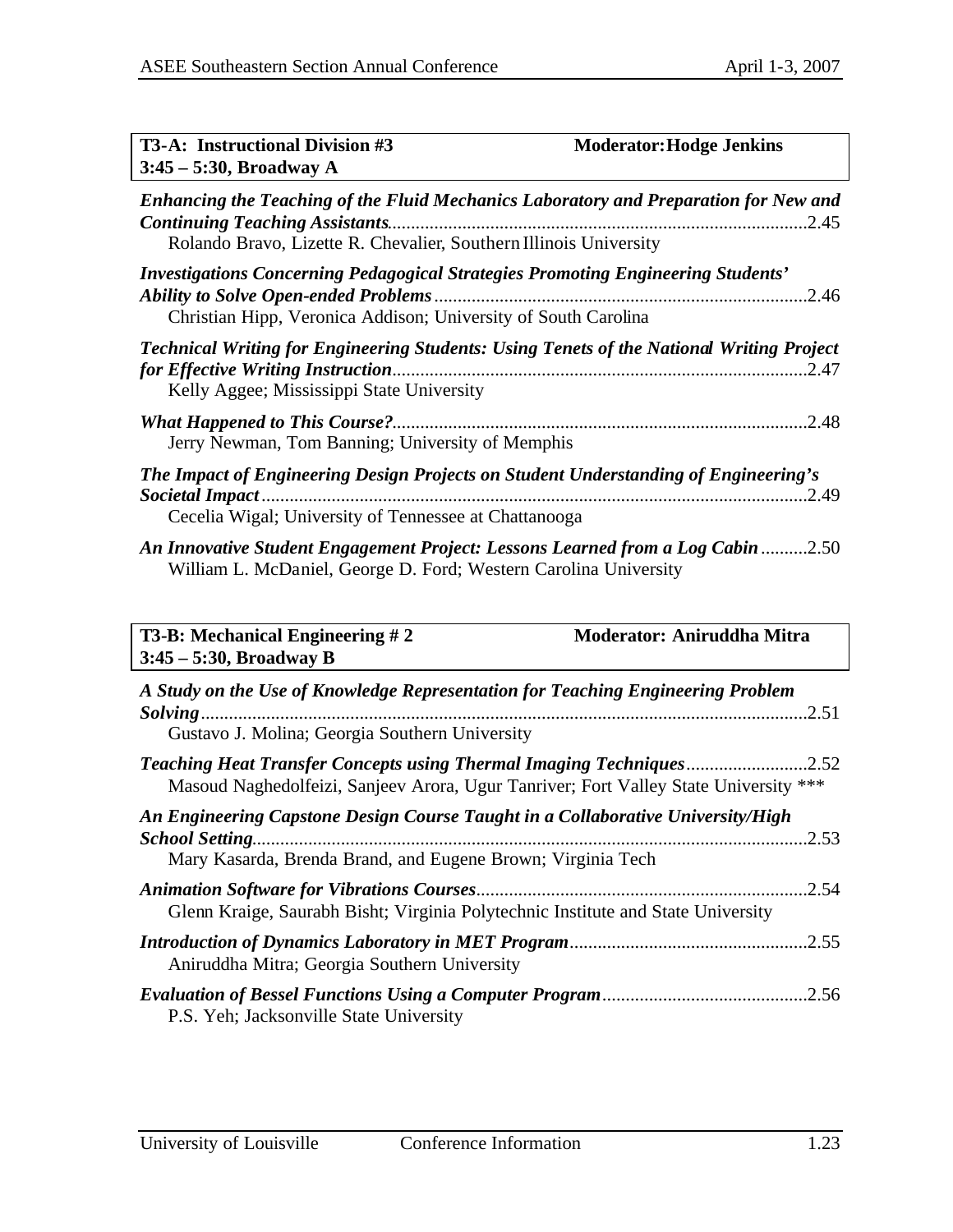**T3-A: Instructional Division #3** **Moderator: Hodge Jenkins**
**3:45 – 5:30, Broadway A**

***Enhancing the Teaching of the Fluid Mechanics Laboratory and Preparation for New and Continuing Teaching Assistants***.........................................................................................2.45
Rolando Bravo, Lizette R. Chevalier, Southern Illinois University

***Investigations Concerning Pedagogical Strategies Promoting Engineering Students' Ability to Solve Open-ended Problems***...............................................................................2.46
Christian Hipp, Veronica Addison; University of South Carolina

***Technical Writing for Engineering Students: Using Tenets of the National Writing Project for Effective Writing Instruction***........................................................................................2.47
Kelly Aggee; Mississippi State University

***What Happened to This Course?***........................................................................................2.48
Jerry Newman, Tom Banning; University of Memphis

***The Impact of Engineering Design Projects on Student Understanding of Engineering's Societal Impact***....................................................................................................................2.49
Cecelia Wigal; University of Tennessee at Chattanooga

***An Innovative Student Engagement Project: Lessons Learned from a Log Cabin***..........2.50
William L. McDaniel, George D. Ford; Western Carolina University

**T3-B: Mechanical Engineering # 2** **Moderator: Aniruddha Mitra**
**3:45 – 5:30, Broadway B**

***A Study on the Use of Knowledge Representation for Teaching Engineering Problem Solving***.................................................................................................................................2.51
Gustavo J. Molina; Georgia Southern University

***Teaching Heat Transfer Concepts using Thermal Imaging Techniques***.........................2.52
Masoud Naghedolfeizi, Sanjeev Arora, Ugur Tanriver; Fort Valley State University ***

***An Engineering Capstone Design Course Taught in a Collaborative University/High School Setting***......................................................................................................................2.53
Mary Kasarda, Brenda Brand, and Eugene Brown; Virginia Tech

***Animation Software for Vibrations Courses***......................................................................2.54
Glenn Kraige, Saurabh Bisht; Virginia Polytechnic Institute and State University

***Introduction of Dynamics Laboratory in MET Program***..................................................2.55
Aniruddha Mitra; Georgia Southern University

***Evaluation of Bessel Functions Using a Computer Program***...........................................2.56
P.S. Yeh; Jacksonville State University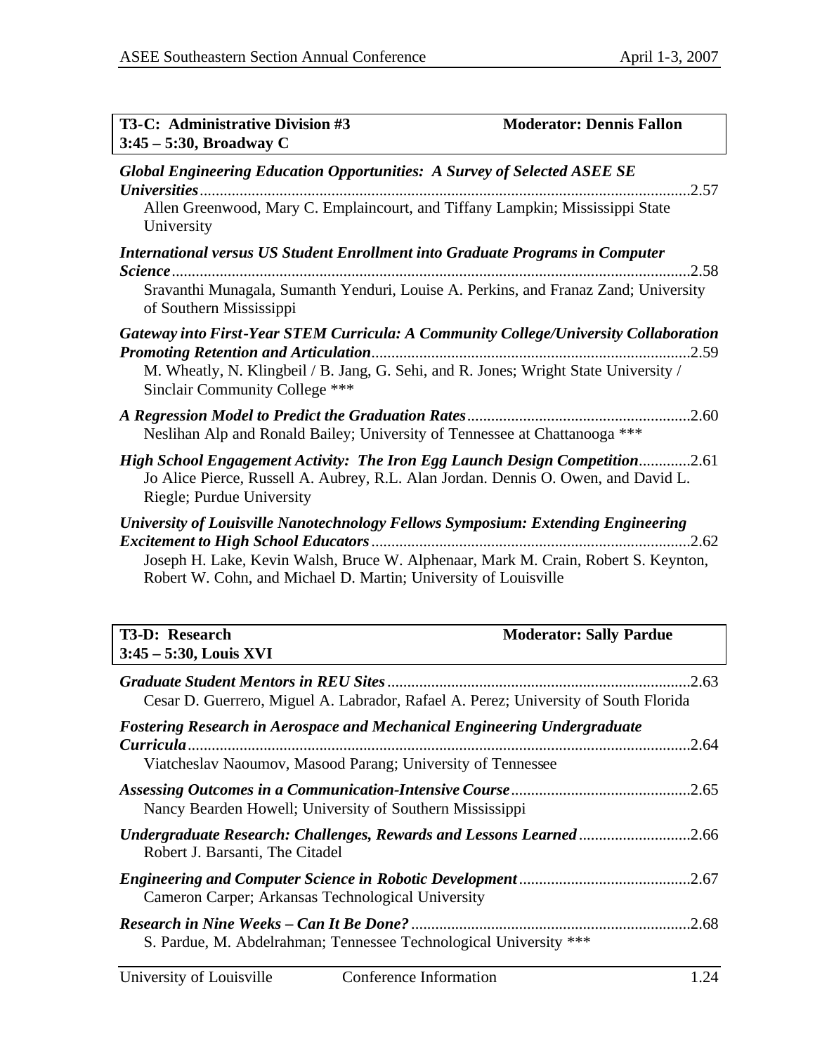**T3-C: Administrative Division #3** **Moderator: Dennis Fallon**
**3:45 – 5:30, Broadway C**

***Global Engineering Education Opportunities: A Survey of Selected ASEE SE Universities***..........2.57
Allen Greenwood, Mary C. Emplaincourt, and Tiffany Lampkin; Mississippi State University

***International versus US Student Enrollment into Graduate Programs in Computer Science***..........2.58
Sravanthi Munagala, Sumanth Yenduri, Louise A. Perkins, and Franaz Zand; University of Southern Mississippi

***Gateway into First-Year STEM Curricula: A Community College/University Collaboration Promoting Retention and Articulation***..........2.59
M. Wheatly, N. Klingbeil / B. Jang, G. Sehi, and R. Jones; Wright State University / Sinclair Community College ***

***A Regression Model to Predict the Graduation Rates***..........2.60
Neslihan Alp and Ronald Bailey; University of Tennessee at Chattanooga ***

***High School Engagement Activity: The Iron Egg Launch Design Competition***..........2.61
Jo Alice Pierce, Russell A. Aubrey, R.L. Alan Jordan. Dennis O. Owen, and David L. Riegle; Purdue University

***University of Louisville Nanotechnology Fellows Symposium: Extending Engineering Excitement to High School Educators***..........2.62
Joseph H. Lake, Kevin Walsh, Bruce W. Alphenaar, Mark M. Crain, Robert S. Keynton, Robert W. Cohn, and Michael D. Martin; University of Louisville

**T3-D: Research** **Moderator: Sally Pardue**
**3:45 – 5:30, Louis XVI**

***Graduate Student Mentors in REU Sites***..........2.63
Cesar D. Guerrero, Miguel A. Labrador, Rafael A. Perez; University of South Florida

***Fostering Research in Aerospace and Mechanical Engineering Undergraduate Curricula***..........2.64
Viatcheslav Naoumov, Masood Parang; University of Tennessee

***Assessing Outcomes in a Communication-Intensive Course***..........2.65
Nancy Bearden Howell; University of Southern Mississippi

***Undergraduate Research: Challenges, Rewards and Lessons Learned***..........2.66
Robert J. Barsanti, The Citadel

***Engineering and Computer Science in Robotic Development***..........2.67
Cameron Carper; Arkansas Technological University

***Research in Nine Weeks – Can It Be Done?***..........2.68
S. Pardue, M. Abdelrahman; Tennessee Technological University ***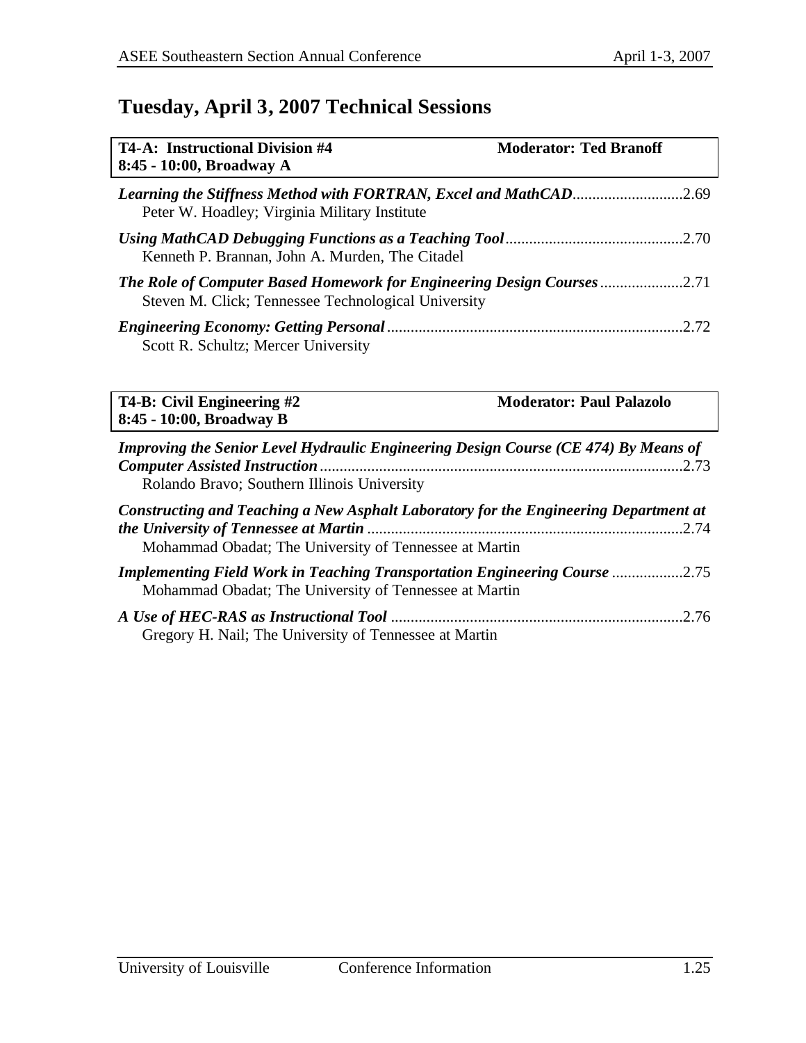# Tuesday, April 3, 2007 Technical Sessions

**T4-A: Instructional Division #4** — **Moderator: Ted Branoff**
**8:45 - 10:00, Broadway A**

***Learning the Stiffness Method with FORTRAN, Excel and MathCAD***............................2.69
Peter W. Hoadley; Virginia Military Institute

***Using MathCAD Debugging Functions as a Teaching Tool***.............................................2.70
Kenneth P. Brannan, John A. Murden, The Citadel

***The Role of Computer Based Homework for Engineering Design Courses***.....................2.71
Steven M. Click; Tennessee Technological University

***Engineering Economy: Getting Personal***...........................................................................2.72
Scott R. Schultz; Mercer University

**T4-B: Civil Engineering #2** — **Moderator: Paul Palazolo**
**8:45 - 10:00, Broadway B**

***Improving the Senior Level Hydraulic Engineering Design Course (CE 474) By Means of Computer Assisted Instruction***............................................................................................2.73
Rolando Bravo; Southern Illinois University

***Constructing and Teaching a New Asphalt Laboratory for the Engineering Department at the University of Tennessee at Martin***................................................................................2.74
Mohammad Obadat; The University of Tennessee at Martin

***Implementing Field Work in Teaching Transportation Engineering Course***..................2.75
Mohammad Obadat; The University of Tennessee at Martin

***A Use of HEC-RAS as Instructional Tool***..........................................................................2.76
Gregory H. Nail; The University of Tennessee at Martin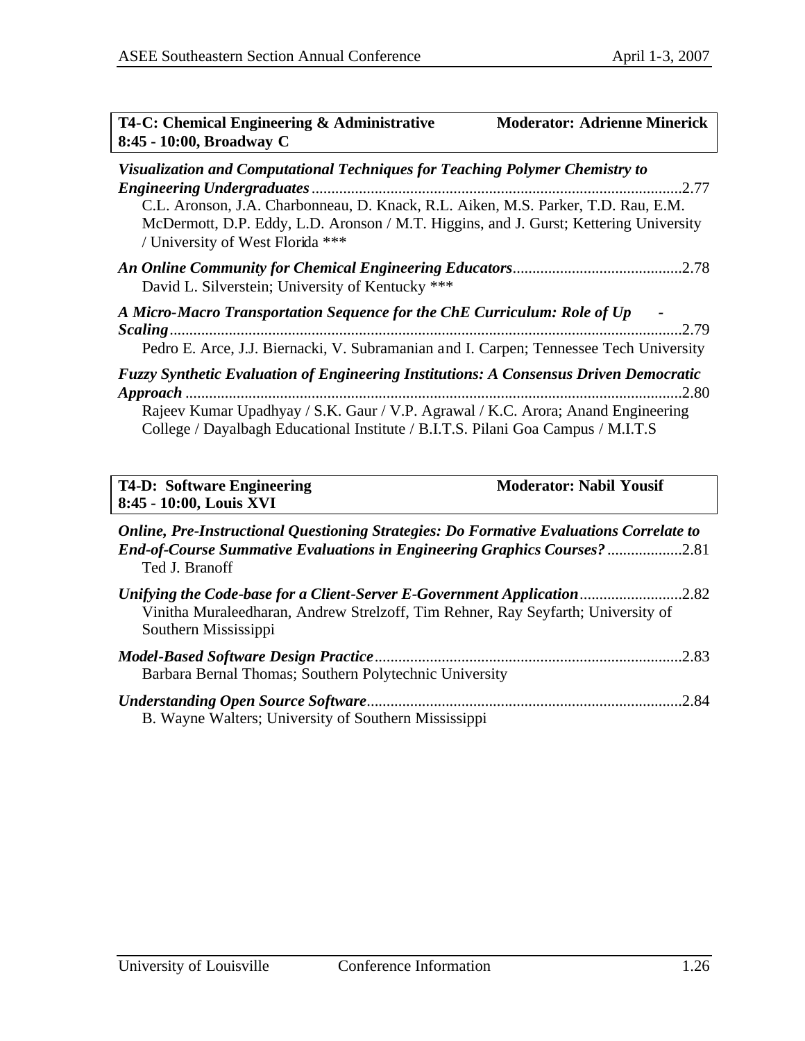**T4-C: Chemical Engineering & Administrative** — **Moderator: Adrienne Minerick**
**8:45 - 10:00, Broadway C**

***Visualization and Computational Techniques for Teaching Polymer Chemistry to Engineering Undergraduates*** ........ 2.77
C.L. Aronson, J.A. Charbonneau, D. Knack, R.L. Aiken, M.S. Parker, T.D. Rau, E.M. McDermott, D.P. Eddy, L.D. Aronson / M.T. Higgins, and J. Gurst; Kettering University / University of West Florida ***

***An Online Community for Chemical Engineering Educators*** ........ 2.78
David L. Silverstein; University of Kentucky ***

***A Micro-Macro Transportation Sequence for the ChE Curriculum: Role of Up - Scaling*** ........ 2.79
Pedro E. Arce, J.J. Biernacki, V. Subramanian and I. Carpen; Tennessee Tech University

***Fuzzy Synthetic Evaluation of Engineering Institutions: A Consensus Driven Democratic Approach*** ........ 2.80
Rajeev Kumar Upadhyay / S.K. Gaur / V.P. Agrawal / K.C. Arora; Anand Engineering College / Dayalbagh Educational Institute / B.I.T.S. Pilani Goa Campus / M.I.T.S

**T4-D: Software Engineering** — **Moderator: Nabil Yousif**
**8:45 - 10:00, Louis XVI**

***Online, Pre-Instructional Questioning Strategies: Do Formative Evaluations Correlate to End-of-Course Summative Evaluations in Engineering Graphics Courses?*** ........ 2.81
Ted J. Branoff

***Unifying the Code-base for a Client-Server E-Government Application*** ........ 2.82
Vinitha Muraleedharan, Andrew Strelzoff, Tim Rehner, Ray Seyfarth; University of Southern Mississippi

***Model-Based Software Design Practice*** ........ 2.83
Barbara Bernal Thomas; Southern Polytechnic University

***Understanding Open Source Software*** ........ 2.84
B. Wayne Walters; University of Southern Mississippi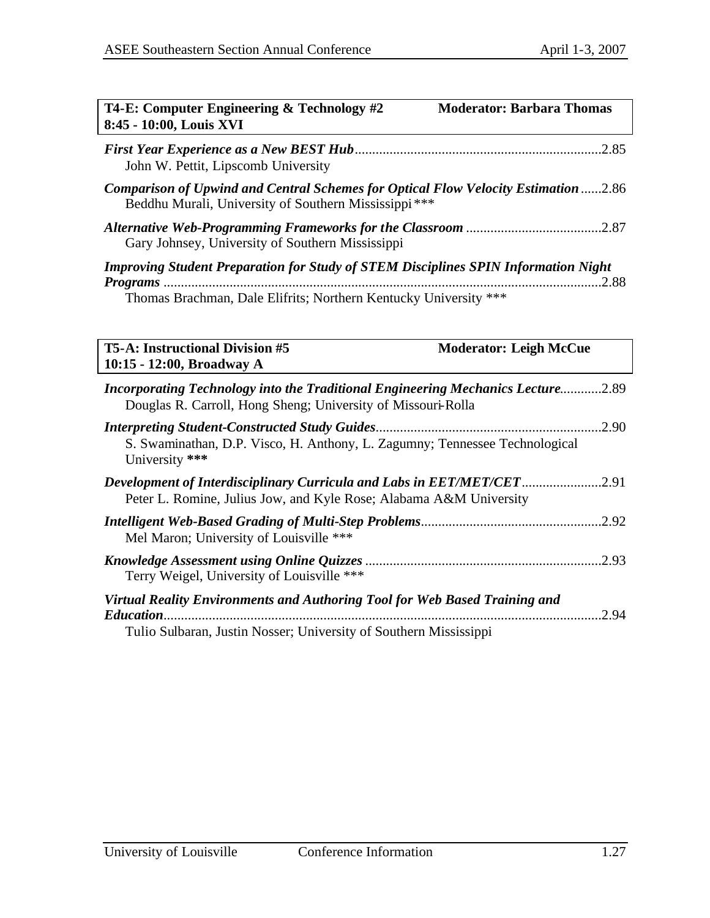**T4-E: Computer Engineering & Technology #2** **Moderator: Barbara Thomas**
**8:45 - 10:00, Louis XVI**

***First Year Experience as a New BEST Hub***.......................................................................2.85
John W. Pettit, Lipscomb University

***Comparison of Upwind and Central Schemes for Optical Flow Velocity Estimation***......2.86
Beddhu Murali, University of Southern Mississippi ***

***Alternative Web-Programming Frameworks for the Classroom*** .......................................2.87
Gary Johnsey, University of Southern Mississippi

***Improving Student Preparation for Study of STEM Disciplines SPIN Information Night Programs*** ..............................................................................................................2.88
Thomas Brachman, Dale Elifrits; Northern Kentucky University ***

**T5-A: Instructional Division #5** **Moderator: Leigh McCue**
**10:15 - 12:00, Broadway A**

***Incorporating Technology into the Traditional Engineering Mechanics Lecture***............2.89
Douglas R. Carroll, Hong Sheng; University of Missouri-Rolla

***Interpreting Student-Constructed Study Guides***.................................................................2.90
S. Swaminathan, D.P. Visco, H. Anthony, L. Zagumny; Tennessee Technological University ***

***Development of Interdisciplinary Curricula and Labs in EET/MET/CET***.......................2.91
Peter L. Romine, Julius Jow, and Kyle Rose; Alabama A&M University

***Intelligent Web-Based Grading of Multi-Step Problems***....................................................2.92
Mel Maron; University of Louisville ***

***Knowledge Assessment using Online Quizzes*** ....................................................................2.93
Terry Weigel, University of Louisville ***

***Virtual Reality Environments and Authoring Tool for Web Based Training and Education***..............................................................................................................2.94
Tulio Sulbaran, Justin Nosser; University of Southern Mississippi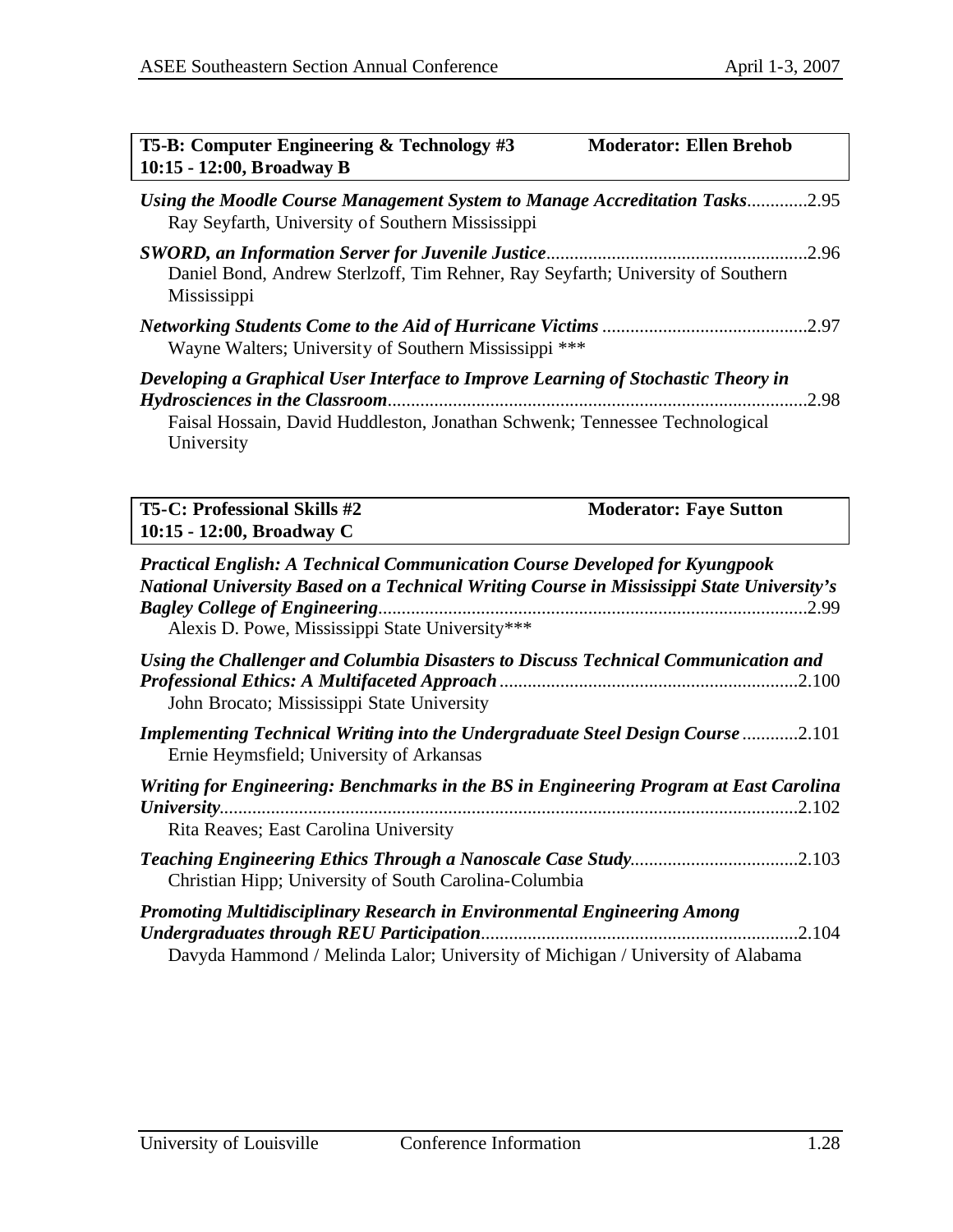**T5-B: Computer Engineering & Technology #3** **Moderator: Ellen Brehob**
**10:15 - 12:00, Broadway B**

***Using the Moodle Course Management System to Manage Accreditation Tasks***............2.95
Ray Seyfarth, University of Southern Mississippi

***SWORD, an Information Server for Juvenile Justice***........................................................2.96
Daniel Bond, Andrew Sterlzoff, Tim Rehner, Ray Seyfarth; University of Southern Mississippi

***Networking Students Come to the Aid of Hurricane Victims*** ............................................2.97
Wayne Walters; University of Southern Mississippi ***

***Developing a Graphical User Interface to Improve Learning of Stochastic Theory in Hydrosciences in the Classroom***...........................................................................................2.98
Faisal Hossain, David Huddleston, Jonathan Schwenk; Tennessee Technological University

**T5-C: Professional Skills #2** **Moderator: Faye Sutton**
**10:15 - 12:00, Broadway C**

***Practical English: A Technical Communication Course Developed for Kyungpook National University Based on a Technical Writing Course in Mississippi State University's Bagley College of Engineering***............................................................................................2.99
Alexis D. Powe, Mississippi State University***

***Using the Challenger and Columbia Disasters to Discuss Technical Communication and Professional Ethics: A Multifaceted Approach***................................................................2.100
John Brocato; Mississippi State University

***Implementing Technical Writing into the Undergraduate Steel Design Course***............2.101
Ernie Heymsfield; University of Arkansas

***Writing for Engineering: Benchmarks in the BS in Engineering Program at East Carolina University***............................................................................................................................2.102
Rita Reaves; East Carolina University

***Teaching Engineering Ethics Through a Nanoscale Case Study***...................................2.103
Christian Hipp; University of South Carolina-Columbia

***Promoting Multidisciplinary Research in Environmental Engineering Among Undergraduates through REU Participation***...................................................................2.104
Davyda Hammond / Melinda Lalor; University of Michigan / University of Alabama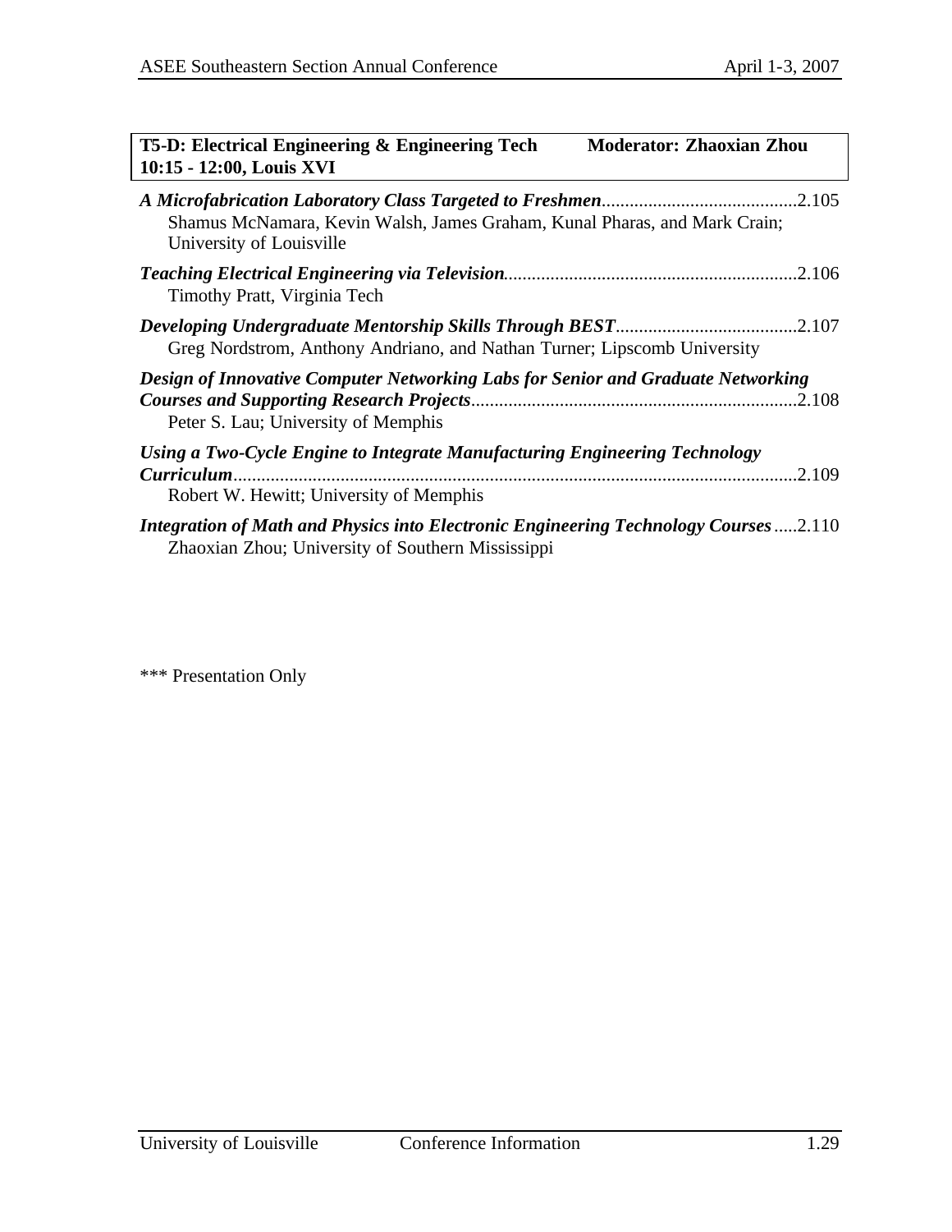**T5-D: Electrical Engineering & Engineering Tech** **Moderator: Zhaoxian Zhou**
**10:15 - 12:00, Louis XVI**

***A Microfabrication Laboratory Class Targeted to Freshmen***..........................................2.105
Shamus McNamara, Kevin Walsh, James Graham, Kunal Pharas, and Mark Crain; University of Louisville

***Teaching Electrical Engineering via Television***..............................................................2.106
Timothy Pratt, Virginia Tech

***Developing Undergraduate Mentorship Skills Through BEST***.......................................2.107
Greg Nordstrom, Anthony Andriano, and Nathan Turner; Lipscomb University

***Design of Innovative Computer Networking Labs for Senior and Graduate Networking Courses and Supporting Research Projects***.....................................................................2.108
Peter S. Lau; University of Memphis

***Using a Two-Cycle Engine to Integrate Manufacturing Engineering Technology Curriculum***.........................................................................................................................2.109
Robert W. Hewitt; University of Memphis

***Integration of Math and Physics into Electronic Engineering Technology Courses***.....2.110
Zhaoxian Zhou; University of Southern Mississippi

*** Presentation Only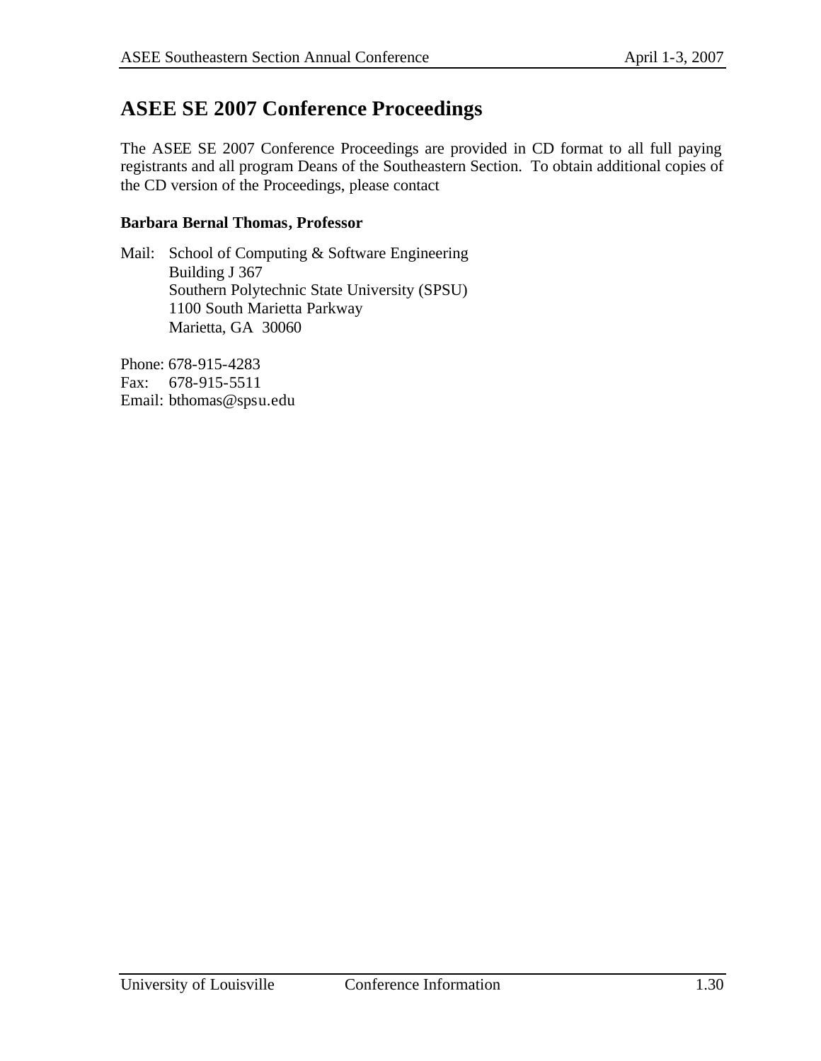# ASEE SE 2007 Conference Proceedings

The ASEE SE 2007 Conference Proceedings are provided in CD format to all full paying registrants and all program Deans of the Southeastern Section. To obtain additional copies of the CD version of the Proceedings, please contact

**Barbara Bernal Thomas, Professor**

Mail: School of Computing & Software Engineering
Building J 367
Southern Polytechnic State University (SPSU)
1100 South Marietta Parkway
Marietta, GA 30060

Phone: 678-915-4283
Fax: 678-915-5511
Email: bthomas@spsu.edu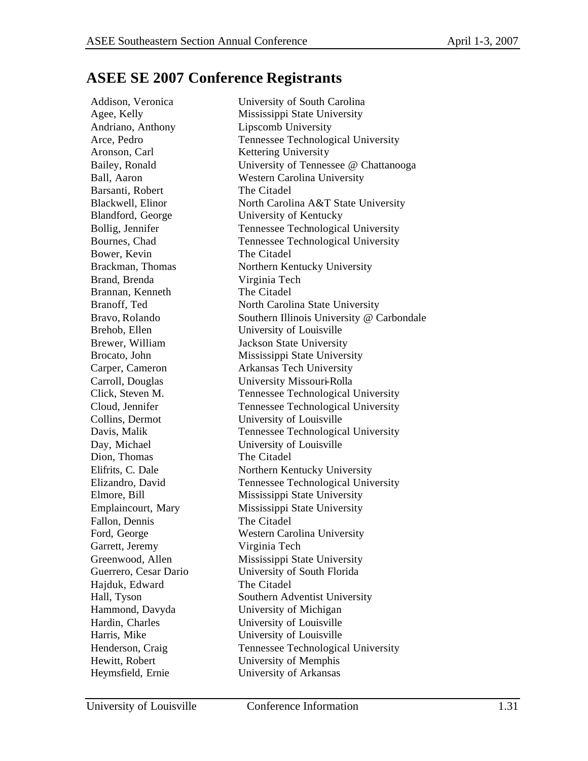## ASEE SE 2007 Conference Registrants

| Name | Institution |
|---|---|
| Addison, Veronica | University of South Carolina |
| Agee, Kelly | Mississippi State University |
| Andriano, Anthony | Lipscomb University |
| Arce, Pedro | Tennessee Technological University |
| Aronson, Carl | Kettering University |
| Bailey, Ronald | University of Tennessee @ Chattanooga |
| Ball, Aaron | Western Carolina University |
| Barsanti, Robert | The Citadel |
| Blackwell, Elinor | North Carolina A&T State University |
| Blandford, George | University of Kentucky |
| Bollig, Jennifer | Tennessee Technological University |
| Bournes, Chad | Tennessee Technological University |
| Bower, Kevin | The Citadel |
| Brackman, Thomas | Northern Kentucky University |
| Brand, Brenda | Virginia Tech |
| Brannan, Kenneth | The Citadel |
| Branoff, Ted | North Carolina State University |
| Bravo, Rolando | Southern Illinois University @ Carbondale |
| Brehob, Ellen | University of Louisville |
| Brewer, William | Jackson State University |
| Brocato, John | Mississippi State University |
| Carper, Cameron | Arkansas Tech University |
| Carroll, Douglas | University Missouri-Rolla |
| Click, Steven M. | Tennessee Technological University |
| Cloud, Jennifer | Tennessee Technological University |
| Collins, Dermot | University of Louisville |
| Davis, Malik | Tennessee Technological University |
| Day, Michael | University of Louisville |
| Dion, Thomas | The Citadel |
| Elifrits, C. Dale | Northern Kentucky University |
| Elizandro, David | Tennessee Technological University |
| Elmore, Bill | Mississippi State University |
| Emplaincourt, Mary | Mississippi State University |
| Fallon, Dennis | The Citadel |
| Ford, George | Western Carolina University |
| Garrett, Jeremy | Virginia Tech |
| Greenwood, Allen | Mississippi State University |
| Guerrero, Cesar Dario | University of South Florida |
| Hajduk, Edward | The Citadel |
| Hall, Tyson | Southern Adventist University |
| Hammond, Davyda | University of Michigan |
| Hardin, Charles | University of Louisville |
| Harris, Mike | University of Louisville |
| Henderson, Craig | Tennessee Technological University |
| Hewitt, Robert | University of Memphis |
| Heymsfield, Ernie | University of Arkansas |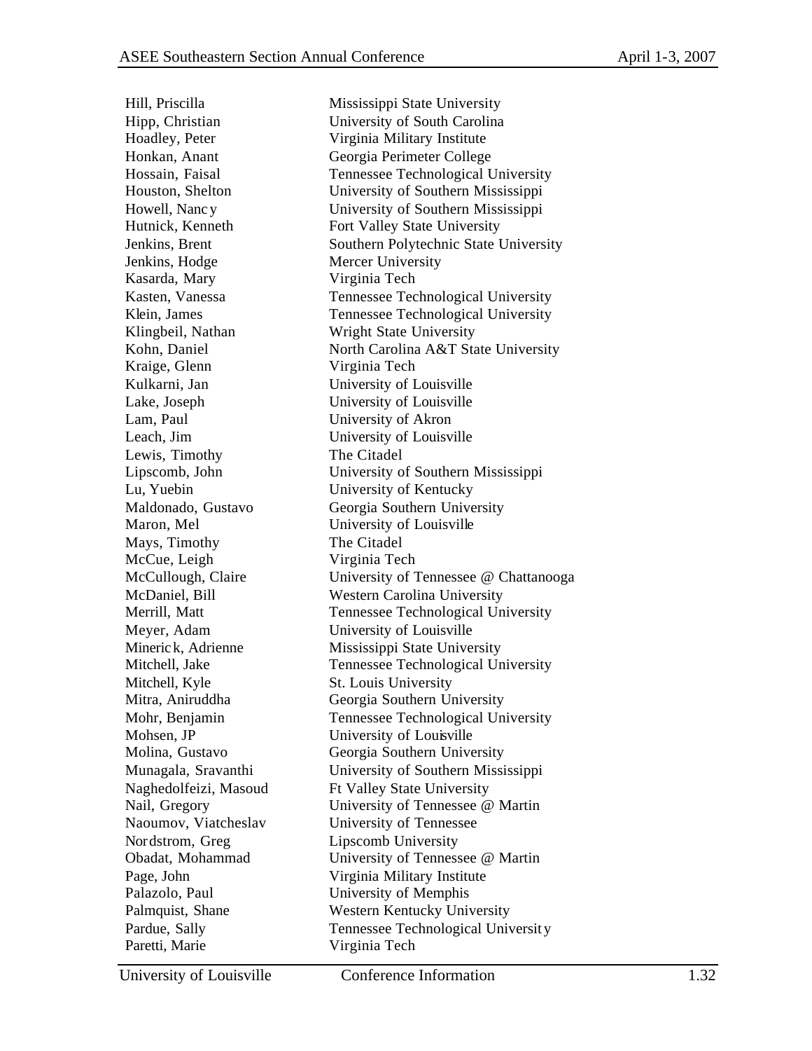| | |
|---|---|
| Hill, Priscilla | Mississippi State University |
| Hipp, Christian | University of South Carolina |
| Hoadley, Peter | Virginia Military Institute |
| Honkan, Anant | Georgia Perimeter College |
| Hossain, Faisal | Tennessee Technological University |
| Houston, Shelton | University of Southern Mississippi |
| Howell, Nancy | University of Southern Mississippi |
| Hutnick, Kenneth | Fort Valley State University |
| Jenkins, Brent | Southern Polytechnic State University |
| Jenkins, Hodge | Mercer University |
| Kasarda, Mary | Virginia Tech |
| Kasten, Vanessa | Tennessee Technological University |
| Klein, James | Tennessee Technological University |
| Klingbeil, Nathan | Wright State University |
| Kohn, Daniel | North Carolina A&T State University |
| Kraige, Glenn | Virginia Tech |
| Kulkarni, Jan | University of Louisville |
| Lake, Joseph | University of Louisville |
| Lam, Paul | University of Akron |
| Leach, Jim | University of Louisville |
| Lewis, Timothy | The Citadel |
| Lipscomb, John | University of Southern Mississippi |
| Lu, Yuebin | University of Kentucky |
| Maldonado, Gustavo | Georgia Southern University |
| Maron, Mel | University of Louisville |
| Mays, Timothy | The Citadel |
| McCue, Leigh | Virginia Tech |
| McCullough, Claire | University of Tennessee @ Chattanooga |
| McDaniel, Bill | Western Carolina University |
| Merrill, Matt | Tennessee Technological University |
| Meyer, Adam | University of Louisville |
| Minerick, Adrienne | Mississippi State University |
| Mitchell, Jake | Tennessee Technological University |
| Mitchell, Kyle | St. Louis University |
| Mitra, Aniruddha | Georgia Southern University |
| Mohr, Benjamin | Tennessee Technological University |
| Mohsen, JP | University of Louisville |
| Molina, Gustavo | Georgia Southern University |
| Munagala, Sravanthi | University of Southern Mississippi |
| Naghedolfeizi, Masoud | Ft Valley State University |
| Nail, Gregory | University of Tennessee @ Martin |
| Naoumov, Viatcheslav | University of Tennessee |
| Nordstrom, Greg | Lipscomb University |
| Obadat, Mohammad | University of Tennessee @ Martin |
| Page, John | Virginia Military Institute |
| Palazolo, Paul | University of Memphis |
| Palmquist, Shane | Western Kentucky University |
| Pardue, Sally | Tennessee Technological University |
| Paretti, Marie | Virginia Tech |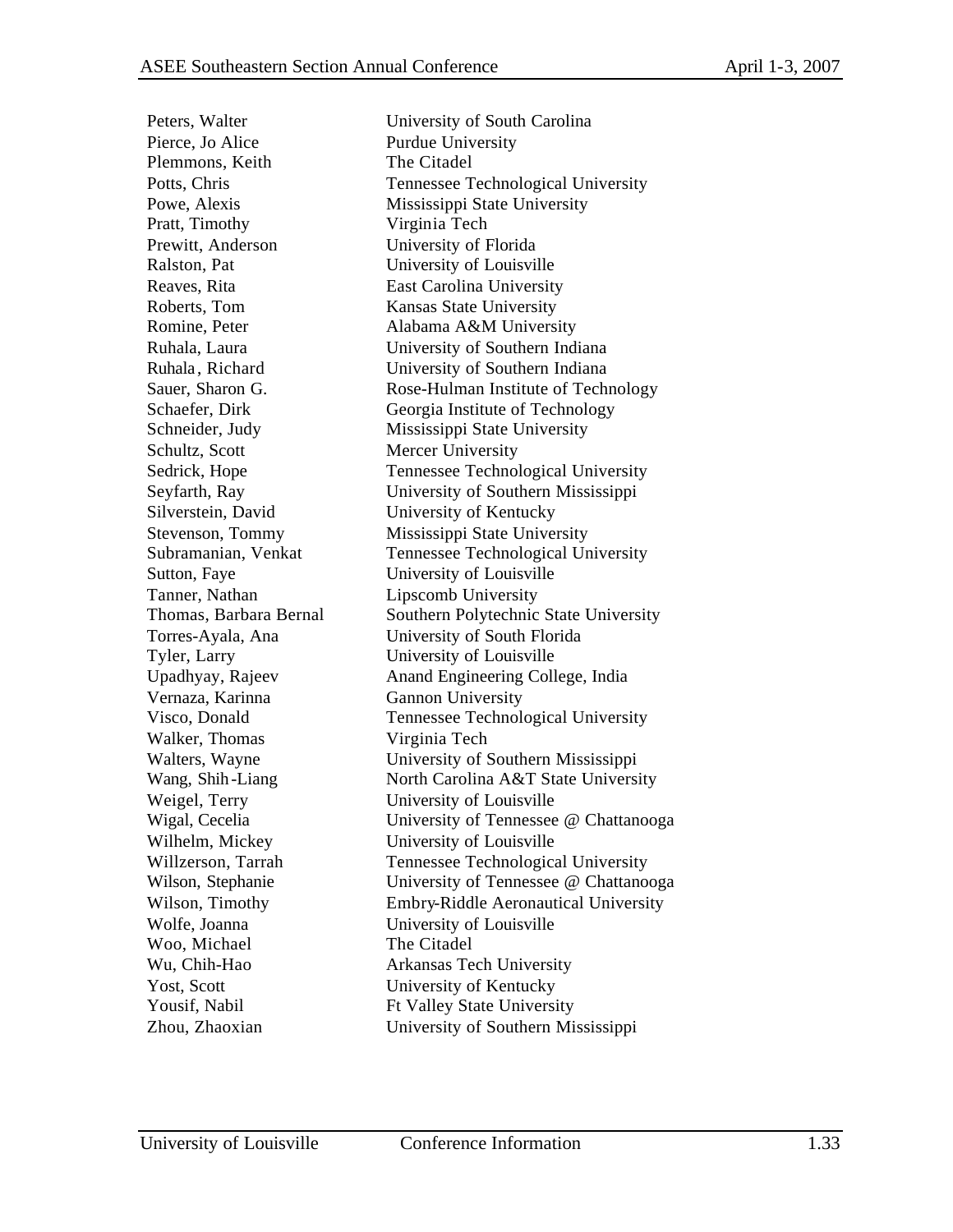| | |
|---|---|
| Peters, Walter | University of South Carolina |
| Pierce, Jo Alice | Purdue University |
| Plemmons, Keith | The Citadel |
| Potts, Chris | Tennessee Technological University |
| Powe, Alexis | Mississippi State University |
| Pratt, Timothy | Virginia Tech |
| Prewitt, Anderson | University of Florida |
| Ralston, Pat | University of Louisville |
| Reaves, Rita | East Carolina University |
| Roberts, Tom | Kansas State University |
| Romine, Peter | Alabama A&M University |
| Ruhala, Laura | University of Southern Indiana |
| Ruhala, Richard | University of Southern Indiana |
| Sauer, Sharon G. | Rose-Hulman Institute of Technology |
| Schaefer, Dirk | Georgia Institute of Technology |
| Schneider, Judy | Mississippi State University |
| Schultz, Scott | Mercer University |
| Sedrick, Hope | Tennessee Technological University |
| Seyfarth, Ray | University of Southern Mississippi |
| Silverstein, David | University of Kentucky |
| Stevenson, Tommy | Mississippi State University |
| Subramanian, Venkat | Tennessee Technological University |
| Sutton, Faye | University of Louisville |
| Tanner, Nathan | Lipscomb University |
| Thomas, Barbara Bernal | Southern Polytechnic State University |
| Torres-Ayala, Ana | University of South Florida |
| Tyler, Larry | University of Louisville |
| Upadhyay, Rajeev | Anand Engineering College, India |
| Vernaza, Karinna | Gannon University |
| Visco, Donald | Tennessee Technological University |
| Walker, Thomas | Virginia Tech |
| Walters, Wayne | University of Southern Mississippi |
| Wang, Shih-Liang | North Carolina A&T State University |
| Weigel, Terry | University of Louisville |
| Wigal, Cecelia | University of Tennessee @ Chattanooga |
| Wilhelm, Mickey | University of Louisville |
| Willzerson, Tarrah | Tennessee Technological University |
| Wilson, Stephanie | University of Tennessee @ Chattanooga |
| Wilson, Timothy | Embry-Riddle Aeronautical University |
| Wolfe, Joanna | University of Louisville |
| Woo, Michael | The Citadel |
| Wu, Chih-Hao | Arkansas Tech University |
| Yost, Scott | University of Kentucky |
| Yousif, Nabil | Ft Valley State University |
| Zhou, Zhaoxian | University of Southern Mississippi |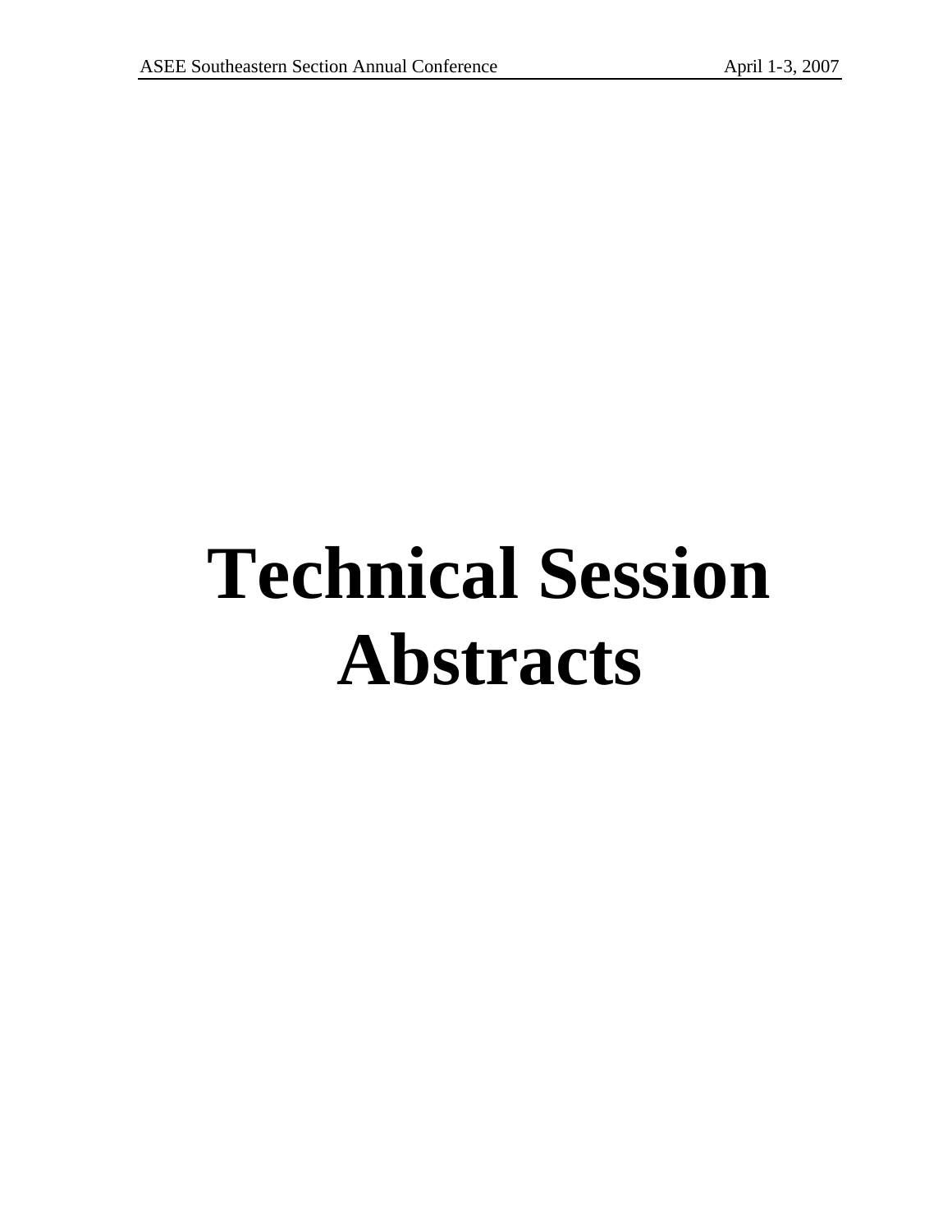# Technical Session Abstracts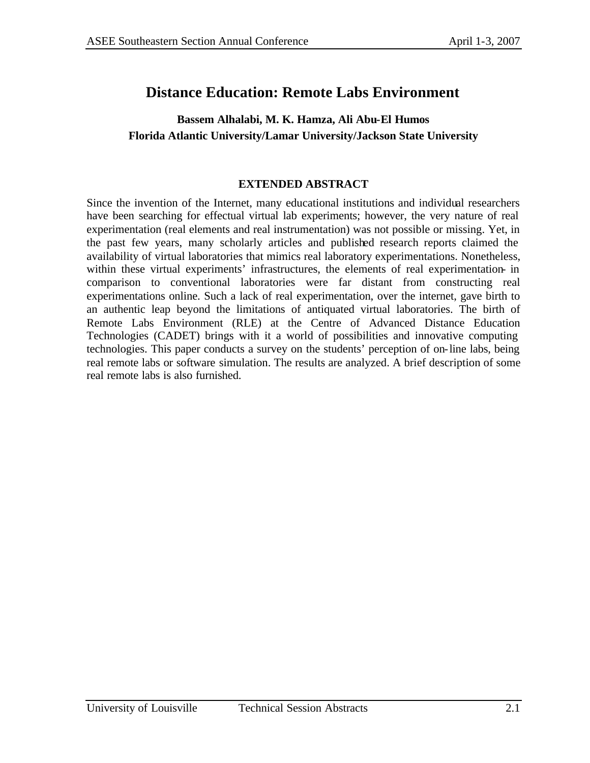# Distance Education: Remote Labs Environment

**Bassem Alhalabi, M. K. Hamza, Ali Abu-El Humos**
**Florida Atlantic University/Lamar University/Jackson State University**

## EXTENDED ABSTRACT

Since the invention of the Internet, many educational institutions and individual researchers have been searching for effectual virtual lab experiments; however, the very nature of real experimentation (real elements and real instrumentation) was not possible or missing. Yet, in the past few years, many scholarly articles and published research reports claimed the availability of virtual laboratories that mimics real laboratory experimentations. Nonetheless, within these virtual experiments' infrastructures, the elements of real experimentation- in comparison to conventional laboratories were far distant from constructing real experimentations online. Such a lack of real experimentation, over the internet, gave birth to an authentic leap beyond the limitations of antiquated virtual laboratories. The birth of Remote Labs Environment (RLE) at the Centre of Advanced Distance Education Technologies (CADET) brings with it a world of possibilities and innovative computing technologies. This paper conducts a survey on the students' perception of on-line labs, being real remote labs or software simulation. The results are analyzed. A brief description of some real remote labs is also furnished.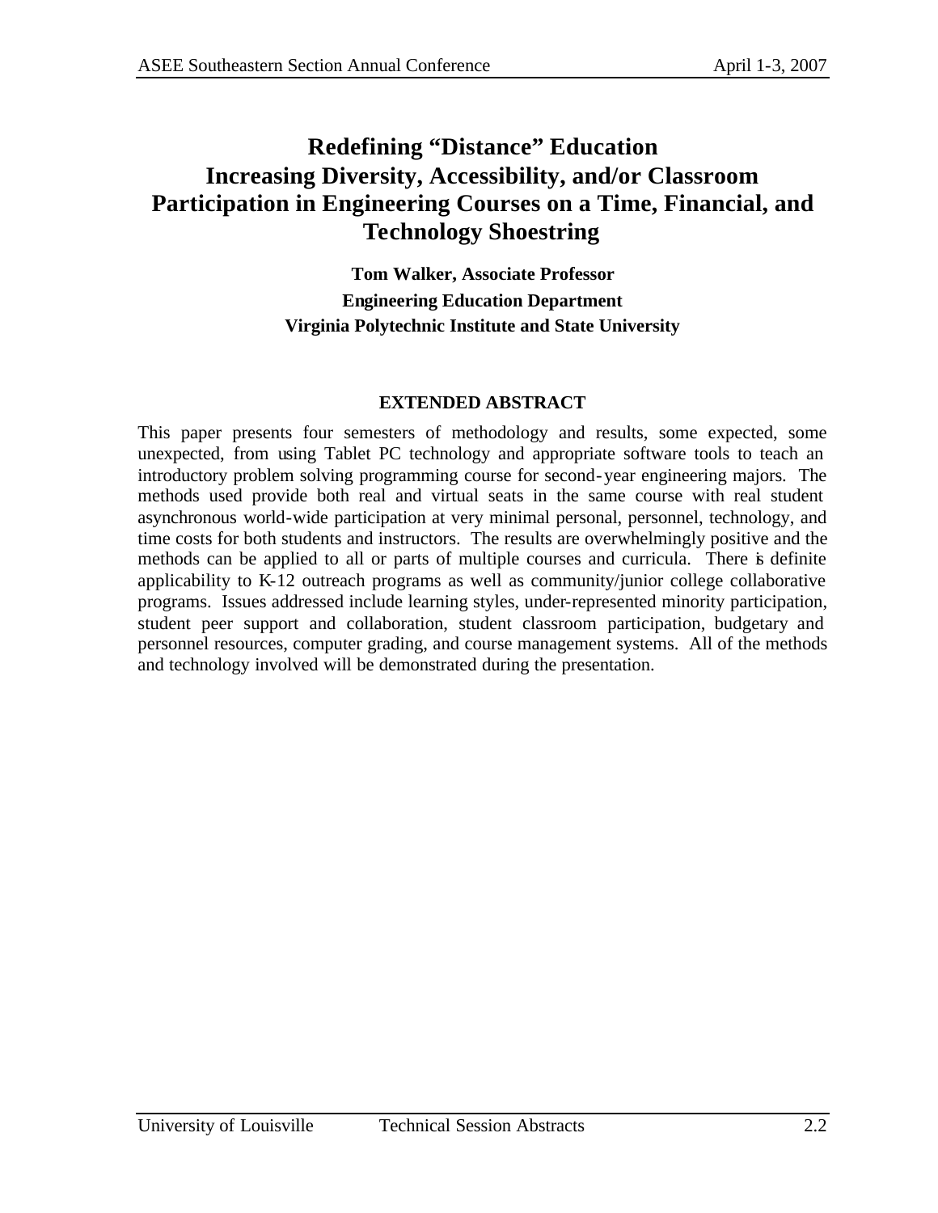# Redefining "Distance" Education
# Increasing Diversity, Accessibility, and/or Classroom Participation in Engineering Courses on a Time, Financial, and Technology Shoestring

**Tom Walker, Associate Professor**
**Engineering Education Department**
**Virginia Polytechnic Institute and State University**

## EXTENDED ABSTRACT

This paper presents four semesters of methodology and results, some expected, some unexpected, from using Tablet PC technology and appropriate software tools to teach an introductory problem solving programming course for second-year engineering majors. The methods used provide both real and virtual seats in the same course with real student asynchronous world-wide participation at very minimal personal, personnel, technology, and time costs for both students and instructors. The results are overwhelmingly positive and the methods can be applied to all or parts of multiple courses and curricula. There is definite applicability to K-12 outreach programs as well as community/junior college collaborative programs. Issues addressed include learning styles, under-represented minority participation, student peer support and collaboration, student classroom participation, budgetary and personnel resources, computer grading, and course management systems. All of the methods and technology involved will be demonstrated during the presentation.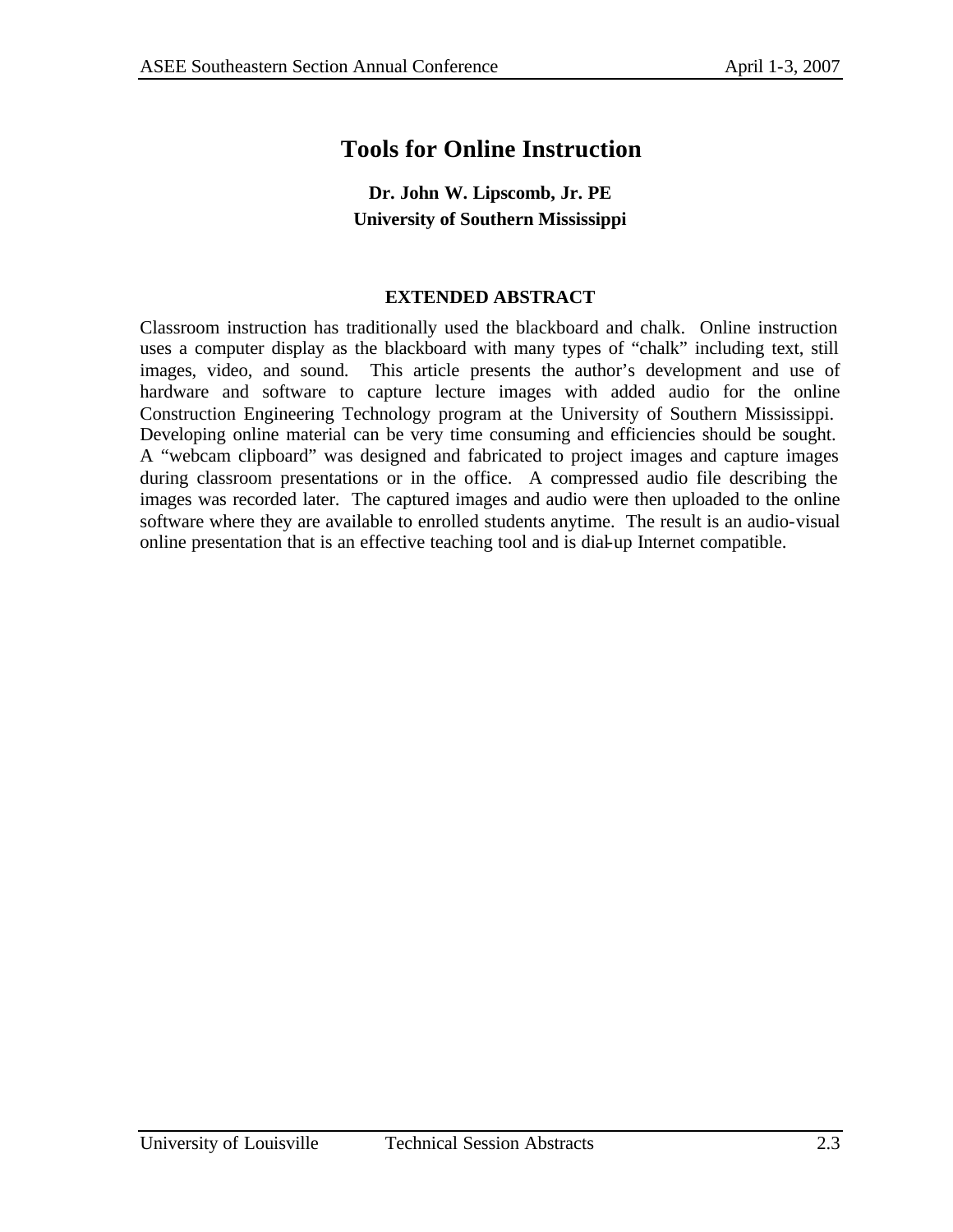# Tools for Online Instruction

**Dr. John W. Lipscomb, Jr. PE**
**University of Southern Mississippi**

## EXTENDED ABSTRACT

Classroom instruction has traditionally used the blackboard and chalk. Online instruction uses a computer display as the blackboard with many types of "chalk" including text, still images, video, and sound. This article presents the author's development and use of hardware and software to capture lecture images with added audio for the online Construction Engineering Technology program at the University of Southern Mississippi. Developing online material can be very time consuming and efficiencies should be sought. A "webcam clipboard" was designed and fabricated to project images and capture images during classroom presentations or in the office. A compressed audio file describing the images was recorded later. The captured images and audio were then uploaded to the online software where they are available to enrolled students anytime. The result is an audio-visual online presentation that is an effective teaching tool and is dial-up Internet compatible.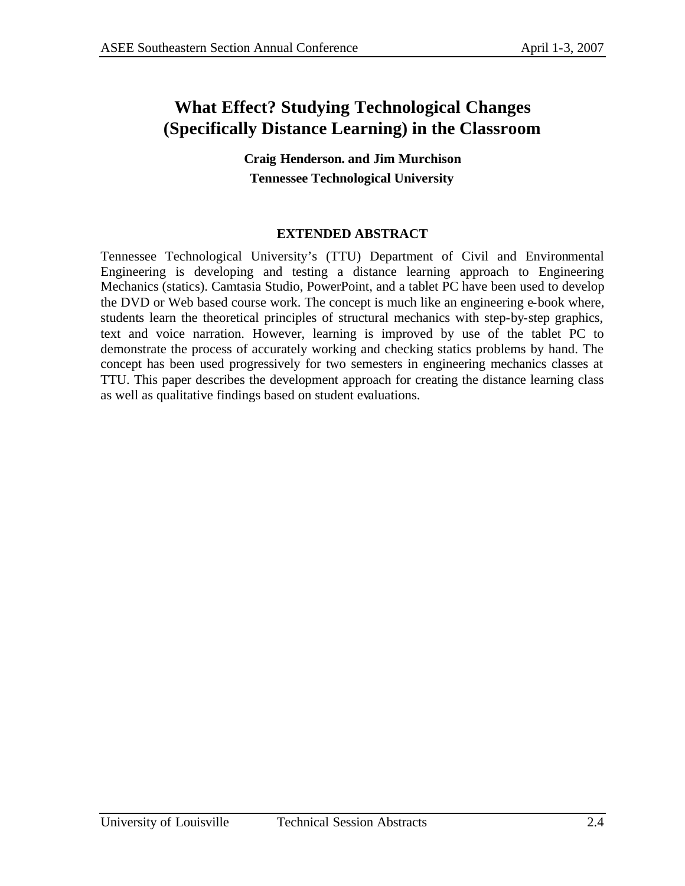# What Effect? Studying Technological Changes (Specifically Distance Learning) in the Classroom

**Craig Henderson. and Jim Murchison**
**Tennessee Technological University**

## EXTENDED ABSTRACT

Tennessee Technological University's (TTU) Department of Civil and Environmental Engineering is developing and testing a distance learning approach to Engineering Mechanics (statics). Camtasia Studio, PowerPoint, and a tablet PC have been used to develop the DVD or Web based course work. The concept is much like an engineering e-book where, students learn the theoretical principles of structural mechanics with step-by-step graphics, text and voice narration. However, learning is improved by use of the tablet PC to demonstrate the process of accurately working and checking statics problems by hand. The concept has been used progressively for two semesters in engineering mechanics classes at TTU. This paper describes the development approach for creating the distance learning class as well as qualitative findings based on student evaluations.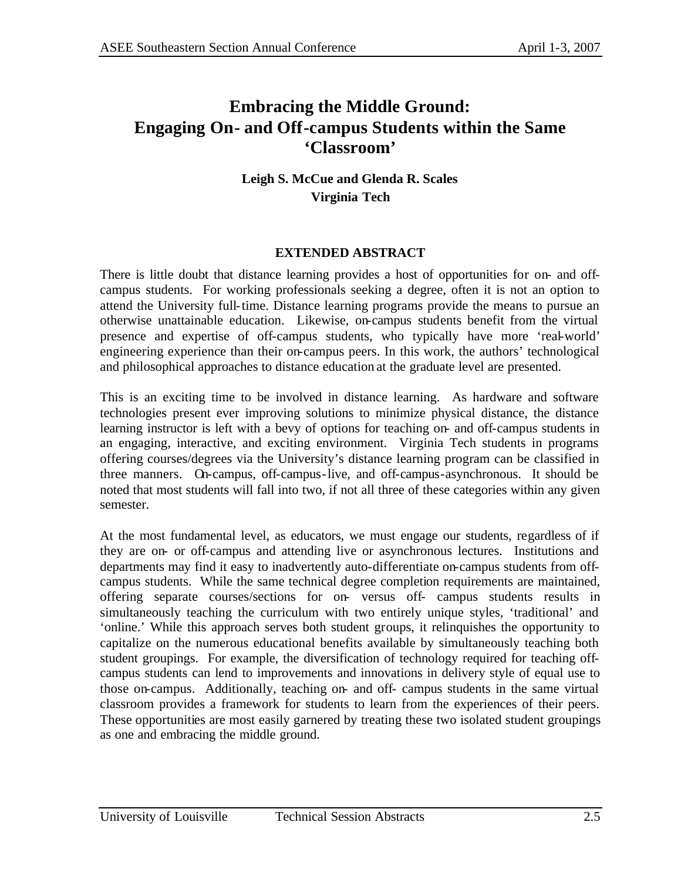# Embracing the Middle Ground: Engaging On- and Off-campus Students within the Same 'Classroom'

**Leigh S. McCue and Glenda R. Scales**
**Virginia Tech**

## EXTENDED ABSTRACT

There is little doubt that distance learning provides a host of opportunities for on- and off-campus students. For working professionals seeking a degree, often it is not an option to attend the University full-time. Distance learning programs provide the means to pursue an otherwise unattainable education. Likewise, on-campus students benefit from the virtual presence and expertise of off-campus students, who typically have more 'real-world' engineering experience than their on-campus peers. In this work, the authors' technological and philosophical approaches to distance education at the graduate level are presented.

This is an exciting time to be involved in distance learning. As hardware and software technologies present ever improving solutions to minimize physical distance, the distance learning instructor is left with a bevy of options for teaching on- and off-campus students in an engaging, interactive, and exciting environment. Virginia Tech students in programs offering courses/degrees via the University's distance learning program can be classified in three manners. On-campus, off-campus-live, and off-campus-asynchronous. It should be noted that most students will fall into two, if not all three of these categories within any given semester.

At the most fundamental level, as educators, we must engage our students, regardless of if they are on- or off-campus and attending live or asynchronous lectures. Institutions and departments may find it easy to inadvertently auto-differentiate on-campus students from off-campus students. While the same technical degree completion requirements are maintained, offering separate courses/sections for on- versus off- campus students results in simultaneously teaching the curriculum with two entirely unique styles, 'traditional' and 'online.' While this approach serves both student groups, it relinquishes the opportunity to capitalize on the numerous educational benefits available by simultaneously teaching both student groupings. For example, the diversification of technology required for teaching off-campus students can lend to improvements and innovations in delivery style of equal use to those on-campus. Additionally, teaching on- and off- campus students in the same virtual classroom provides a framework for students to learn from the experiences of their peers. These opportunities are most easily garnered by treating these two isolated student groupings as one and embracing the middle ground.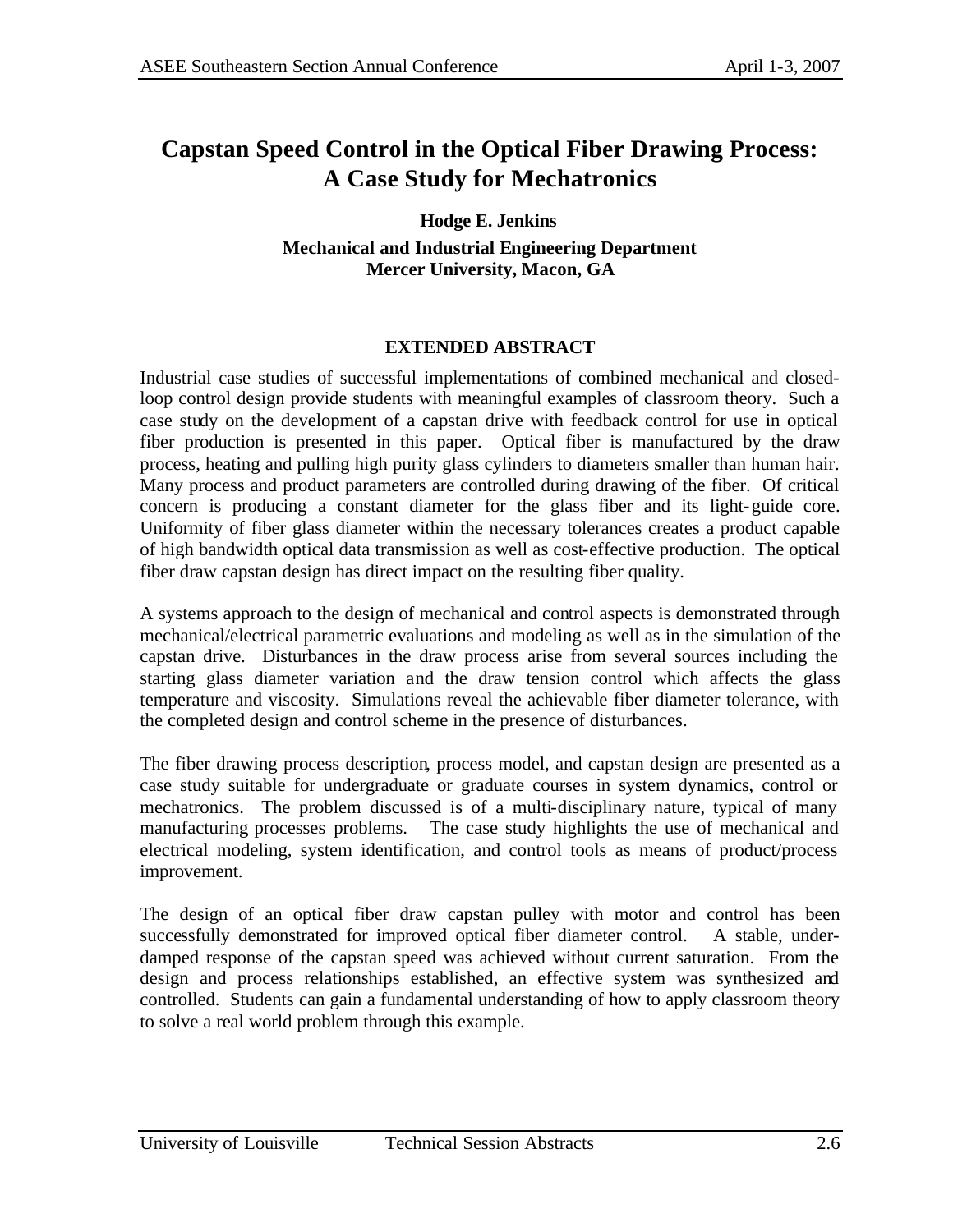# Capstan Speed Control in the Optical Fiber Drawing Process: A Case Study for Mechatronics

**Hodge E. Jenkins**

**Mechanical and Industrial Engineering Department**
**Mercer University, Macon, GA**

## EXTENDED ABSTRACT

Industrial case studies of successful implementations of combined mechanical and closed-loop control design provide students with meaningful examples of classroom theory. Such a case study on the development of a capstan drive with feedback control for use in optical fiber production is presented in this paper. Optical fiber is manufactured by the draw process, heating and pulling high purity glass cylinders to diameters smaller than human hair. Many process and product parameters are controlled during drawing of the fiber. Of critical concern is producing a constant diameter for the glass fiber and its light-guide core. Uniformity of fiber glass diameter within the necessary tolerances creates a product capable of high bandwidth optical data transmission as well as cost-effective production. The optical fiber draw capstan design has direct impact on the resulting fiber quality.

A systems approach to the design of mechanical and control aspects is demonstrated through mechanical/electrical parametric evaluations and modeling as well as in the simulation of the capstan drive. Disturbances in the draw process arise from several sources including the starting glass diameter variation and the draw tension control which affects the glass temperature and viscosity. Simulations reveal the achievable fiber diameter tolerance, with the completed design and control scheme in the presence of disturbances.

The fiber drawing process description, process model, and capstan design are presented as a case study suitable for undergraduate or graduate courses in system dynamics, control or mechatronics. The problem discussed is of a multi-disciplinary nature, typical of many manufacturing processes problems. The case study highlights the use of mechanical and electrical modeling, system identification, and control tools as means of product/process improvement.

The design of an optical fiber draw capstan pulley with motor and control has been successfully demonstrated for improved optical fiber diameter control. A stable, under-damped response of the capstan speed was achieved without current saturation. From the design and process relationships established, an effective system was synthesized and controlled. Students can gain a fundamental understanding of how to apply classroom theory to solve a real world problem through this example.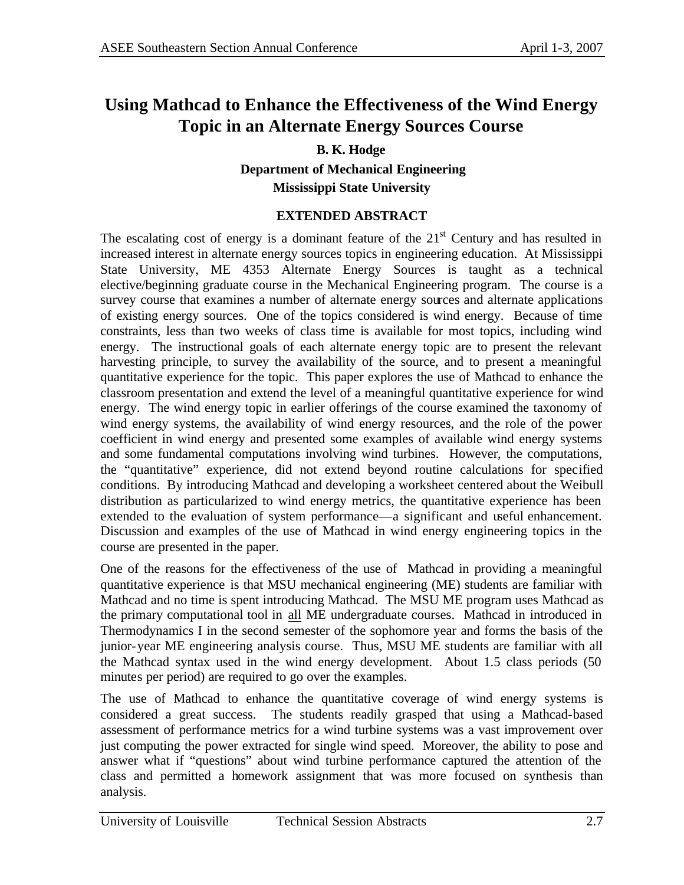# Using Mathcad to Enhance the Effectiveness of the Wind Energy Topic in an Alternate Energy Sources Course

**B. K. Hodge**

**Department of Mechanical Engineering**

**Mississippi State University**

## EXTENDED ABSTRACT

The escalating cost of energy is a dominant feature of the 21st Century and has resulted in increased interest in alternate energy sources topics in engineering education. At Mississippi State University, ME 4353 Alternate Energy Sources is taught as a technical elective/beginning graduate course in the Mechanical Engineering program. The course is a survey course that examines a number of alternate energy sources and alternate applications of existing energy sources. One of the topics considered is wind energy. Because of time constraints, less than two weeks of class time is available for most topics, including wind energy. The instructional goals of each alternate energy topic are to present the relevant harvesting principle, to survey the availability of the source, and to present a meaningful quantitative experience for the topic. This paper explores the use of Mathcad to enhance the classroom presentation and extend the level of a meaningful quantitative experience for wind energy. The wind energy topic in earlier offerings of the course examined the taxonomy of wind energy systems, the availability of wind energy resources, and the role of the power coefficient in wind energy and presented some examples of available wind energy systems and some fundamental computations involving wind turbines. However, the computations, the "quantitative" experience, did not extend beyond routine calculations for specified conditions. By introducing Mathcad and developing a worksheet centered about the Weibull distribution as particularized to wind energy metrics, the quantitative experience has been extended to the evaluation of system performance—a significant and useful enhancement. Discussion and examples of the use of Mathcad in wind energy engineering topics in the course are presented in the paper.

One of the reasons for the effectiveness of the use of Mathcad in providing a meaningful quantitative experience is that MSU mechanical engineering (ME) students are familiar with Mathcad and no time is spent introducing Mathcad. The MSU ME program uses Mathcad as the primary computational tool in <u>all</u> ME undergraduate courses. Mathcad in introduced in Thermodynamics I in the second semester of the sophomore year and forms the basis of the junior-year ME engineering analysis course. Thus, MSU ME students are familiar with all the Mathcad syntax used in the wind energy development. About 1.5 class periods (50 minutes per period) are required to go over the examples.

The use of Mathcad to enhance the quantitative coverage of wind energy systems is considered a great success. The students readily grasped that using a Mathcad-based assessment of performance metrics for a wind turbine systems was a vast improvement over just computing the power extracted for single wind speed. Moreover, the ability to pose and answer what if "questions" about wind turbine performance captured the attention of the class and permitted a homework assignment that was more focused on synthesis than analysis.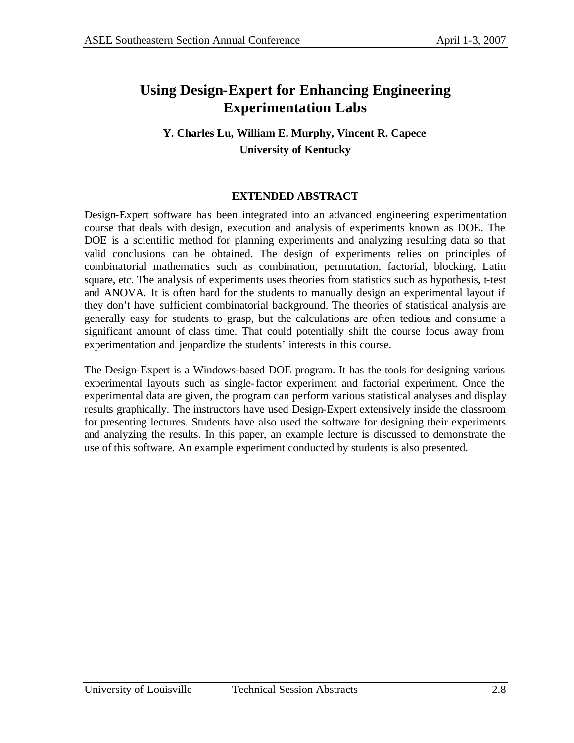# Using Design-Expert for Enhancing Engineering Experimentation Labs

**Y. Charles Lu, William E. Murphy, Vincent R. Capece**
**University of Kentucky**

## EXTENDED ABSTRACT

Design-Expert software has been integrated into an advanced engineering experimentation course that deals with design, execution and analysis of experiments known as DOE. The DOE is a scientific method for planning experiments and analyzing resulting data so that valid conclusions can be obtained. The design of experiments relies on principles of combinatorial mathematics such as combination, permutation, factorial, blocking, Latin square, etc. The analysis of experiments uses theories from statistics such as hypothesis, t-test and ANOVA. It is often hard for the students to manually design an experimental layout if they don't have sufficient combinatorial background. The theories of statistical analysis are generally easy for students to grasp, but the calculations are often tedious and consume a significant amount of class time. That could potentially shift the course focus away from experimentation and jeopardize the students' interests in this course.

The Design-Expert is a Windows-based DOE program. It has the tools for designing various experimental layouts such as single-factor experiment and factorial experiment. Once the experimental data are given, the program can perform various statistical analyses and display results graphically. The instructors have used Design-Expert extensively inside the classroom for presenting lectures. Students have also used the software for designing their experiments and analyzing the results. In this paper, an example lecture is discussed to demonstrate the use of this software. An example experiment conducted by students is also presented.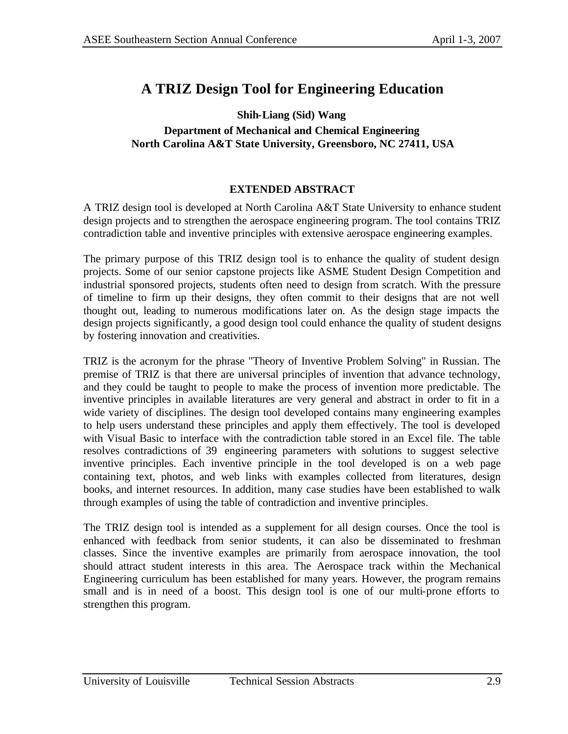# A TRIZ Design Tool for Engineering Education

**Shih-Liang (Sid) Wang**

**Department of Mechanical and Chemical Engineering**
**North Carolina A&T State University, Greensboro, NC 27411, USA**

## EXTENDED ABSTRACT

A TRIZ design tool is developed at North Carolina A&T State University to enhance student design projects and to strengthen the aerospace engineering program. The tool contains TRIZ contradiction table and inventive principles with extensive aerospace engineering examples.

The primary purpose of this TRIZ design tool is to enhance the quality of student design projects. Some of our senior capstone projects like ASME Student Design Competition and industrial sponsored projects, students often need to design from scratch. With the pressure of timeline to firm up their designs, they often commit to their designs that are not well thought out, leading to numerous modifications later on. As the design stage impacts the design projects significantly, a good design tool could enhance the quality of student designs by fostering innovation and creativities.

TRIZ is the acronym for the phrase "Theory of Inventive Problem Solving" in Russian. The premise of TRIZ is that there are universal principles of invention that advance technology, and they could be taught to people to make the process of invention more predictable. The inventive principles in available literatures are very general and abstract in order to fit in a wide variety of disciplines. The design tool developed contains many engineering examples to help users understand these principles and apply them effectively. The tool is developed with Visual Basic to interface with the contradiction table stored in an Excel file. The table resolves contradictions of 39 engineering parameters with solutions to suggest selective inventive principles. Each inventive principle in the tool developed is on a web page containing text, photos, and web links with examples collected from literatures, design books, and internet resources. In addition, many case studies have been established to walk through examples of using the table of contradiction and inventive principles.

The TRIZ design tool is intended as a supplement for all design courses. Once the tool is enhanced with feedback from senior students, it can also be disseminated to freshman classes. Since the inventive examples are primarily from aerospace innovation, the tool should attract student interests in this area. The Aerospace track within the Mechanical Engineering curriculum has been established for many years. However, the program remains small and is in need of a boost. This design tool is one of our multi-prone efforts to strengthen this program.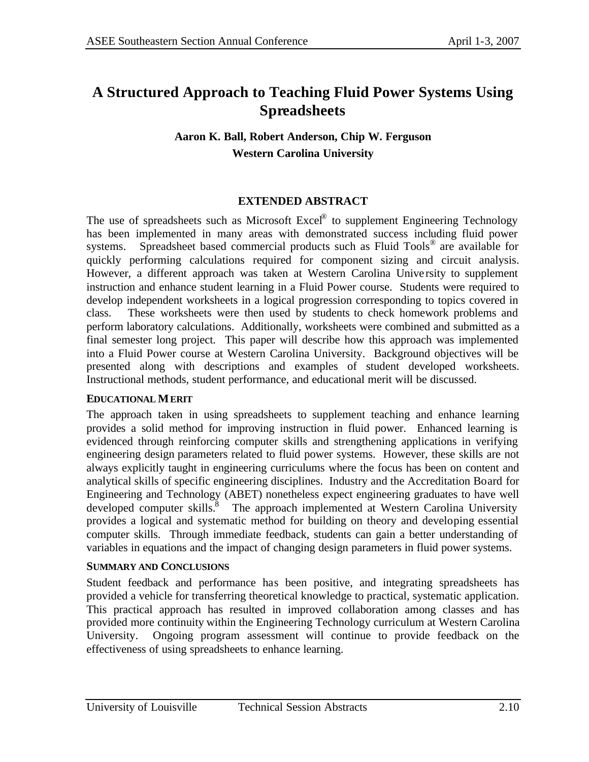# A Structured Approach to Teaching Fluid Power Systems Using Spreadsheets

**Aaron K. Ball, Robert Anderson, Chip W. Ferguson**
**Western Carolina University**

## EXTENDED ABSTRACT

The use of spreadsheets such as Microsoft Excel® to supplement Engineering Technology has been implemented in many areas with demonstrated success including fluid power systems. Spreadsheet based commercial products such as Fluid Tools® are available for quickly performing calculations required for component sizing and circuit analysis. However, a different approach was taken at Western Carolina University to supplement instruction and enhance student learning in a Fluid Power course. Students were required to develop independent worksheets in a logical progression corresponding to topics covered in class. These worksheets were then used by students to check homework problems and perform laboratory calculations. Additionally, worksheets were combined and submitted as a final semester long project. This paper will describe how this approach was implemented into a Fluid Power course at Western Carolina University. Background objectives will be presented along with descriptions and examples of student developed worksheets. Instructional methods, student performance, and educational merit will be discussed.

### EDUCATIONAL MERIT

The approach taken in using spreadsheets to supplement teaching and enhance learning provides a solid method for improving instruction in fluid power. Enhanced learning is evidenced through reinforcing computer skills and strengthening applications in verifying engineering design parameters related to fluid power systems. However, these skills are not always explicitly taught in engineering curriculums where the focus has been on content and analytical skills of specific engineering disciplines. Industry and the Accreditation Board for Engineering and Technology (ABET) nonetheless expect engineering graduates to have well developed computer skills.[8] The approach implemented at Western Carolina University provides a logical and systematic method for building on theory and developing essential computer skills. Through immediate feedback, students can gain a better understanding of variables in equations and the impact of changing design parameters in fluid power systems.

### SUMMARY AND CONCLUSIONS

Student feedback and performance has been positive, and integrating spreadsheets has provided a vehicle for transferring theoretical knowledge to practical, systematic application. This practical approach has resulted in improved collaboration among classes and has provided more continuity within the Engineering Technology curriculum at Western Carolina University. Ongoing program assessment will continue to provide feedback on the effectiveness of using spreadsheets to enhance learning.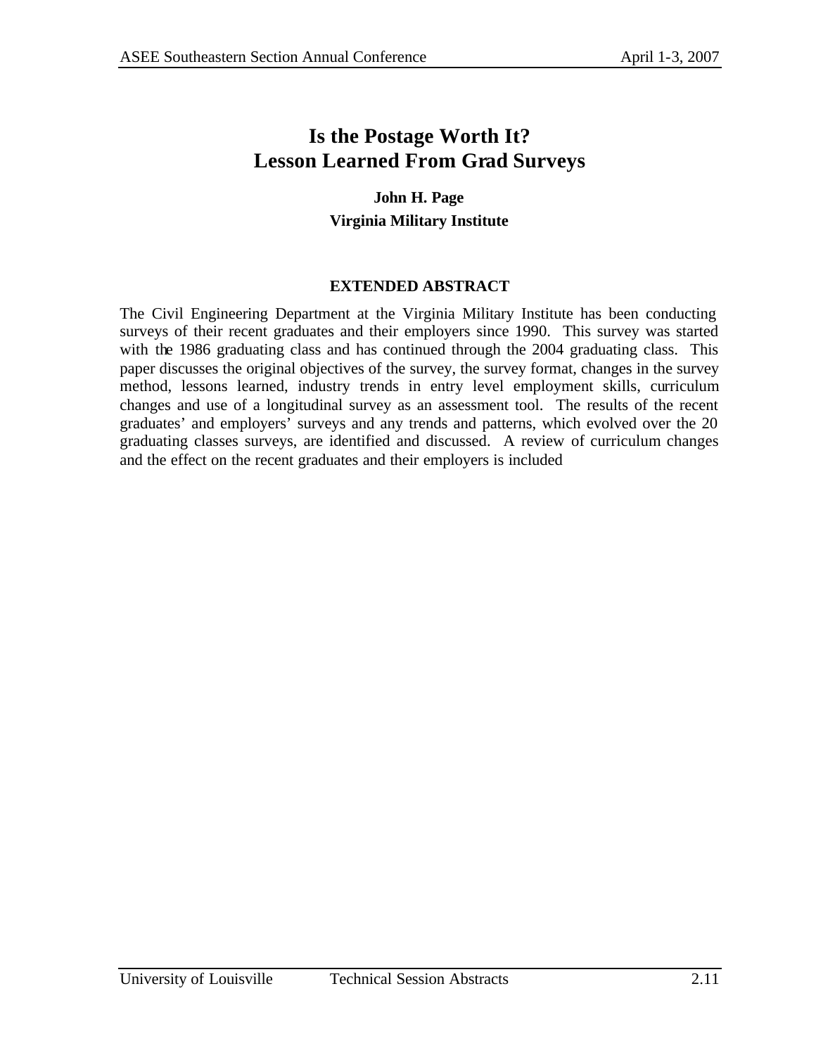# Is the Postage Worth It?
# Lesson Learned From Grad Surveys

**John H. Page**

**Virginia Military Institute**

## EXTENDED ABSTRACT

The Civil Engineering Department at the Virginia Military Institute has been conducting surveys of their recent graduates and their employers since 1990. This survey was started with the 1986 graduating class and has continued through the 2004 graduating class. This paper discusses the original objectives of the survey, the survey format, changes in the survey method, lessons learned, industry trends in entry level employment skills, curriculum changes and use of a longitudinal survey as an assessment tool. The results of the recent graduates' and employers' surveys and any trends and patterns, which evolved over the 20 graduating classes surveys, are identified and discussed. A review of curriculum changes and the effect on the recent graduates and their employers is included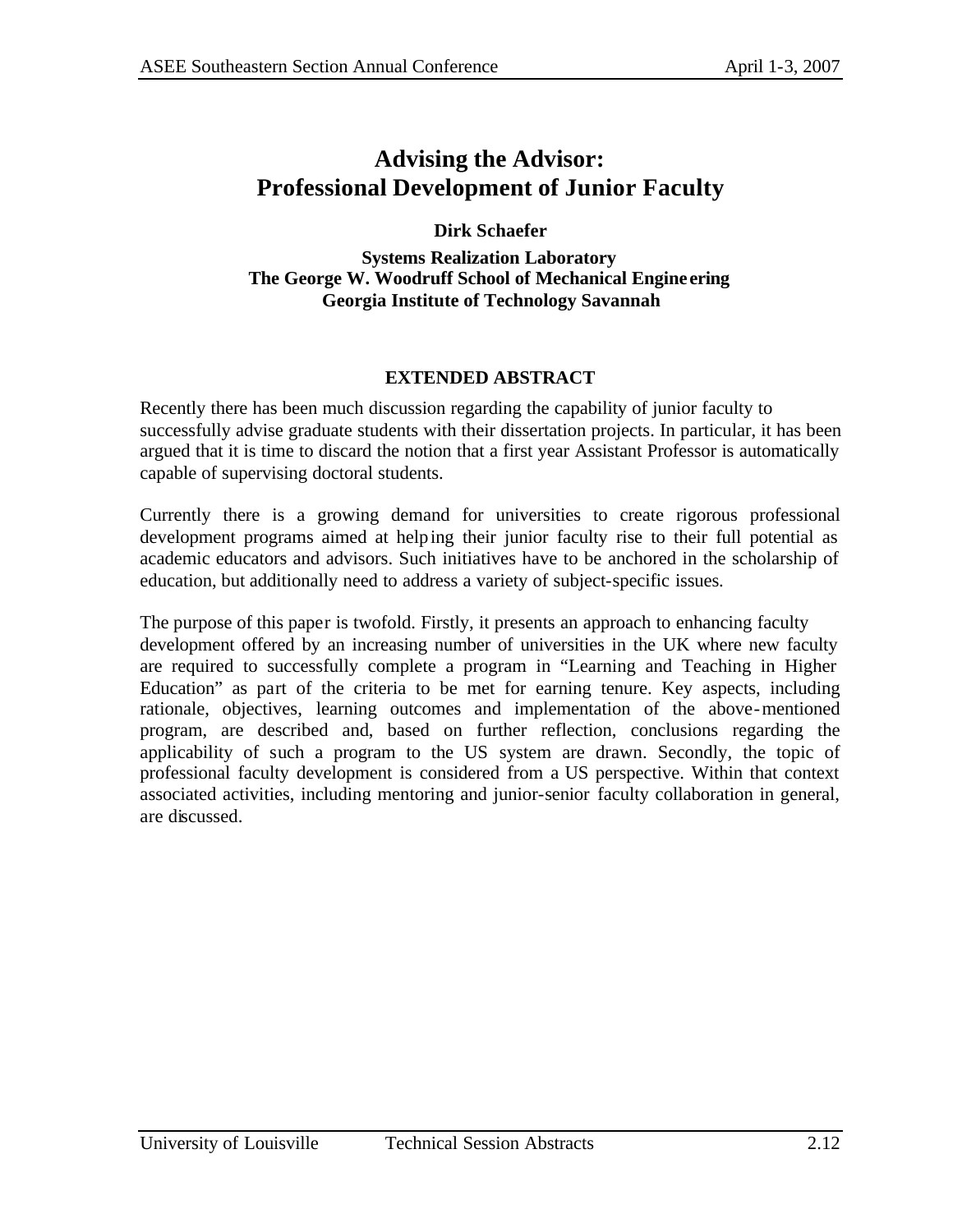# Advising the Advisor: Professional Development of Junior Faculty

**Dirk Schaefer**

**Systems Realization Laboratory**
**The George W. Woodruff School of Mechanical Engineering**
**Georgia Institute of Technology Savannah**

## EXTENDED ABSTRACT

Recently there has been much discussion regarding the capability of junior faculty to successfully advise graduate students with their dissertation projects. In particular, it has been argued that it is time to discard the notion that a first year Assistant Professor is automatically capable of supervising doctoral students.

Currently there is a growing demand for universities to create rigorous professional development programs aimed at helping their junior faculty rise to their full potential as academic educators and advisors. Such initiatives have to be anchored in the scholarship of education, but additionally need to address a variety of subject-specific issues.

The purpose of this paper is twofold. Firstly, it presents an approach to enhancing faculty development offered by an increasing number of universities in the UK where new faculty are required to successfully complete a program in "Learning and Teaching in Higher Education" as part of the criteria to be met for earning tenure. Key aspects, including rationale, objectives, learning outcomes and implementation of the above-mentioned program, are described and, based on further reflection, conclusions regarding the applicability of such a program to the US system are drawn. Secondly, the topic of professional faculty development is considered from a US perspective. Within that context associated activities, including mentoring and junior-senior faculty collaboration in general, are discussed.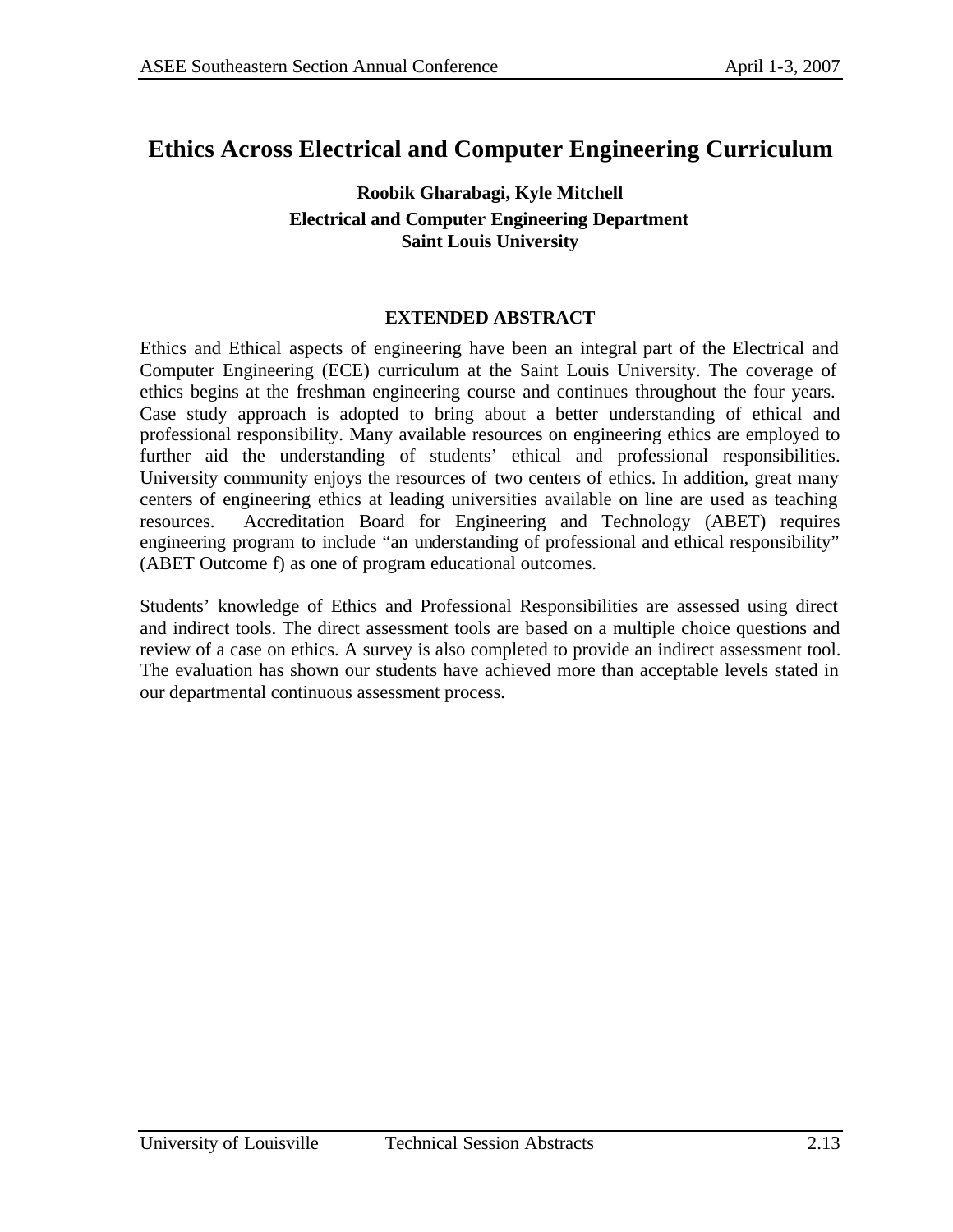# Ethics Across Electrical and Computer Engineering Curriculum

**Roobik Gharabagi, Kyle Mitchell**
**Electrical and Computer Engineering Department**
**Saint Louis University**

## EXTENDED ABSTRACT

Ethics and Ethical aspects of engineering have been an integral part of the Electrical and Computer Engineering (ECE) curriculum at the Saint Louis University. The coverage of ethics begins at the freshman engineering course and continues throughout the four years. Case study approach is adopted to bring about a better understanding of ethical and professional responsibility. Many available resources on engineering ethics are employed to further aid the understanding of students' ethical and professional responsibilities. University community enjoys the resources of two centers of ethics. In addition, great many centers of engineering ethics at leading universities available on line are used as teaching resources. Accreditation Board for Engineering and Technology (ABET) requires engineering program to include "an understanding of professional and ethical responsibility" (ABET Outcome f) as one of program educational outcomes.

Students' knowledge of Ethics and Professional Responsibilities are assessed using direct and indirect tools. The direct assessment tools are based on a multiple choice questions and review of a case on ethics. A survey is also completed to provide an indirect assessment tool. The evaluation has shown our students have achieved more than acceptable levels stated in our departmental continuous assessment process.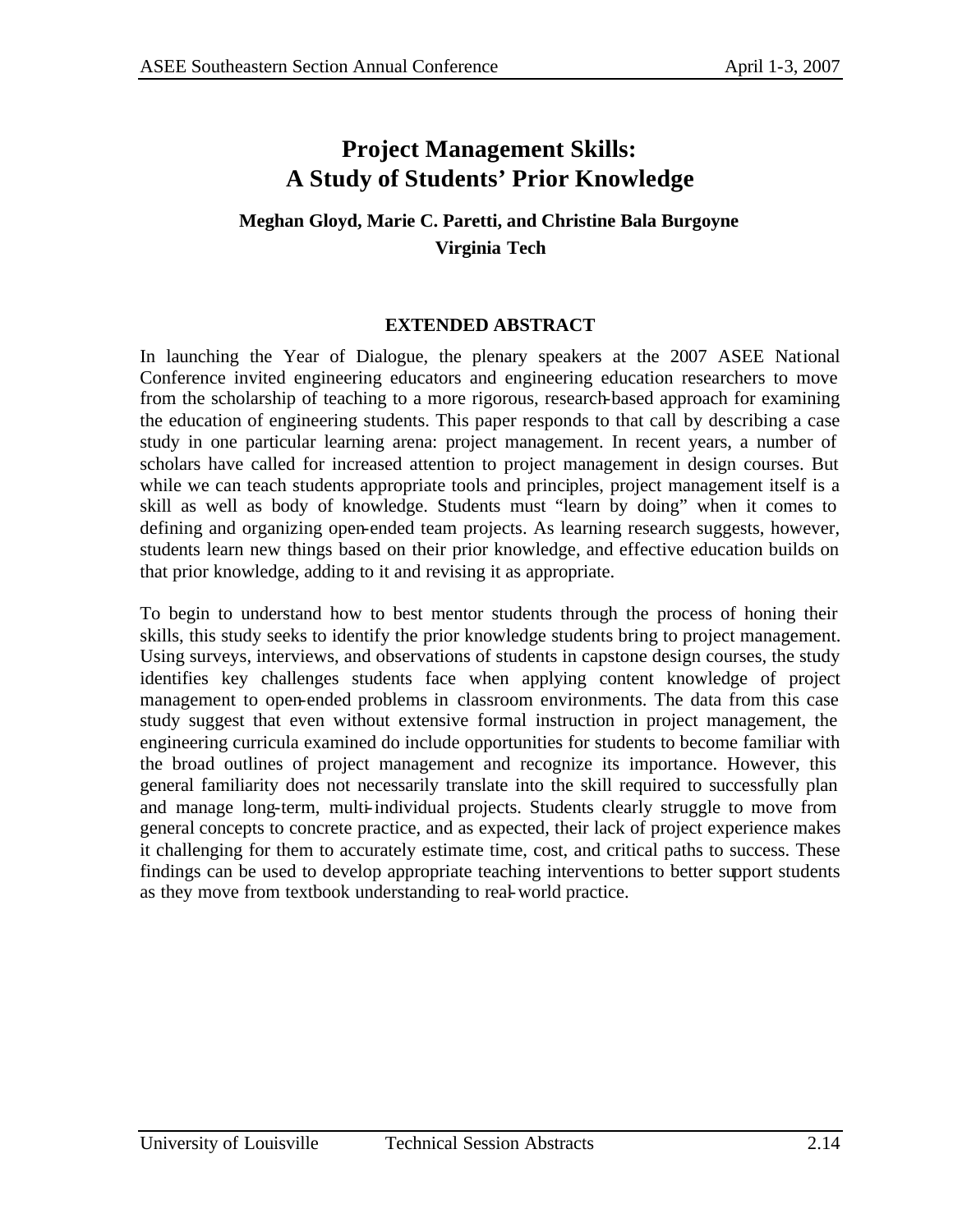# Project Management Skills: A Study of Students' Prior Knowledge

**Meghan Gloyd, Marie C. Paretti, and Christine Bala Burgoyne**

**Virginia Tech**

## EXTENDED ABSTRACT

In launching the Year of Dialogue, the plenary speakers at the 2007 ASEE National Conference invited engineering educators and engineering education researchers to move from the scholarship of teaching to a more rigorous, research-based approach for examining the education of engineering students. This paper responds to that call by describing a case study in one particular learning arena: project management. In recent years, a number of scholars have called for increased attention to project management in design courses. But while we can teach students appropriate tools and principles, project management itself is a skill as well as body of knowledge. Students must "learn by doing" when it comes to defining and organizing open-ended team projects. As learning research suggests, however, students learn new things based on their prior knowledge, and effective education builds on that prior knowledge, adding to it and revising it as appropriate.

To begin to understand how to best mentor students through the process of honing their skills, this study seeks to identify the prior knowledge students bring to project management. Using surveys, interviews, and observations of students in capstone design courses, the study identifies key challenges students face when applying content knowledge of project management to open-ended problems in classroom environments. The data from this case study suggest that even without extensive formal instruction in project management, the engineering curricula examined do include opportunities for students to become familiar with the broad outlines of project management and recognize its importance. However, this general familiarity does not necessarily translate into the skill required to successfully plan and manage long-term, multi-individual projects. Students clearly struggle to move from general concepts to concrete practice, and as expected, their lack of project experience makes it challenging for them to accurately estimate time, cost, and critical paths to success. These findings can be used to develop appropriate teaching interventions to better support students as they move from textbook understanding to real-world practice.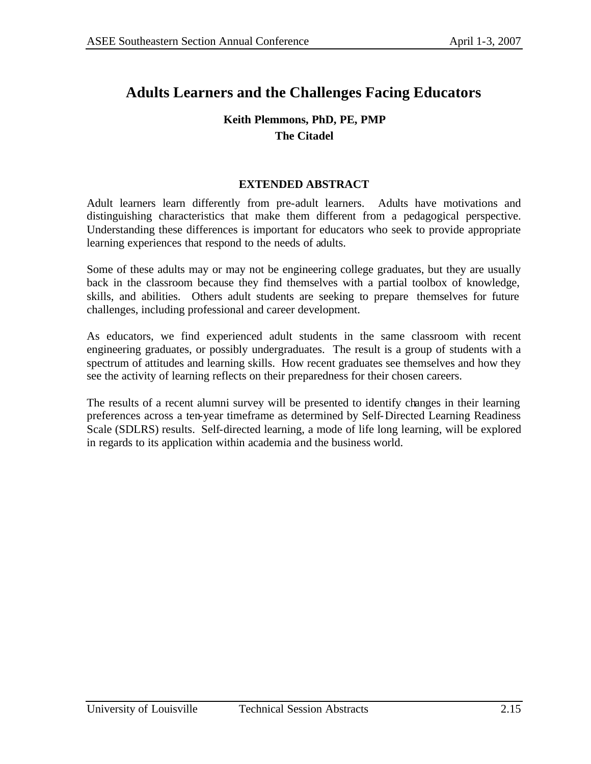# Adults Learners and the Challenges Facing Educators

**Keith Plemmons, PhD, PE, PMP**
**The Citadel**

## EXTENDED ABSTRACT

Adult learners learn differently from pre-adult learners. Adults have motivations and distinguishing characteristics that make them different from a pedagogical perspective. Understanding these differences is important for educators who seek to provide appropriate learning experiences that respond to the needs of adults.

Some of these adults may or may not be engineering college graduates, but they are usually back in the classroom because they find themselves with a partial toolbox of knowledge, skills, and abilities. Others adult students are seeking to prepare themselves for future challenges, including professional and career development.

As educators, we find experienced adult students in the same classroom with recent engineering graduates, or possibly undergraduates. The result is a group of students with a spectrum of attitudes and learning skills. How recent graduates see themselves and how they see the activity of learning reflects on their preparedness for their chosen careers.

The results of a recent alumni survey will be presented to identify changes in their learning preferences across a ten-year timeframe as determined by Self-Directed Learning Readiness Scale (SDLRS) results. Self-directed learning, a mode of life long learning, will be explored in regards to its application within academia and the business world.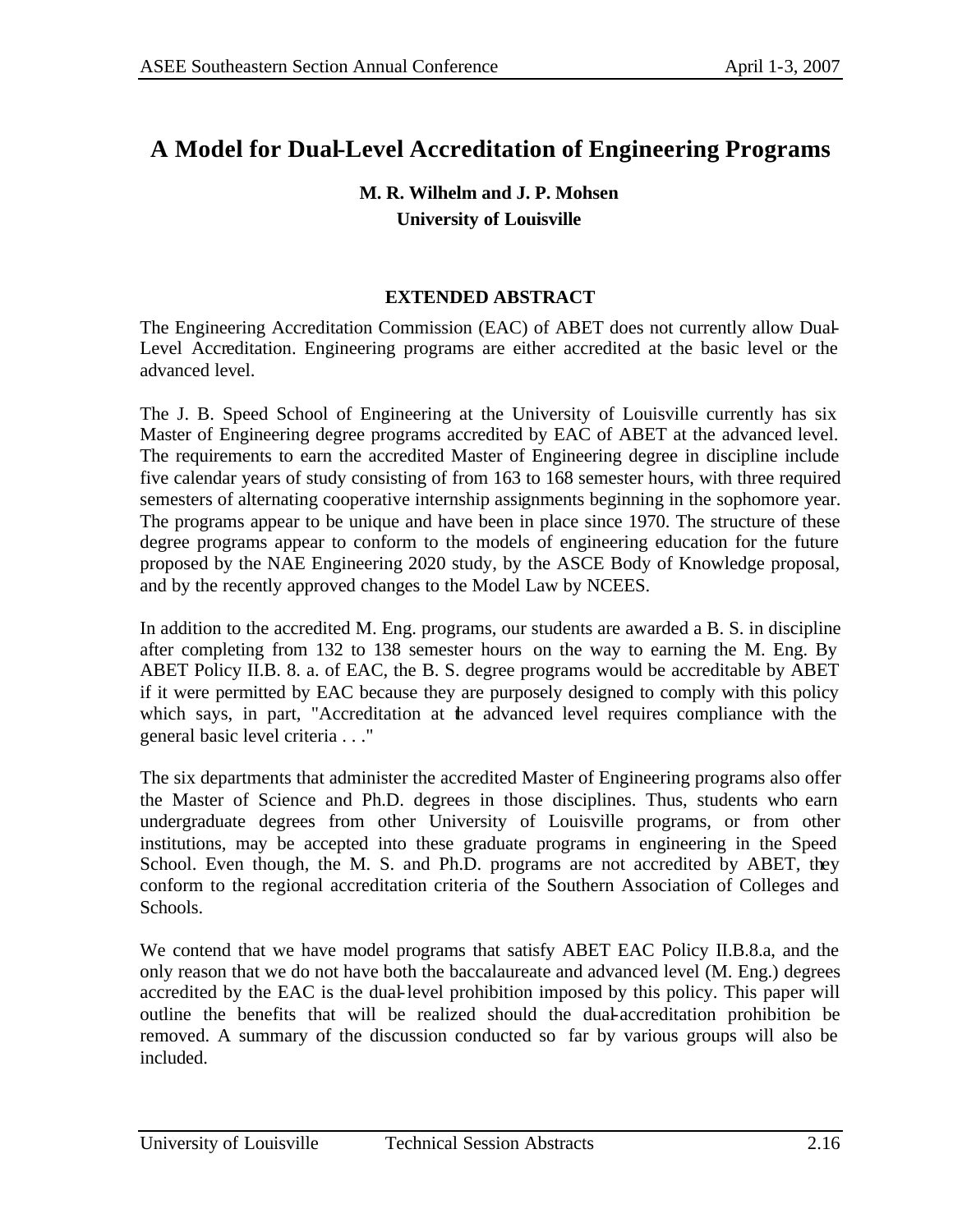# A Model for Dual-Level Accreditation of Engineering Programs

**M. R. Wilhelm and J. P. Mohsen**
**University of Louisville**

**EXTENDED ABSTRACT**

The Engineering Accreditation Commission (EAC) of ABET does not currently allow Dual-Level Accreditation. Engineering programs are either accredited at the basic level or the advanced level.

The J. B. Speed School of Engineering at the University of Louisville currently has six Master of Engineering degree programs accredited by EAC of ABET at the advanced level. The requirements to earn the accredited Master of Engineering degree in discipline include five calendar years of study consisting of from 163 to 168 semester hours, with three required semesters of alternating cooperative internship assignments beginning in the sophomore year. The programs appear to be unique and have been in place since 1970. The structure of these degree programs appear to conform to the models of engineering education for the future proposed by the NAE Engineering 2020 study, by the ASCE Body of Knowledge proposal, and by the recently approved changes to the Model Law by NCEES.

In addition to the accredited M. Eng. programs, our students are awarded a B. S. in discipline after completing from 132 to 138 semester hours on the way to earning the M. Eng. By ABET Policy II.B. 8. a. of EAC, the B. S. degree programs would be accreditable by ABET if it were permitted by EAC because they are purposely designed to comply with this policy which says, in part, "Accreditation at the advanced level requires compliance with the general basic level criteria . . ."

The six departments that administer the accredited Master of Engineering programs also offer the Master of Science and Ph.D. degrees in those disciplines. Thus, students who earn undergraduate degrees from other University of Louisville programs, or from other institutions, may be accepted into these graduate programs in engineering in the Speed School. Even though, the M. S. and Ph.D. programs are not accredited by ABET, they conform to the regional accreditation criteria of the Southern Association of Colleges and Schools.

We contend that we have model programs that satisfy ABET EAC Policy II.B.8.a, and the only reason that we do not have both the baccalaureate and advanced level (M. Eng.) degrees accredited by the EAC is the dual-level prohibition imposed by this policy. This paper will outline the benefits that will be realized should the dual-accreditation prohibition be removed. A summary of the discussion conducted so far by various groups will also be included.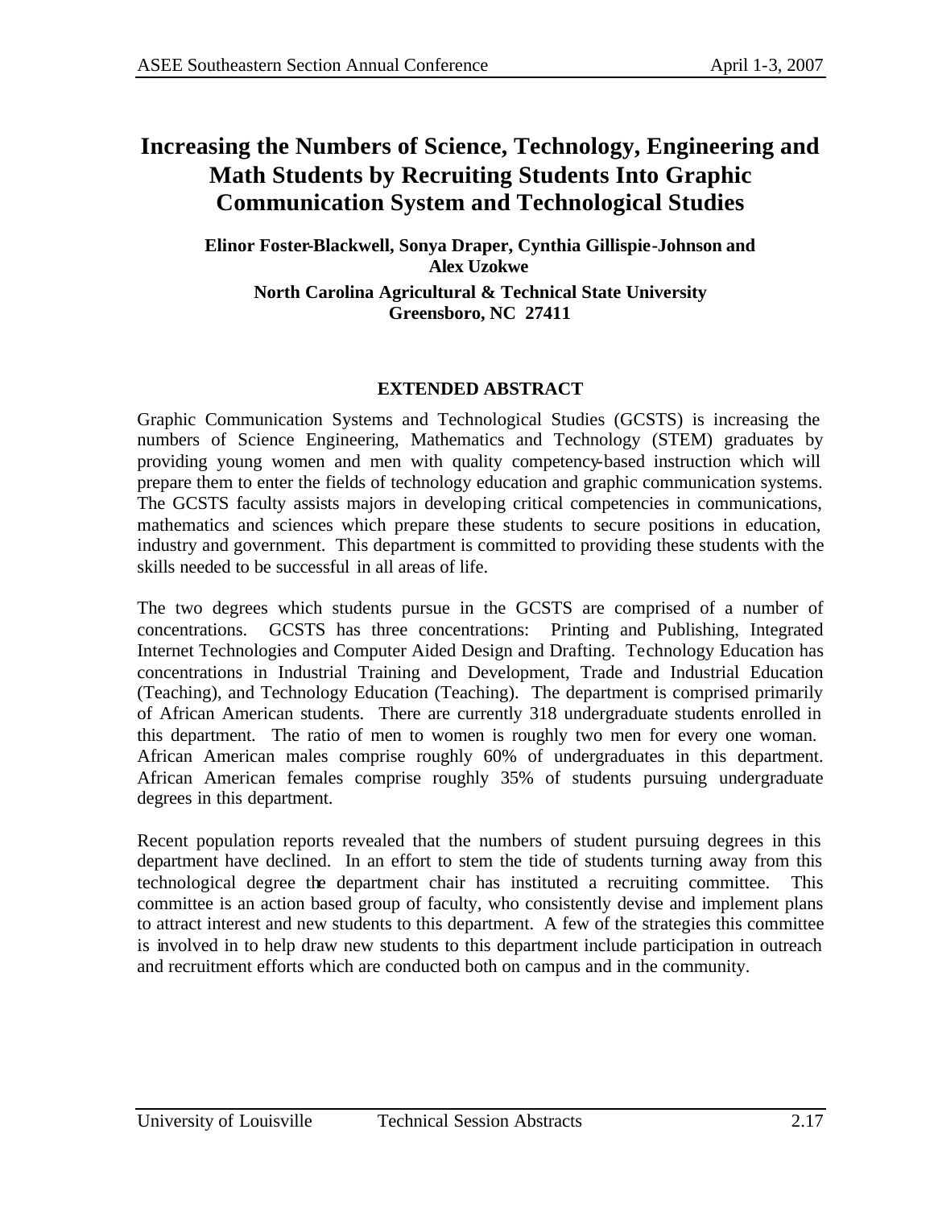# Increasing the Numbers of Science, Technology, Engineering and Math Students by Recruiting Students Into Graphic Communication System and Technological Studies

**Elinor Foster-Blackwell, Sonya Draper, Cynthia Gillispie-Johnson and Alex Uzokwe**

**North Carolina Agricultural & Technical State University**
**Greensboro, NC 27411**

## EXTENDED ABSTRACT

Graphic Communication Systems and Technological Studies (GCSTS) is increasing the numbers of Science Engineering, Mathematics and Technology (STEM) graduates by providing young women and men with quality competency-based instruction which will prepare them to enter the fields of technology education and graphic communication systems. The GCSTS faculty assists majors in developing critical competencies in communications, mathematics and sciences which prepare these students to secure positions in education, industry and government. This department is committed to providing these students with the skills needed to be successful in all areas of life.

The two degrees which students pursue in the GCSTS are comprised of a number of concentrations. GCSTS has three concentrations: Printing and Publishing, Integrated Internet Technologies and Computer Aided Design and Drafting. Technology Education has concentrations in Industrial Training and Development, Trade and Industrial Education (Teaching), and Technology Education (Teaching). The department is comprised primarily of African American students. There are currently 318 undergraduate students enrolled in this department. The ratio of men to women is roughly two men for every one woman. African American males comprise roughly 60% of undergraduates in this department. African American females comprise roughly 35% of students pursuing undergraduate degrees in this department.

Recent population reports revealed that the numbers of student pursuing degrees in this department have declined. In an effort to stem the tide of students turning away from this technological degree the department chair has instituted a recruiting committee. This committee is an action based group of faculty, who consistently devise and implement plans to attract interest and new students to this department. A few of the strategies this committee is involved in to help draw new students to this department include participation in outreach and recruitment efforts which are conducted both on campus and in the community.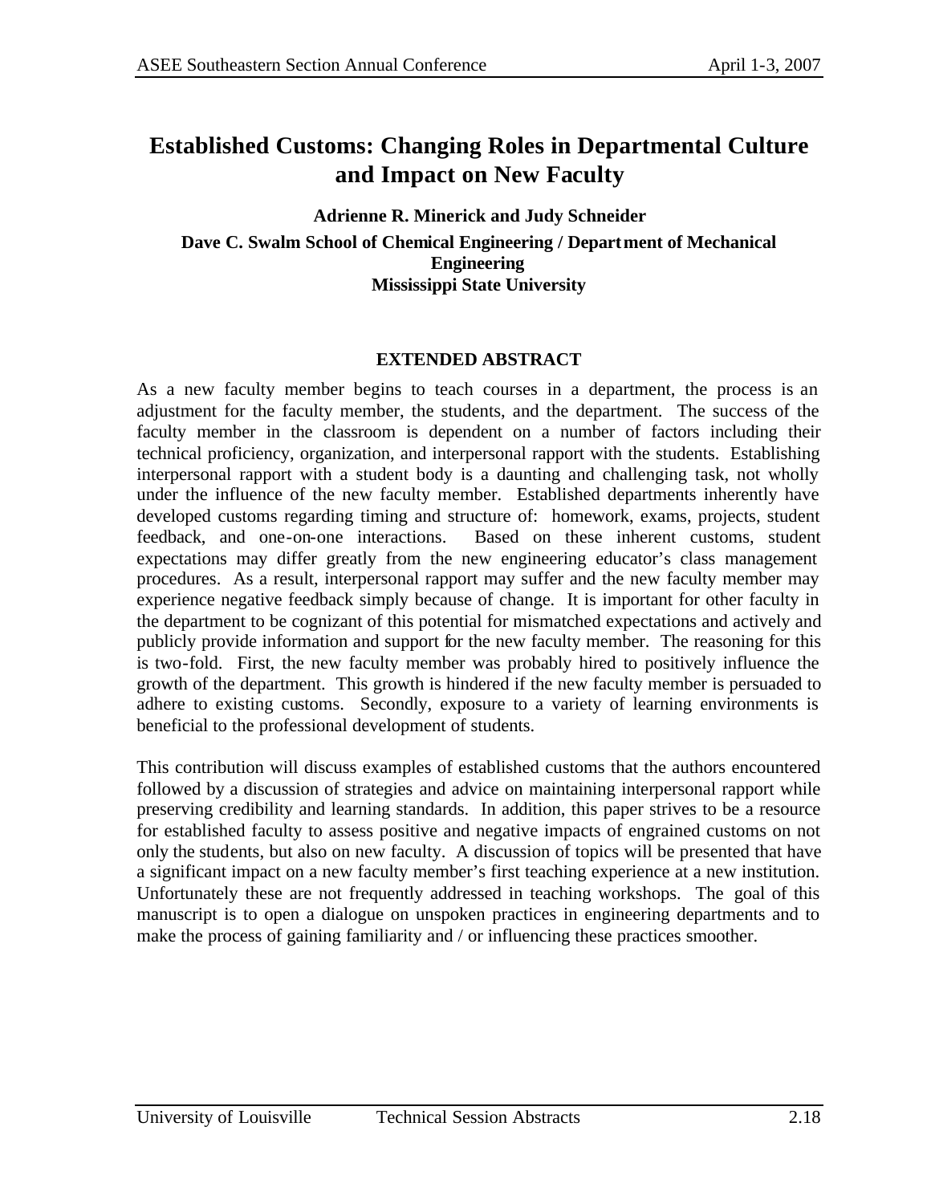# Established Customs: Changing Roles in Departmental Culture and Impact on New Faculty

**Adrienne R. Minerick and Judy Schneider**

**Dave C. Swalm School of Chemical Engineering / Department of Mechanical Engineering**
**Mississippi State University**

## EXTENDED ABSTRACT

As a new faculty member begins to teach courses in a department, the process is an adjustment for the faculty member, the students, and the department. The success of the faculty member in the classroom is dependent on a number of factors including their technical proficiency, organization, and interpersonal rapport with the students. Establishing interpersonal rapport with a student body is a daunting and challenging task, not wholly under the influence of the new faculty member. Established departments inherently have developed customs regarding timing and structure of: homework, exams, projects, student feedback, and one-on-one interactions. Based on these inherent customs, student expectations may differ greatly from the new engineering educator's class management procedures. As a result, interpersonal rapport may suffer and the new faculty member may experience negative feedback simply because of change. It is important for other faculty in the department to be cognizant of this potential for mismatched expectations and actively and publicly provide information and support for the new faculty member. The reasoning for this is two-fold. First, the new faculty member was probably hired to positively influence the growth of the department. This growth is hindered if the new faculty member is persuaded to adhere to existing customs. Secondly, exposure to a variety of learning environments is beneficial to the professional development of students.

This contribution will discuss examples of established customs that the authors encountered followed by a discussion of strategies and advice on maintaining interpersonal rapport while preserving credibility and learning standards. In addition, this paper strives to be a resource for established faculty to assess positive and negative impacts of engrained customs on not only the students, but also on new faculty. A discussion of topics will be presented that have a significant impact on a new faculty member's first teaching experience at a new institution. Unfortunately these are not frequently addressed in teaching workshops. The goal of this manuscript is to open a dialogue on unspoken practices in engineering departments and to make the process of gaining familiarity and / or influencing these practices smoother.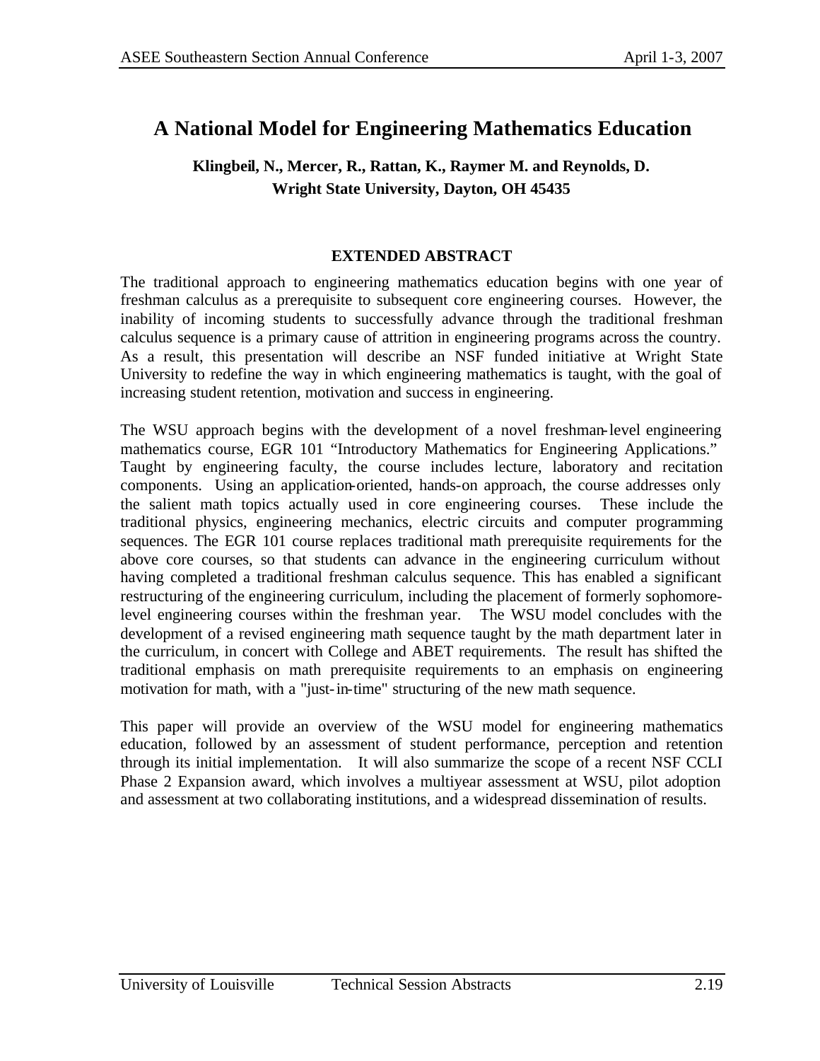# A National Model for Engineering Mathematics Education

**Klingbeil, N., Mercer, R., Rattan, K., Raymer M. and Reynolds, D.**
**Wright State University, Dayton, OH 45435**

## EXTENDED ABSTRACT

The traditional approach to engineering mathematics education begins with one year of freshman calculus as a prerequisite to subsequent core engineering courses. However, the inability of incoming students to successfully advance through the traditional freshman calculus sequence is a primary cause of attrition in engineering programs across the country. As a result, this presentation will describe an NSF funded initiative at Wright State University to redefine the way in which engineering mathematics is taught, with the goal of increasing student retention, motivation and success in engineering.

The WSU approach begins with the development of a novel freshman-level engineering mathematics course, EGR 101 "Introductory Mathematics for Engineering Applications." Taught by engineering faculty, the course includes lecture, laboratory and recitation components. Using an application-oriented, hands-on approach, the course addresses only the salient math topics actually used in core engineering courses. These include the traditional physics, engineering mechanics, electric circuits and computer programming sequences. The EGR 101 course replaces traditional math prerequisite requirements for the above core courses, so that students can advance in the engineering curriculum without having completed a traditional freshman calculus sequence. This has enabled a significant restructuring of the engineering curriculum, including the placement of formerly sophomore-level engineering courses within the freshman year. The WSU model concludes with the development of a revised engineering math sequence taught by the math department later in the curriculum, in concert with College and ABET requirements. The result has shifted the traditional emphasis on math prerequisite requirements to an emphasis on engineering motivation for math, with a "just-in-time" structuring of the new math sequence.

This paper will provide an overview of the WSU model for engineering mathematics education, followed by an assessment of student performance, perception and retention through its initial implementation. It will also summarize the scope of a recent NSF CCLI Phase 2 Expansion award, which involves a multiyear assessment at WSU, pilot adoption and assessment at two collaborating institutions, and a widespread dissemination of results.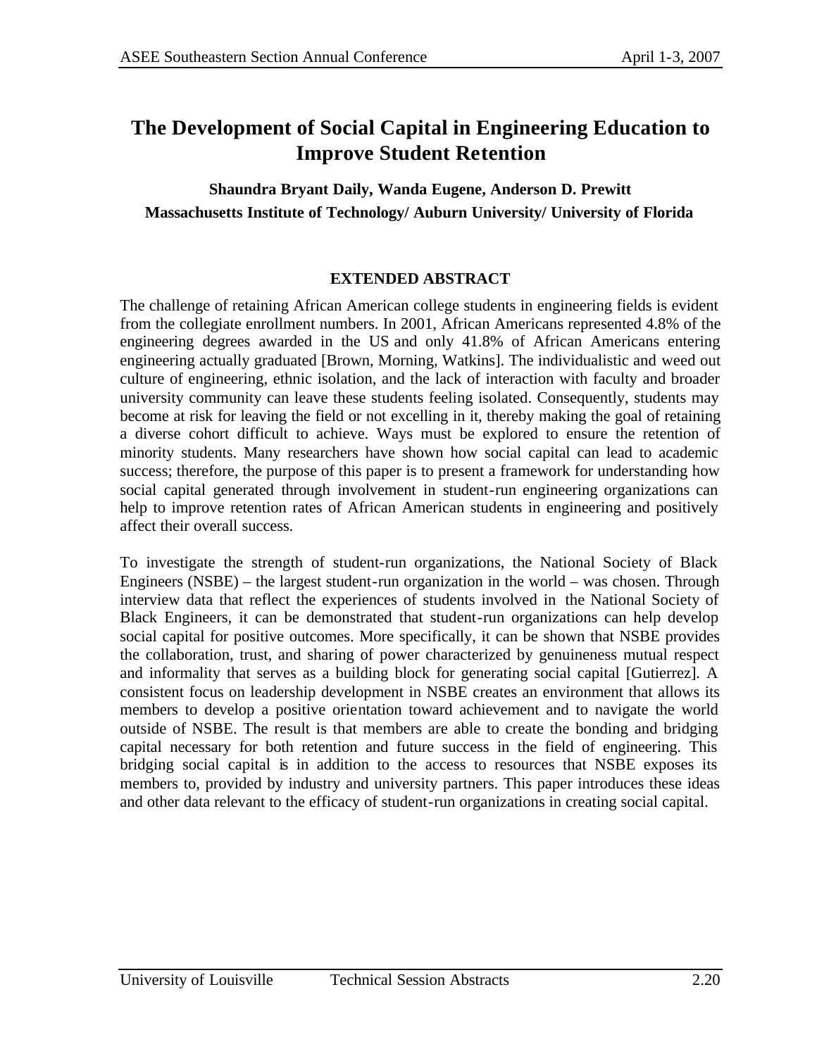# The Development of Social Capital in Engineering Education to Improve Student Retention

**Shaundra Bryant Daily, Wanda Eugene, Anderson D. Prewitt**
**Massachusetts Institute of Technology/ Auburn University/ University of Florida**

### EXTENDED ABSTRACT

The challenge of retaining African American college students in engineering fields is evident from the collegiate enrollment numbers. In 2001, African Americans represented 4.8% of the engineering degrees awarded in the US and only 41.8% of African Americans entering engineering actually graduated [Brown, Morning, Watkins]. The individualistic and weed out culture of engineering, ethnic isolation, and the lack of interaction with faculty and broader university community can leave these students feeling isolated. Consequently, students may become at risk for leaving the field or not excelling in it, thereby making the goal of retaining a diverse cohort difficult to achieve. Ways must be explored to ensure the retention of minority students. Many researchers have shown how social capital can lead to academic success; therefore, the purpose of this paper is to present a framework for understanding how social capital generated through involvement in student-run engineering organizations can help to improve retention rates of African American students in engineering and positively affect their overall success.

To investigate the strength of student-run organizations, the National Society of Black Engineers (NSBE) – the largest student-run organization in the world – was chosen. Through interview data that reflect the experiences of students involved in the National Society of Black Engineers, it can be demonstrated that student-run organizations can help develop social capital for positive outcomes. More specifically, it can be shown that NSBE provides the collaboration, trust, and sharing of power characterized by genuineness mutual respect and informality that serves as a building block for generating social capital [Gutierrez]. A consistent focus on leadership development in NSBE creates an environment that allows its members to develop a positive orientation toward achievement and to navigate the world outside of NSBE. The result is that members are able to create the bonding and bridging capital necessary for both retention and future success in the field of engineering. This bridging social capital is in addition to the access to resources that NSBE exposes its members to, provided by industry and university partners. This paper introduces these ideas and other data relevant to the efficacy of student-run organizations in creating social capital.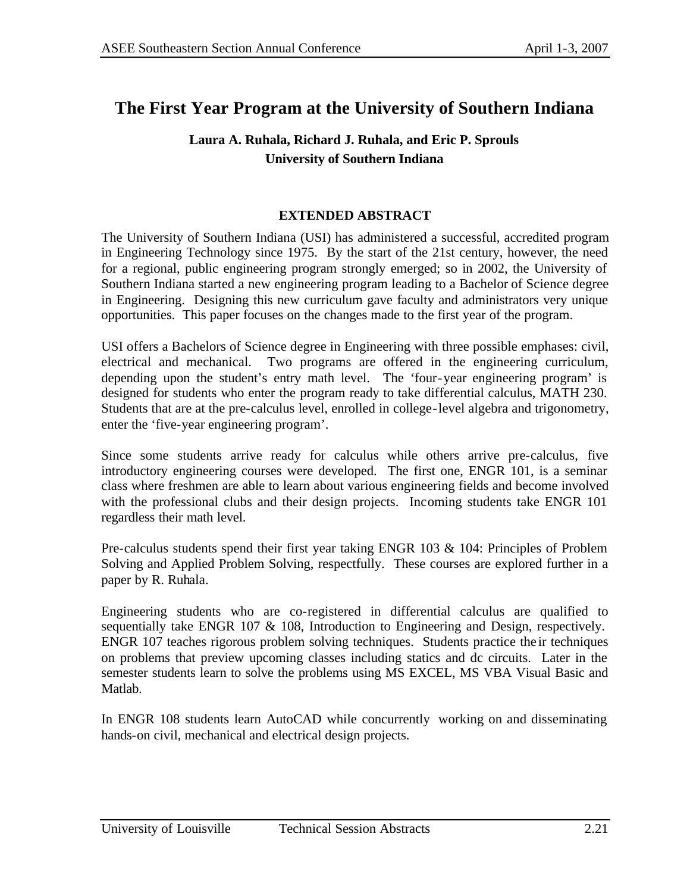# The First Year Program at the University of Southern Indiana

**Laura A. Ruhala, Richard J. Ruhala, and Eric P. Sprouls**
**University of Southern Indiana**

## EXTENDED ABSTRACT

The University of Southern Indiana (USI) has administered a successful, accredited program in Engineering Technology since 1975. By the start of the 21st century, however, the need for a regional, public engineering program strongly emerged; so in 2002, the University of Southern Indiana started a new engineering program leading to a Bachelor of Science degree in Engineering. Designing this new curriculum gave faculty and administrators very unique opportunities. This paper focuses on the changes made to the first year of the program.

USI offers a Bachelors of Science degree in Engineering with three possible emphases: civil, electrical and mechanical. Two programs are offered in the engineering curriculum, depending upon the student's entry math level. The 'four-year engineering program' is designed for students who enter the program ready to take differential calculus, MATH 230. Students that are at the pre-calculus level, enrolled in college-level algebra and trigonometry, enter the 'five-year engineering program'.

Since some students arrive ready for calculus while others arrive pre-calculus, five introductory engineering courses were developed. The first one, ENGR 101, is a seminar class where freshmen are able to learn about various engineering fields and become involved with the professional clubs and their design projects. Incoming students take ENGR 101 regardless their math level.

Pre-calculus students spend their first year taking ENGR 103 & 104: Principles of Problem Solving and Applied Problem Solving, respectfully. These courses are explored further in a paper by R. Ruhala.

Engineering students who are co-registered in differential calculus are qualified to sequentially take ENGR 107 & 108, Introduction to Engineering and Design, respectively. ENGR 107 teaches rigorous problem solving techniques. Students practice their techniques on problems that preview upcoming classes including statics and dc circuits. Later in the semester students learn to solve the problems using MS EXCEL, MS VBA Visual Basic and Matlab.

In ENGR 108 students learn AutoCAD while concurrently working on and disseminating hands-on civil, mechanical and electrical design projects.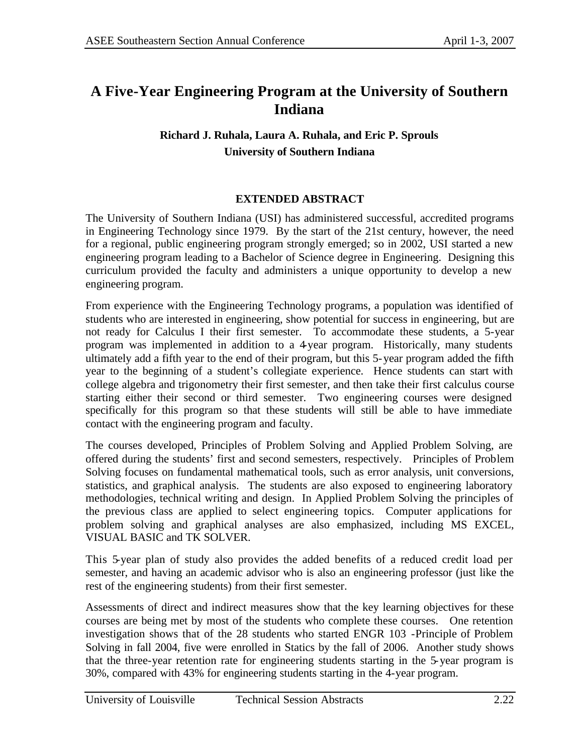# A Five-Year Engineering Program at the University of Southern Indiana

**Richard J. Ruhala, Laura A. Ruhala, and Eric P. Sprouls**
**University of Southern Indiana**

## EXTENDED ABSTRACT

The University of Southern Indiana (USI) has administered successful, accredited programs in Engineering Technology since 1979. By the start of the 21st century, however, the need for a regional, public engineering program strongly emerged; so in 2002, USI started a new engineering program leading to a Bachelor of Science degree in Engineering. Designing this curriculum provided the faculty and administers a unique opportunity to develop a new engineering program.

From experience with the Engineering Technology programs, a population was identified of students who are interested in engineering, show potential for success in engineering, but are not ready for Calculus I their first semester. To accommodate these students, a 5-year program was implemented in addition to a 4-year program. Historically, many students ultimately add a fifth year to the end of their program, but this 5-year program added the fifth year to the beginning of a student's collegiate experience. Hence students can start with college algebra and trigonometry their first semester, and then take their first calculus course starting either their second or third semester. Two engineering courses were designed specifically for this program so that these students will still be able to have immediate contact with the engineering program and faculty.

The courses developed, Principles of Problem Solving and Applied Problem Solving, are offered during the students' first and second semesters, respectively. Principles of Problem Solving focuses on fundamental mathematical tools, such as error analysis, unit conversions, statistics, and graphical analysis. The students are also exposed to engineering laboratory methodologies, technical writing and design. In Applied Problem Solving the principles of the previous class are applied to select engineering topics. Computer applications for problem solving and graphical analyses are also emphasized, including MS EXCEL, VISUAL BASIC and TK SOLVER.

This 5-year plan of study also provides the added benefits of a reduced credit load per semester, and having an academic advisor who is also an engineering professor (just like the rest of the engineering students) from their first semester.

Assessments of direct and indirect measures show that the key learning objectives for these courses are being met by most of the students who complete these courses. One retention investigation shows that of the 28 students who started ENGR 103 -Principle of Problem Solving in fall 2004, five were enrolled in Statics by the fall of 2006. Another study shows that the three-year retention rate for engineering students starting in the 5-year program is 30%, compared with 43% for engineering students starting in the 4-year program.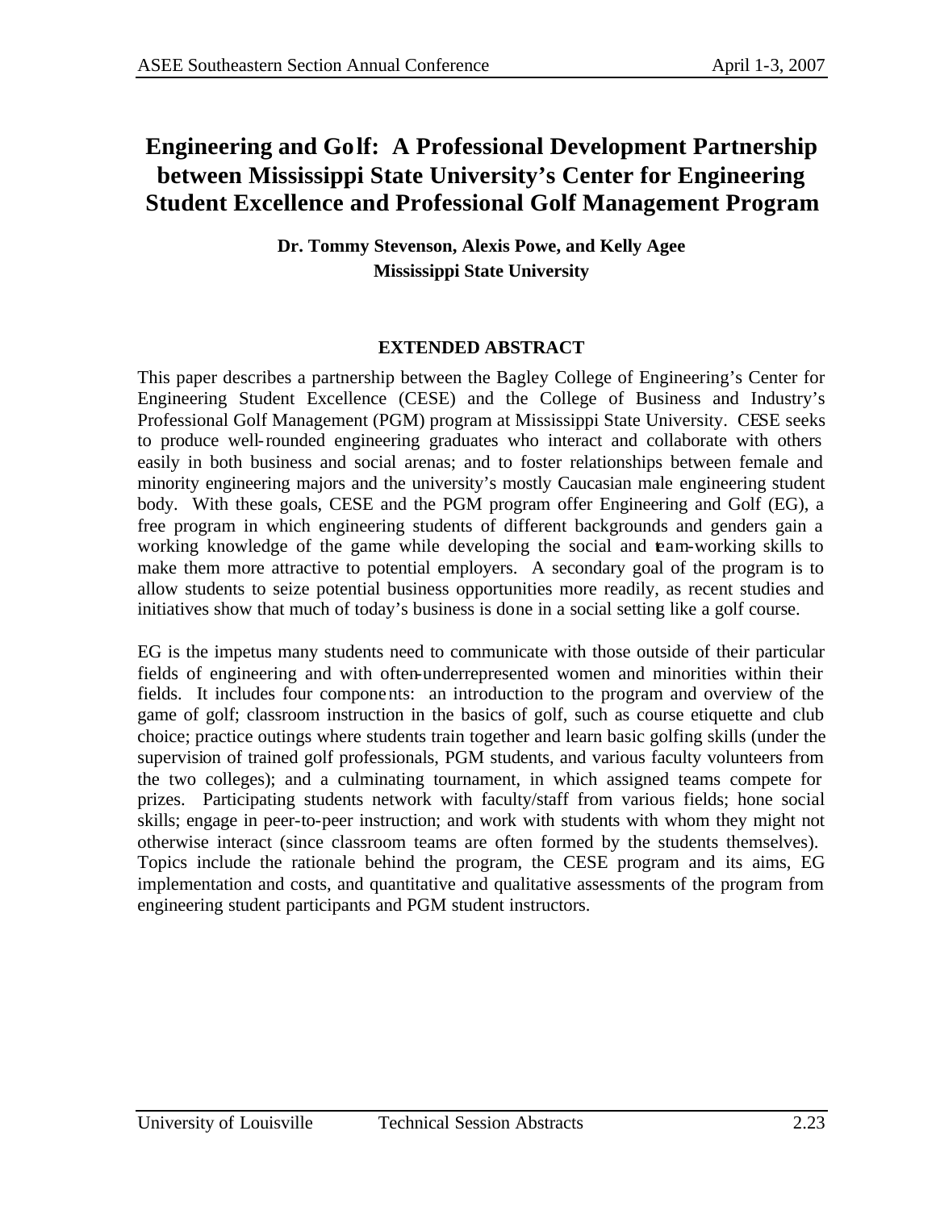# Engineering and Golf: A Professional Development Partnership between Mississippi State University's Center for Engineering Student Excellence and Professional Golf Management Program

**Dr. Tommy Stevenson, Alexis Powe, and Kelly Agee**
**Mississippi State University**

## EXTENDED ABSTRACT

This paper describes a partnership between the Bagley College of Engineering's Center for Engineering Student Excellence (CESE) and the College of Business and Industry's Professional Golf Management (PGM) program at Mississippi State University. CESE seeks to produce well-rounded engineering graduates who interact and collaborate with others easily in both business and social arenas; and to foster relationships between female and minority engineering majors and the university's mostly Caucasian male engineering student body. With these goals, CESE and the PGM program offer Engineering and Golf (EG), a free program in which engineering students of different backgrounds and genders gain a working knowledge of the game while developing the social and team-working skills to make them more attractive to potential employers. A secondary goal of the program is to allow students to seize potential business opportunities more readily, as recent studies and initiatives show that much of today's business is done in a social setting like a golf course.

EG is the impetus many students need to communicate with those outside of their particular fields of engineering and with often-underrepresented women and minorities within their fields. It includes four components: an introduction to the program and overview of the game of golf; classroom instruction in the basics of golf, such as course etiquette and club choice; practice outings where students train together and learn basic golfing skills (under the supervision of trained golf professionals, PGM students, and various faculty volunteers from the two colleges); and a culminating tournament, in which assigned teams compete for prizes. Participating students network with faculty/staff from various fields; hone social skills; engage in peer-to-peer instruction; and work with students with whom they might not otherwise interact (since classroom teams are often formed by the students themselves). Topics include the rationale behind the program, the CESE program and its aims, EG implementation and costs, and quantitative and qualitative assessments of the program from engineering student participants and PGM student instructors.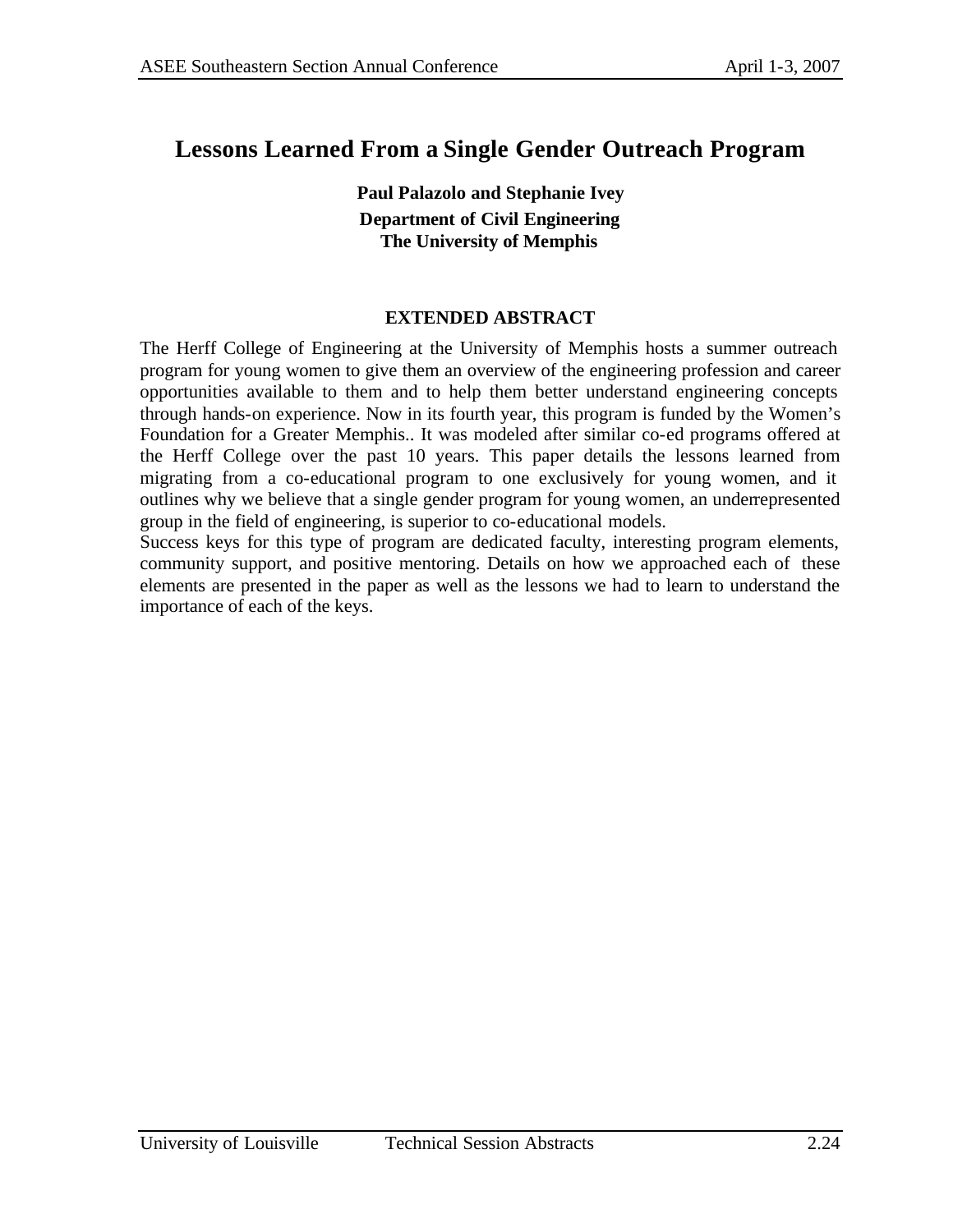# Lessons Learned From a Single Gender Outreach Program

**Paul Palazolo and Stephanie Ivey**

**Department of Civil Engineering**
**The University of Memphis**

## EXTENDED ABSTRACT

The Herff College of Engineering at the University of Memphis hosts a summer outreach program for young women to give them an overview of the engineering profession and career opportunities available to them and to help them better understand engineering concepts through hands-on experience. Now in its fourth year, this program is funded by the Women's Foundation for a Greater Memphis.. It was modeled after similar co-ed programs offered at the Herff College over the past 10 years. This paper details the lessons learned from migrating from a co-educational program to one exclusively for young women, and it outlines why we believe that a single gender program for young women, an underrepresented group in the field of engineering, is superior to co-educational models.

Success keys for this type of program are dedicated faculty, interesting program elements, community support, and positive mentoring. Details on how we approached each of these elements are presented in the paper as well as the lessons we had to learn to understand the importance of each of the keys.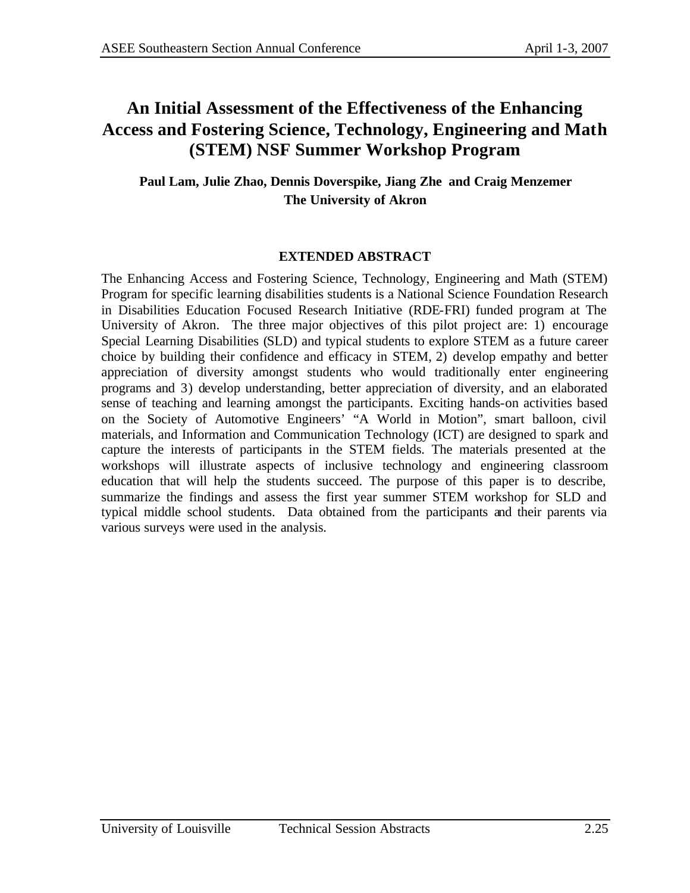# An Initial Assessment of the Effectiveness of the Enhancing Access and Fostering Science, Technology, Engineering and Math (STEM) NSF Summer Workshop Program

**Paul Lam, Julie Zhao, Dennis Doverspike, Jiang Zhe and Craig Menzemer**
**The University of Akron**

## EXTENDED ABSTRACT

The Enhancing Access and Fostering Science, Technology, Engineering and Math (STEM) Program for specific learning disabilities students is a National Science Foundation Research in Disabilities Education Focused Research Initiative (RDE-FRI) funded program at The University of Akron. The three major objectives of this pilot project are: 1) encourage Special Learning Disabilities (SLD) and typical students to explore STEM as a future career choice by building their confidence and efficacy in STEM, 2) develop empathy and better appreciation of diversity amongst students who would traditionally enter engineering programs and 3) develop understanding, better appreciation of diversity, and an elaborated sense of teaching and learning amongst the participants. Exciting hands-on activities based on the Society of Automotive Engineers' "A World in Motion", smart balloon, civil materials, and Information and Communication Technology (ICT) are designed to spark and capture the interests of participants in the STEM fields. The materials presented at the workshops will illustrate aspects of inclusive technology and engineering classroom education that will help the students succeed. The purpose of this paper is to describe, summarize the findings and assess the first year summer STEM workshop for SLD and typical middle school students. Data obtained from the participants and their parents via various surveys were used in the analysis.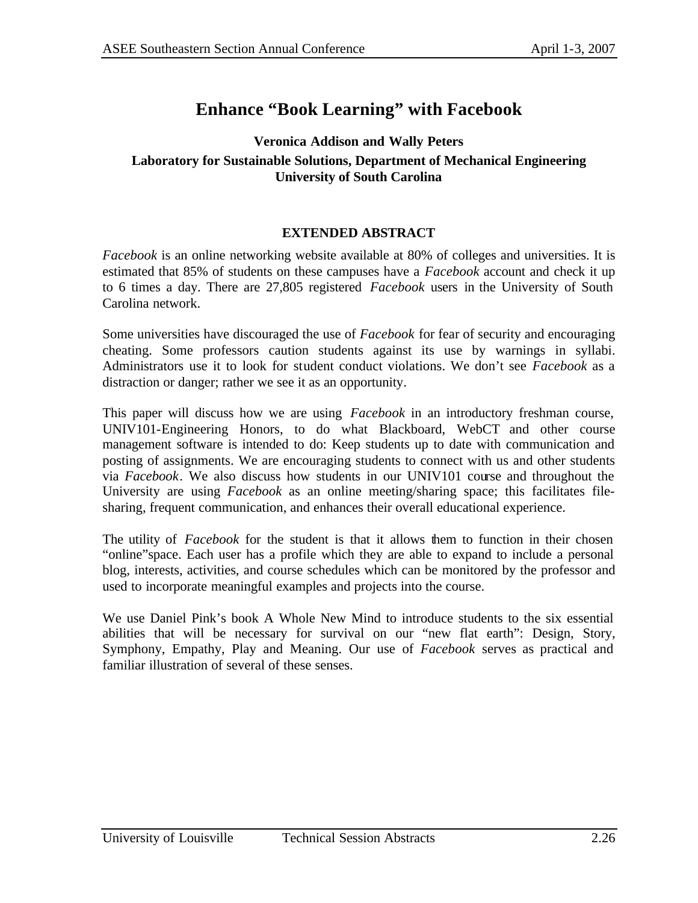# Enhance "Book Learning" with Facebook

**Veronica Addison and Wally Peters**

**Laboratory for Sustainable Solutions, Department of Mechanical Engineering**
**University of South Carolina**

## EXTENDED ABSTRACT

*Facebook* is an online networking website available at 80% of colleges and universities. It is estimated that 85% of students on these campuses have a *Facebook* account and check it up to 6 times a day. There are 27,805 registered *Facebook* users in the University of South Carolina network.

Some universities have discouraged the use of *Facebook* for fear of security and encouraging cheating. Some professors caution students against its use by warnings in syllabi. Administrators use it to look for student conduct violations. We don't see *Facebook* as a distraction or danger; rather we see it as an opportunity.

This paper will discuss how we are using *Facebook* in an introductory freshman course, UNIV101-Engineering Honors, to do what Blackboard, WebCT and other course management software is intended to do: Keep students up to date with communication and posting of assignments. We are encouraging students to connect with us and other students via *Facebook*. We also discuss how students in our UNIV101 course and throughout the University are using *Facebook* as an online meeting/sharing space; this facilitates file-sharing, frequent communication, and enhances their overall educational experience.

The utility of *Facebook* for the student is that it allows them to function in their chosen "online"space. Each user has a profile which they are able to expand to include a personal blog, interests, activities, and course schedules which can be monitored by the professor and used to incorporate meaningful examples and projects into the course.

We use Daniel Pink's book A Whole New Mind to introduce students to the six essential abilities that will be necessary for survival on our "new flat earth": Design, Story, Symphony, Empathy, Play and Meaning. Our use of *Facebook* serves as practical and familiar illustration of several of these senses.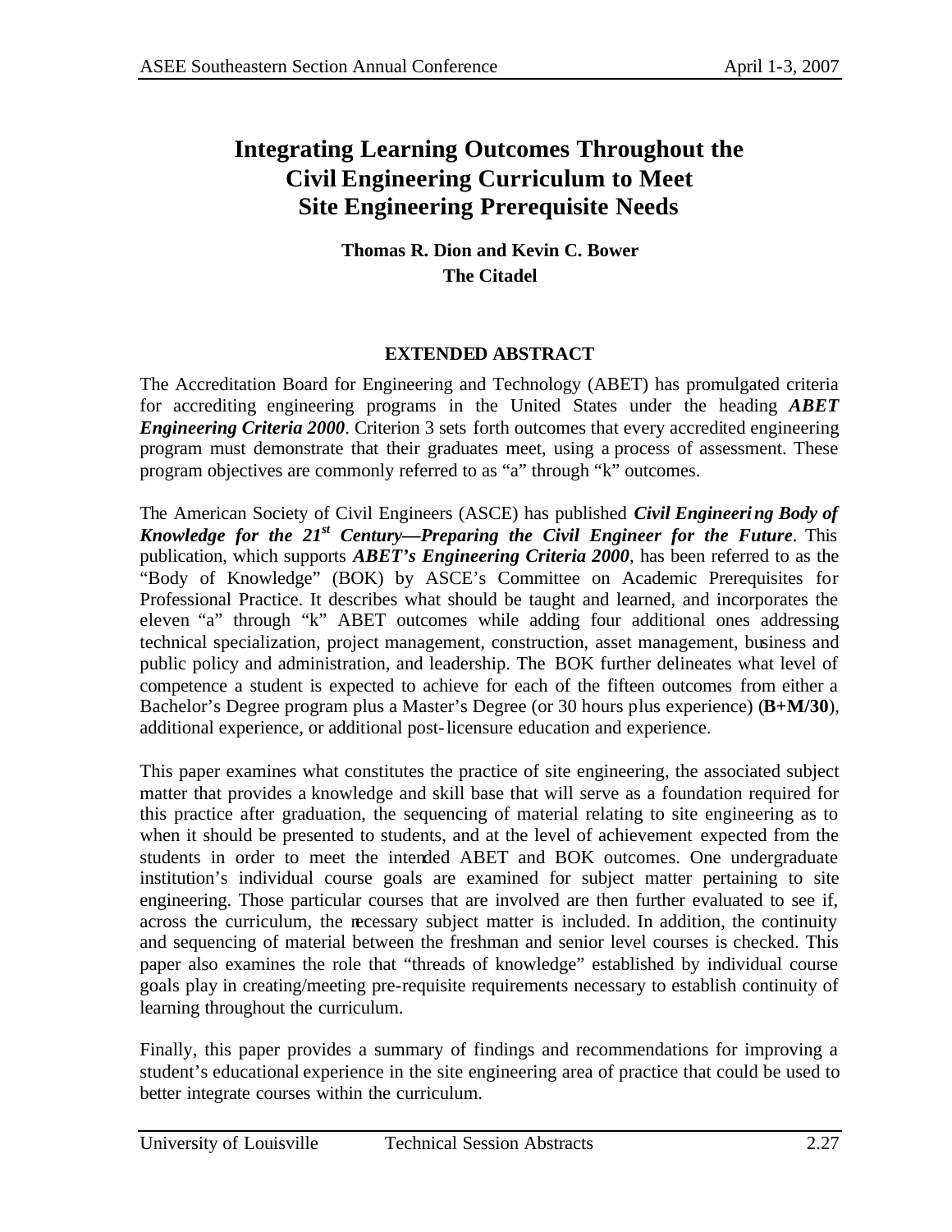# Integrating Learning Outcomes Throughout the Civil Engineering Curriculum to Meet Site Engineering Prerequisite Needs

**Thomas R. Dion and Kevin C. Bower**
**The Citadel**

## EXTENDED ABSTRACT

The Accreditation Board for Engineering and Technology (ABET) has promulgated criteria for accrediting engineering programs in the United States under the heading ***ABET Engineering Criteria 2000***. Criterion 3 sets forth outcomes that every accredited engineering program must demonstrate that their graduates meet, using a process of assessment. These program objectives are commonly referred to as "a" through "k" outcomes.

The American Society of Civil Engineers (ASCE) has published ***Civil Engineering Body of Knowledge for the 21st Century—Preparing the Civil Engineer for the Future***. This publication, which supports ***ABET's Engineering Criteria 2000***, has been referred to as the "Body of Knowledge" (BOK) by ASCE's Committee on Academic Prerequisites for Professional Practice. It describes what should be taught and learned, and incorporates the eleven "a" through "k" ABET outcomes while adding four additional ones addressing technical specialization, project management, construction, asset management, business and public policy and administration, and leadership. The BOK further delineates what level of competence a student is expected to achieve for each of the fifteen outcomes from either a Bachelor's Degree program plus a Master's Degree (or 30 hours plus experience) (**B+M/30**), additional experience, or additional post-licensure education and experience.

This paper examines what constitutes the practice of site engineering, the associated subject matter that provides a knowledge and skill base that will serve as a foundation required for this practice after graduation, the sequencing of material relating to site engineering as to when it should be presented to students, and at the level of achievement expected from the students in order to meet the intended ABET and BOK outcomes. One undergraduate institution's individual course goals are examined for subject matter pertaining to site engineering. Those particular courses that are involved are then further evaluated to see if, across the curriculum, the necessary subject matter is included. In addition, the continuity and sequencing of material between the freshman and senior level courses is checked. This paper also examines the role that "threads of knowledge" established by individual course goals play in creating/meeting pre-requisite requirements necessary to establish continuity of learning throughout the curriculum.

Finally, this paper provides a summary of findings and recommendations for improving a student's educational experience in the site engineering area of practice that could be used to better integrate courses within the curriculum.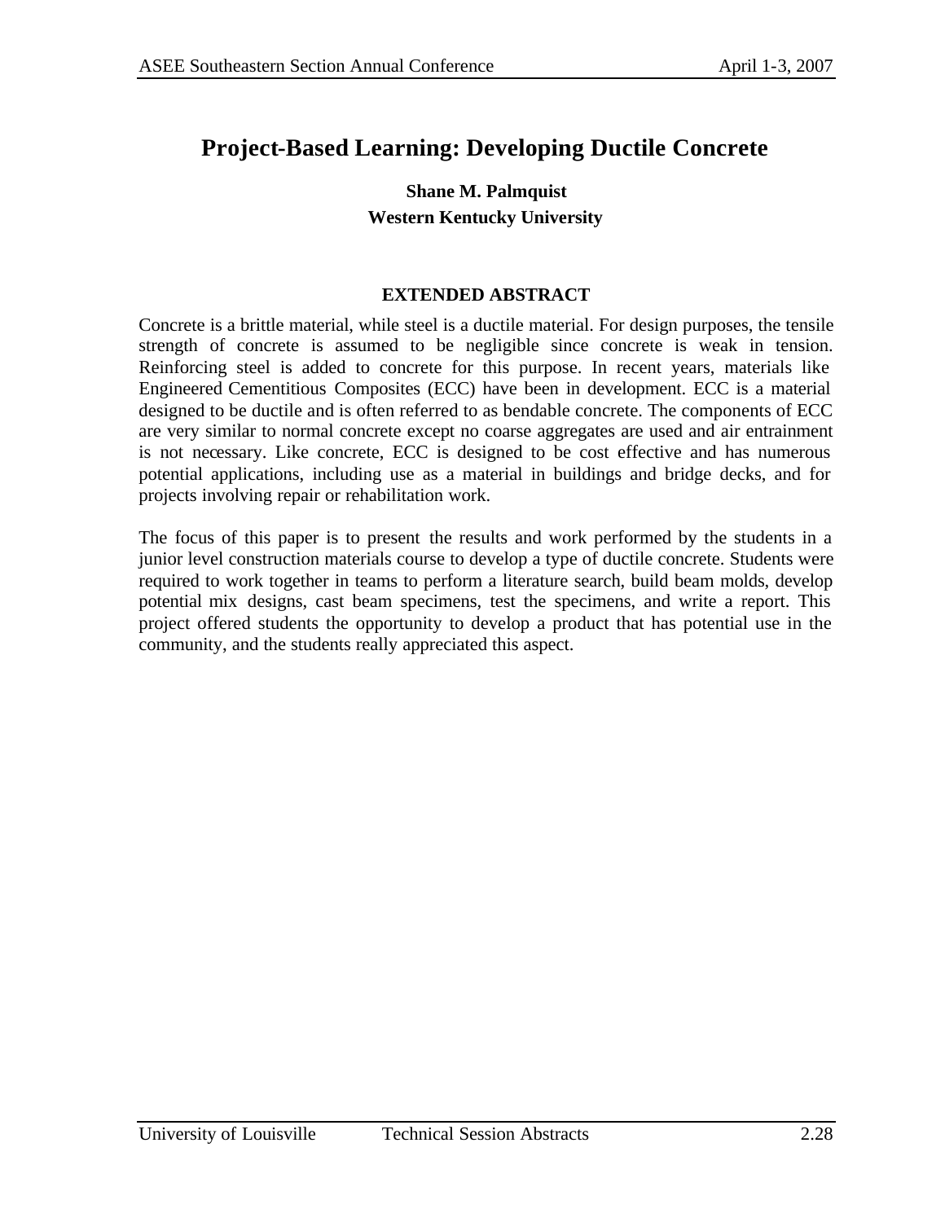# Project-Based Learning: Developing Ductile Concrete

**Shane M. Palmquist**
**Western Kentucky University**

## EXTENDED ABSTRACT

Concrete is a brittle material, while steel is a ductile material. For design purposes, the tensile strength of concrete is assumed to be negligible since concrete is weak in tension. Reinforcing steel is added to concrete for this purpose. In recent years, materials like Engineered Cementitious Composites (ECC) have been in development. ECC is a material designed to be ductile and is often referred to as bendable concrete. The components of ECC are very similar to normal concrete except no coarse aggregates are used and air entrainment is not necessary. Like concrete, ECC is designed to be cost effective and has numerous potential applications, including use as a material in buildings and bridge decks, and for projects involving repair or rehabilitation work.

The focus of this paper is to present the results and work performed by the students in a junior level construction materials course to develop a type of ductile concrete. Students were required to work together in teams to perform a literature search, build beam molds, develop potential mix designs, cast beam specimens, test the specimens, and write a report. This project offered students the opportunity to develop a product that has potential use in the community, and the students really appreciated this aspect.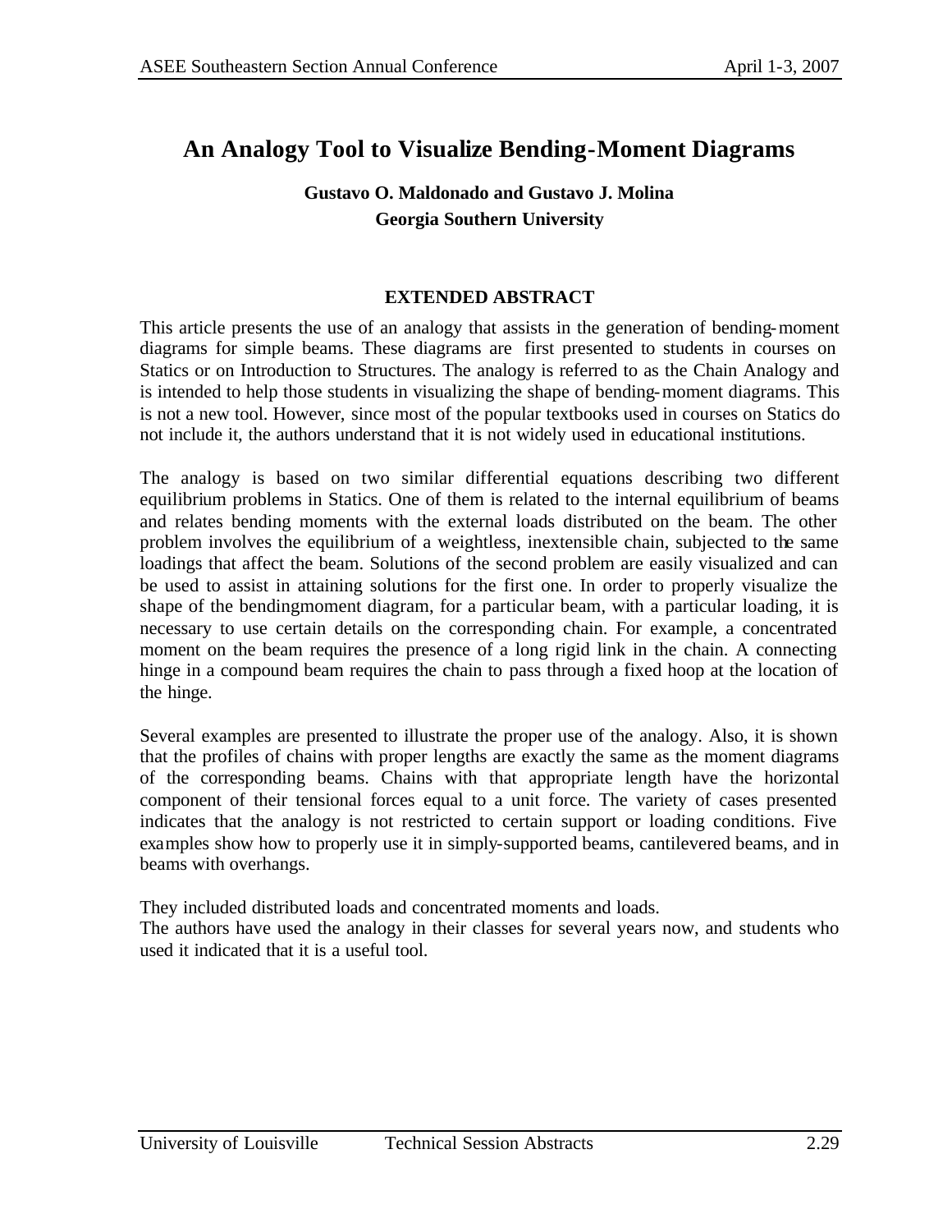# An Analogy Tool to Visualize Bending-Moment Diagrams

**Gustavo O. Maldonado and Gustavo J. Molina**
**Georgia Southern University**

## EXTENDED ABSTRACT

This article presents the use of an analogy that assists in the generation of bending-moment diagrams for simple beams. These diagrams are first presented to students in courses on Statics or on Introduction to Structures. The analogy is referred to as the Chain Analogy and is intended to help those students in visualizing the shape of bending-moment diagrams. This is not a new tool. However, since most of the popular textbooks used in courses on Statics do not include it, the authors understand that it is not widely used in educational institutions.

The analogy is based on two similar differential equations describing two different equilibrium problems in Statics. One of them is related to the internal equilibrium of beams and relates bending moments with the external loads distributed on the beam. The other problem involves the equilibrium of a weightless, inextensible chain, subjected to the same loadings that affect the beam. Solutions of the second problem are easily visualized and can be used to assist in attaining solutions for the first one. In order to properly visualize the shape of the bendingmoment diagram, for a particular beam, with a particular loading, it is necessary to use certain details on the corresponding chain. For example, a concentrated moment on the beam requires the presence of a long rigid link in the chain. A connecting hinge in a compound beam requires the chain to pass through a fixed hoop at the location of the hinge.

Several examples are presented to illustrate the proper use of the analogy. Also, it is shown that the profiles of chains with proper lengths are exactly the same as the moment diagrams of the corresponding beams. Chains with that appropriate length have the horizontal component of their tensional forces equal to a unit force. The variety of cases presented indicates that the analogy is not restricted to certain support or loading conditions. Five examples show how to properly use it in simply-supported beams, cantilevered beams, and in beams with overhangs.

They included distributed loads and concentrated moments and loads.
The authors have used the analogy in their classes for several years now, and students who used it indicated that it is a useful tool.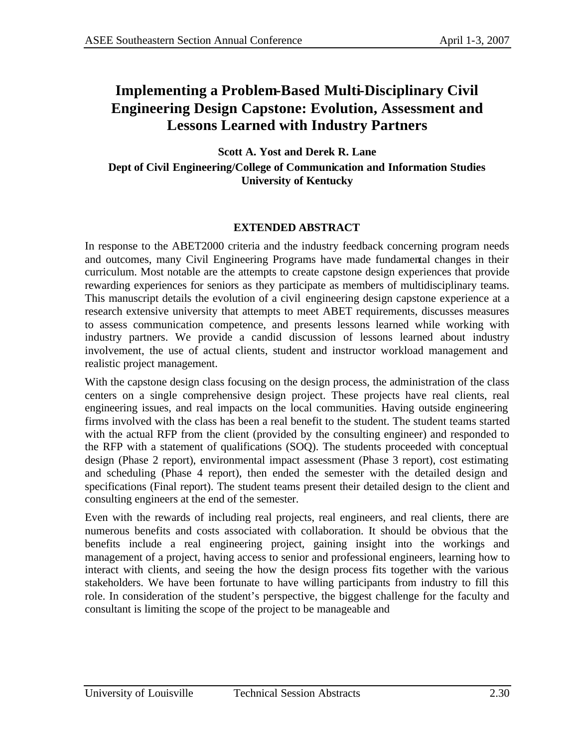# Implementing a Problem-Based Multi-Disciplinary Civil Engineering Design Capstone: Evolution, Assessment and Lessons Learned with Industry Partners

**Scott A. Yost and Derek R. Lane**
**Dept of Civil Engineering/College of Communication and Information Studies**
**University of Kentucky**

## EXTENDED ABSTRACT

In response to the ABET2000 criteria and the industry feedback concerning program needs and outcomes, many Civil Engineering Programs have made fundamental changes in their curriculum. Most notable are the attempts to create capstone design experiences that provide rewarding experiences for seniors as they participate as members of multidisciplinary teams. This manuscript details the evolution of a civil engineering design capstone experience at a research extensive university that attempts to meet ABET requirements, discusses measures to assess communication competence, and presents lessons learned while working with industry partners. We provide a candid discussion of lessons learned about industry involvement, the use of actual clients, student and instructor workload management and realistic project management.

With the capstone design class focusing on the design process, the administration of the class centers on a single comprehensive design project. These projects have real clients, real engineering issues, and real impacts on the local communities. Having outside engineering firms involved with the class has been a real benefit to the student. The student teams started with the actual RFP from the client (provided by the consulting engineer) and responded to the RFP with a statement of qualifications (SOQ). The students proceeded with conceptual design (Phase 2 report), environmental impact assessment (Phase 3 report), cost estimating and scheduling (Phase 4 report), then ended the semester with the detailed design and specifications (Final report). The student teams present their detailed design to the client and consulting engineers at the end of the semester.

Even with the rewards of including real projects, real engineers, and real clients, there are numerous benefits and costs associated with collaboration. It should be obvious that the benefits include a real engineering project, gaining insight into the workings and management of a project, having access to senior and professional engineers, learning how to interact with clients, and seeing the how the design process fits together with the various stakeholders. We have been fortunate to have willing participants from industry to fill this role. In consideration of the student's perspective, the biggest challenge for the faculty and consultant is limiting the scope of the project to be manageable and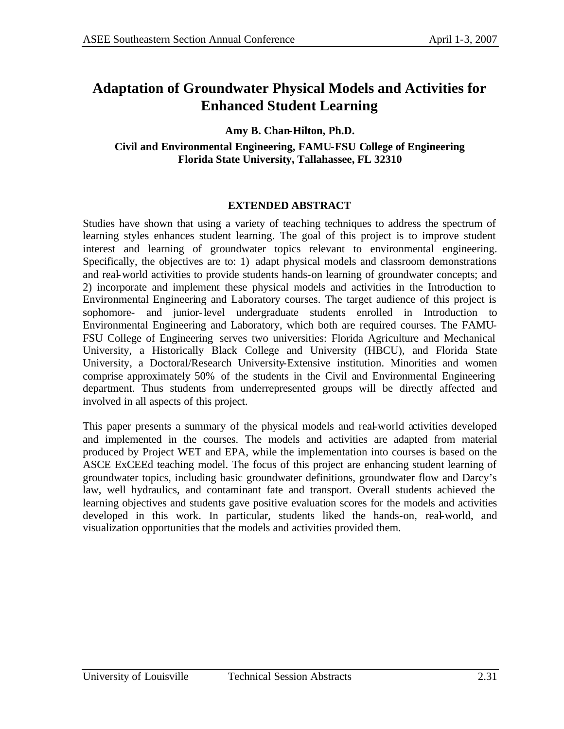# Adaptation of Groundwater Physical Models and Activities for Enhanced Student Learning

**Amy B. Chan-Hilton, Ph.D.**

**Civil and Environmental Engineering, FAMU-FSU College of Engineering**
**Florida State University, Tallahassee, FL 32310**

## EXTENDED ABSTRACT

Studies have shown that using a variety of teaching techniques to address the spectrum of learning styles enhances student learning. The goal of this project is to improve student interest and learning of groundwater topics relevant to environmental engineering. Specifically, the objectives are to: 1) adapt physical models and classroom demonstrations and real-world activities to provide students hands-on learning of groundwater concepts; and 2) incorporate and implement these physical models and activities in the Introduction to Environmental Engineering and Laboratory courses. The target audience of this project is sophomore- and junior-level undergraduate students enrolled in Introduction to Environmental Engineering and Laboratory, which both are required courses. The FAMU-FSU College of Engineering serves two universities: Florida Agriculture and Mechanical University, a Historically Black College and University (HBCU), and Florida State University, a Doctoral/Research University-Extensive institution. Minorities and women comprise approximately 50% of the students in the Civil and Environmental Engineering department. Thus students from underrepresented groups will be directly affected and involved in all aspects of this project.

This paper presents a summary of the physical models and real-world activities developed and implemented in the courses. The models and activities are adapted from material produced by Project WET and EPA, while the implementation into courses is based on the ASCE ExCEEd teaching model. The focus of this project are enhancing student learning of groundwater topics, including basic groundwater definitions, groundwater flow and Darcy's law, well hydraulics, and contaminant fate and transport. Overall students achieved the learning objectives and students gave positive evaluation scores for the models and activities developed in this work. In particular, students liked the hands-on, real-world, and visualization opportunities that the models and activities provided them.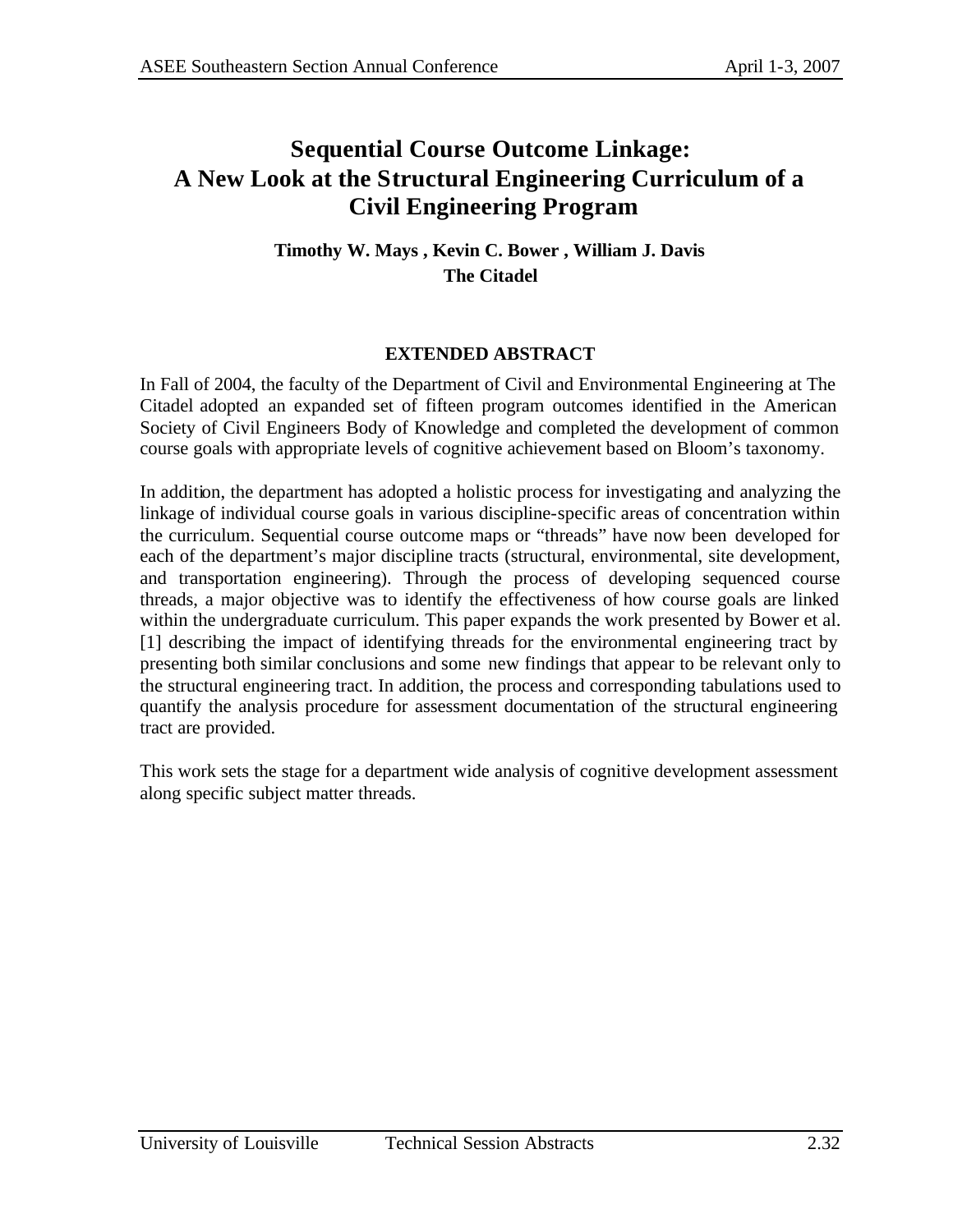# Sequential Course Outcome Linkage: A New Look at the Structural Engineering Curriculum of a Civil Engineering Program

**Timothy W. Mays , Kevin C. Bower , William J. Davis**
**The Citadel**

## EXTENDED ABSTRACT

In Fall of 2004, the faculty of the Department of Civil and Environmental Engineering at The Citadel adopted an expanded set of fifteen program outcomes identified in the American Society of Civil Engineers Body of Knowledge and completed the development of common course goals with appropriate levels of cognitive achievement based on Bloom's taxonomy.

In addition, the department has adopted a holistic process for investigating and analyzing the linkage of individual course goals in various discipline-specific areas of concentration within the curriculum. Sequential course outcome maps or "threads" have now been developed for each of the department's major discipline tracts (structural, environmental, site development, and transportation engineering). Through the process of developing sequenced course threads, a major objective was to identify the effectiveness of how course goals are linked within the undergraduate curriculum. This paper expands the work presented by Bower et al. [1] describing the impact of identifying threads for the environmental engineering tract by presenting both similar conclusions and some new findings that appear to be relevant only to the structural engineering tract. In addition, the process and corresponding tabulations used to quantify the analysis procedure for assessment documentation of the structural engineering tract are provided.

This work sets the stage for a department wide analysis of cognitive development assessment along specific subject matter threads.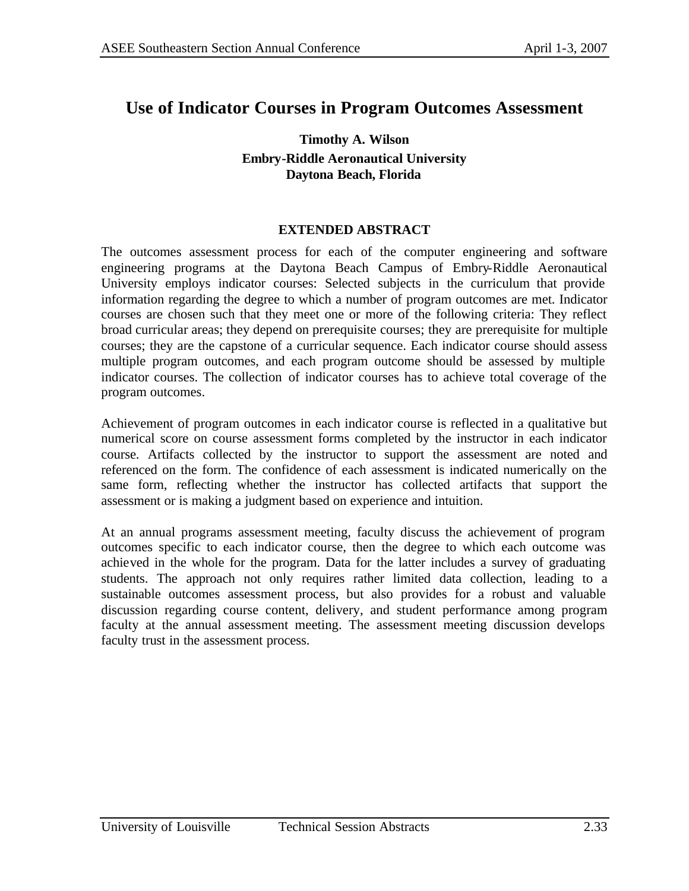# Use of Indicator Courses in Program Outcomes Assessment

**Timothy A. Wilson**
**Embry-Riddle Aeronautical University**
**Daytona Beach, Florida**

## EXTENDED ABSTRACT

The outcomes assessment process for each of the computer engineering and software engineering programs at the Daytona Beach Campus of Embry-Riddle Aeronautical University employs indicator courses: Selected subjects in the curriculum that provide information regarding the degree to which a number of program outcomes are met. Indicator courses are chosen such that they meet one or more of the following criteria: They reflect broad curricular areas; they depend on prerequisite courses; they are prerequisite for multiple courses; they are the capstone of a curricular sequence. Each indicator course should assess multiple program outcomes, and each program outcome should be assessed by multiple indicator courses. The collection of indicator courses has to achieve total coverage of the program outcomes.

Achievement of program outcomes in each indicator course is reflected in a qualitative but numerical score on course assessment forms completed by the instructor in each indicator course. Artifacts collected by the instructor to support the assessment are noted and referenced on the form. The confidence of each assessment is indicated numerically on the same form, reflecting whether the instructor has collected artifacts that support the assessment or is making a judgment based on experience and intuition.

At an annual programs assessment meeting, faculty discuss the achievement of program outcomes specific to each indicator course, then the degree to which each outcome was achieved in the whole for the program. Data for the latter includes a survey of graduating students. The approach not only requires rather limited data collection, leading to a sustainable outcomes assessment process, but also provides for a robust and valuable discussion regarding course content, delivery, and student performance among program faculty at the annual assessment meeting. The assessment meeting discussion develops faculty trust in the assessment process.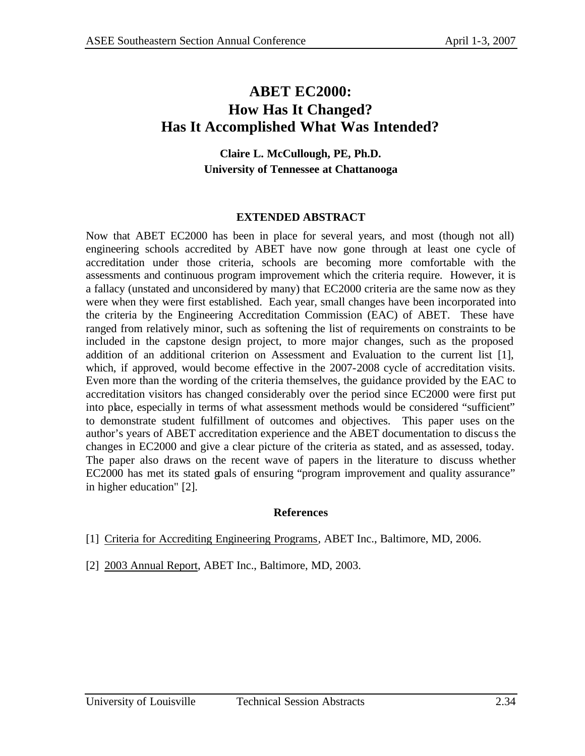# ABET EC2000:
# How Has It Changed?
# Has It Accomplished What Was Intended?

**Claire L. McCullough, PE, Ph.D.**
**University of Tennessee at Chattanooga**

## EXTENDED ABSTRACT

Now that ABET EC2000 has been in place for several years, and most (though not all) engineering schools accredited by ABET have now gone through at least one cycle of accreditation under those criteria, schools are becoming more comfortable with the assessments and continuous program improvement which the criteria require. However, it is a fallacy (unstated and unconsidered by many) that EC2000 criteria are the same now as they were when they were first established. Each year, small changes have been incorporated into the criteria by the Engineering Accreditation Commission (EAC) of ABET. These have ranged from relatively minor, such as softening the list of requirements on constraints to be included in the capstone design project, to more major changes, such as the proposed addition of an additional criterion on Assessment and Evaluation to the current list [1], which, if approved, would become effective in the 2007-2008 cycle of accreditation visits. Even more than the wording of the criteria themselves, the guidance provided by the EAC to accreditation visitors has changed considerably over the period since EC2000 were first put into place, especially in terms of what assessment methods would be considered "sufficient" to demonstrate student fulfillment of outcomes and objectives. This paper uses on the author's years of ABET accreditation experience and the ABET documentation to discuss the changes in EC2000 and give a clear picture of the criteria as stated, and as assessed, today. The paper also draws on the recent wave of papers in the literature to discuss whether EC2000 has met its stated goals of ensuring "program improvement and quality assurance" in higher education" [2].

### References

[1] Criteria for Accrediting Engineering Programs, ABET Inc., Baltimore, MD, 2006.

[2] 2003 Annual Report, ABET Inc., Baltimore, MD, 2003.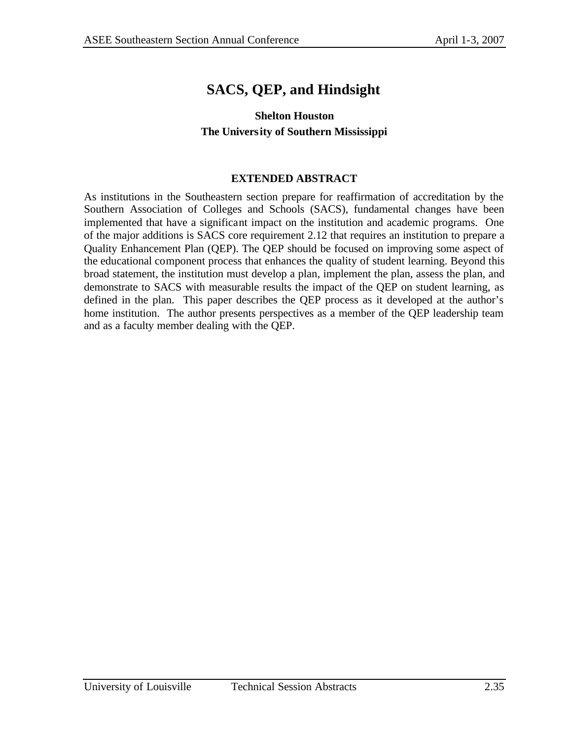# SACS, QEP, and Hindsight

**Shelton Houston**
**The University of Southern Mississippi**

## EXTENDED ABSTRACT

As institutions in the Southeastern section prepare for reaffirmation of accreditation by the Southern Association of Colleges and Schools (SACS), fundamental changes have been implemented that have a significant impact on the institution and academic programs. One of the major additions is SACS core requirement 2.12 that requires an institution to prepare a Quality Enhancement Plan (QEP). The QEP should be focused on improving some aspect of the educational component process that enhances the quality of student learning. Beyond this broad statement, the institution must develop a plan, implement the plan, assess the plan, and demonstrate to SACS with measurable results the impact of the QEP on student learning, as defined in the plan. This paper describes the QEP process as it developed at the author's home institution. The author presents perspectives as a member of the QEP leadership team and as a faculty member dealing with the QEP.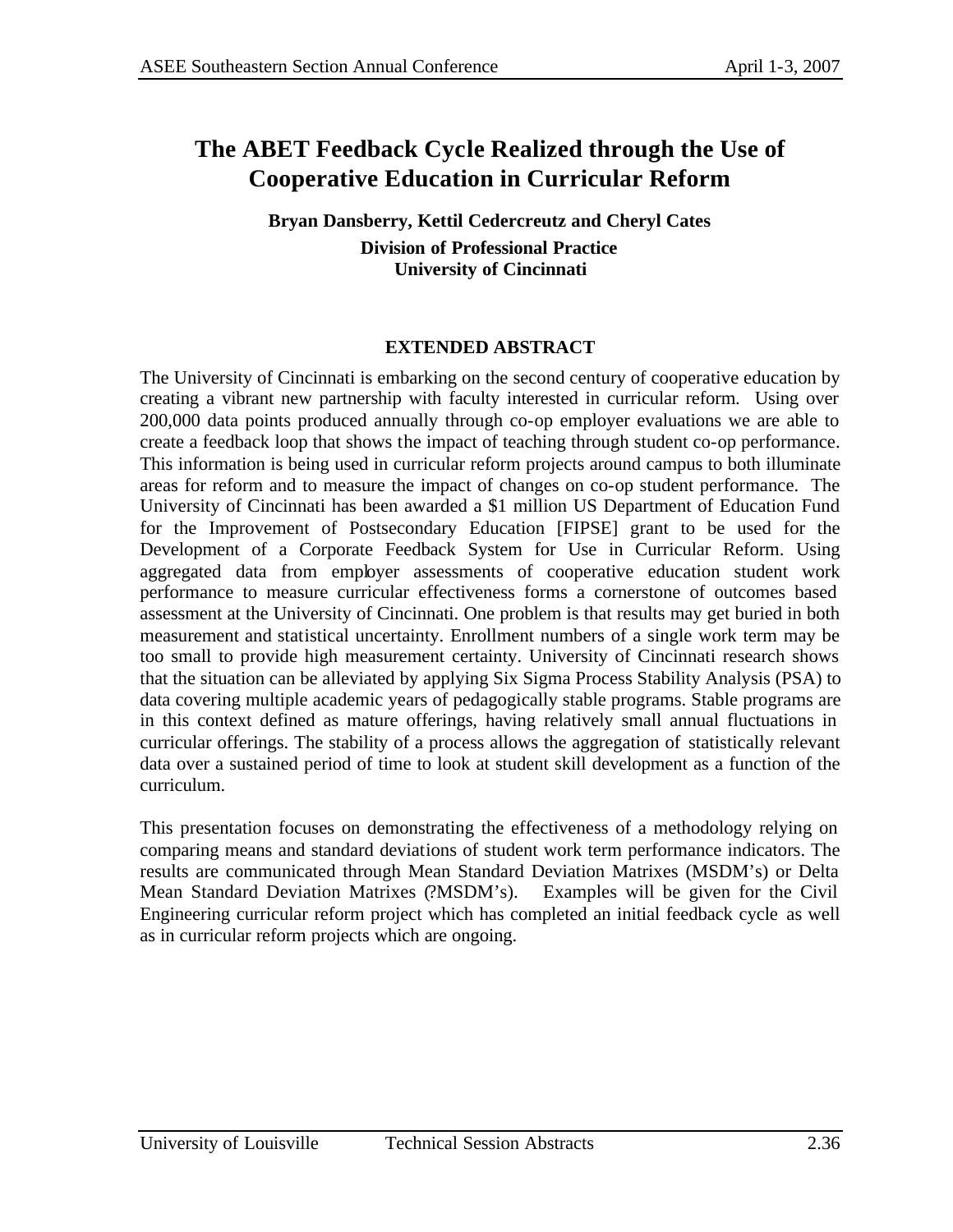# The ABET Feedback Cycle Realized through the Use of Cooperative Education in Curricular Reform

**Bryan Dansberry, Kettil Cedercreutz and Cheryl Cates**

**Division of Professional Practice**
**University of Cincinnati**

## EXTENDED ABSTRACT

The University of Cincinnati is embarking on the second century of cooperative education by creating a vibrant new partnership with faculty interested in curricular reform. Using over 200,000 data points produced annually through co-op employer evaluations we are able to create a feedback loop that shows the impact of teaching through student co-op performance. This information is being used in curricular reform projects around campus to both illuminate areas for reform and to measure the impact of changes on co-op student performance. The University of Cincinnati has been awarded a $1 million US Department of Education Fund for the Improvement of Postsecondary Education [FIPSE] grant to be used for the Development of a Corporate Feedback System for Use in Curricular Reform. Using aggregated data from employer assessments of cooperative education student work performance to measure curricular effectiveness forms a cornerstone of outcomes based assessment at the University of Cincinnati. One problem is that results may get buried in both measurement and statistical uncertainty. Enrollment numbers of a single work term may be too small to provide high measurement certainty. University of Cincinnati research shows that the situation can be alleviated by applying Six Sigma Process Stability Analysis (PSA) to data covering multiple academic years of pedagogically stable programs. Stable programs are in this context defined as mature offerings, having relatively small annual fluctuations in curricular offerings. The stability of a process allows the aggregation of statistically relevant data over a sustained period of time to look at student skill development as a function of the curriculum.

This presentation focuses on demonstrating the effectiveness of a methodology relying on comparing means and standard deviations of student work term performance indicators. The results are communicated through Mean Standard Deviation Matrixes (MSDM's) or Delta Mean Standard Deviation Matrixes (?MSDM's). Examples will be given for the Civil Engineering curricular reform project which has completed an initial feedback cycle as well as in curricular reform projects which are ongoing.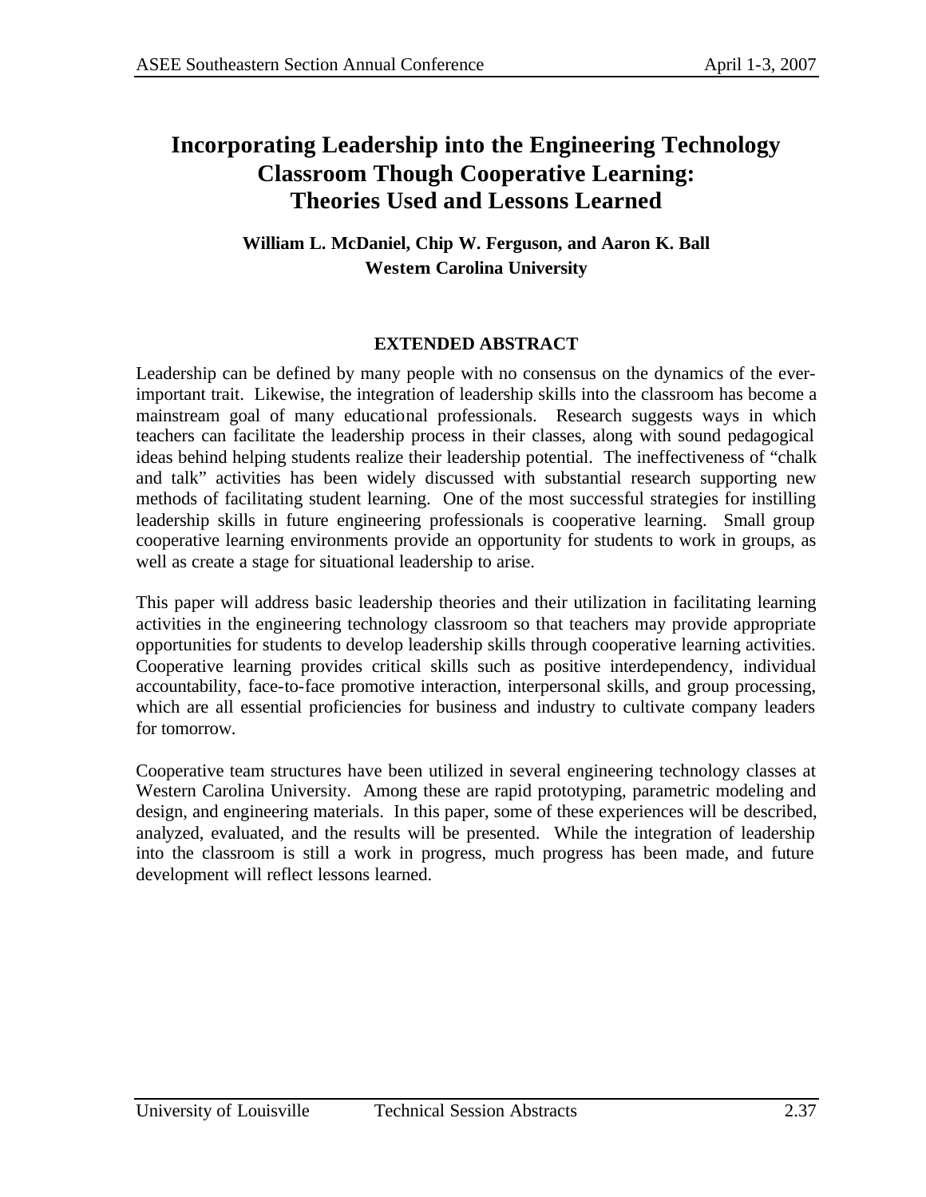# Incorporating Leadership into the Engineering Technology Classroom Though Cooperative Learning: Theories Used and Lessons Learned

**William L. McDaniel, Chip W. Ferguson, and Aaron K. Ball**
**Western Carolina University**

## EXTENDED ABSTRACT

Leadership can be defined by many people with no consensus on the dynamics of the ever-important trait. Likewise, the integration of leadership skills into the classroom has become a mainstream goal of many educational professionals. Research suggests ways in which teachers can facilitate the leadership process in their classes, along with sound pedagogical ideas behind helping students realize their leadership potential. The ineffectiveness of "chalk and talk" activities has been widely discussed with substantial research supporting new methods of facilitating student learning. One of the most successful strategies for instilling leadership skills in future engineering professionals is cooperative learning. Small group cooperative learning environments provide an opportunity for students to work in groups, as well as create a stage for situational leadership to arise.

This paper will address basic leadership theories and their utilization in facilitating learning activities in the engineering technology classroom so that teachers may provide appropriate opportunities for students to develop leadership skills through cooperative learning activities. Cooperative learning provides critical skills such as positive interdependency, individual accountability, face-to-face promotive interaction, interpersonal skills, and group processing, which are all essential proficiencies for business and industry to cultivate company leaders for tomorrow.

Cooperative team structures have been utilized in several engineering technology classes at Western Carolina University. Among these are rapid prototyping, parametric modeling and design, and engineering materials. In this paper, some of these experiences will be described, analyzed, evaluated, and the results will be presented. While the integration of leadership into the classroom is still a work in progress, much progress has been made, and future development will reflect lessons learned.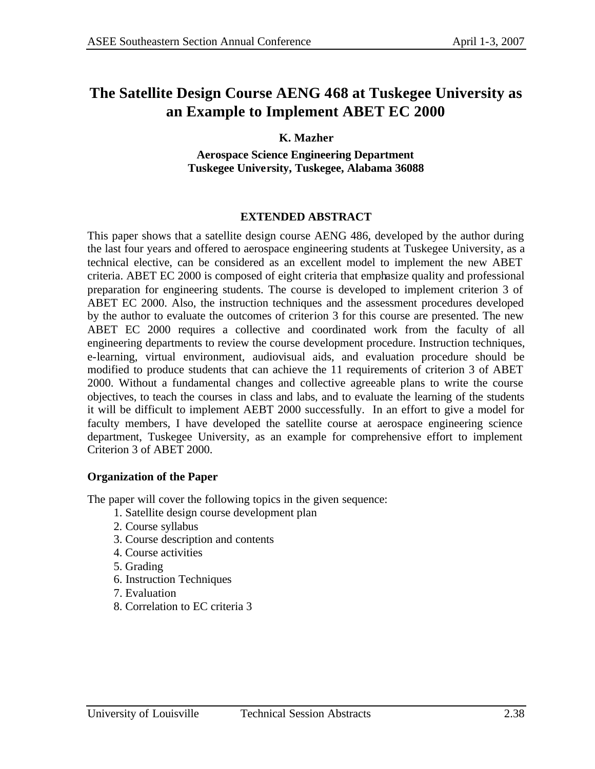# The Satellite Design Course AENG 468 at Tuskegee University as an Example to Implement ABET EC 2000

**K. Mazher**

**Aerospace Science Engineering Department**
**Tuskegee University, Tuskegee, Alabama 36088**

## EXTENDED ABSTRACT

This paper shows that a satellite design course AENG 486, developed by the author during the last four years and offered to aerospace engineering students at Tuskegee University, as a technical elective, can be considered as an excellent model to implement the new ABET criteria. ABET EC 2000 is composed of eight criteria that emphasize quality and professional preparation for engineering students. The course is developed to implement criterion 3 of ABET EC 2000. Also, the instruction techniques and the assessment procedures developed by the author to evaluate the outcomes of criterion 3 for this course are presented. The new ABET EC 2000 requires a collective and coordinated work from the faculty of all engineering departments to review the course development procedure. Instruction techniques, e-learning, virtual environment, audiovisual aids, and evaluation procedure should be modified to produce students that can achieve the 11 requirements of criterion 3 of ABET 2000. Without a fundamental changes and collective agreeable plans to write the course objectives, to teach the courses in class and labs, and to evaluate the learning of the students it will be difficult to implement AEBT 2000 successfully. In an effort to give a model for faculty members, I have developed the satellite course at aerospace engineering science department, Tuskegee University, as an example for comprehensive effort to implement Criterion 3 of ABET 2000.

### Organization of the Paper

The paper will cover the following topics in the given sequence:

1. Satellite design course development plan
2. Course syllabus
3. Course description and contents
4. Course activities
5. Grading
6. Instruction Techniques
7. Evaluation
8. Correlation to EC criteria 3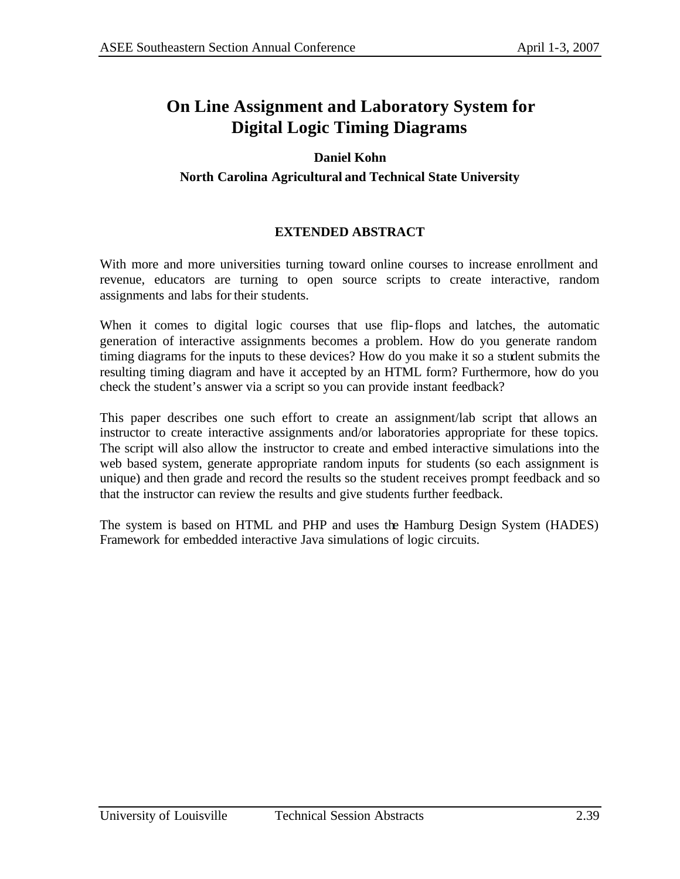# On Line Assignment and Laboratory System for Digital Logic Timing Diagrams

**Daniel Kohn**

**North Carolina Agricultural and Technical State University**

## EXTENDED ABSTRACT

With more and more universities turning toward online courses to increase enrollment and revenue, educators are turning to open source scripts to create interactive, random assignments and labs for their students.

When it comes to digital logic courses that use flip-flops and latches, the automatic generation of interactive assignments becomes a problem. How do you generate random timing diagrams for the inputs to these devices? How do you make it so a student submits the resulting timing diagram and have it accepted by an HTML form? Furthermore, how do you check the student's answer via a script so you can provide instant feedback?

This paper describes one such effort to create an assignment/lab script that allows an instructor to create interactive assignments and/or laboratories appropriate for these topics. The script will also allow the instructor to create and embed interactive simulations into the web based system, generate appropriate random inputs for students (so each assignment is unique) and then grade and record the results so the student receives prompt feedback and so that the instructor can review the results and give students further feedback.

The system is based on HTML and PHP and uses the Hamburg Design System (HADES) Framework for embedded interactive Java simulations of logic circuits.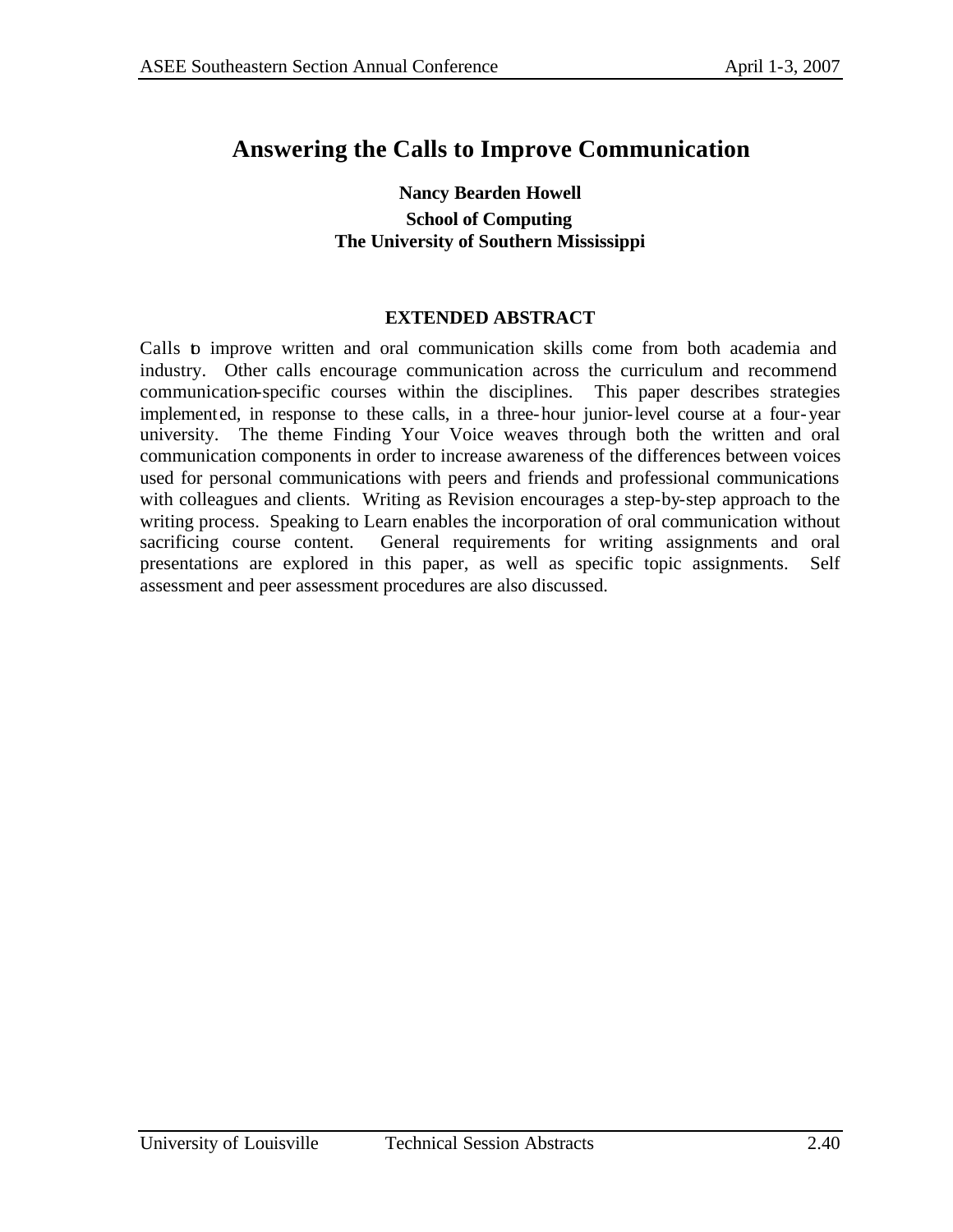# Answering the Calls to Improve Communication

**Nancy Bearden Howell**

**School of Computing**
**The University of Southern Mississippi**

## EXTENDED ABSTRACT

Calls to improve written and oral communication skills come from both academia and industry. Other calls encourage communication across the curriculum and recommend communication-specific courses within the disciplines. This paper describes strategies implemented, in response to these calls, in a three-hour junior-level course at a four-year university. The theme Finding Your Voice weaves through both the written and oral communication components in order to increase awareness of the differences between voices used for personal communications with peers and friends and professional communications with colleagues and clients. Writing as Revision encourages a step-by-step approach to the writing process. Speaking to Learn enables the incorporation of oral communication without sacrificing course content. General requirements for writing assignments and oral presentations are explored in this paper, as well as specific topic assignments. Self assessment and peer assessment procedures are also discussed.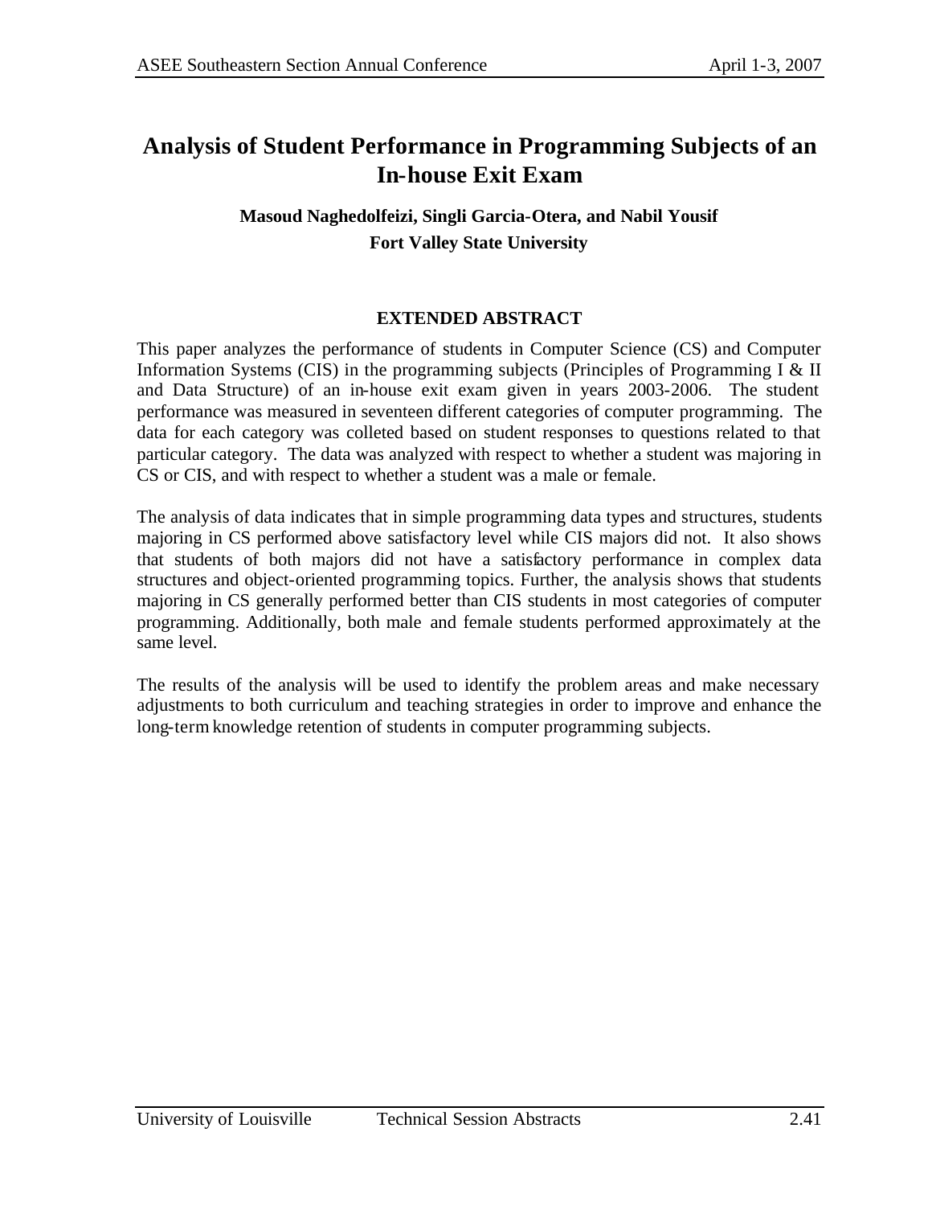# Analysis of Student Performance in Programming Subjects of an In-house Exit Exam

**Masoud Naghedolfeizi, Singli Garcia-Otera, and Nabil Yousif**

**Fort Valley State University**

## EXTENDED ABSTRACT

This paper analyzes the performance of students in Computer Science (CS) and Computer Information Systems (CIS) in the programming subjects (Principles of Programming I & II and Data Structure) of an in-house exit exam given in years 2003-2006. The student performance was measured in seventeen different categories of computer programming. The data for each category was colleted based on student responses to questions related to that particular category. The data was analyzed with respect to whether a student was majoring in CS or CIS, and with respect to whether a student was a male or female.

The analysis of data indicates that in simple programming data types and structures, students majoring in CS performed above satisfactory level while CIS majors did not. It also shows that students of both majors did not have a satisfactory performance in complex data structures and object-oriented programming topics. Further, the analysis shows that students majoring in CS generally performed better than CIS students in most categories of computer programming. Additionally, both male and female students performed approximately at the same level.

The results of the analysis will be used to identify the problem areas and make necessary adjustments to both curriculum and teaching strategies in order to improve and enhance the long-term knowledge retention of students in computer programming subjects.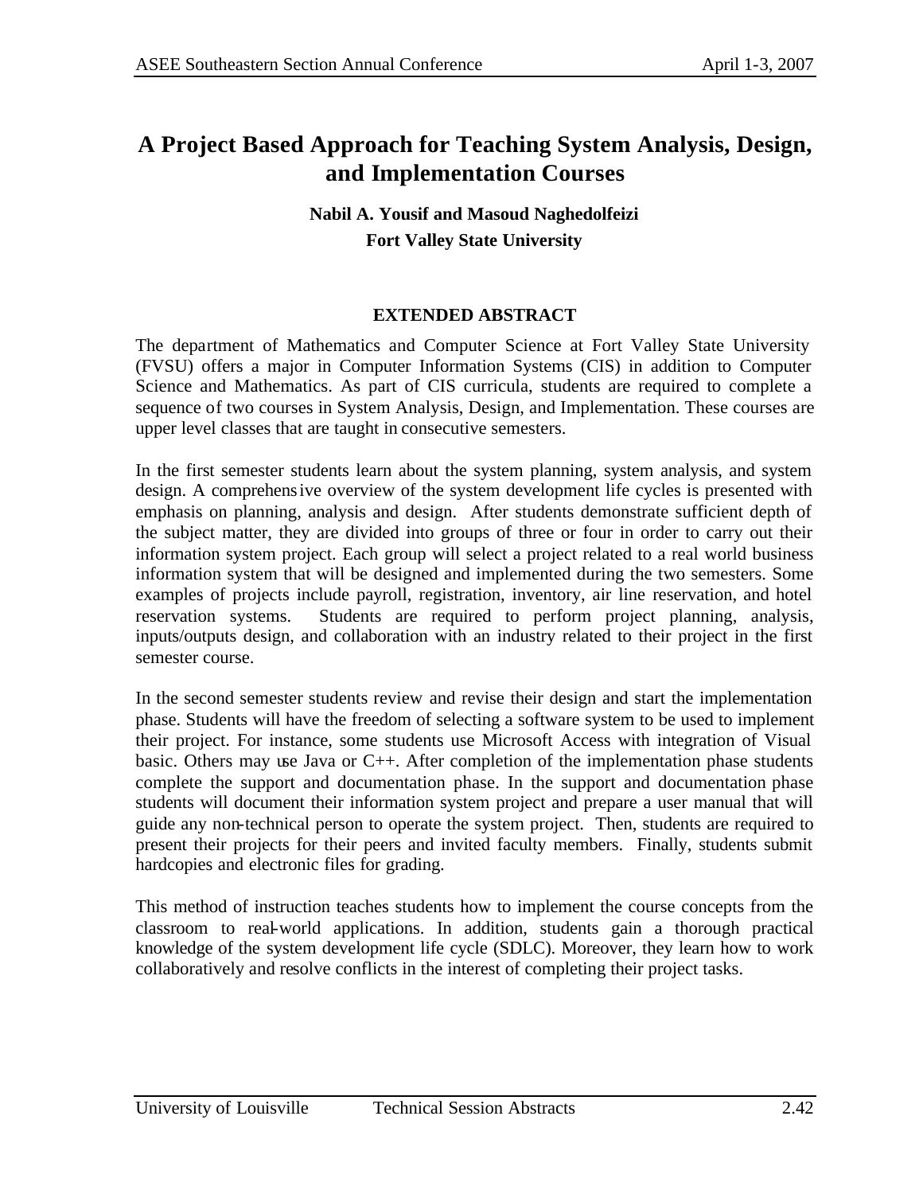# A Project Based Approach for Teaching System Analysis, Design, and Implementation Courses

**Nabil A. Yousif and Masoud Naghedolfeizi**

**Fort Valley State University**

## EXTENDED ABSTRACT

The department of Mathematics and Computer Science at Fort Valley State University (FVSU) offers a major in Computer Information Systems (CIS) in addition to Computer Science and Mathematics. As part of CIS curricula, students are required to complete a sequence of two courses in System Analysis, Design, and Implementation. These courses are upper level classes that are taught in consecutive semesters.

In the first semester students learn about the system planning, system analysis, and system design. A comprehensive overview of the system development life cycles is presented with emphasis on planning, analysis and design. After students demonstrate sufficient depth of the subject matter, they are divided into groups of three or four in order to carry out their information system project. Each group will select a project related to a real world business information system that will be designed and implemented during the two semesters. Some examples of projects include payroll, registration, inventory, air line reservation, and hotel reservation systems. Students are required to perform project planning, analysis, inputs/outputs design, and collaboration with an industry related to their project in the first semester course.

In the second semester students review and revise their design and start the implementation phase. Students will have the freedom of selecting a software system to be used to implement their project. For instance, some students use Microsoft Access with integration of Visual basic. Others may use Java or C++. After completion of the implementation phase students complete the support and documentation phase. In the support and documentation phase students will document their information system project and prepare a user manual that will guide any non-technical person to operate the system project. Then, students are required to present their projects for their peers and invited faculty members. Finally, students submit hardcopies and electronic files for grading.

This method of instruction teaches students how to implement the course concepts from the classroom to real-world applications. In addition, students gain a thorough practical knowledge of the system development life cycle (SDLC). Moreover, they learn how to work collaboratively and resolve conflicts in the interest of completing their project tasks.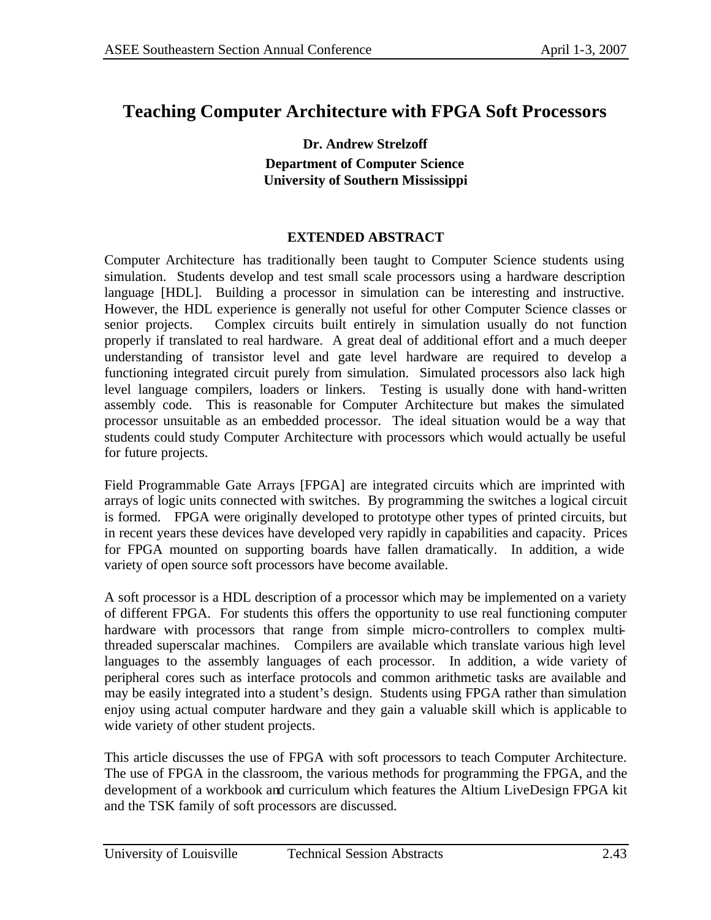# Teaching Computer Architecture with FPGA Soft Processors

**Dr. Andrew Strelzoff**

**Department of Computer Science**
**University of Southern Mississippi**

## EXTENDED ABSTRACT

Computer Architecture has traditionally been taught to Computer Science students using simulation. Students develop and test small scale processors using a hardware description language [HDL]. Building a processor in simulation can be interesting and instructive. However, the HDL experience is generally not useful for other Computer Science classes or senior projects. Complex circuits built entirely in simulation usually do not function properly if translated to real hardware. A great deal of additional effort and a much deeper understanding of transistor level and gate level hardware are required to develop a functioning integrated circuit purely from simulation. Simulated processors also lack high level language compilers, loaders or linkers. Testing is usually done with hand-written assembly code. This is reasonable for Computer Architecture but makes the simulated processor unsuitable as an embedded processor. The ideal situation would be a way that students could study Computer Architecture with processors which would actually be useful for future projects.

Field Programmable Gate Arrays [FPGA] are integrated circuits which are imprinted with arrays of logic units connected with switches. By programming the switches a logical circuit is formed. FPGA were originally developed to prototype other types of printed circuits, but in recent years these devices have developed very rapidly in capabilities and capacity. Prices for FPGA mounted on supporting boards have fallen dramatically. In addition, a wide variety of open source soft processors have become available.

A soft processor is a HDL description of a processor which may be implemented on a variety of different FPGA. For students this offers the opportunity to use real functioning computer hardware with processors that range from simple micro-controllers to complex multi-threaded superscalar machines. Compilers are available which translate various high level languages to the assembly languages of each processor. In addition, a wide variety of peripheral cores such as interface protocols and common arithmetic tasks are available and may be easily integrated into a student's design. Students using FPGA rather than simulation enjoy using actual computer hardware and they gain a valuable skill which is applicable to wide variety of other student projects.

This article discusses the use of FPGA with soft processors to teach Computer Architecture. The use of FPGA in the classroom, the various methods for programming the FPGA, and the development of a workbook and curriculum which features the Altium LiveDesign FPGA kit and the TSK family of soft processors are discussed.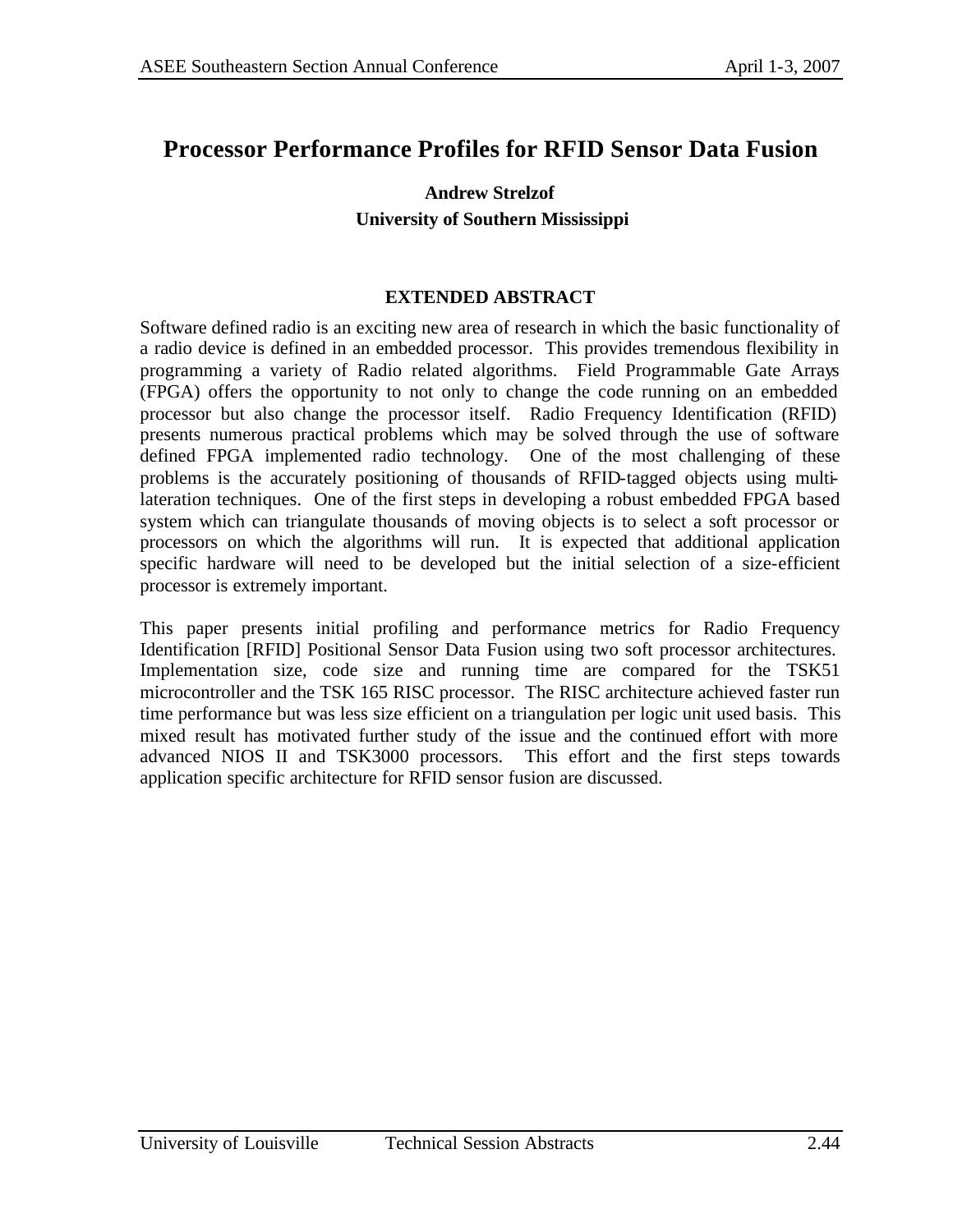# Processor Performance Profiles for RFID Sensor Data Fusion

**Andrew Strelzof**
**University of Southern Mississippi**

## EXTENDED ABSTRACT

Software defined radio is an exciting new area of research in which the basic functionality of a radio device is defined in an embedded processor. This provides tremendous flexibility in programming a variety of Radio related algorithms. Field Programmable Gate Arrays (FPGA) offers the opportunity to not only to change the code running on an embedded processor but also change the processor itself. Radio Frequency Identification (RFID) presents numerous practical problems which may be solved through the use of software defined FPGA implemented radio technology. One of the most challenging of these problems is the accurately positioning of thousands of RFID-tagged objects using multi-lateration techniques. One of the first steps in developing a robust embedded FPGA based system which can triangulate thousands of moving objects is to select a soft processor or processors on which the algorithms will run. It is expected that additional application specific hardware will need to be developed but the initial selection of a size-efficient processor is extremely important.

This paper presents initial profiling and performance metrics for Radio Frequency Identification [RFID] Positional Sensor Data Fusion using two soft processor architectures. Implementation size, code size and running time are compared for the TSK51 microcontroller and the TSK 165 RISC processor. The RISC architecture achieved faster run time performance but was less size efficient on a triangulation per logic unit used basis. This mixed result has motivated further study of the issue and the continued effort with more advanced NIOS II and TSK3000 processors. This effort and the first steps towards application specific architecture for RFID sensor fusion are discussed.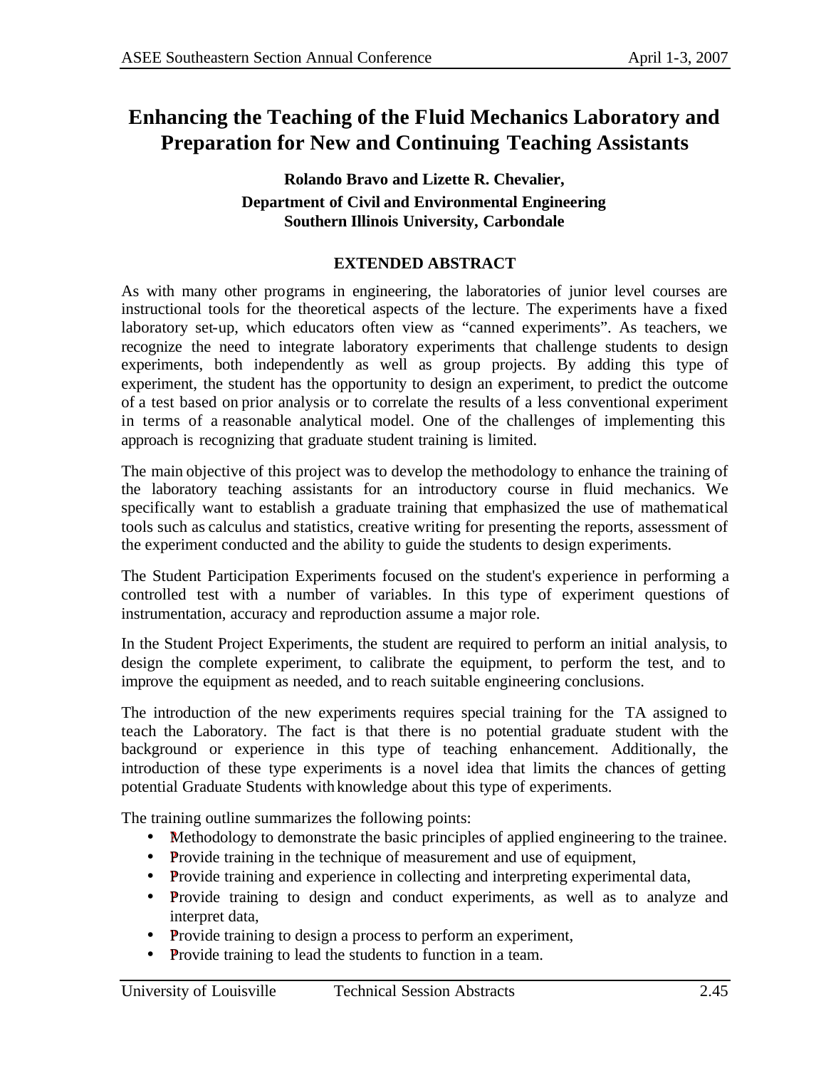# Enhancing the Teaching of the Fluid Mechanics Laboratory and Preparation for New and Continuing Teaching Assistants

**Rolando Bravo and Lizette R. Chevalier,**
**Department of Civil and Environmental Engineering**
**Southern Illinois University, Carbondale**

## EXTENDED ABSTRACT

As with many other programs in engineering, the laboratories of junior level courses are instructional tools for the theoretical aspects of the lecture. The experiments have a fixed laboratory set-up, which educators often view as "canned experiments". As teachers, we recognize the need to integrate laboratory experiments that challenge students to design experiments, both independently as well as group projects. By adding this type of experiment, the student has the opportunity to design an experiment, to predict the outcome of a test based on prior analysis or to correlate the results of a less conventional experiment in terms of a reasonable analytical model. One of the challenges of implementing this approach is recognizing that graduate student training is limited.

The main objective of this project was to develop the methodology to enhance the training of the laboratory teaching assistants for an introductory course in fluid mechanics. We specifically want to establish a graduate training that emphasized the use of mathematical tools such as calculus and statistics, creative writing for presenting the reports, assessment of the experiment conducted and the ability to guide the students to design experiments.

The Student Participation Experiments focused on the student's experience in performing a controlled test with a number of variables. In this type of experiment questions of instrumentation, accuracy and reproduction assume a major role.

In the Student Project Experiments, the student are required to perform an initial analysis, to design the complete experiment, to calibrate the equipment, to perform the test, and to improve the equipment as needed, and to reach suitable engineering conclusions.

The introduction of the new experiments requires special training for the TA assigned to teach the Laboratory. The fact is that there is no potential graduate student with the background or experience in this type of teaching enhancement. Additionally, the introduction of these type experiments is a novel idea that limits the chances of getting potential Graduate Students with knowledge about this type of experiments.

The training outline summarizes the following points:

- Methodology to demonstrate the basic principles of applied engineering to the trainee.
- Provide training in the technique of measurement and use of equipment,
- Provide training and experience in collecting and interpreting experimental data,
- Provide training to design and conduct experiments, as well as to analyze and interpret data,
- Provide training to design a process to perform an experiment,
- Provide training to lead the students to function in a team.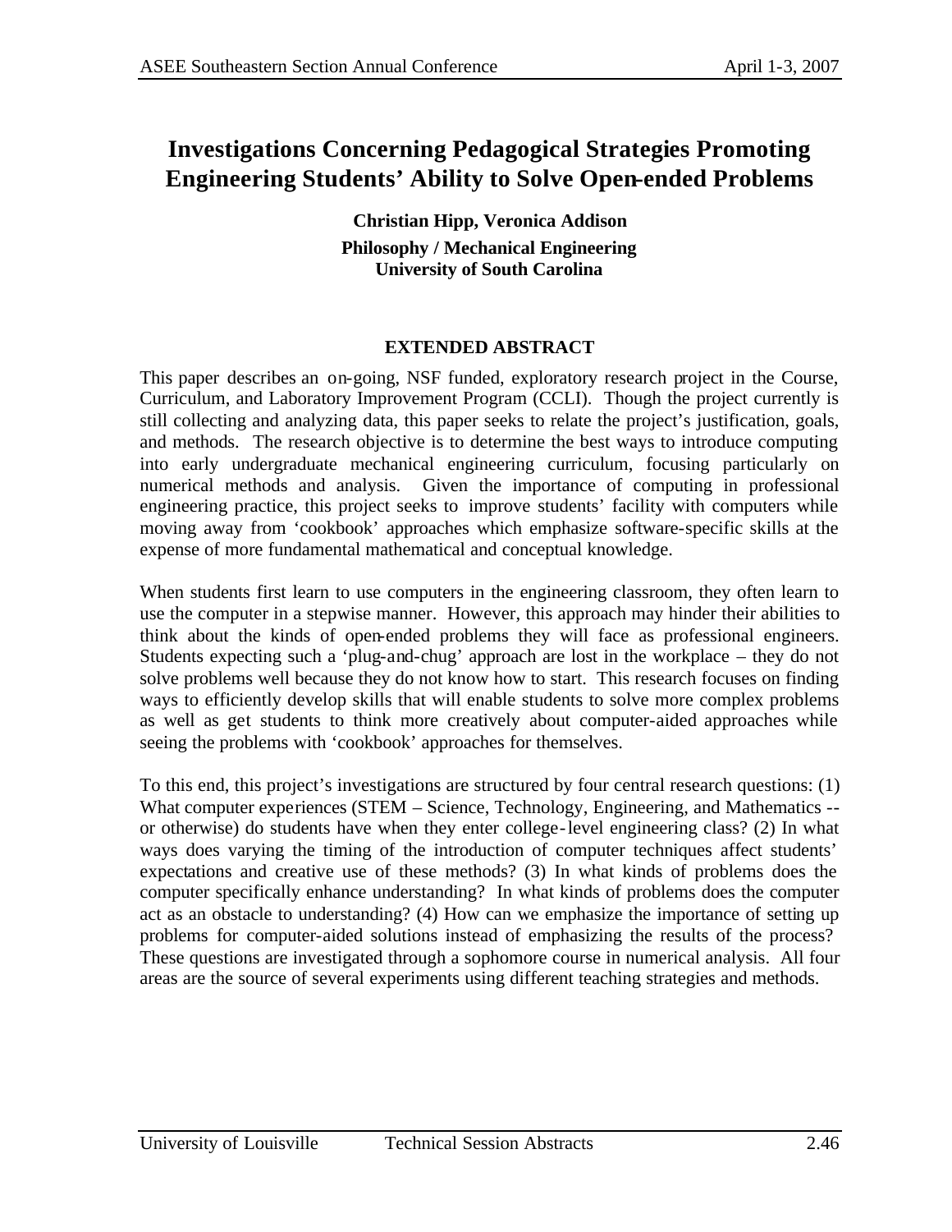# Investigations Concerning Pedagogical Strategies Promoting Engineering Students' Ability to Solve Open-ended Problems

**Christian Hipp, Veronica Addison**

**Philosophy / Mechanical Engineering**
**University of South Carolina**

## EXTENDED ABSTRACT

This paper describes an on-going, NSF funded, exploratory research project in the Course, Curriculum, and Laboratory Improvement Program (CCLI). Though the project currently is still collecting and analyzing data, this paper seeks to relate the project's justification, goals, and methods. The research objective is to determine the best ways to introduce computing into early undergraduate mechanical engineering curriculum, focusing particularly on numerical methods and analysis. Given the importance of computing in professional engineering practice, this project seeks to improve students' facility with computers while moving away from 'cookbook' approaches which emphasize software-specific skills at the expense of more fundamental mathematical and conceptual knowledge.

When students first learn to use computers in the engineering classroom, they often learn to use the computer in a stepwise manner. However, this approach may hinder their abilities to think about the kinds of open-ended problems they will face as professional engineers. Students expecting such a 'plug-and-chug' approach are lost in the workplace – they do not solve problems well because they do not know how to start. This research focuses on finding ways to efficiently develop skills that will enable students to solve more complex problems as well as get students to think more creatively about computer-aided approaches while seeing the problems with 'cookbook' approaches for themselves.

To this end, this project's investigations are structured by four central research questions: (1) What computer experiences (STEM – Science, Technology, Engineering, and Mathematics -- or otherwise) do students have when they enter college-level engineering class? (2) In what ways does varying the timing of the introduction of computer techniques affect students' expectations and creative use of these methods? (3) In what kinds of problems does the computer specifically enhance understanding? In what kinds of problems does the computer act as an obstacle to understanding? (4) How can we emphasize the importance of setting up problems for computer-aided solutions instead of emphasizing the results of the process? These questions are investigated through a sophomore course in numerical analysis. All four areas are the source of several experiments using different teaching strategies and methods.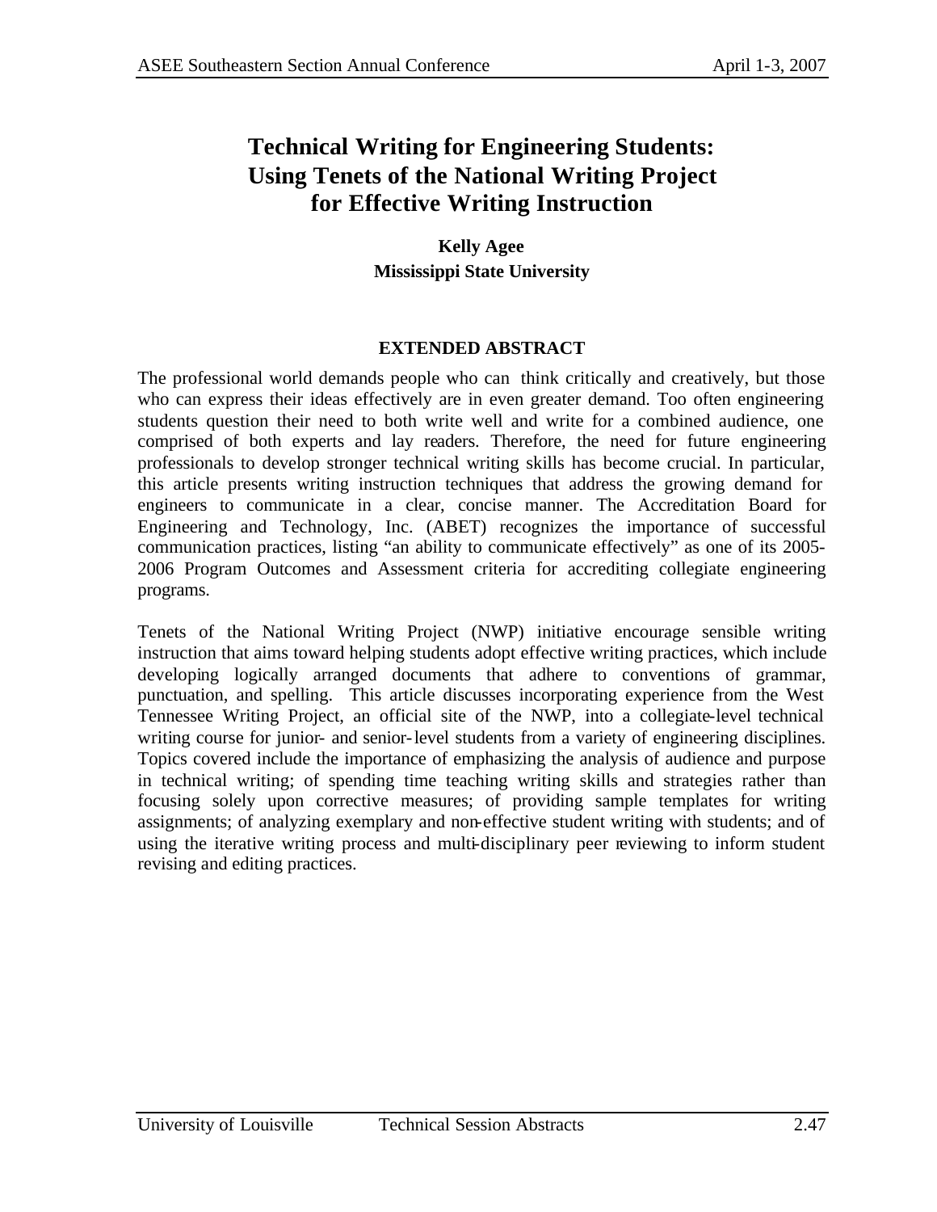# Technical Writing for Engineering Students: Using Tenets of the National Writing Project for Effective Writing Instruction

**Kelly Agee**
**Mississippi State University**

## EXTENDED ABSTRACT

The professional world demands people who can think critically and creatively, but those who can express their ideas effectively are in even greater demand. Too often engineering students question their need to both write well and write for a combined audience, one comprised of both experts and lay readers. Therefore, the need for future engineering professionals to develop stronger technical writing skills has become crucial. In particular, this article presents writing instruction techniques that address the growing demand for engineers to communicate in a clear, concise manner. The Accreditation Board for Engineering and Technology, Inc. (ABET) recognizes the importance of successful communication practices, listing "an ability to communicate effectively" as one of its 2005-2006 Program Outcomes and Assessment criteria for accrediting collegiate engineering programs.

Tenets of the National Writing Project (NWP) initiative encourage sensible writing instruction that aims toward helping students adopt effective writing practices, which include developing logically arranged documents that adhere to conventions of grammar, punctuation, and spelling. This article discusses incorporating experience from the West Tennessee Writing Project, an official site of the NWP, into a collegiate-level technical writing course for junior- and senior-level students from a variety of engineering disciplines. Topics covered include the importance of emphasizing the analysis of audience and purpose in technical writing; of spending time teaching writing skills and strategies rather than focusing solely upon corrective measures; of providing sample templates for writing assignments; of analyzing exemplary and non-effective student writing with students; and of using the iterative writing process and multi-disciplinary peer reviewing to inform student revising and editing practices.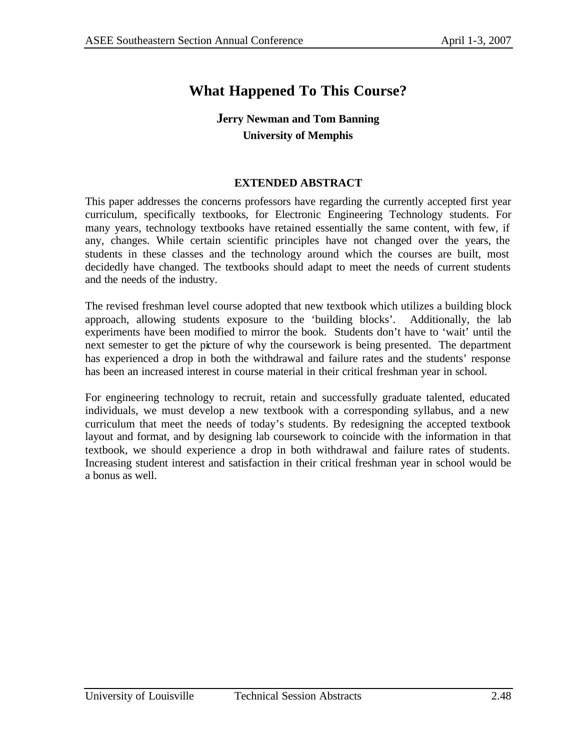# What Happened To This Course?

**Jerry Newman and Tom Banning**
**University of Memphis**

## EXTENDED ABSTRACT

This paper addresses the concerns professors have regarding the currently accepted first year curriculum, specifically textbooks, for Electronic Engineering Technology students. For many years, technology textbooks have retained essentially the same content, with few, if any, changes. While certain scientific principles have not changed over the years, the students in these classes and the technology around which the courses are built, most decidedly have changed. The textbooks should adapt to meet the needs of current students and the needs of the industry.

The revised freshman level course adopted that new textbook which utilizes a building block approach, allowing students exposure to the 'building blocks'. Additionally, the lab experiments have been modified to mirror the book. Students don't have to 'wait' until the next semester to get the picture of why the coursework is being presented. The department has experienced a drop in both the withdrawal and failure rates and the students' response has been an increased interest in course material in their critical freshman year in school.

For engineering technology to recruit, retain and successfully graduate talented, educated individuals, we must develop a new textbook with a corresponding syllabus, and a new curriculum that meet the needs of today's students. By redesigning the accepted textbook layout and format, and by designing lab coursework to coincide with the information in that textbook, we should experience a drop in both withdrawal and failure rates of students. Increasing student interest and satisfaction in their critical freshman year in school would be a bonus as well.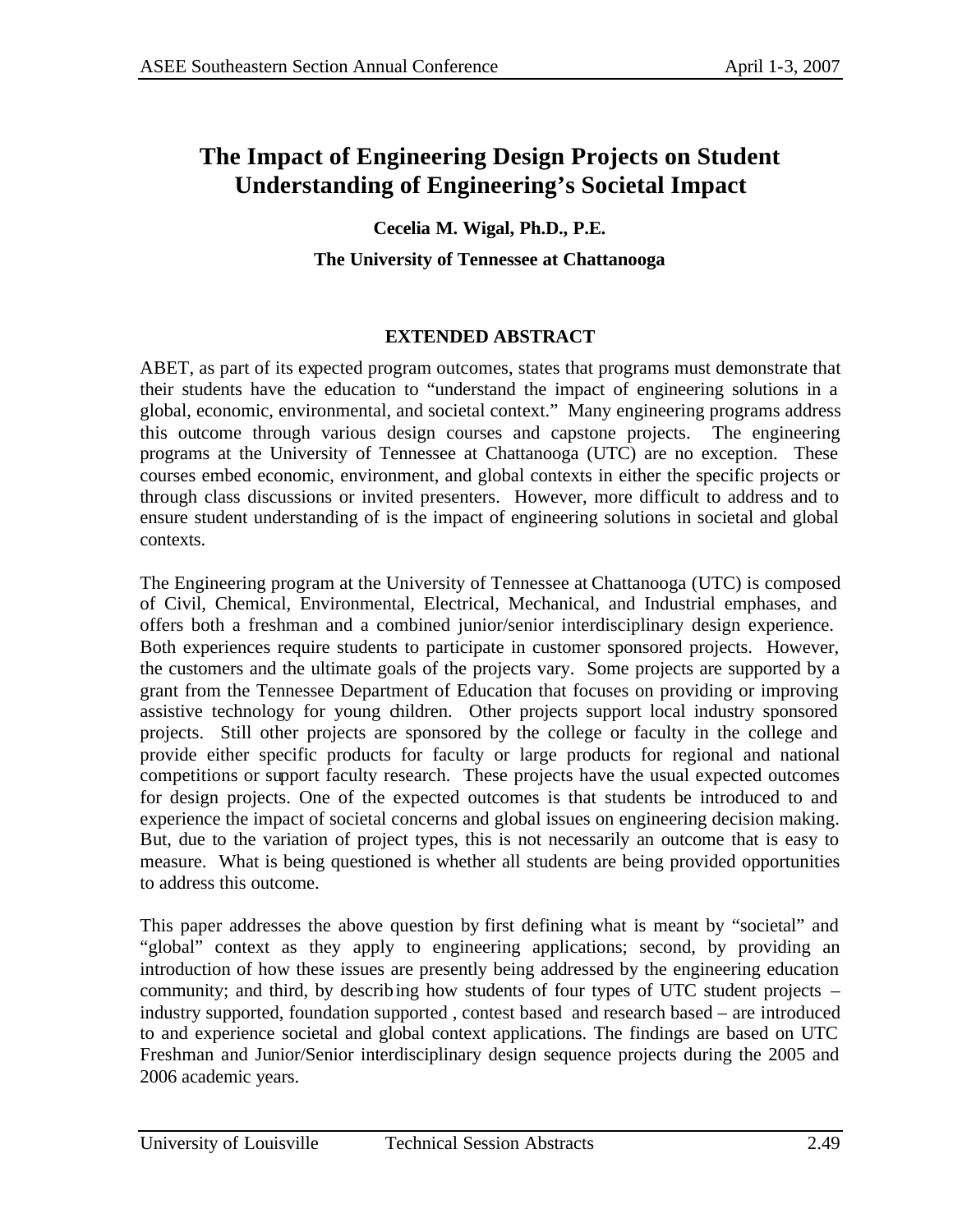# The Impact of Engineering Design Projects on Student Understanding of Engineering's Societal Impact

**Cecelia M. Wigal, Ph.D., P.E.**

**The University of Tennessee at Chattanooga**

## EXTENDED ABSTRACT

ABET, as part of its expected program outcomes, states that programs must demonstrate that their students have the education to "understand the impact of engineering solutions in a global, economic, environmental, and societal context." Many engineering programs address this outcome through various design courses and capstone projects. The engineering programs at the University of Tennessee at Chattanooga (UTC) are no exception. These courses embed economic, environment, and global contexts in either the specific projects or through class discussions or invited presenters. However, more difficult to address and to ensure student understanding of is the impact of engineering solutions in societal and global contexts.

The Engineering program at the University of Tennessee at Chattanooga (UTC) is composed of Civil, Chemical, Environmental, Electrical, Mechanical, and Industrial emphases, and offers both a freshman and a combined junior/senior interdisciplinary design experience. Both experiences require students to participate in customer sponsored projects. However, the customers and the ultimate goals of the projects vary. Some projects are supported by a grant from the Tennessee Department of Education that focuses on providing or improving assistive technology for young children. Other projects support local industry sponsored projects. Still other projects are sponsored by the college or faculty in the college and provide either specific products for faculty or large products for regional and national competitions or support faculty research. These projects have the usual expected outcomes for design projects. One of the expected outcomes is that students be introduced to and experience the impact of societal concerns and global issues on engineering decision making. But, due to the variation of project types, this is not necessarily an outcome that is easy to measure. What is being questioned is whether all students are being provided opportunities to address this outcome.

This paper addresses the above question by first defining what is meant by "societal" and "global" context as they apply to engineering applications; second, by providing an introduction of how these issues are presently being addressed by the engineering education community; and third, by describing how students of four types of UTC student projects – industry supported, foundation supported , contest based and research based – are introduced to and experience societal and global context applications. The findings are based on UTC Freshman and Junior/Senior interdisciplinary design sequence projects during the 2005 and 2006 academic years.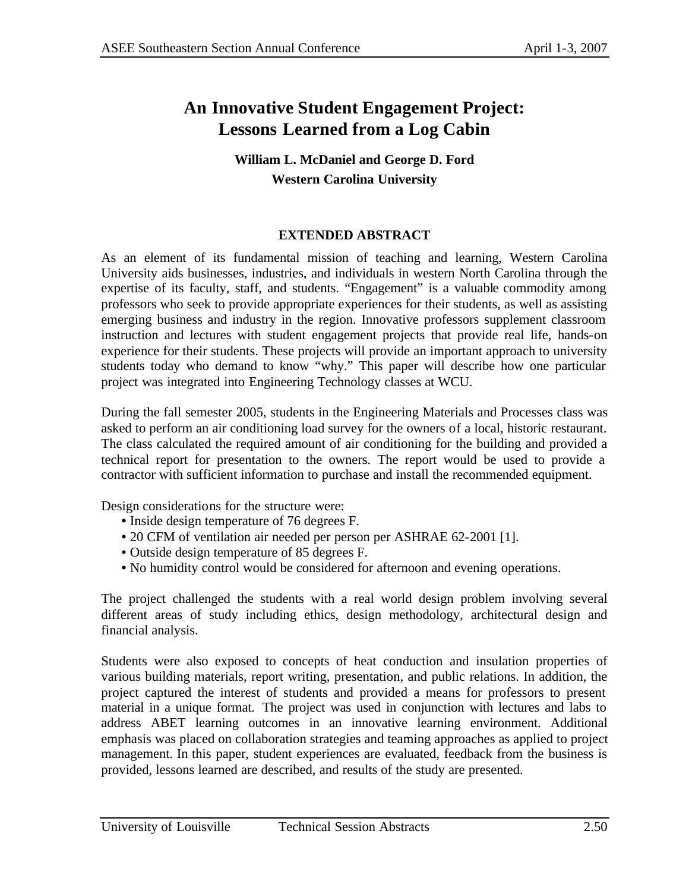# An Innovative Student Engagement Project: Lessons Learned from a Log Cabin

**William L. McDaniel and George D. Ford**

**Western Carolina University**

## EXTENDED ABSTRACT

As an element of its fundamental mission of teaching and learning, Western Carolina University aids businesses, industries, and individuals in western North Carolina through the expertise of its faculty, staff, and students. "Engagement" is a valuable commodity among professors who seek to provide appropriate experiences for their students, as well as assisting emerging business and industry in the region. Innovative professors supplement classroom instruction and lectures with student engagement projects that provide real life, hands-on experience for their students. These projects will provide an important approach to university students today who demand to know "why." This paper will describe how one particular project was integrated into Engineering Technology classes at WCU.

During the fall semester 2005, students in the Engineering Materials and Processes class was asked to perform an air conditioning load survey for the owners of a local, historic restaurant. The class calculated the required amount of air conditioning for the building and provided a technical report for presentation to the owners. The report would be used to provide a contractor with sufficient information to purchase and install the recommended equipment.

Design considerations for the structure were:

- Inside design temperature of 76 degrees F.
- 20 CFM of ventilation air needed per person per ASHRAE 62-2001 [1].
- Outside design temperature of 85 degrees F.
- No humidity control would be considered for afternoon and evening operations.

The project challenged the students with a real world design problem involving several different areas of study including ethics, design methodology, architectural design and financial analysis.

Students were also exposed to concepts of heat conduction and insulation properties of various building materials, report writing, presentation, and public relations. In addition, the project captured the interest of students and provided a means for professors to present material in a unique format. The project was used in conjunction with lectures and labs to address ABET learning outcomes in an innovative learning environment. Additional emphasis was placed on collaboration strategies and teaming approaches as applied to project management. In this paper, student experiences are evaluated, feedback from the business is provided, lessons learned are described, and results of the study are presented.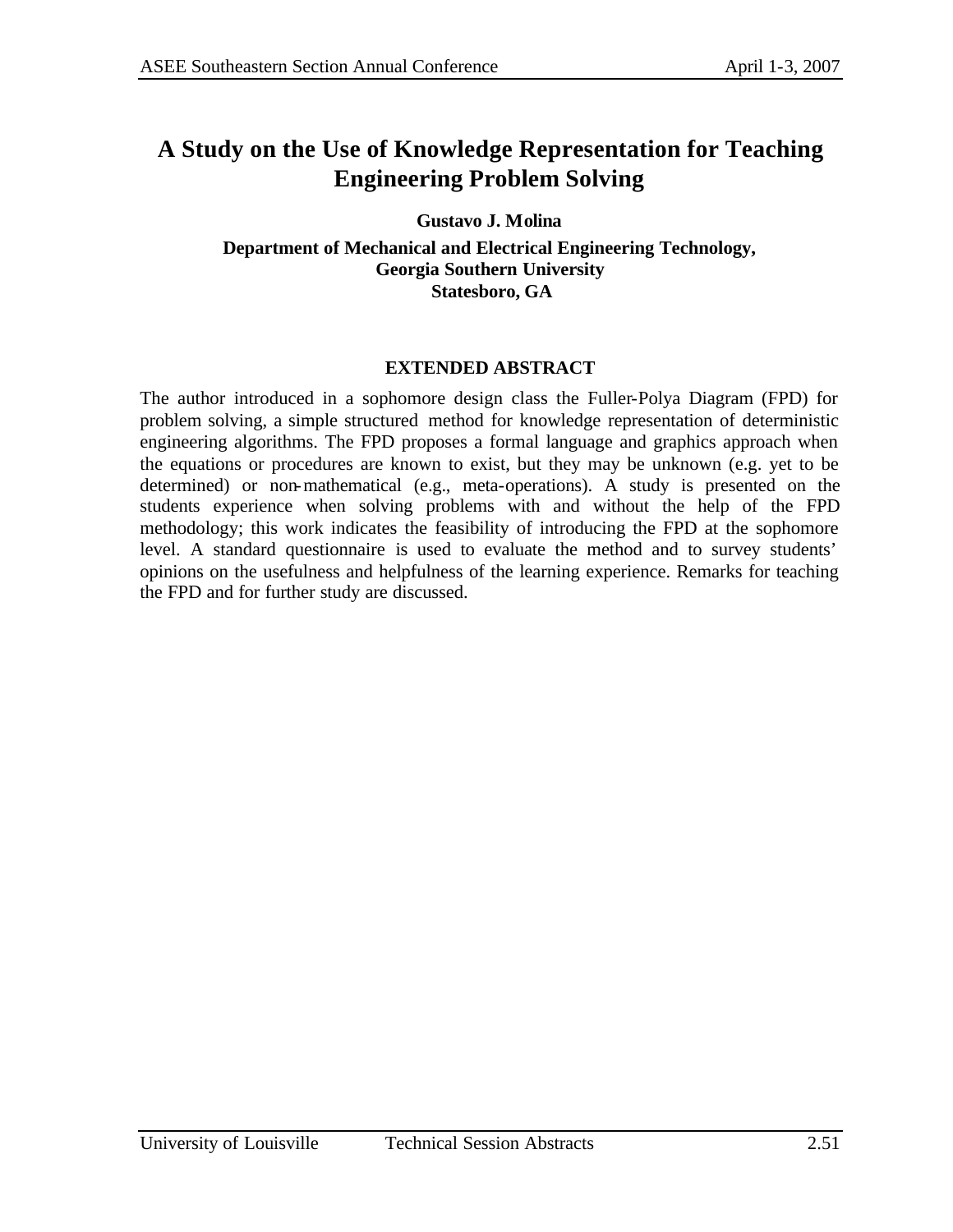# A Study on the Use of Knowledge Representation for Teaching Engineering Problem Solving

**Gustavo J. Molina**

**Department of Mechanical and Electrical Engineering Technology,**
**Georgia Southern University**
**Statesboro, GA**

### EXTENDED ABSTRACT

The author introduced in a sophomore design class the Fuller-Polya Diagram (FPD) for problem solving, a simple structured method for knowledge representation of deterministic engineering algorithms. The FPD proposes a formal language and graphics approach when the equations or procedures are known to exist, but they may be unknown (e.g. yet to be determined) or non-mathematical (e.g., meta-operations). A study is presented on the students experience when solving problems with and without the help of the FPD methodology; this work indicates the feasibility of introducing the FPD at the sophomore level. A standard questionnaire is used to evaluate the method and to survey students' opinions on the usefulness and helpfulness of the learning experience. Remarks for teaching the FPD and for further study are discussed.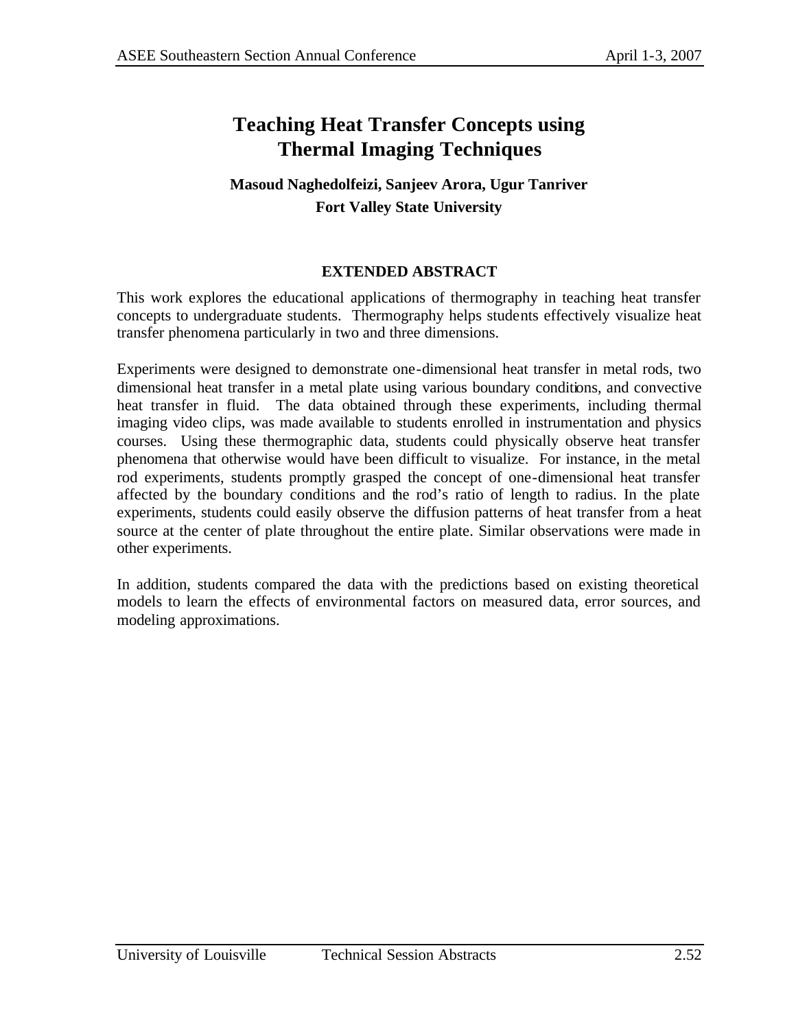# Teaching Heat Transfer Concepts using Thermal Imaging Techniques

**Masoud Naghedolfeizi, Sanjeev Arora, Ugur Tanriver**
**Fort Valley State University**

## EXTENDED ABSTRACT

This work explores the educational applications of thermography in teaching heat transfer concepts to undergraduate students. Thermography helps students effectively visualize heat transfer phenomena particularly in two and three dimensions.

Experiments were designed to demonstrate one-dimensional heat transfer in metal rods, two dimensional heat transfer in a metal plate using various boundary conditions, and convective heat transfer in fluid. The data obtained through these experiments, including thermal imaging video clips, was made available to students enrolled in instrumentation and physics courses. Using these thermographic data, students could physically observe heat transfer phenomena that otherwise would have been difficult to visualize. For instance, in the metal rod experiments, students promptly grasped the concept of one-dimensional heat transfer affected by the boundary conditions and the rod's ratio of length to radius. In the plate experiments, students could easily observe the diffusion patterns of heat transfer from a heat source at the center of plate throughout the entire plate. Similar observations were made in other experiments.

In addition, students compared the data with the predictions based on existing theoretical models to learn the effects of environmental factors on measured data, error sources, and modeling approximations.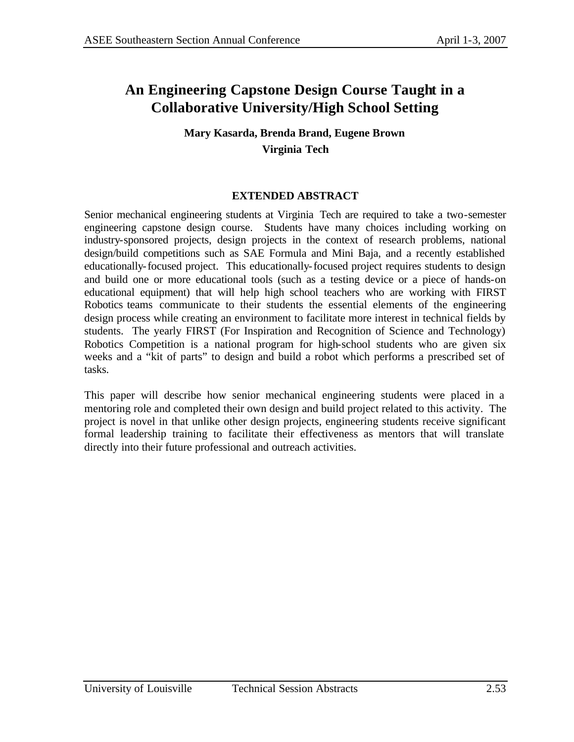# An Engineering Capstone Design Course Taught in a Collaborative University/High School Setting

**Mary Kasarda, Brenda Brand, Eugene Brown**

**Virginia Tech**

## EXTENDED ABSTRACT

Senior mechanical engineering students at Virginia Tech are required to take a two-semester engineering capstone design course. Students have many choices including working on industry-sponsored projects, design projects in the context of research problems, national design/build competitions such as SAE Formula and Mini Baja, and a recently established educationally-focused project. This educationally-focused project requires students to design and build one or more educational tools (such as a testing device or a piece of hands-on educational equipment) that will help high school teachers who are working with FIRST Robotics teams communicate to their students the essential elements of the engineering design process while creating an environment to facilitate more interest in technical fields by students. The yearly FIRST (For Inspiration and Recognition of Science and Technology) Robotics Competition is a national program for high-school students who are given six weeks and a "kit of parts" to design and build a robot which performs a prescribed set of tasks.

This paper will describe how senior mechanical engineering students were placed in a mentoring role and completed their own design and build project related to this activity. The project is novel in that unlike other design projects, engineering students receive significant formal leadership training to facilitate their effectiveness as mentors that will translate directly into their future professional and outreach activities.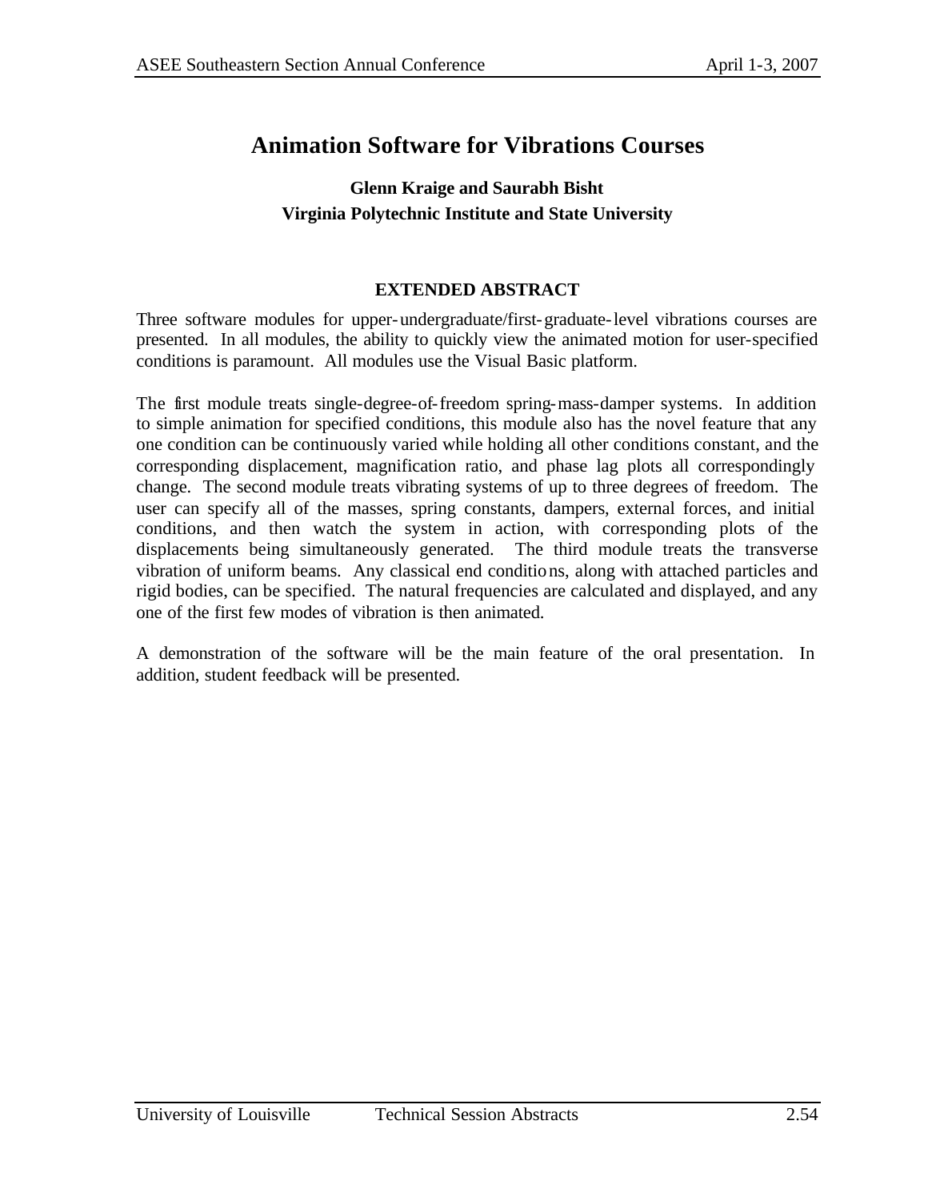# Animation Software for Vibrations Courses

**Glenn Kraige and Saurabh Bisht**
**Virginia Polytechnic Institute and State University**

## EXTENDED ABSTRACT

Three software modules for upper-undergraduate/first-graduate-level vibrations courses are presented. In all modules, the ability to quickly view the animated motion for user-specified conditions is paramount. All modules use the Visual Basic platform.

The first module treats single-degree-of-freedom spring-mass-damper systems. In addition to simple animation for specified conditions, this module also has the novel feature that any one condition can be continuously varied while holding all other conditions constant, and the corresponding displacement, magnification ratio, and phase lag plots all correspondingly change. The second module treats vibrating systems of up to three degrees of freedom. The user can specify all of the masses, spring constants, dampers, external forces, and initial conditions, and then watch the system in action, with corresponding plots of the displacements being simultaneously generated. The third module treats the transverse vibration of uniform beams. Any classical end conditions, along with attached particles and rigid bodies, can be specified. The natural frequencies are calculated and displayed, and any one of the first few modes of vibration is then animated.

A demonstration of the software will be the main feature of the oral presentation. In addition, student feedback will be presented.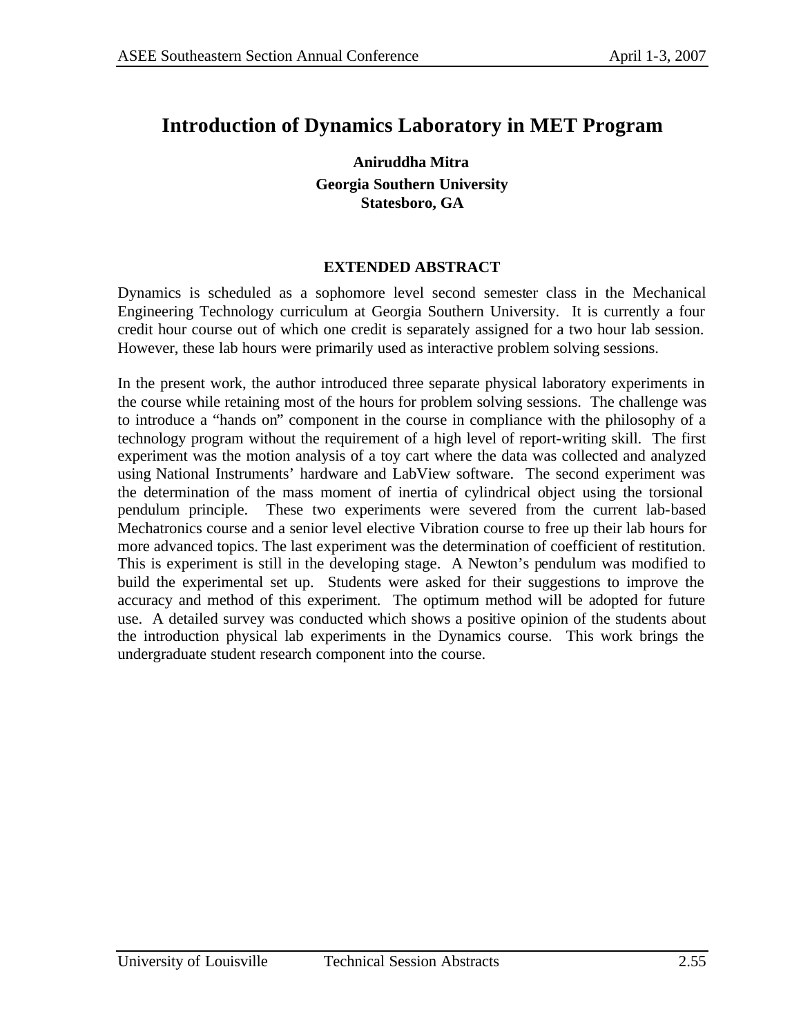# Introduction of Dynamics Laboratory in MET Program

**Aniruddha Mitra**
**Georgia Southern University**
**Statesboro, GA**

## EXTENDED ABSTRACT

Dynamics is scheduled as a sophomore level second semester class in the Mechanical Engineering Technology curriculum at Georgia Southern University. It is currently a four credit hour course out of which one credit is separately assigned for a two hour lab session. However, these lab hours were primarily used as interactive problem solving sessions.

In the present work, the author introduced three separate physical laboratory experiments in the course while retaining most of the hours for problem solving sessions. The challenge was to introduce a "hands on" component in the course in compliance with the philosophy of a technology program without the requirement of a high level of report-writing skill. The first experiment was the motion analysis of a toy cart where the data was collected and analyzed using National Instruments' hardware and LabView software. The second experiment was the determination of the mass moment of inertia of cylindrical object using the torsional pendulum principle. These two experiments were severed from the current lab-based Mechatronics course and a senior level elective Vibration course to free up their lab hours for more advanced topics. The last experiment was the determination of coefficient of restitution. This is experiment is still in the developing stage. A Newton's pendulum was modified to build the experimental set up. Students were asked for their suggestions to improve the accuracy and method of this experiment. The optimum method will be adopted for future use. A detailed survey was conducted which shows a positive opinion of the students about the introduction physical lab experiments in the Dynamics course. This work brings the undergraduate student research component into the course.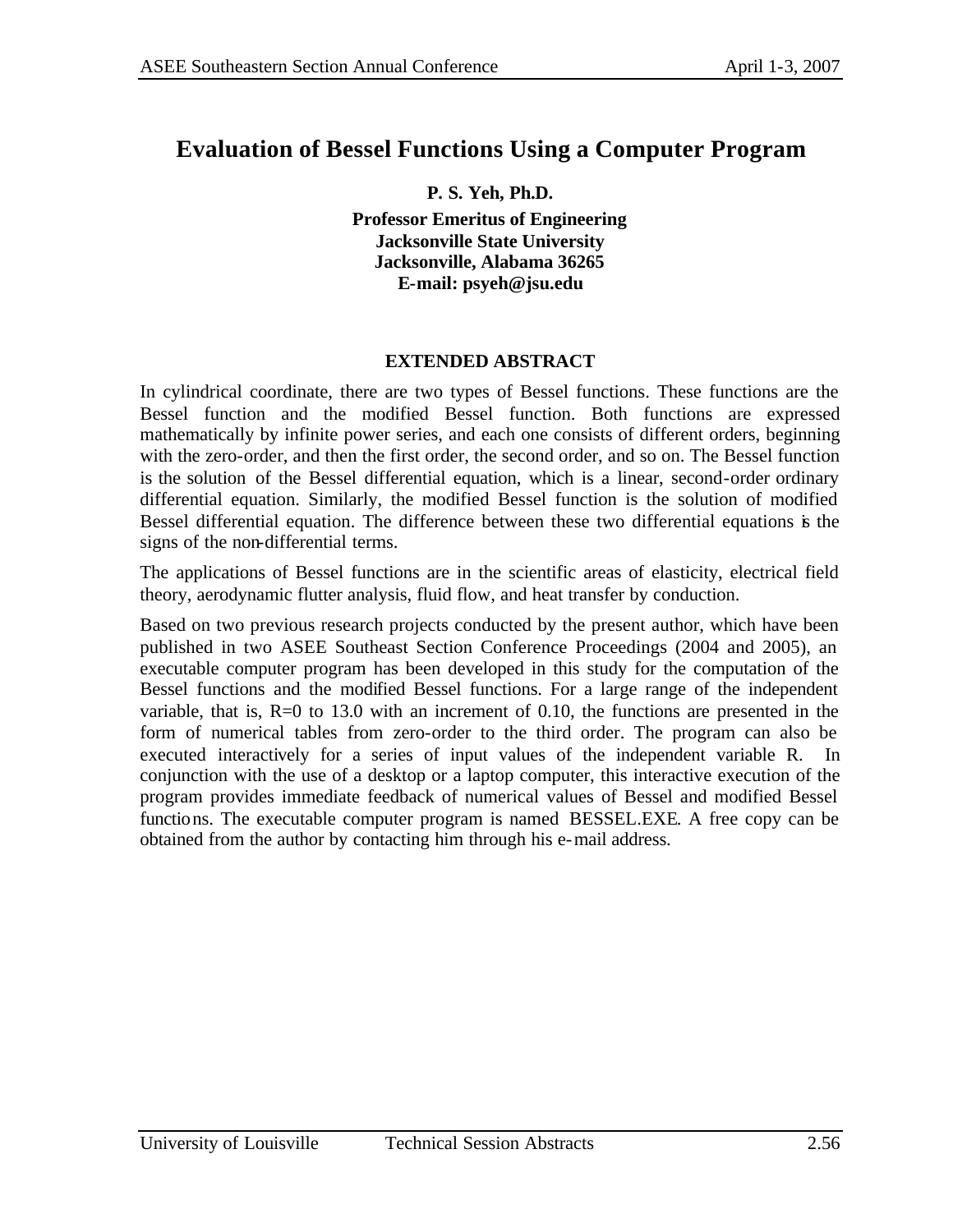# Evaluation of Bessel Functions Using a Computer Program

**P. S. Yeh, Ph.D.**

**Professor Emeritus of Engineering**
**Jacksonville State University**
**Jacksonville, Alabama 36265**
**E-mail: psyeh@jsu.edu**

## EXTENDED ABSTRACT

In cylindrical coordinate, there are two types of Bessel functions. These functions are the Bessel function and the modified Bessel function. Both functions are expressed mathematically by infinite power series, and each one consists of different orders, beginning with the zero-order, and then the first order, the second order, and so on. The Bessel function is the solution of the Bessel differential equation, which is a linear, second-order ordinary differential equation. Similarly, the modified Bessel function is the solution of modified Bessel differential equation. The difference between these two differential equations is the signs of the non-differential terms.

The applications of Bessel functions are in the scientific areas of elasticity, electrical field theory, aerodynamic flutter analysis, fluid flow, and heat transfer by conduction.

Based on two previous research projects conducted by the present author, which have been published in two ASEE Southeast Section Conference Proceedings (2004 and 2005), an executable computer program has been developed in this study for the computation of the Bessel functions and the modified Bessel functions. For a large range of the independent variable, that is, R=0 to 13.0 with an increment of 0.10, the functions are presented in the form of numerical tables from zero-order to the third order. The program can also be executed interactively for a series of input values of the independent variable R. In conjunction with the use of a desktop or a laptop computer, this interactive execution of the program provides immediate feedback of numerical values of Bessel and modified Bessel functions. The executable computer program is named BESSEL.EXE. A free copy can be obtained from the author by contacting him through his e-mail address.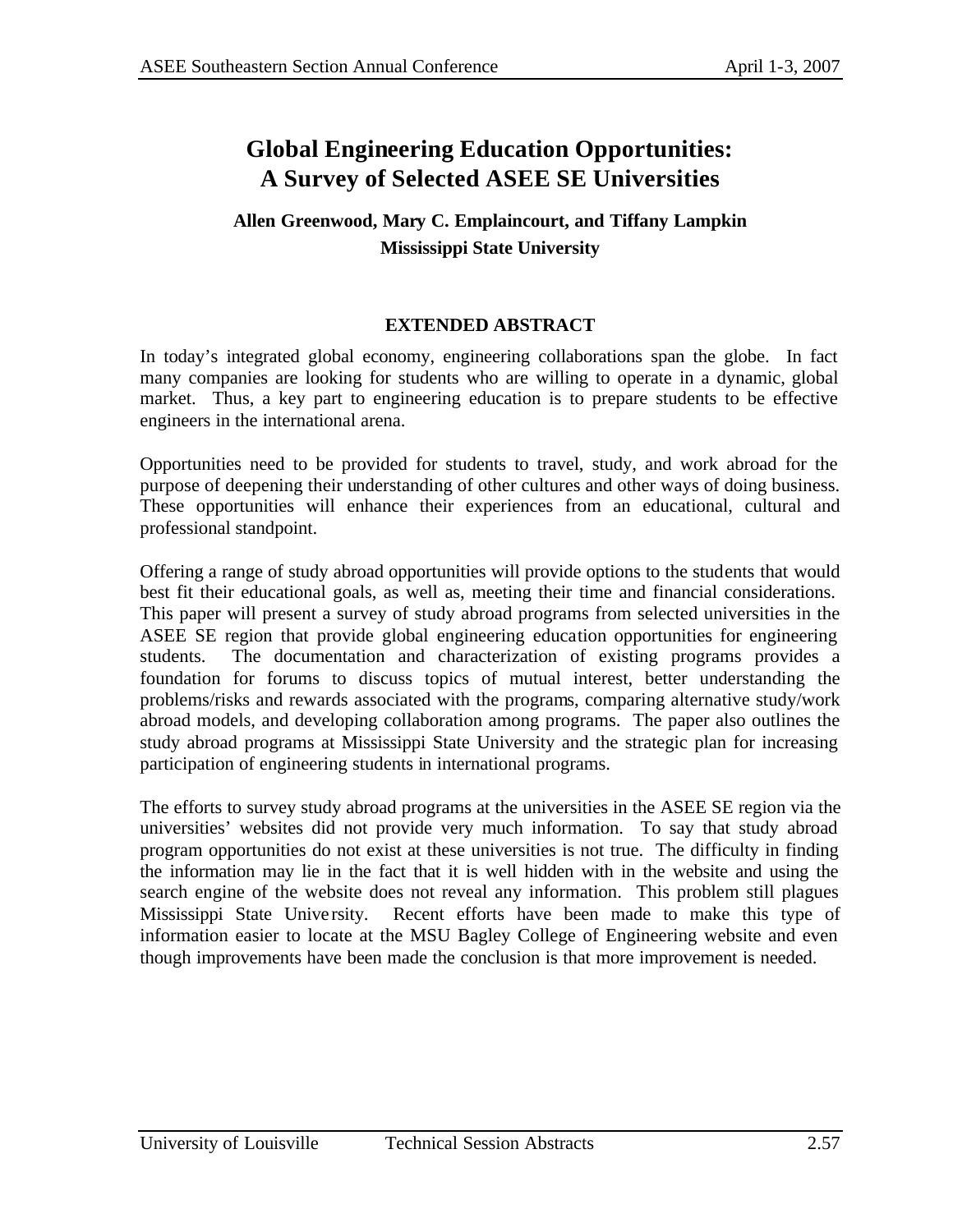# Global Engineering Education Opportunities: A Survey of Selected ASEE SE Universities

**Allen Greenwood, Mary C. Emplaincourt, and Tiffany Lampkin**
**Mississippi State University**

## EXTENDED ABSTRACT

In today's integrated global economy, engineering collaborations span the globe. In fact many companies are looking for students who are willing to operate in a dynamic, global market. Thus, a key part to engineering education is to prepare students to be effective engineers in the international arena.

Opportunities need to be provided for students to travel, study, and work abroad for the purpose of deepening their understanding of other cultures and other ways of doing business. These opportunities will enhance their experiences from an educational, cultural and professional standpoint.

Offering a range of study abroad opportunities will provide options to the students that would best fit their educational goals, as well as, meeting their time and financial considerations. This paper will present a survey of study abroad programs from selected universities in the ASEE SE region that provide global engineering education opportunities for engineering students. The documentation and characterization of existing programs provides a foundation for forums to discuss topics of mutual interest, better understanding the problems/risks and rewards associated with the programs, comparing alternative study/work abroad models, and developing collaboration among programs. The paper also outlines the study abroad programs at Mississippi State University and the strategic plan for increasing participation of engineering students in international programs.

The efforts to survey study abroad programs at the universities in the ASEE SE region via the universities' websites did not provide very much information. To say that study abroad program opportunities do not exist at these universities is not true. The difficulty in finding the information may lie in the fact that it is well hidden with in the website and using the search engine of the website does not reveal any information. This problem still plagues Mississippi State University. Recent efforts have been made to make this type of information easier to locate at the MSU Bagley College of Engineering website and even though improvements have been made the conclusion is that more improvement is needed.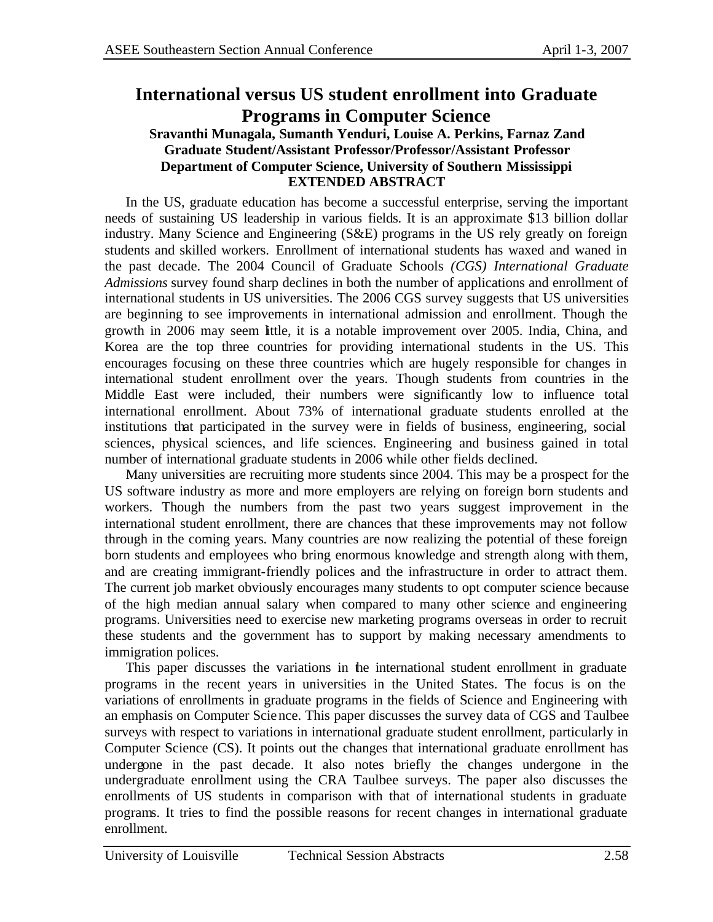# International versus US student enrollment into Graduate Programs in Computer Science

**Sravanthi Munagala, Sumanth Yenduri, Louise A. Perkins, Farnaz Zand**
**Graduate Student/Assistant Professor/Professor/Assistant Professor**
**Department of Computer Science, University of Southern Mississippi**
**EXTENDED ABSTRACT**

In the US, graduate education has become a successful enterprise, serving the important needs of sustaining US leadership in various fields. It is an approximate $13 billion dollar industry. Many Science and Engineering (S&E) programs in the US rely greatly on foreign students and skilled workers. Enrollment of international students has waxed and waned in the past decade. The 2004 Council of Graduate Schools *(CGS) International Graduate Admissions* survey found sharp declines in both the number of applications and enrollment of international students in US universities. The 2006 CGS survey suggests that US universities are beginning to see improvements in international admission and enrollment. Though the growth in 2006 may seem little, it is a notable improvement over 2005. India, China, and Korea are the top three countries for providing international students in the US. This encourages focusing on these three countries which are hugely responsible for changes in international student enrollment over the years. Though students from countries in the Middle East were included, their numbers were significantly low to influence total international enrollment. About 73% of international graduate students enrolled at the institutions that participated in the survey were in fields of business, engineering, social sciences, physical sciences, and life sciences. Engineering and business gained in total number of international graduate students in 2006 while other fields declined.

Many universities are recruiting more students since 2004. This may be a prospect for the US software industry as more and more employers are relying on foreign born students and workers. Though the numbers from the past two years suggest improvement in the international student enrollment, there are chances that these improvements may not follow through in the coming years. Many countries are now realizing the potential of these foreign born students and employees who bring enormous knowledge and strength along with them, and are creating immigrant-friendly polices and the infrastructure in order to attract them. The current job market obviously encourages many students to opt computer science because of the high median annual salary when compared to many other science and engineering programs. Universities need to exercise new marketing programs overseas in order to recruit these students and the government has to support by making necessary amendments to immigration polices.

This paper discusses the variations in the international student enrollment in graduate programs in the recent years in universities in the United States. The focus is on the variations of enrollments in graduate programs in the fields of Science and Engineering with an emphasis on Computer Science. This paper discusses the survey data of CGS and Taulbee surveys with respect to variations in international graduate student enrollment, particularly in Computer Science (CS). It points out the changes that international graduate enrollment has undergone in the past decade. It also notes briefly the changes undergone in the undergraduate enrollment using the CRA Taulbee surveys. The paper also discusses the enrollments of US students in comparison with that of international students in graduate programs. It tries to find the possible reasons for recent changes in international graduate enrollment.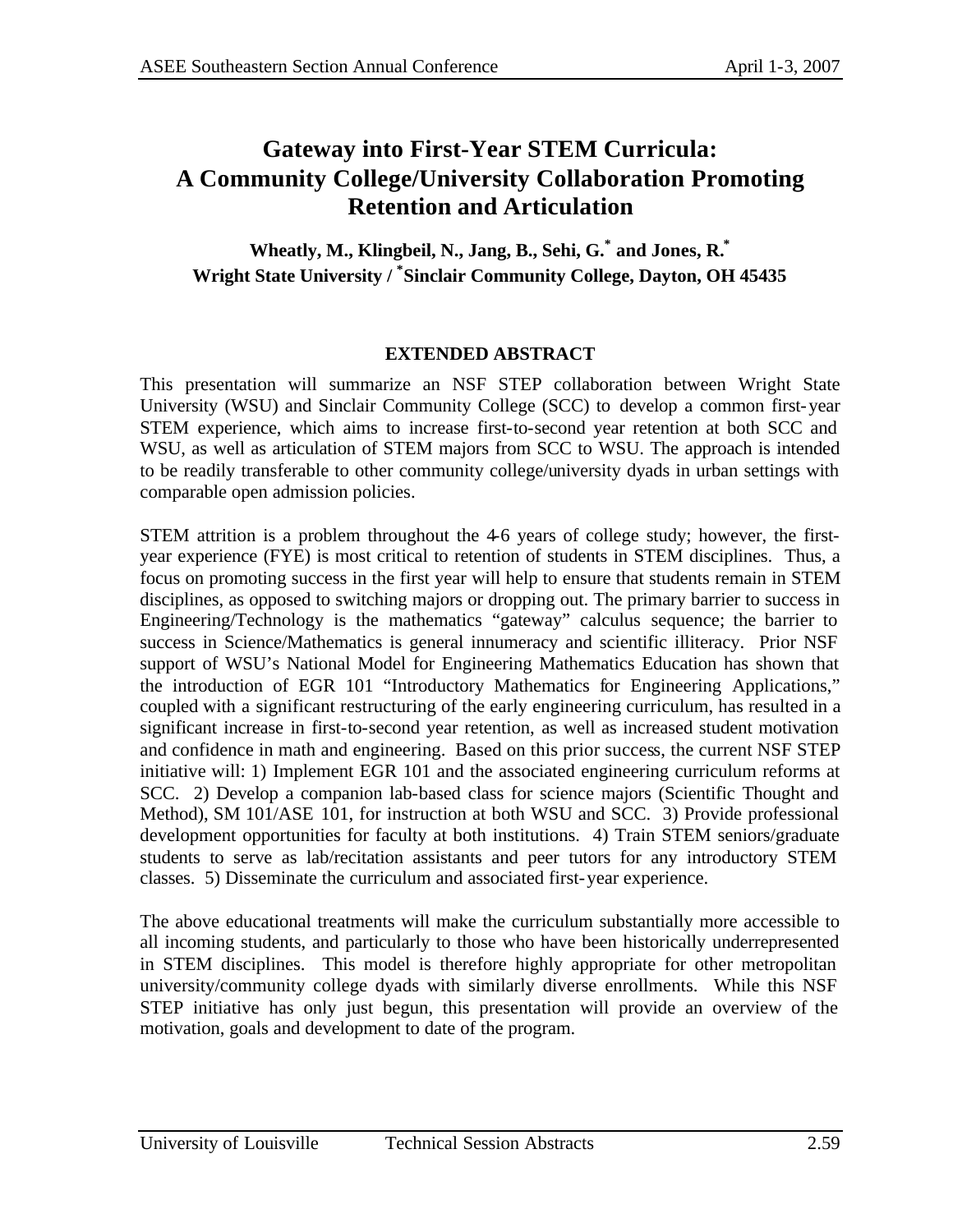# Gateway into First-Year STEM Curricula: A Community College/University Collaboration Promoting Retention and Articulation

**Wheatly, M., Klingbeil, N., Jang, B., Sehi, G.[*] and Jones, R.[*]**
**Wright State University / [*]Sinclair Community College, Dayton, OH 45435**

## EXTENDED ABSTRACT

This presentation will summarize an NSF STEP collaboration between Wright State University (WSU) and Sinclair Community College (SCC) to develop a common first-year STEM experience, which aims to increase first-to-second year retention at both SCC and WSU, as well as articulation of STEM majors from SCC to WSU. The approach is intended to be readily transferable to other community college/university dyads in urban settings with comparable open admission policies.

STEM attrition is a problem throughout the 4-6 years of college study; however, the first-year experience (FYE) is most critical to retention of students in STEM disciplines. Thus, a focus on promoting success in the first year will help to ensure that students remain in STEM disciplines, as opposed to switching majors or dropping out. The primary barrier to success in Engineering/Technology is the mathematics "gateway" calculus sequence; the barrier to success in Science/Mathematics is general innumeracy and scientific illiteracy. Prior NSF support of WSU's National Model for Engineering Mathematics Education has shown that the introduction of EGR 101 "Introductory Mathematics for Engineering Applications," coupled with a significant restructuring of the early engineering curriculum, has resulted in a significant increase in first-to-second year retention, as well as increased student motivation and confidence in math and engineering. Based on this prior success, the current NSF STEP initiative will: 1) Implement EGR 101 and the associated engineering curriculum reforms at SCC. 2) Develop a companion lab-based class for science majors (Scientific Thought and Method), SM 101/ASE 101, for instruction at both WSU and SCC. 3) Provide professional development opportunities for faculty at both institutions. 4) Train STEM seniors/graduate students to serve as lab/recitation assistants and peer tutors for any introductory STEM classes. 5) Disseminate the curriculum and associated first-year experience.

The above educational treatments will make the curriculum substantially more accessible to all incoming students, and particularly to those who have been historically underrepresented in STEM disciplines. This model is therefore highly appropriate for other metropolitan university/community college dyads with similarly diverse enrollments. While this NSF STEP initiative has only just begun, this presentation will provide an overview of the motivation, goals and development to date of the program.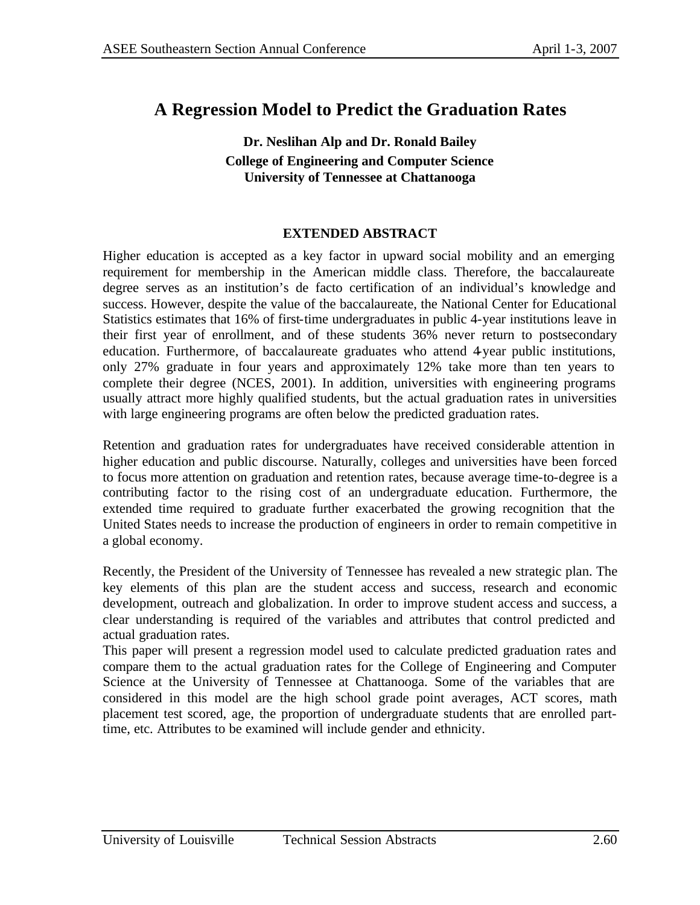# A Regression Model to Predict the Graduation Rates

**Dr. Neslihan Alp and Dr. Ronald Bailey**
**College of Engineering and Computer Science**
**University of Tennessee at Chattanooga**

## EXTENDED ABSTRACT

Higher education is accepted as a key factor in upward social mobility and an emerging requirement for membership in the American middle class. Therefore, the baccalaureate degree serves as an institution's de facto certification of an individual's knowledge and success. However, despite the value of the baccalaureate, the National Center for Educational Statistics estimates that 16% of first-time undergraduates in public 4-year institutions leave in their first year of enrollment, and of these students 36% never return to postsecondary education. Furthermore, of baccalaureate graduates who attend 4-year public institutions, only 27% graduate in four years and approximately 12% take more than ten years to complete their degree (NCES, 2001). In addition, universities with engineering programs usually attract more highly qualified students, but the actual graduation rates in universities with large engineering programs are often below the predicted graduation rates.

Retention and graduation rates for undergraduates have received considerable attention in higher education and public discourse. Naturally, colleges and universities have been forced to focus more attention on graduation and retention rates, because average time-to-degree is a contributing factor to the rising cost of an undergraduate education. Furthermore, the extended time required to graduate further exacerbated the growing recognition that the United States needs to increase the production of engineers in order to remain competitive in a global economy.

Recently, the President of the University of Tennessee has revealed a new strategic plan. The key elements of this plan are the student access and success, research and economic development, outreach and globalization. In order to improve student access and success, a clear understanding is required of the variables and attributes that control predicted and actual graduation rates.

This paper will present a regression model used to calculate predicted graduation rates and compare them to the actual graduation rates for the College of Engineering and Computer Science at the University of Tennessee at Chattanooga. Some of the variables that are considered in this model are the high school grade point averages, ACT scores, math placement test scored, age, the proportion of undergraduate students that are enrolled part-time, etc. Attributes to be examined will include gender and ethnicity.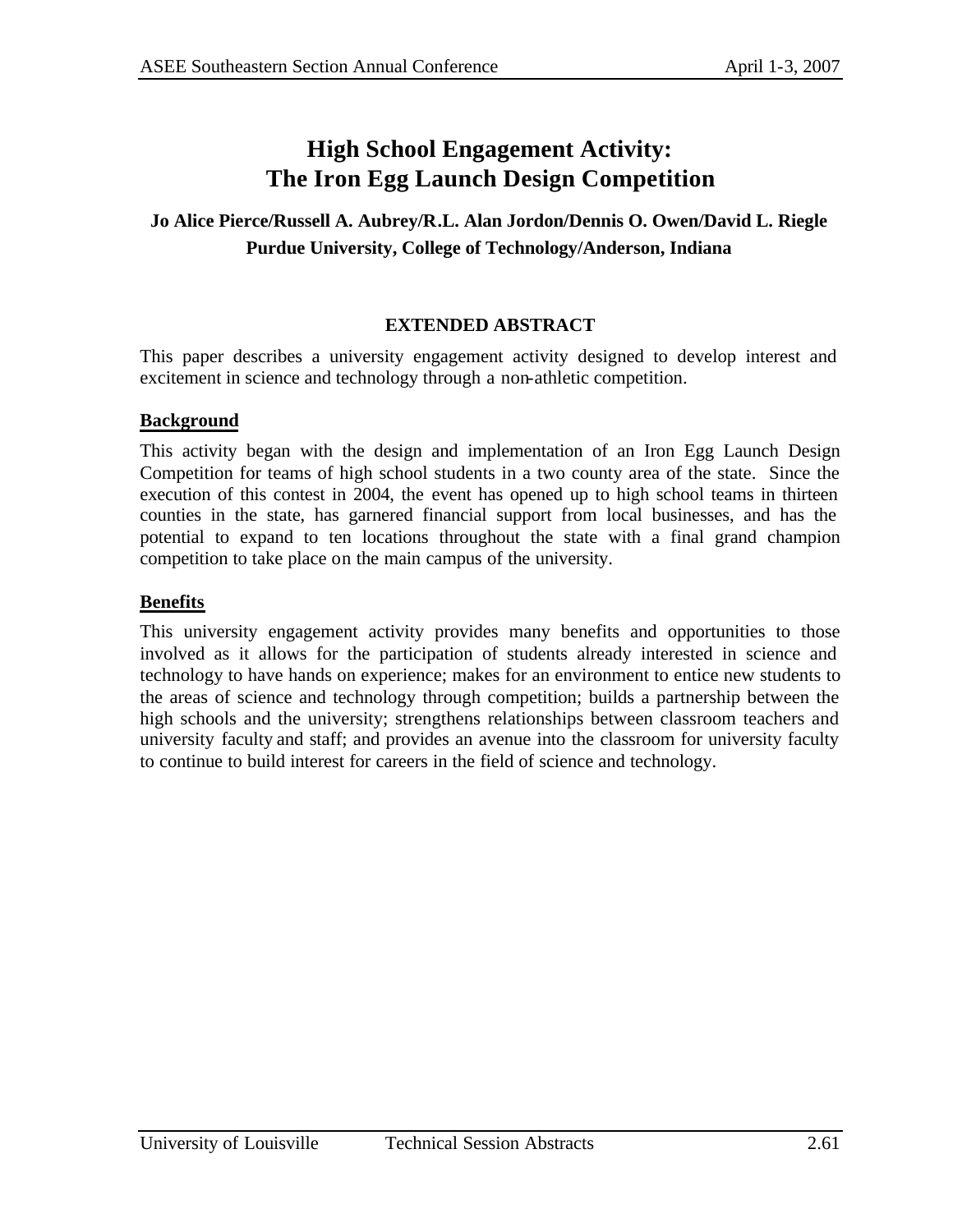# High School Engagement Activity: The Iron Egg Launch Design Competition

**Jo Alice Pierce/Russell A. Aubrey/R.L. Alan Jordon/Dennis O. Owen/David L. Riegle**
**Purdue University, College of Technology/Anderson, Indiana**

## EXTENDED ABSTRACT

This paper describes a university engagement activity designed to develop interest and excitement in science and technology through a non-athletic competition.

### Background

This activity began with the design and implementation of an Iron Egg Launch Design Competition for teams of high school students in a two county area of the state. Since the execution of this contest in 2004, the event has opened up to high school teams in thirteen counties in the state, has garnered financial support from local businesses, and has the potential to expand to ten locations throughout the state with a final grand champion competition to take place on the main campus of the university.

### Benefits

This university engagement activity provides many benefits and opportunities to those involved as it allows for the participation of students already interested in science and technology to have hands on experience; makes for an environment to entice new students to the areas of science and technology through competition; builds a partnership between the high schools and the university; strengthens relationships between classroom teachers and university faculty and staff; and provides an avenue into the classroom for university faculty to continue to build interest for careers in the field of science and technology.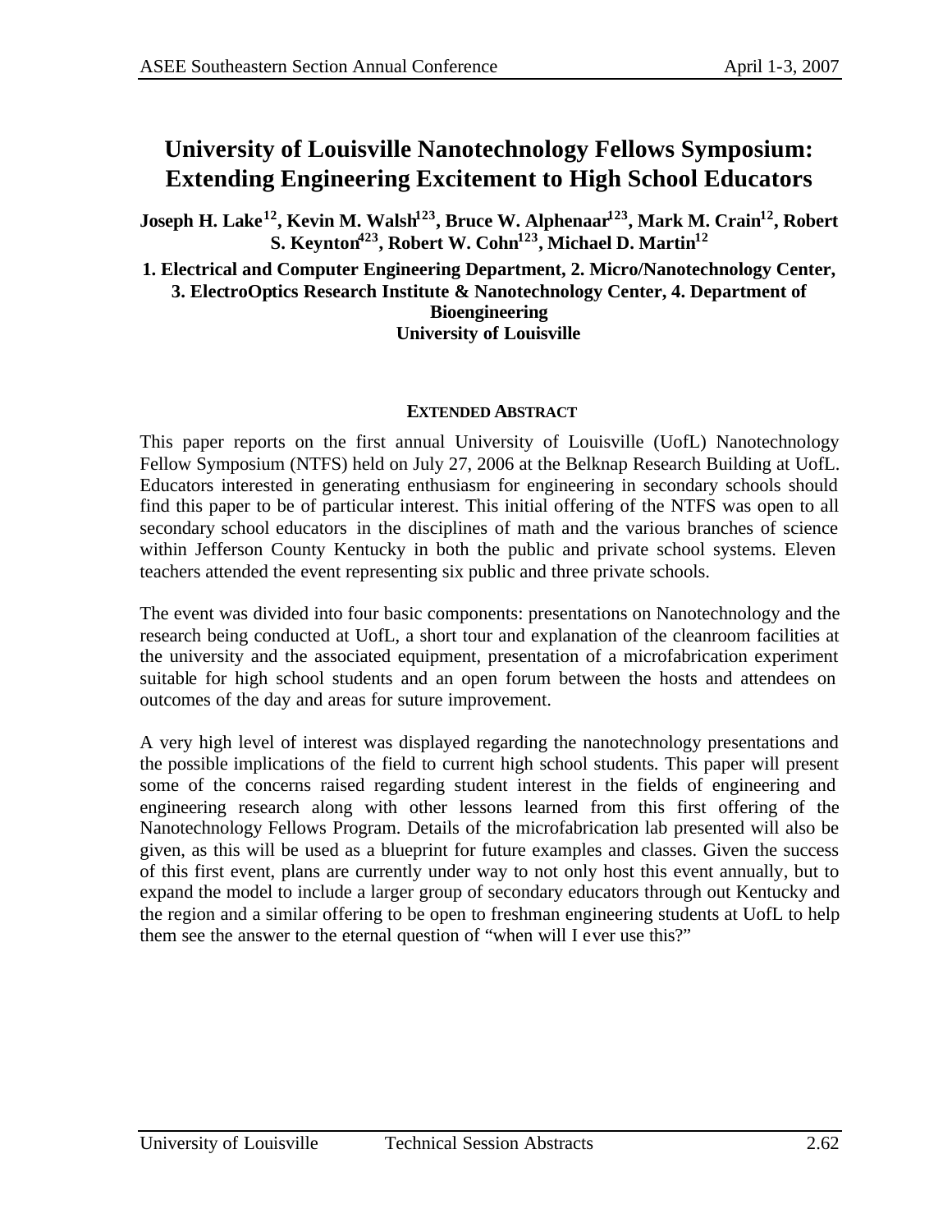# University of Louisville Nanotechnology Fellows Symposium: Extending Engineering Excitement to High School Educators

**Joseph H. Lake[1,2], Kevin M. Walsh[1,2,3], Bruce W. Alphenaar[1,2,3], Mark M. Crain[1,2], Robert S. Keynton[4,2,3], Robert W. Cohn[1,2,3], Michael D. Martin[1,2]**

**1. Electrical and Computer Engineering Department, 2. Micro/Nanotechnology Center, 3. ElectroOptics Research Institute & Nanotechnology Center, 4. Department of Bioengineering
University of Louisville**

## EXTENDED ABSTRACT

This paper reports on the first annual University of Louisville (UofL) Nanotechnology Fellow Symposium (NTFS) held on July 27, 2006 at the Belknap Research Building at UofL. Educators interested in generating enthusiasm for engineering in secondary schools should find this paper to be of particular interest. This initial offering of the NTFS was open to all secondary school educators in the disciplines of math and the various branches of science within Jefferson County Kentucky in both the public and private school systems. Eleven teachers attended the event representing six public and three private schools.

The event was divided into four basic components: presentations on Nanotechnology and the research being conducted at UofL, a short tour and explanation of the cleanroom facilities at the university and the associated equipment, presentation of a microfabrication experiment suitable for high school students and an open forum between the hosts and attendees on outcomes of the day and areas for suture improvement.

A very high level of interest was displayed regarding the nanotechnology presentations and the possible implications of the field to current high school students. This paper will present some of the concerns raised regarding student interest in the fields of engineering and engineering research along with other lessons learned from this first offering of the Nanotechnology Fellows Program. Details of the microfabrication lab presented will also be given, as this will be used as a blueprint for future examples and classes. Given the success of this first event, plans are currently under way to not only host this event annually, but to expand the model to include a larger group of secondary educators through out Kentucky and the region and a similar offering to be open to freshman engineering students at UofL to help them see the answer to the eternal question of "when will I ever use this?"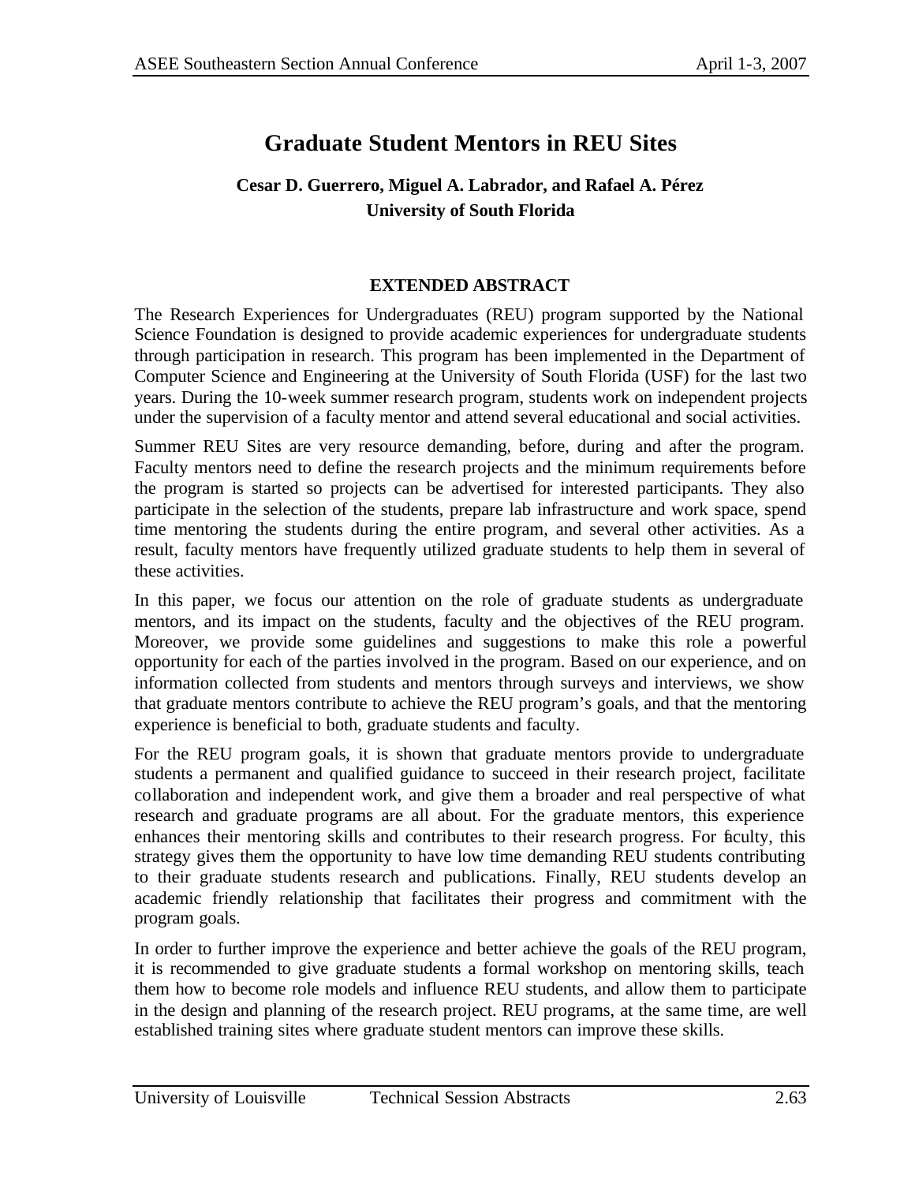# Graduate Student Mentors in REU Sites

**Cesar D. Guerrero, Miguel A. Labrador, and Rafael A. Pérez**
**University of South Florida**

## EXTENDED ABSTRACT

The Research Experiences for Undergraduates (REU) program supported by the National Science Foundation is designed to provide academic experiences for undergraduate students through participation in research. This program has been implemented in the Department of Computer Science and Engineering at the University of South Florida (USF) for the last two years. During the 10-week summer research program, students work on independent projects under the supervision of a faculty mentor and attend several educational and social activities.

Summer REU Sites are very resource demanding, before, during and after the program. Faculty mentors need to define the research projects and the minimum requirements before the program is started so projects can be advertised for interested participants. They also participate in the selection of the students, prepare lab infrastructure and work space, spend time mentoring the students during the entire program, and several other activities. As a result, faculty mentors have frequently utilized graduate students to help them in several of these activities.

In this paper, we focus our attention on the role of graduate students as undergraduate mentors, and its impact on the students, faculty and the objectives of the REU program. Moreover, we provide some guidelines and suggestions to make this role a powerful opportunity for each of the parties involved in the program. Based on our experience, and on information collected from students and mentors through surveys and interviews, we show that graduate mentors contribute to achieve the REU program's goals, and that the mentoring experience is beneficial to both, graduate students and faculty.

For the REU program goals, it is shown that graduate mentors provide to undergraduate students a permanent and qualified guidance to succeed in their research project, facilitate collaboration and independent work, and give them a broader and real perspective of what research and graduate programs are all about. For the graduate mentors, this experience enhances their mentoring skills and contributes to their research progress. For faculty, this strategy gives them the opportunity to have low time demanding REU students contributing to their graduate students research and publications. Finally, REU students develop an academic friendly relationship that facilitates their progress and commitment with the program goals.

In order to further improve the experience and better achieve the goals of the REU program, it is recommended to give graduate students a formal workshop on mentoring skills, teach them how to become role models and influence REU students, and allow them to participate in the design and planning of the research project. REU programs, at the same time, are well established training sites where graduate student mentors can improve these skills.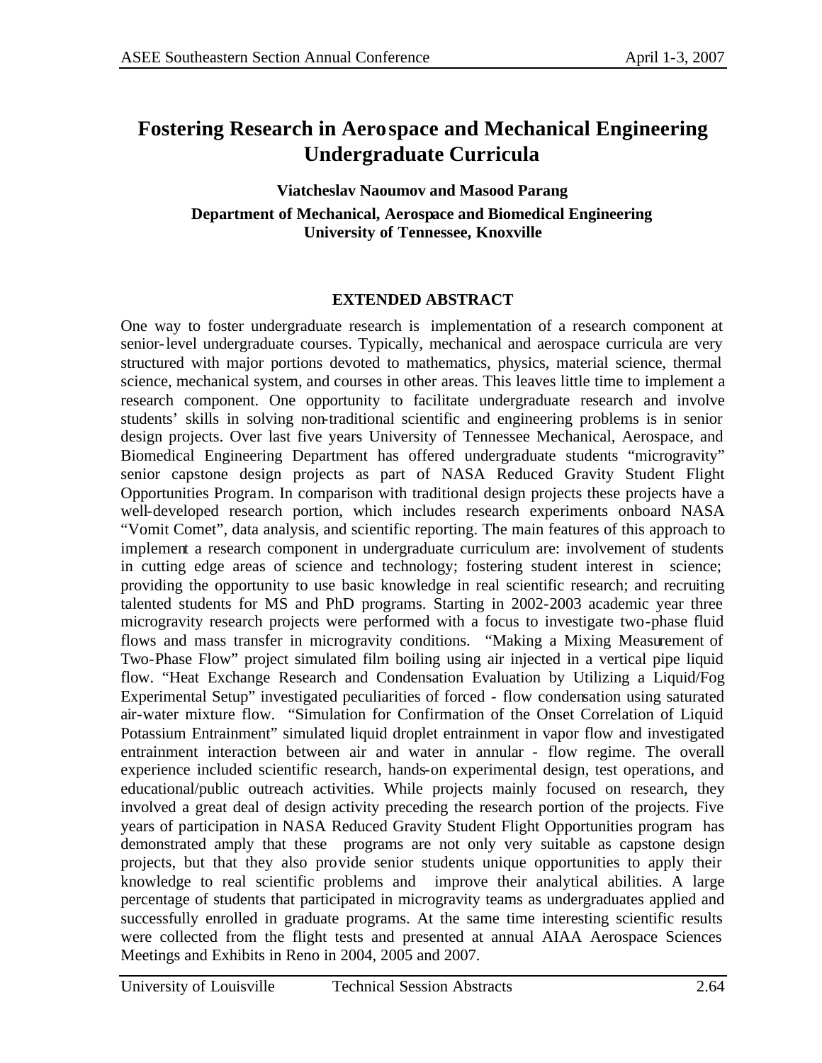# Fostering Research in Aerospace and Mechanical Engineering Undergraduate Curricula

**Viatcheslav Naoumov and Masood Parang**

**Department of Mechanical, Aerospace and Biomedical Engineering**
**University of Tennessee, Knoxville**

## EXTENDED ABSTRACT

One way to foster undergraduate research is implementation of a research component at senior-level undergraduate courses. Typically, mechanical and aerospace curricula are very structured with major portions devoted to mathematics, physics, material science, thermal science, mechanical system, and courses in other areas. This leaves little time to implement a research component. One opportunity to facilitate undergraduate research and involve students' skills in solving non-traditional scientific and engineering problems is in senior design projects. Over last five years University of Tennessee Mechanical, Aerospace, and Biomedical Engineering Department has offered undergraduate students "microgravity" senior capstone design projects as part of NASA Reduced Gravity Student Flight Opportunities Program. In comparison with traditional design projects these projects have a well-developed research portion, which includes research experiments onboard NASA "Vomit Comet", data analysis, and scientific reporting. The main features of this approach to implement a research component in undergraduate curriculum are: involvement of students in cutting edge areas of science and technology; fostering student interest in science; providing the opportunity to use basic knowledge in real scientific research; and recruiting talented students for MS and PhD programs. Starting in 2002-2003 academic year three microgravity research projects were performed with a focus to investigate two-phase fluid flows and mass transfer in microgravity conditions. "Making a Mixing Measurement of Two-Phase Flow" project simulated film boiling using air injected in a vertical pipe liquid flow. "Heat Exchange Research and Condensation Evaluation by Utilizing a Liquid/Fog Experimental Setup" investigated peculiarities of forced - flow condensation using saturated air-water mixture flow. "Simulation for Confirmation of the Onset Correlation of Liquid Potassium Entrainment" simulated liquid droplet entrainment in vapor flow and investigated entrainment interaction between air and water in annular - flow regime. The overall experience included scientific research, hands-on experimental design, test operations, and educational/public outreach activities. While projects mainly focused on research, they involved a great deal of design activity preceding the research portion of the projects. Five years of participation in NASA Reduced Gravity Student Flight Opportunities program has demonstrated amply that these programs are not only very suitable as capstone design projects, but that they also provide senior students unique opportunities to apply their knowledge to real scientific problems and improve their analytical abilities. A large percentage of students that participated in microgravity teams as undergraduates applied and successfully enrolled in graduate programs. At the same time interesting scientific results were collected from the flight tests and presented at annual AIAA Aerospace Sciences Meetings and Exhibits in Reno in 2004, 2005 and 2007.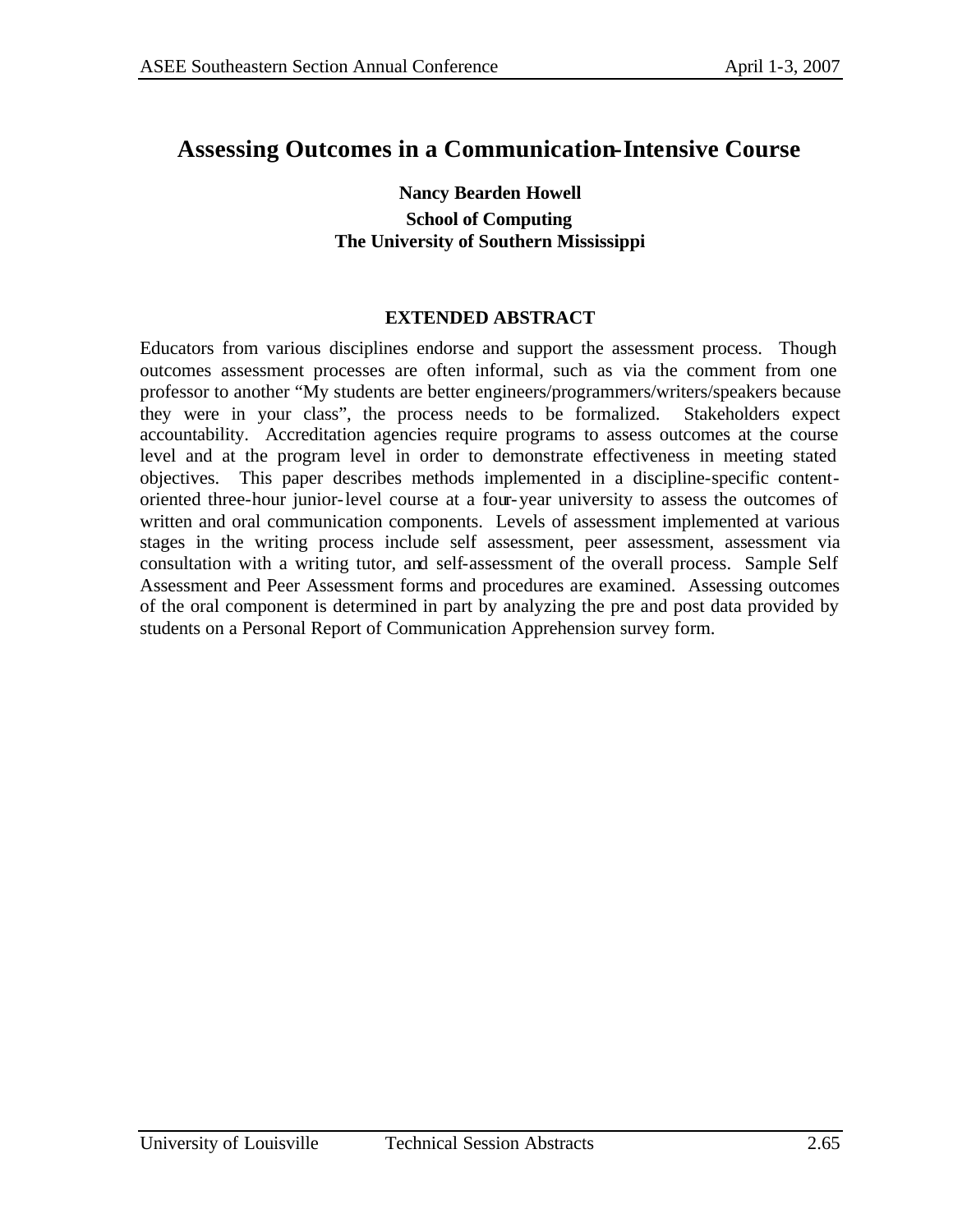# Assessing Outcomes in a Communication-Intensive Course

**Nancy Bearden Howell**

**School of Computing**
**The University of Southern Mississippi**

## EXTENDED ABSTRACT

Educators from various disciplines endorse and support the assessment process. Though outcomes assessment processes are often informal, such as via the comment from one professor to another "My students are better engineers/programmers/writers/speakers because they were in your class", the process needs to be formalized. Stakeholders expect accountability. Accreditation agencies require programs to assess outcomes at the course level and at the program level in order to demonstrate effectiveness in meeting stated objectives. This paper describes methods implemented in a discipline-specific content-oriented three-hour junior-level course at a four-year university to assess the outcomes of written and oral communication components. Levels of assessment implemented at various stages in the writing process include self assessment, peer assessment, assessment via consultation with a writing tutor, and self-assessment of the overall process. Sample Self Assessment and Peer Assessment forms and procedures are examined. Assessing outcomes of the oral component is determined in part by analyzing the pre and post data provided by students on a Personal Report of Communication Apprehension survey form.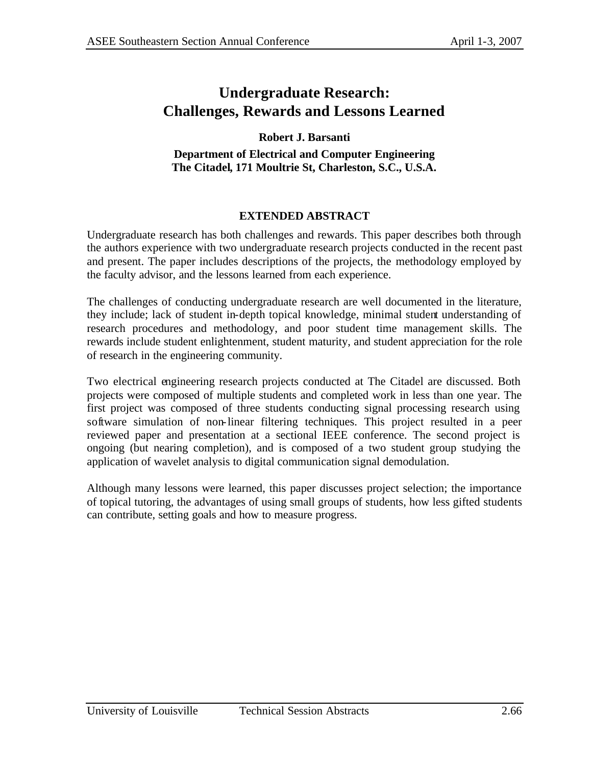# Undergraduate Research: Challenges, Rewards and Lessons Learned

**Robert J. Barsanti**

**Department of Electrical and Computer Engineering**
**The Citadel, 171 Moultrie St, Charleston, S.C., U.S.A.**

## EXTENDED ABSTRACT

Undergraduate research has both challenges and rewards. This paper describes both through the authors experience with two undergraduate research projects conducted in the recent past and present. The paper includes descriptions of the projects, the methodology employed by the faculty advisor, and the lessons learned from each experience.

The challenges of conducting undergraduate research are well documented in the literature, they include; lack of student in-depth topical knowledge, minimal student understanding of research procedures and methodology, and poor student time management skills. The rewards include student enlightenment, student maturity, and student appreciation for the role of research in the engineering community.

Two electrical engineering research projects conducted at The Citadel are discussed. Both projects were composed of multiple students and completed work in less than one year. The first project was composed of three students conducting signal processing research using software simulation of non-linear filtering techniques. This project resulted in a peer reviewed paper and presentation at a sectional IEEE conference. The second project is ongoing (but nearing completion), and is composed of a two student group studying the application of wavelet analysis to digital communication signal demodulation.

Although many lessons were learned, this paper discusses project selection; the importance of topical tutoring, the advantages of using small groups of students, how less gifted students can contribute, setting goals and how to measure progress.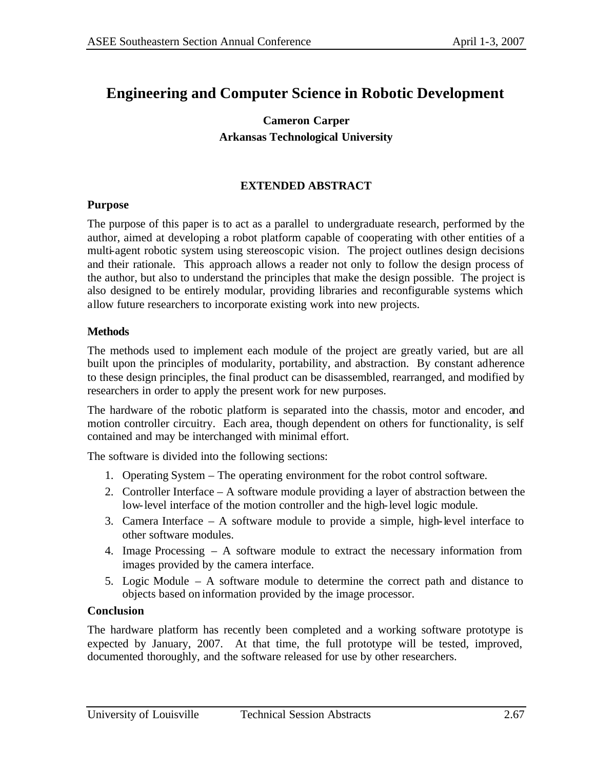# Engineering and Computer Science in Robotic Development

**Cameron Carper**
**Arkansas Technological University**

## EXTENDED ABSTRACT

### Purpose

The purpose of this paper is to act as a parallel to undergraduate research, performed by the author, aimed at developing a robot platform capable of cooperating with other entities of a multi-agent robotic system using stereoscopic vision. The project outlines design decisions and their rationale. This approach allows a reader not only to follow the design process of the author, but also to understand the principles that make the design possible. The project is also designed to be entirely modular, providing libraries and reconfigurable systems which allow future researchers to incorporate existing work into new projects.

### Methods

The methods used to implement each module of the project are greatly varied, but are all built upon the principles of modularity, portability, and abstraction. By constant adherence to these design principles, the final product can be disassembled, rearranged, and modified by researchers in order to apply the present work for new purposes.

The hardware of the robotic platform is separated into the chassis, motor and encoder, and motion controller circuitry. Each area, though dependent on others for functionality, is self contained and may be interchanged with minimal effort.

The software is divided into the following sections:

1. Operating System – The operating environment for the robot control software.
2. Controller Interface – A software module providing a layer of abstraction between the low-level interface of the motion controller and the high-level logic module.
3. Camera Interface – A software module to provide a simple, high-level interface to other software modules.
4. Image Processing – A software module to extract the necessary information from images provided by the camera interface.
5. Logic Module – A software module to determine the correct path and distance to objects based on information provided by the image processor.

### Conclusion

The hardware platform has recently been completed and a working software prototype is expected by January, 2007. At that time, the full prototype will be tested, improved, documented thoroughly, and the software released for use by other researchers.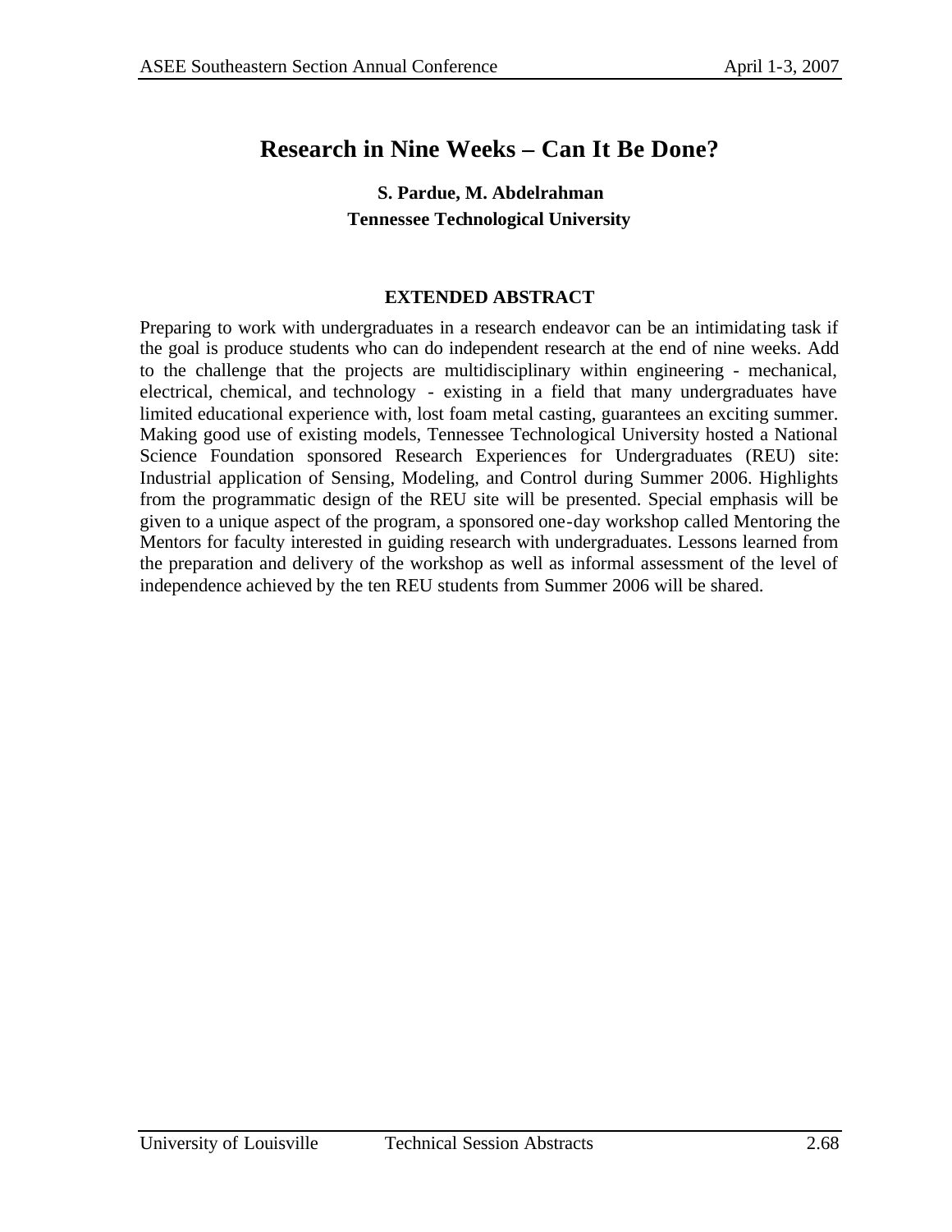# Research in Nine Weeks – Can It Be Done?

**S. Pardue, M. Abdelrahman**
**Tennessee Technological University**

## EXTENDED ABSTRACT

Preparing to work with undergraduates in a research endeavor can be an intimidating task if the goal is produce students who can do independent research at the end of nine weeks. Add to the challenge that the projects are multidisciplinary within engineering - mechanical, electrical, chemical, and technology - existing in a field that many undergraduates have limited educational experience with, lost foam metal casting, guarantees an exciting summer. Making good use of existing models, Tennessee Technological University hosted a National Science Foundation sponsored Research Experiences for Undergraduates (REU) site: Industrial application of Sensing, Modeling, and Control during Summer 2006. Highlights from the programmatic design of the REU site will be presented. Special emphasis will be given to a unique aspect of the program, a sponsored one-day workshop called Mentoring the Mentors for faculty interested in guiding research with undergraduates. Lessons learned from the preparation and delivery of the workshop as well as informal assessment of the level of independence achieved by the ten REU students from Summer 2006 will be shared.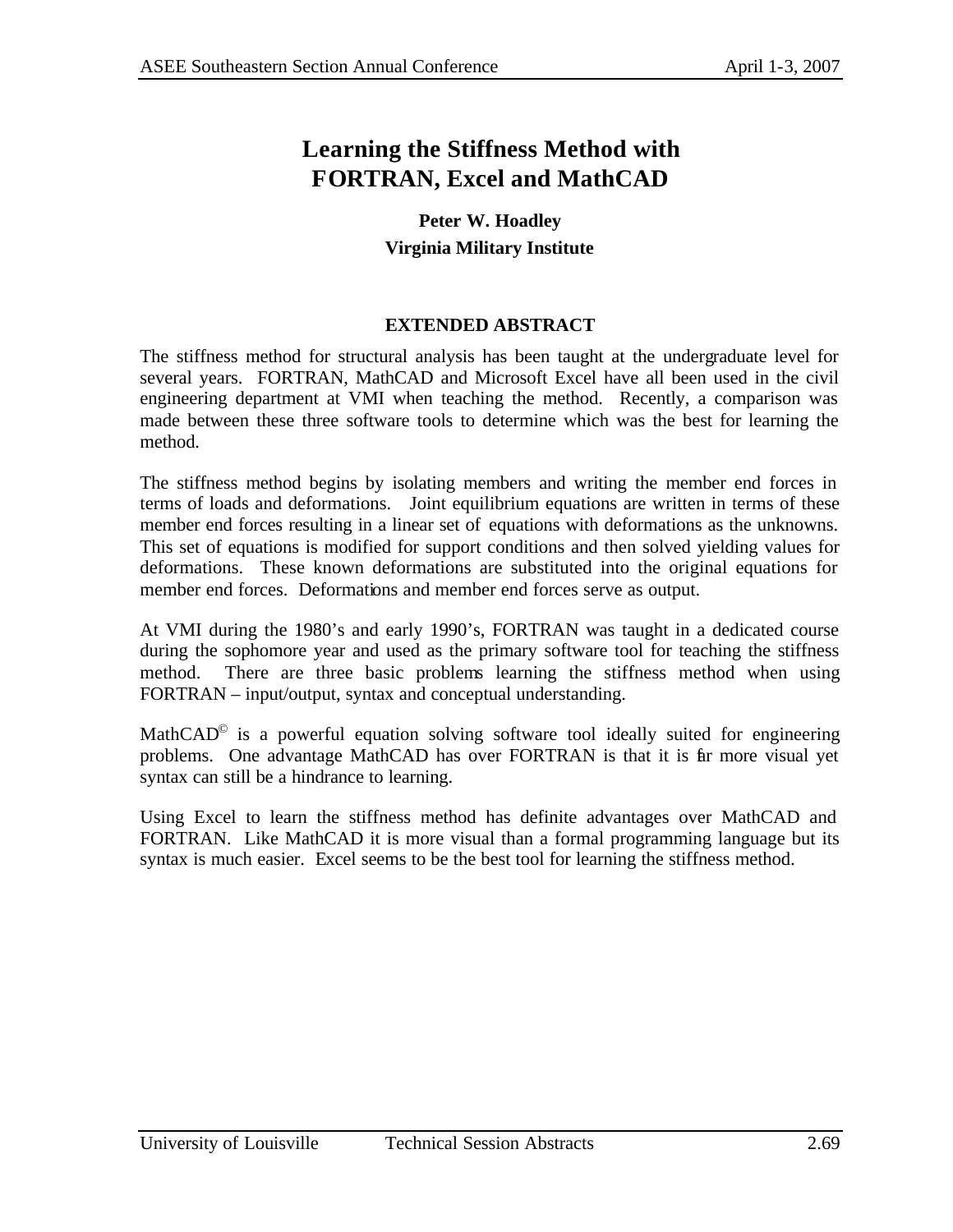# Learning the Stiffness Method with FORTRAN, Excel and MathCAD

**Peter W. Hoadley**

**Virginia Military Institute**

## EXTENDED ABSTRACT

The stiffness method for structural analysis has been taught at the undergraduate level for several years. FORTRAN, MathCAD and Microsoft Excel have all been used in the civil engineering department at VMI when teaching the method. Recently, a comparison was made between these three software tools to determine which was the best for learning the method.

The stiffness method begins by isolating members and writing the member end forces in terms of loads and deformations. Joint equilibrium equations are written in terms of these member end forces resulting in a linear set of equations with deformations as the unknowns. This set of equations is modified for support conditions and then solved yielding values for deformations. These known deformations are substituted into the original equations for member end forces. Deformations and member end forces serve as output.

At VMI during the 1980's and early 1990's, FORTRAN was taught in a dedicated course during the sophomore year and used as the primary software tool for teaching the stiffness method. There are three basic problems learning the stiffness method when using FORTRAN – input/output, syntax and conceptual understanding.

MathCAD© is a powerful equation solving software tool ideally suited for engineering problems. One advantage MathCAD has over FORTRAN is that it is far more visual yet syntax can still be a hindrance to learning.

Using Excel to learn the stiffness method has definite advantages over MathCAD and FORTRAN. Like MathCAD it is more visual than a formal programming language but its syntax is much easier. Excel seems to be the best tool for learning the stiffness method.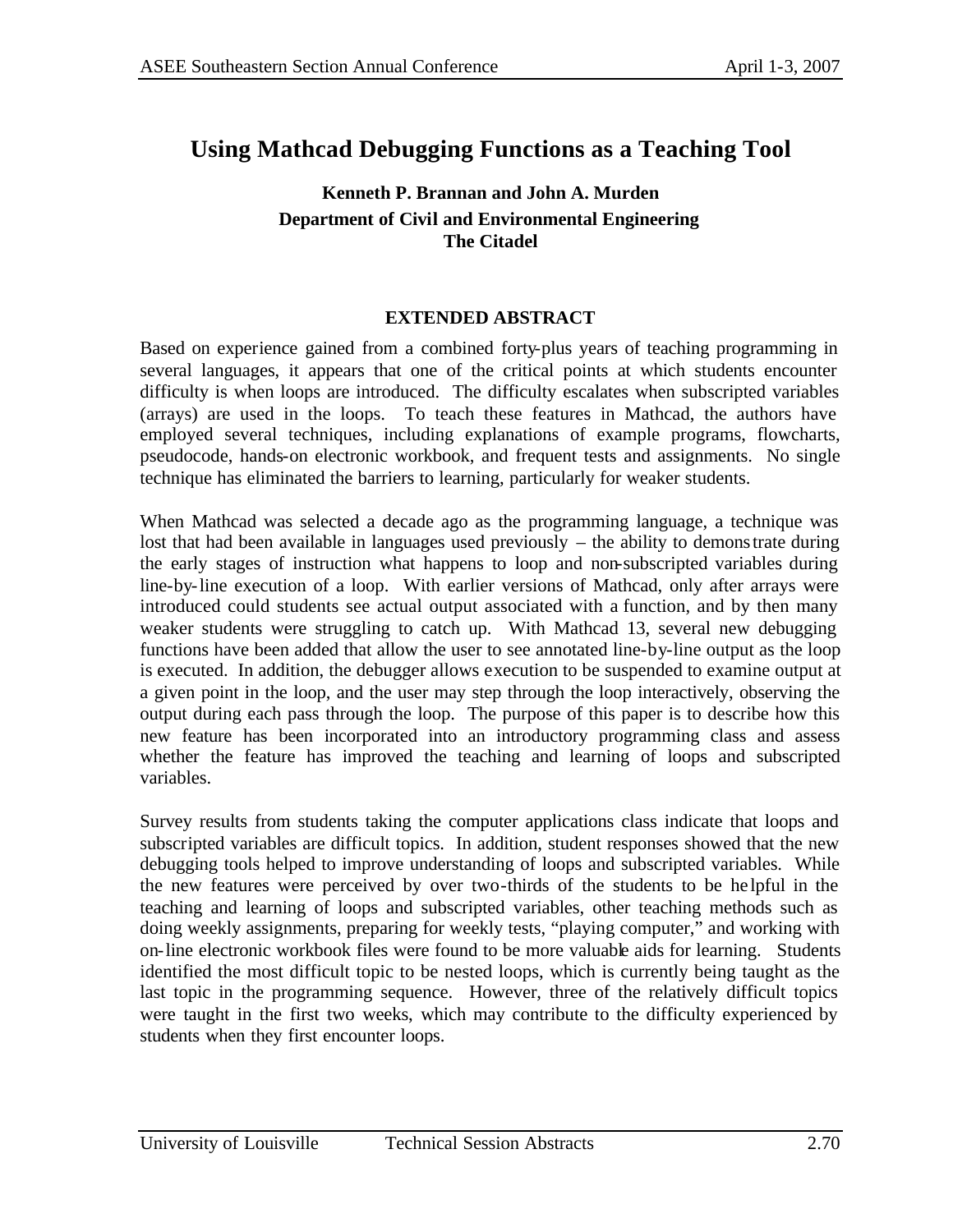# Using Mathcad Debugging Functions as a Teaching Tool

**Kenneth P. Brannan and John A. Murden**
**Department of Civil and Environmental Engineering**
**The Citadel**

## EXTENDED ABSTRACT

Based on experience gained from a combined forty-plus years of teaching programming in several languages, it appears that one of the critical points at which students encounter difficulty is when loops are introduced. The difficulty escalates when subscripted variables (arrays) are used in the loops. To teach these features in Mathcad, the authors have employed several techniques, including explanations of example programs, flowcharts, pseudocode, hands-on electronic workbook, and frequent tests and assignments. No single technique has eliminated the barriers to learning, particularly for weaker students.

When Mathcad was selected a decade ago as the programming language, a technique was lost that had been available in languages used previously – the ability to demonstrate during the early stages of instruction what happens to loop and non-subscripted variables during line-by-line execution of a loop. With earlier versions of Mathcad, only after arrays were introduced could students see actual output associated with a function, and by then many weaker students were struggling to catch up. With Mathcad 13, several new debugging functions have been added that allow the user to see annotated line-by-line output as the loop is executed. In addition, the debugger allows execution to be suspended to examine output at a given point in the loop, and the user may step through the loop interactively, observing the output during each pass through the loop. The purpose of this paper is to describe how this new feature has been incorporated into an introductory programming class and assess whether the feature has improved the teaching and learning of loops and subscripted variables.

Survey results from students taking the computer applications class indicate that loops and subscripted variables are difficult topics. In addition, student responses showed that the new debugging tools helped to improve understanding of loops and subscripted variables. While the new features were perceived by over two-thirds of the students to be helpful in the teaching and learning of loops and subscripted variables, other teaching methods such as doing weekly assignments, preparing for weekly tests, "playing computer," and working with on-line electronic workbook files were found to be more valuable aids for learning. Students identified the most difficult topic to be nested loops, which is currently being taught as the last topic in the programming sequence. However, three of the relatively difficult topics were taught in the first two weeks, which may contribute to the difficulty experienced by students when they first encounter loops.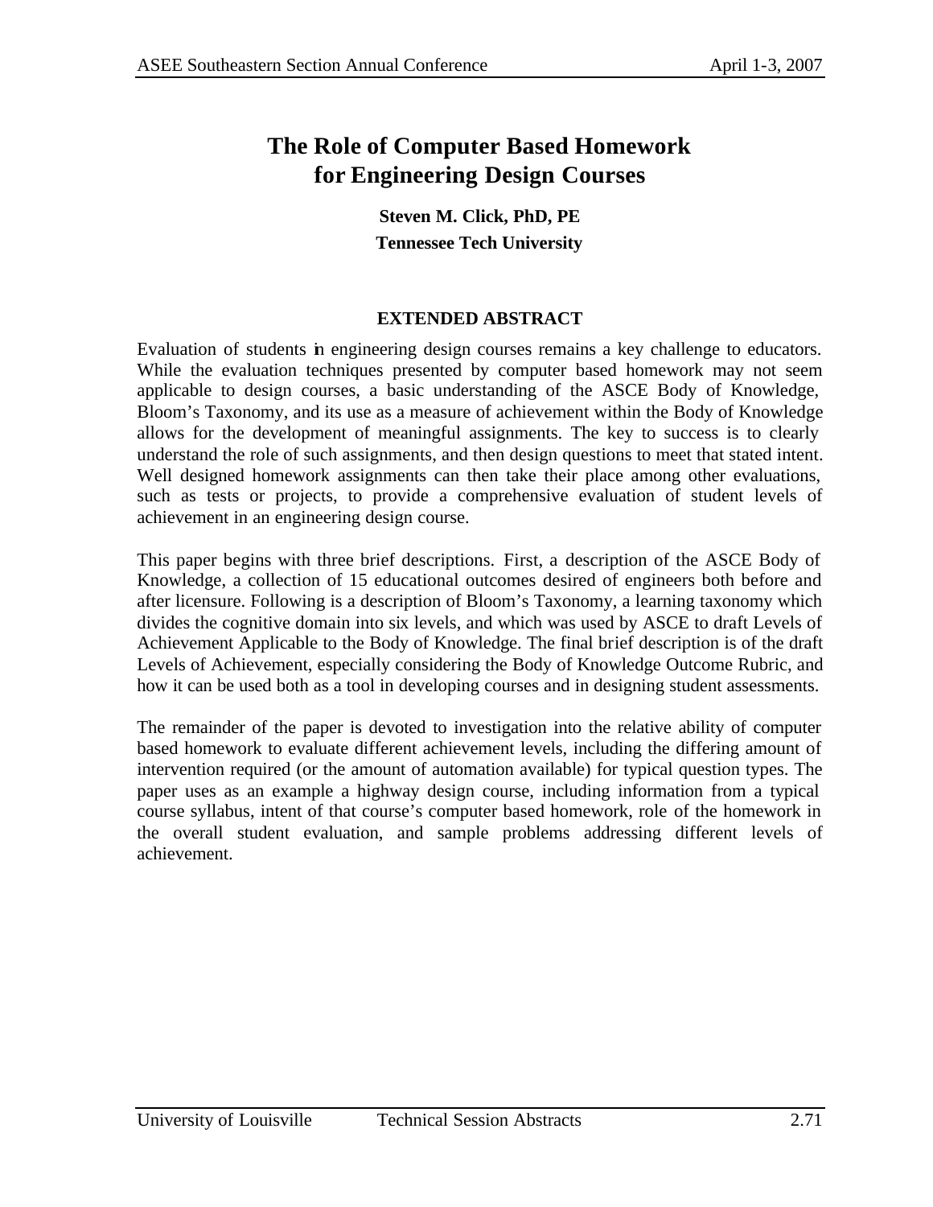# The Role of Computer Based Homework for Engineering Design Courses

**Steven M. Click, PhD, PE**

**Tennessee Tech University**

## EXTENDED ABSTRACT

Evaluation of students in engineering design courses remains a key challenge to educators. While the evaluation techniques presented by computer based homework may not seem applicable to design courses, a basic understanding of the ASCE Body of Knowledge, Bloom's Taxonomy, and its use as a measure of achievement within the Body of Knowledge allows for the development of meaningful assignments. The key to success is to clearly understand the role of such assignments, and then design questions to meet that stated intent. Well designed homework assignments can then take their place among other evaluations, such as tests or projects, to provide a comprehensive evaluation of student levels of achievement in an engineering design course.

This paper begins with three brief descriptions. First, a description of the ASCE Body of Knowledge, a collection of 15 educational outcomes desired of engineers both before and after licensure. Following is a description of Bloom's Taxonomy, a learning taxonomy which divides the cognitive domain into six levels, and which was used by ASCE to draft Levels of Achievement Applicable to the Body of Knowledge. The final brief description is of the draft Levels of Achievement, especially considering the Body of Knowledge Outcome Rubric, and how it can be used both as a tool in developing courses and in designing student assessments.

The remainder of the paper is devoted to investigation into the relative ability of computer based homework to evaluate different achievement levels, including the differing amount of intervention required (or the amount of automation available) for typical question types. The paper uses as an example a highway design course, including information from a typical course syllabus, intent of that course's computer based homework, role of the homework in the overall student evaluation, and sample problems addressing different levels of achievement.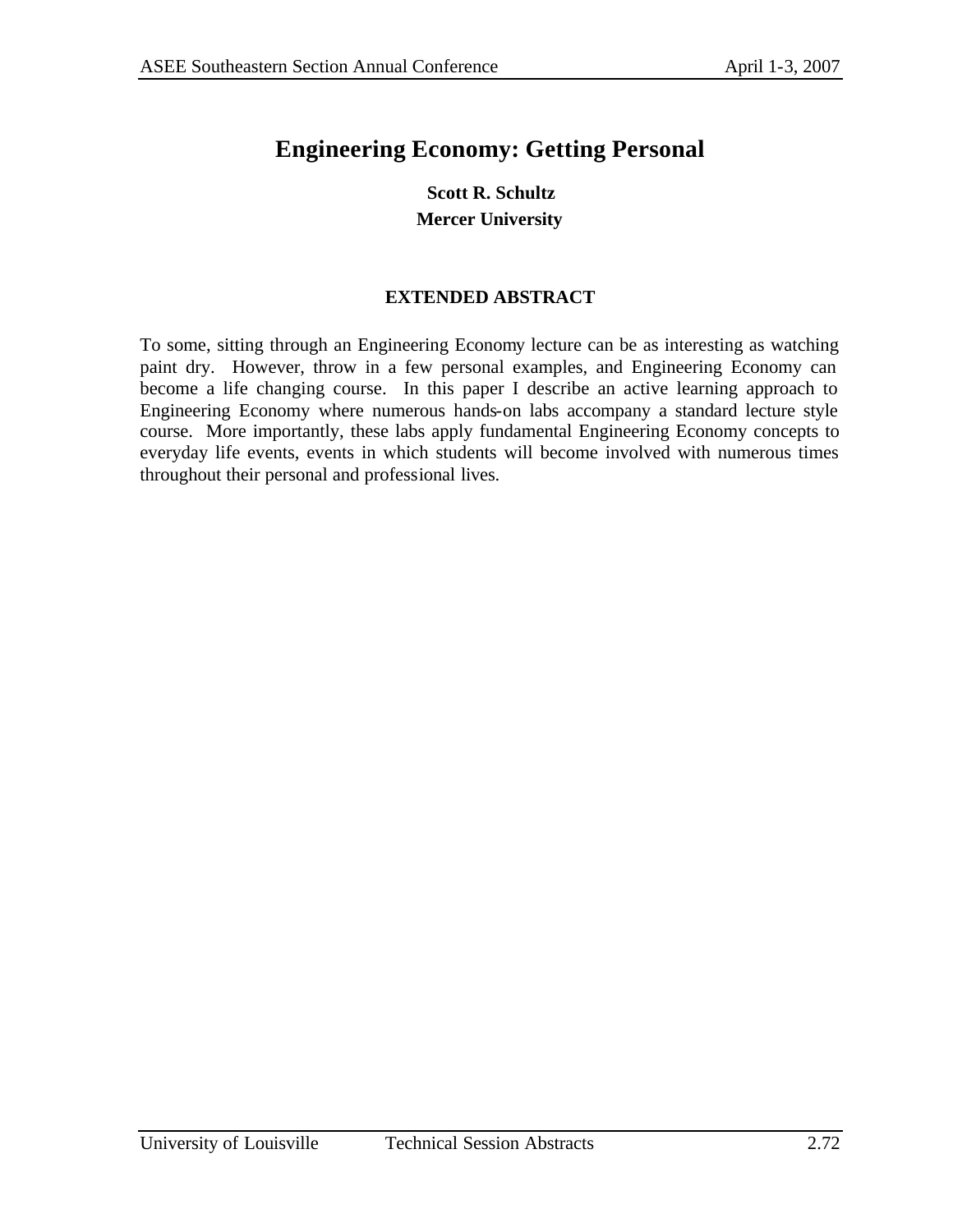# Engineering Economy: Getting Personal

**Scott R. Schultz**
**Mercer University**

### EXTENDED ABSTRACT

To some, sitting through an Engineering Economy lecture can be as interesting as watching paint dry. However, throw in a few personal examples, and Engineering Economy can become a life changing course. In this paper I describe an active learning approach to Engineering Economy where numerous hands-on labs accompany a standard lecture style course. More importantly, these labs apply fundamental Engineering Economy concepts to everyday life events, events in which students will become involved with numerous times throughout their personal and professional lives.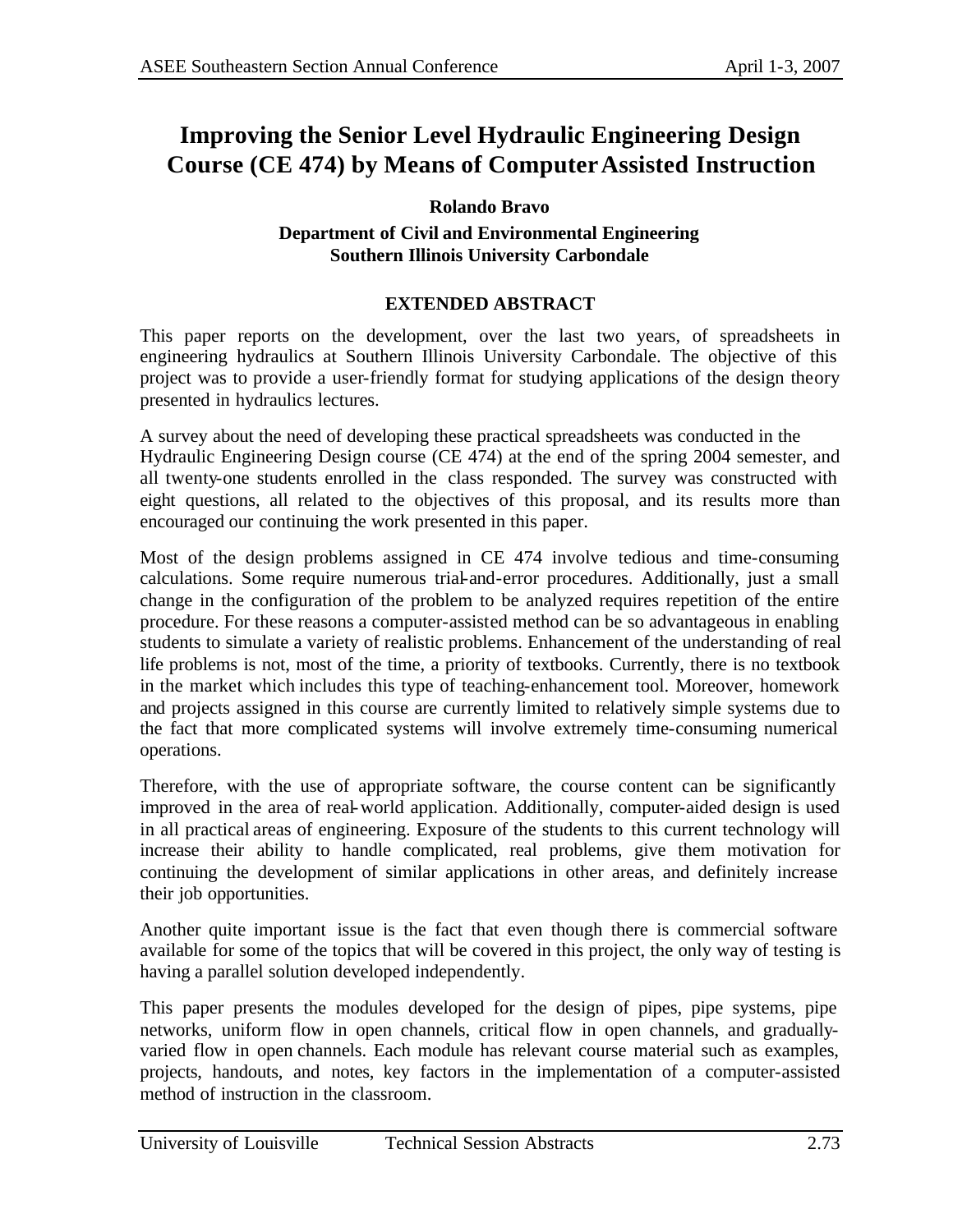# Improving the Senior Level Hydraulic Engineering Design Course (CE 474) by Means of Computer Assisted Instruction

**Rolando Bravo**

**Department of Civil and Environmental Engineering**
**Southern Illinois University Carbondale**

## EXTENDED ABSTRACT

This paper reports on the development, over the last two years, of spreadsheets in engineering hydraulics at Southern Illinois University Carbondale. The objective of this project was to provide a user-friendly format for studying applications of the design theory presented in hydraulics lectures.

A survey about the need of developing these practical spreadsheets was conducted in the Hydraulic Engineering Design course (CE 474) at the end of the spring 2004 semester, and all twenty-one students enrolled in the class responded. The survey was constructed with eight questions, all related to the objectives of this proposal, and its results more than encouraged our continuing the work presented in this paper.

Most of the design problems assigned in CE 474 involve tedious and time-consuming calculations. Some require numerous trial-and-error procedures. Additionally, just a small change in the configuration of the problem to be analyzed requires repetition of the entire procedure. For these reasons a computer-assisted method can be so advantageous in enabling students to simulate a variety of realistic problems. Enhancement of the understanding of real life problems is not, most of the time, a priority of textbooks. Currently, there is no textbook in the market which includes this type of teaching-enhancement tool. Moreover, homework and projects assigned in this course are currently limited to relatively simple systems due to the fact that more complicated systems will involve extremely time-consuming numerical operations.

Therefore, with the use of appropriate software, the course content can be significantly improved in the area of real-world application. Additionally, computer-aided design is used in all practical areas of engineering. Exposure of the students to this current technology will increase their ability to handle complicated, real problems, give them motivation for continuing the development of similar applications in other areas, and definitely increase their job opportunities.

Another quite important issue is the fact that even though there is commercial software available for some of the topics that will be covered in this project, the only way of testing is having a parallel solution developed independently.

This paper presents the modules developed for the design of pipes, pipe systems, pipe networks, uniform flow in open channels, critical flow in open channels, and gradually-varied flow in open channels. Each module has relevant course material such as examples, projects, handouts, and notes, key factors in the implementation of a computer-assisted method of instruction in the classroom.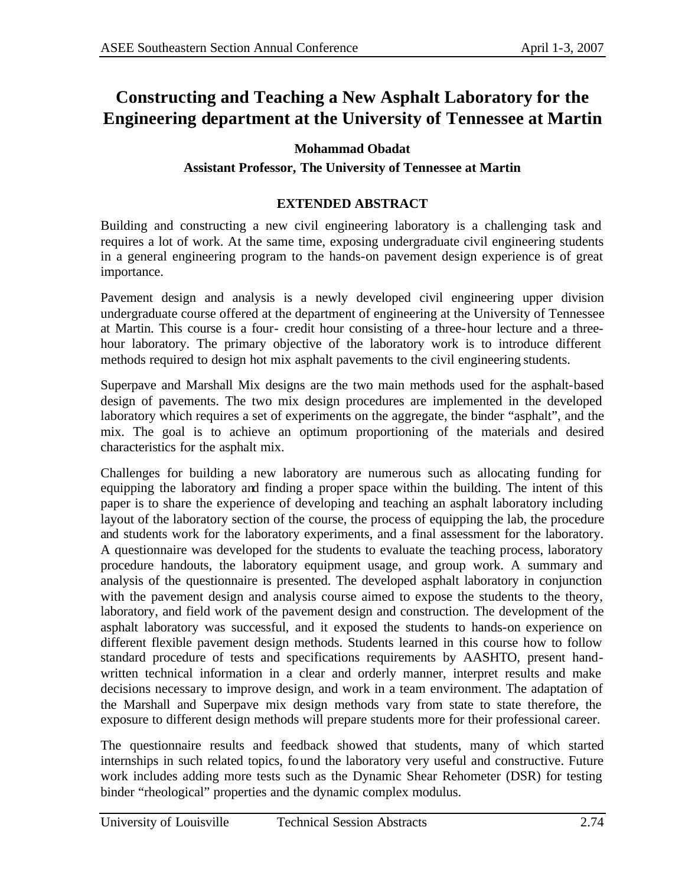# Constructing and Teaching a New Asphalt Laboratory for the Engineering department at the University of Tennessee at Martin

**Mohammad Obadat**

**Assistant Professor, The University of Tennessee at Martin**

## EXTENDED ABSTRACT

Building and constructing a new civil engineering laboratory is a challenging task and requires a lot of work. At the same time, exposing undergraduate civil engineering students in a general engineering program to the hands-on pavement design experience is of great importance.

Pavement design and analysis is a newly developed civil engineering upper division undergraduate course offered at the department of engineering at the University of Tennessee at Martin. This course is a four- credit hour consisting of a three-hour lecture and a three-hour laboratory. The primary objective of the laboratory work is to introduce different methods required to design hot mix asphalt pavements to the civil engineering students.

Superpave and Marshall Mix designs are the two main methods used for the asphalt-based design of pavements. The two mix design procedures are implemented in the developed laboratory which requires a set of experiments on the aggregate, the binder "asphalt", and the mix. The goal is to achieve an optimum proportioning of the materials and desired characteristics for the asphalt mix.

Challenges for building a new laboratory are numerous such as allocating funding for equipping the laboratory and finding a proper space within the building. The intent of this paper is to share the experience of developing and teaching an asphalt laboratory including layout of the laboratory section of the course, the process of equipping the lab, the procedure and students work for the laboratory experiments, and a final assessment for the laboratory. A questionnaire was developed for the students to evaluate the teaching process, laboratory procedure handouts, the laboratory equipment usage, and group work. A summary and analysis of the questionnaire is presented. The developed asphalt laboratory in conjunction with the pavement design and analysis course aimed to expose the students to the theory, laboratory, and field work of the pavement design and construction. The development of the asphalt laboratory was successful, and it exposed the students to hands-on experience on different flexible pavement design methods. Students learned in this course how to follow standard procedure of tests and specifications requirements by AASHTO, present hand-written technical information in a clear and orderly manner, interpret results and make decisions necessary to improve design, and work in a team environment. The adaptation of the Marshall and Superpave mix design methods vary from state to state therefore, the exposure to different design methods will prepare students more for their professional career.

The questionnaire results and feedback showed that students, many of which started internships in such related topics, found the laboratory very useful and constructive. Future work includes adding more tests such as the Dynamic Shear Rehometer (DSR) for testing binder "rheological" properties and the dynamic complex modulus.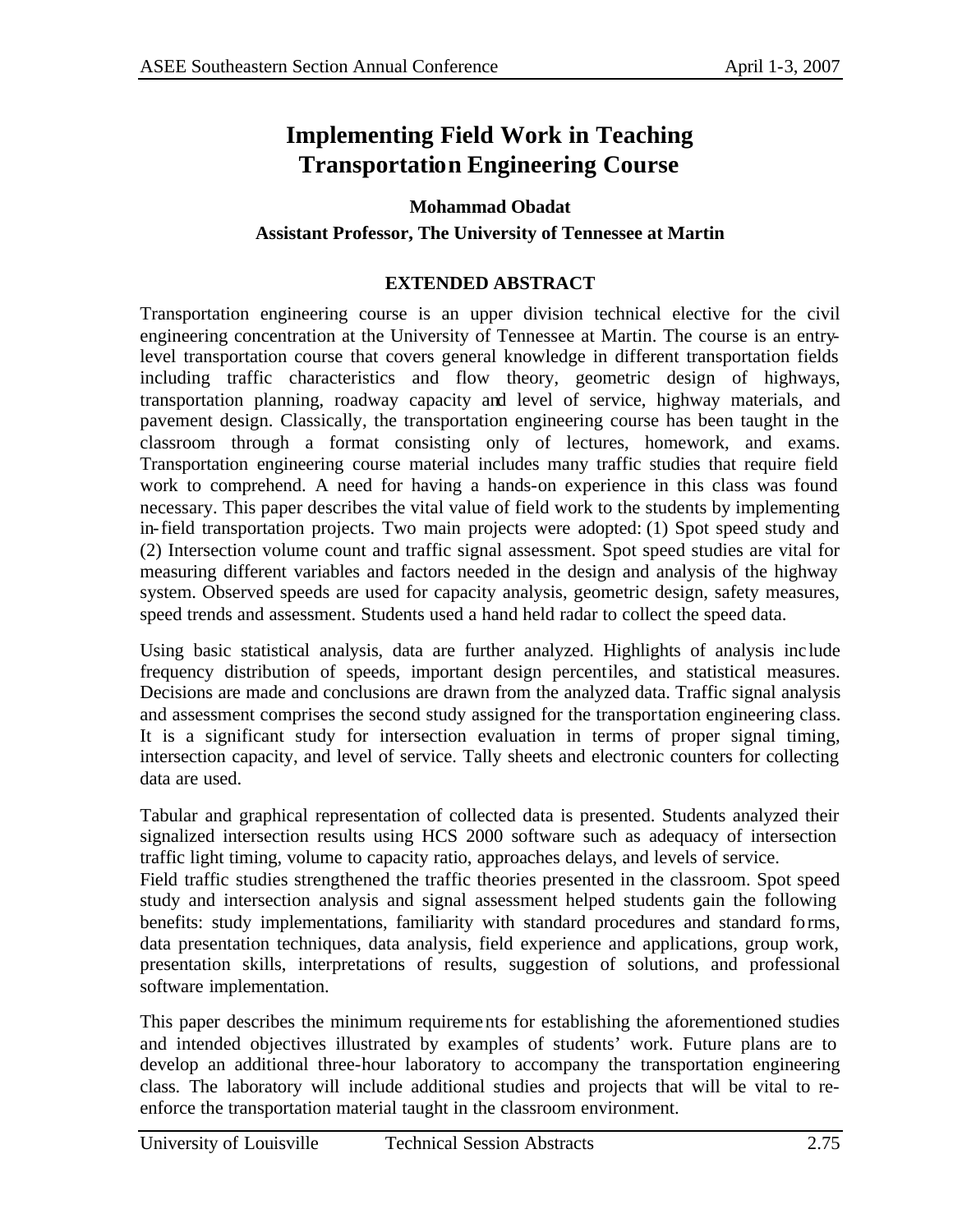# Implementing Field Work in Teaching Transportation Engineering Course

**Mohammad Obadat**

**Assistant Professor, The University of Tennessee at Martin**

## EXTENDED ABSTRACT

Transportation engineering course is an upper division technical elective for the civil engineering concentration at the University of Tennessee at Martin. The course is an entry-level transportation course that covers general knowledge in different transportation fields including traffic characteristics and flow theory, geometric design of highways, transportation planning, roadway capacity and level of service, highway materials, and pavement design. Classically, the transportation engineering course has been taught in the classroom through a format consisting only of lectures, homework, and exams. Transportation engineering course material includes many traffic studies that require field work to comprehend. A need for having a hands-on experience in this class was found necessary. This paper describes the vital value of field work to the students by implementing in-field transportation projects. Two main projects were adopted: (1) Spot speed study and (2) Intersection volume count and traffic signal assessment. Spot speed studies are vital for measuring different variables and factors needed in the design and analysis of the highway system. Observed speeds are used for capacity analysis, geometric design, safety measures, speed trends and assessment. Students used a hand held radar to collect the speed data.

Using basic statistical analysis, data are further analyzed. Highlights of analysis include frequency distribution of speeds, important design percentiles, and statistical measures. Decisions are made and conclusions are drawn from the analyzed data. Traffic signal analysis and assessment comprises the second study assigned for the transportation engineering class. It is a significant study for intersection evaluation in terms of proper signal timing, intersection capacity, and level of service. Tally sheets and electronic counters for collecting data are used.

Tabular and graphical representation of collected data is presented. Students analyzed their signalized intersection results using HCS 2000 software such as adequacy of intersection traffic light timing, volume to capacity ratio, approaches delays, and levels of service.

Field traffic studies strengthened the traffic theories presented in the classroom. Spot speed study and intersection analysis and signal assessment helped students gain the following benefits: study implementations, familiarity with standard procedures and standard forms, data presentation techniques, data analysis, field experience and applications, group work, presentation skills, interpretations of results, suggestion of solutions, and professional software implementation.

This paper describes the minimum requirements for establishing the aforementioned studies and intended objectives illustrated by examples of students' work. Future plans are to develop an additional three-hour laboratory to accompany the transportation engineering class. The laboratory will include additional studies and projects that will be vital to re-enforce the transportation material taught in the classroom environment.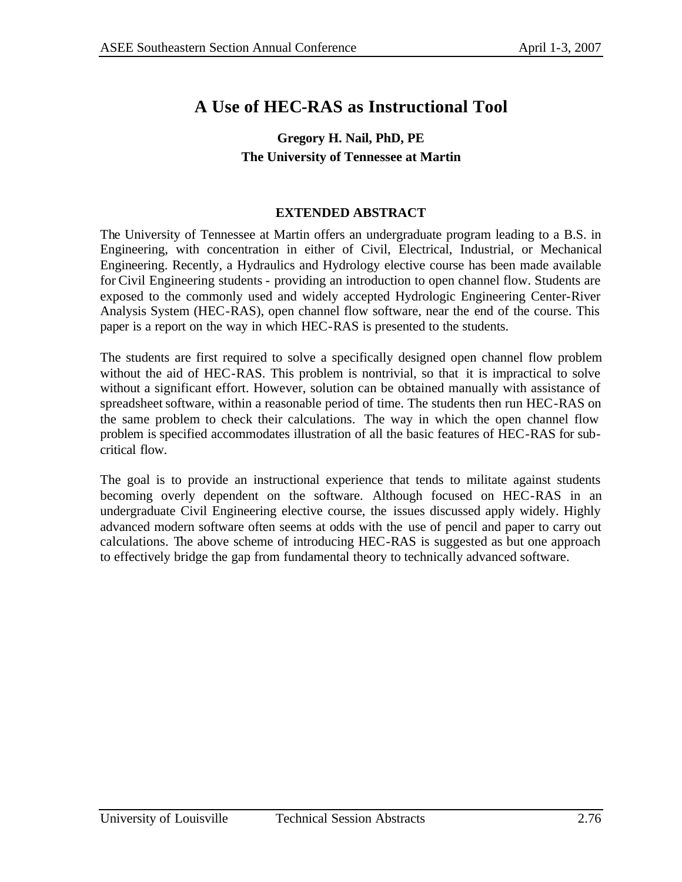# A Use of HEC-RAS as Instructional Tool

**Gregory H. Nail, PhD, PE**
**The University of Tennessee at Martin**

## EXTENDED ABSTRACT

The University of Tennessee at Martin offers an undergraduate program leading to a B.S. in Engineering, with concentration in either of Civil, Electrical, Industrial, or Mechanical Engineering. Recently, a Hydraulics and Hydrology elective course has been made available for Civil Engineering students - providing an introduction to open channel flow. Students are exposed to the commonly used and widely accepted Hydrologic Engineering Center-River Analysis System (HEC-RAS), open channel flow software, near the end of the course. This paper is a report on the way in which HEC-RAS is presented to the students.

The students are first required to solve a specifically designed open channel flow problem without the aid of HEC-RAS. This problem is nontrivial, so that it is impractical to solve without a significant effort. However, solution can be obtained manually with assistance of spreadsheet software, within a reasonable period of time. The students then run HEC-RAS on the same problem to check their calculations. The way in which the open channel flow problem is specified accommodates illustration of all the basic features of HEC-RAS for sub-critical flow.

The goal is to provide an instructional experience that tends to militate against students becoming overly dependent on the software. Although focused on HEC-RAS in an undergraduate Civil Engineering elective course, the issues discussed apply widely. Highly advanced modern software often seems at odds with the use of pencil and paper to carry out calculations. The above scheme of introducing HEC-RAS is suggested as but one approach to effectively bridge the gap from fundamental theory to technically advanced software.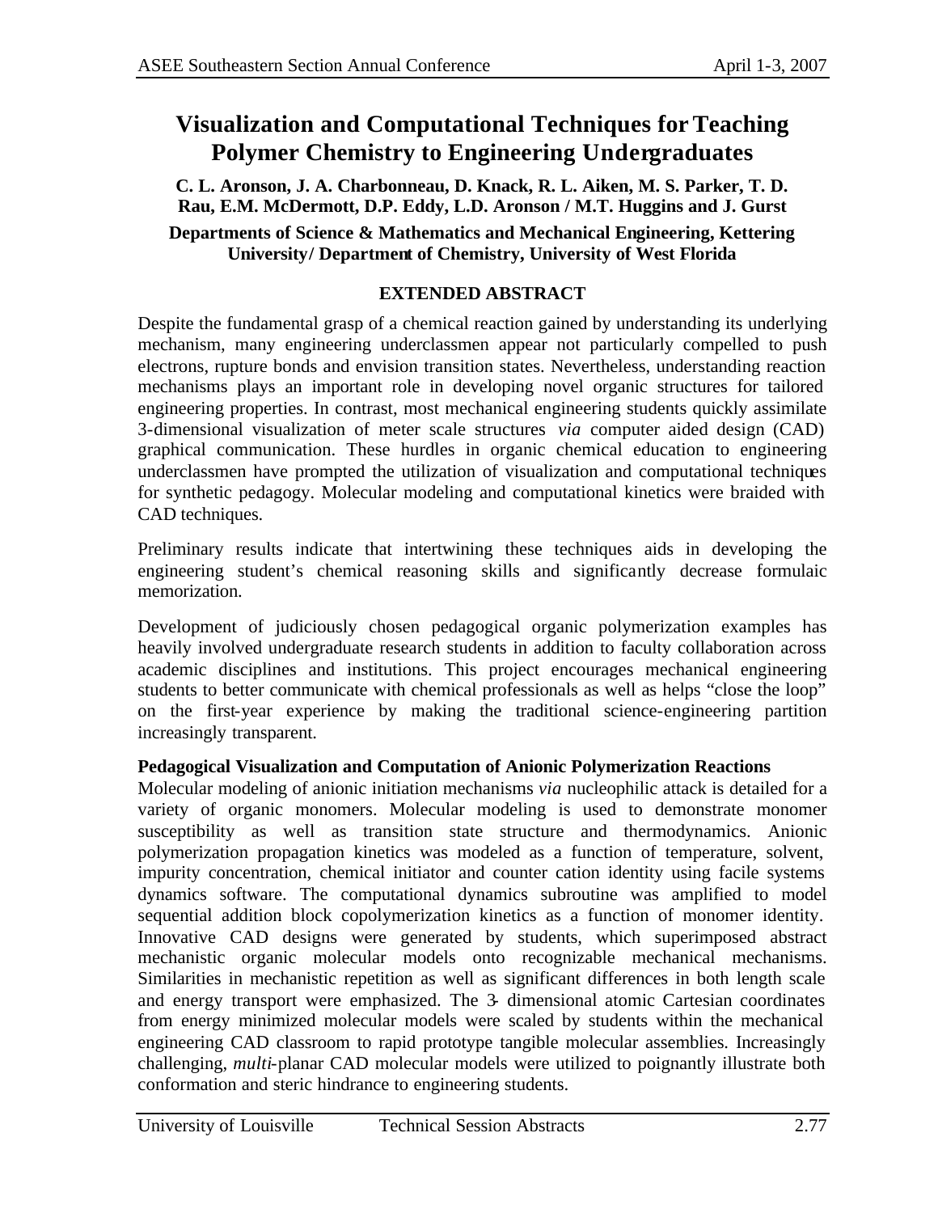# Visualization and Computational Techniques for Teaching Polymer Chemistry to Engineering Undergraduates

**C. L. Aronson, J. A. Charbonneau, D. Knack, R. L. Aiken, M. S. Parker, T. D. Rau, E.M. McDermott, D.P. Eddy, L.D. Aronson / M.T. Huggins and J. Gurst**

**Departments of Science & Mathematics and Mechanical Engineering, Kettering University/ Department of Chemistry, University of West Florida**

## EXTENDED ABSTRACT

Despite the fundamental grasp of a chemical reaction gained by understanding its underlying mechanism, many engineering underclassmen appear not particularly compelled to push electrons, rupture bonds and envision transition states. Nevertheless, understanding reaction mechanisms plays an important role in developing novel organic structures for tailored engineering properties. In contrast, most mechanical engineering students quickly assimilate 3-dimensional visualization of meter scale structures *via* computer aided design (CAD) graphical communication. These hurdles in organic chemical education to engineering underclassmen have prompted the utilization of visualization and computational techniques for synthetic pedagogy. Molecular modeling and computational kinetics were braided with CAD techniques.

Preliminary results indicate that intertwining these techniques aids in developing the engineering student's chemical reasoning skills and significantly decrease formulaic memorization.

Development of judiciously chosen pedagogical organic polymerization examples has heavily involved undergraduate research students in addition to faculty collaboration across academic disciplines and institutions. This project encourages mechanical engineering students to better communicate with chemical professionals as well as helps "close the loop" on the first-year experience by making the traditional science-engineering partition increasingly transparent.

**Pedagogical Visualization and Computation of Anionic Polymerization Reactions**

Molecular modeling of anionic initiation mechanisms *via* nucleophilic attack is detailed for a variety of organic monomers. Molecular modeling is used to demonstrate monomer susceptibility as well as transition state structure and thermodynamics. Anionic polymerization propagation kinetics was modeled as a function of temperature, solvent, impurity concentration, chemical initiator and counter cation identity using facile systems dynamics software. The computational dynamics subroutine was amplified to model sequential addition block copolymerization kinetics as a function of monomer identity. Innovative CAD designs were generated by students, which superimposed abstract mechanistic organic molecular models onto recognizable mechanical mechanisms. Similarities in mechanistic repetition as well as significant differences in both length scale and energy transport were emphasized. The 3- dimensional atomic Cartesian coordinates from energy minimized molecular models were scaled by students within the mechanical engineering CAD classroom to rapid prototype tangible molecular assemblies. Increasingly challenging, *multi*-planar CAD molecular models were utilized to poignantly illustrate both conformation and steric hindrance to engineering students.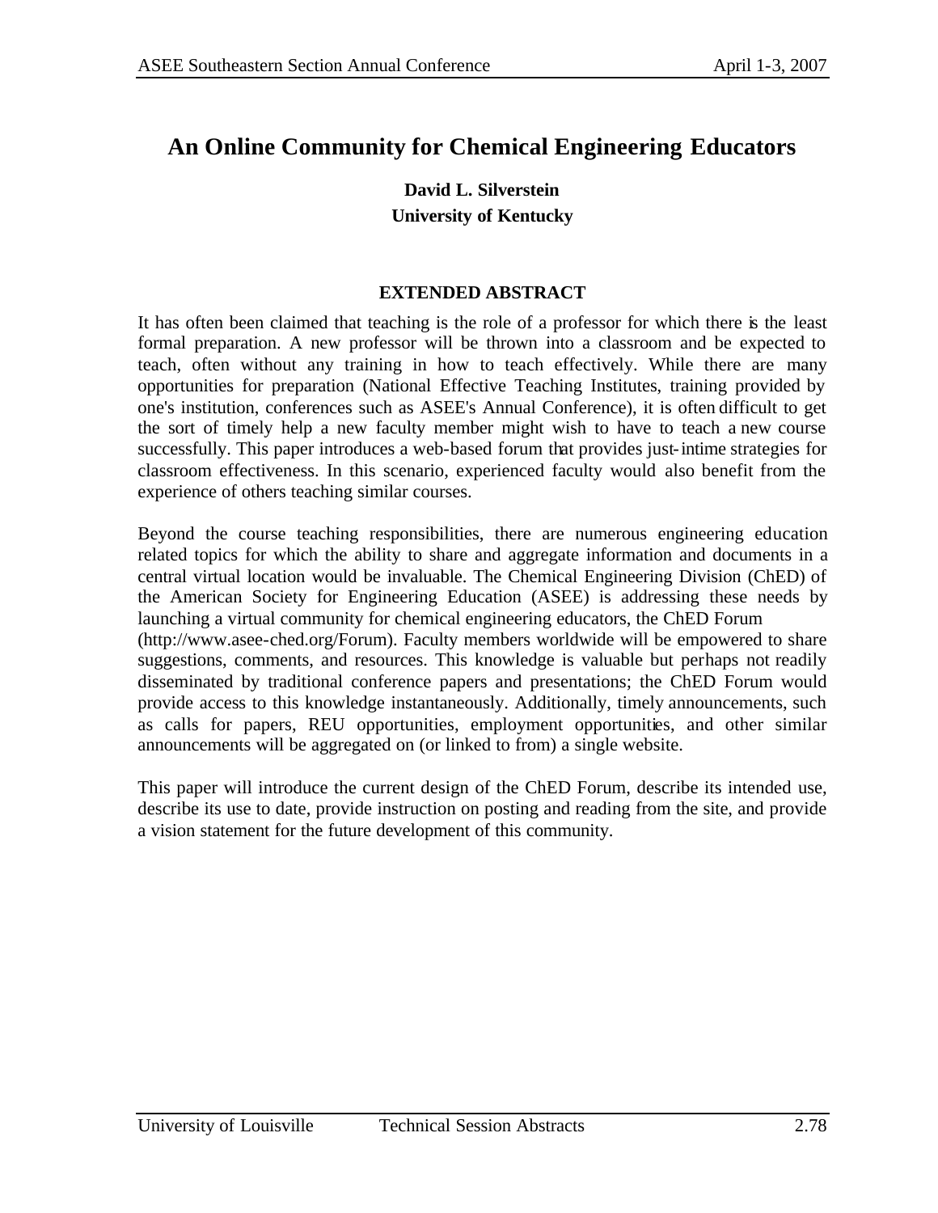# An Online Community for Chemical Engineering Educators

**David L. Silverstein**
**University of Kentucky**

## EXTENDED ABSTRACT

It has often been claimed that teaching is the role of a professor for which there is the least formal preparation. A new professor will be thrown into a classroom and be expected to teach, often without any training in how to teach effectively. While there are many opportunities for preparation (National Effective Teaching Institutes, training provided by one's institution, conferences such as ASEE's Annual Conference), it is often difficult to get the sort of timely help a new faculty member might wish to have to teach a new course successfully. This paper introduces a web-based forum that provides just-intime strategies for classroom effectiveness. In this scenario, experienced faculty would also benefit from the experience of others teaching similar courses.

Beyond the course teaching responsibilities, there are numerous engineering education related topics for which the ability to share and aggregate information and documents in a central virtual location would be invaluable. The Chemical Engineering Division (ChED) of the American Society for Engineering Education (ASEE) is addressing these needs by launching a virtual community for chemical engineering educators, the ChED Forum (http://www.asee-ched.org/Forum). Faculty members worldwide will be empowered to share suggestions, comments, and resources. This knowledge is valuable but perhaps not readily disseminated by traditional conference papers and presentations; the ChED Forum would provide access to this knowledge instantaneously. Additionally, timely announcements, such as calls for papers, REU opportunities, employment opportunities, and other similar announcements will be aggregated on (or linked to from) a single website.

This paper will introduce the current design of the ChED Forum, describe its intended use, describe its use to date, provide instruction on posting and reading from the site, and provide a vision statement for the future development of this community.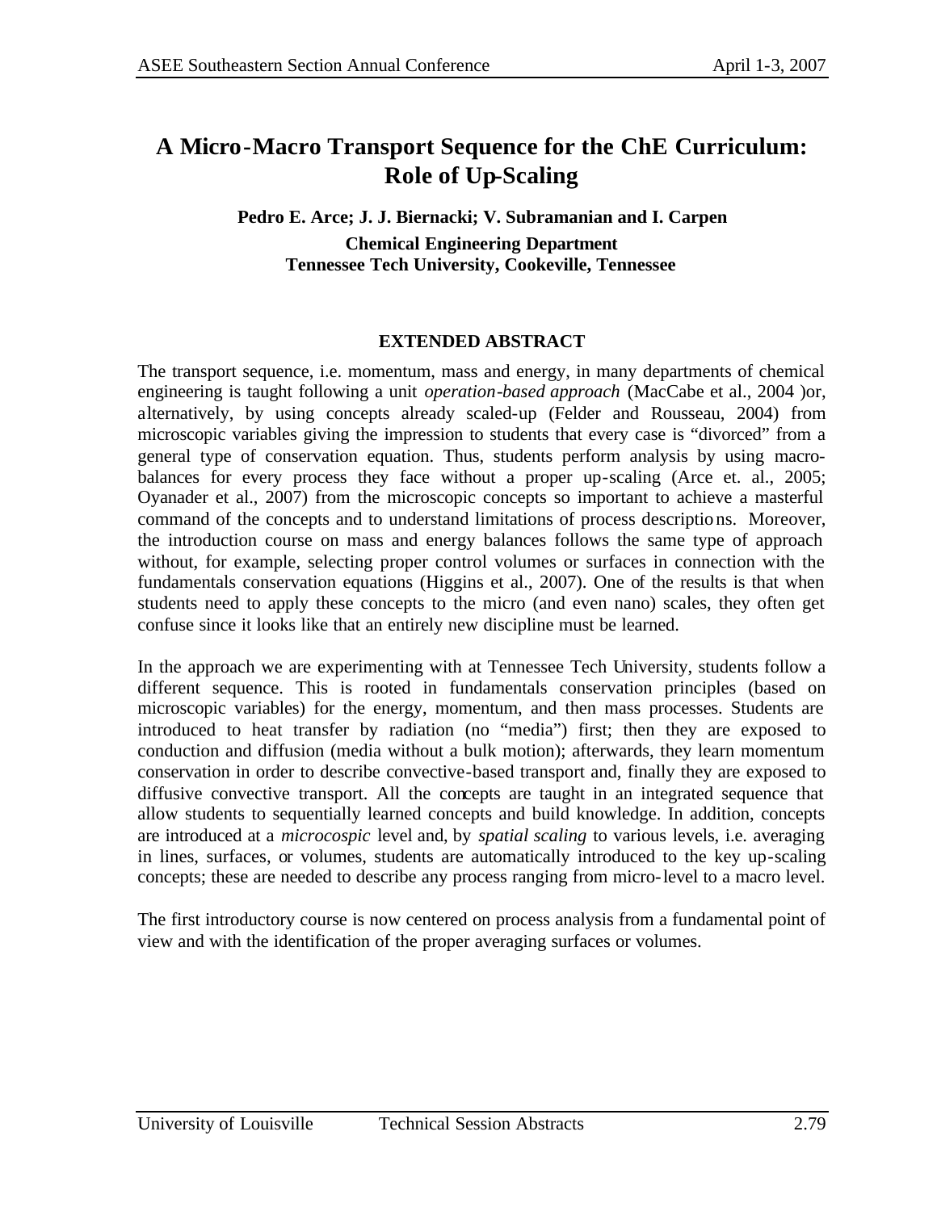# A Micro-Macro Transport Sequence for the ChE Curriculum: Role of Up-Scaling

**Pedro E. Arce; J. J. Biernacki; V. Subramanian and I. Carpen**

**Chemical Engineering Department**
**Tennessee Tech University, Cookeville, Tennessee**

## EXTENDED ABSTRACT

The transport sequence, i.e. momentum, mass and energy, in many departments of chemical engineering is taught following a unit *operation-based approach* (MacCabe et al., 2004 )or, alternatively, by using concepts already scaled-up (Felder and Rousseau, 2004) from microscopic variables giving the impression to students that every case is "divorced" from a general type of conservation equation. Thus, students perform analysis by using macro-balances for every process they face without a proper up-scaling (Arce et. al., 2005; Oyanader et al., 2007) from the microscopic concepts so important to achieve a masterful command of the concepts and to understand limitations of process descriptions. Moreover, the introduction course on mass and energy balances follows the same type of approach without, for example, selecting proper control volumes or surfaces in connection with the fundamentals conservation equations (Higgins et al., 2007). One of the results is that when students need to apply these concepts to the micro (and even nano) scales, they often get confuse since it looks like that an entirely new discipline must be learned.

In the approach we are experimenting with at Tennessee Tech University, students follow a different sequence. This is rooted in fundamentals conservation principles (based on microscopic variables) for the energy, momentum, and then mass processes. Students are introduced to heat transfer by radiation (no "media") first; then they are exposed to conduction and diffusion (media without a bulk motion); afterwards, they learn momentum conservation in order to describe convective-based transport and, finally they are exposed to diffusive convective transport. All the concepts are taught in an integrated sequence that allow students to sequentially learned concepts and build knowledge. In addition, concepts are introduced at a *microcospic* level and, by *spatial scaling* to various levels, i.e. averaging in lines, surfaces, or volumes, students are automatically introduced to the key up-scaling concepts; these are needed to describe any process ranging from micro-level to a macro level.

The first introductory course is now centered on process analysis from a fundamental point of view and with the identification of the proper averaging surfaces or volumes.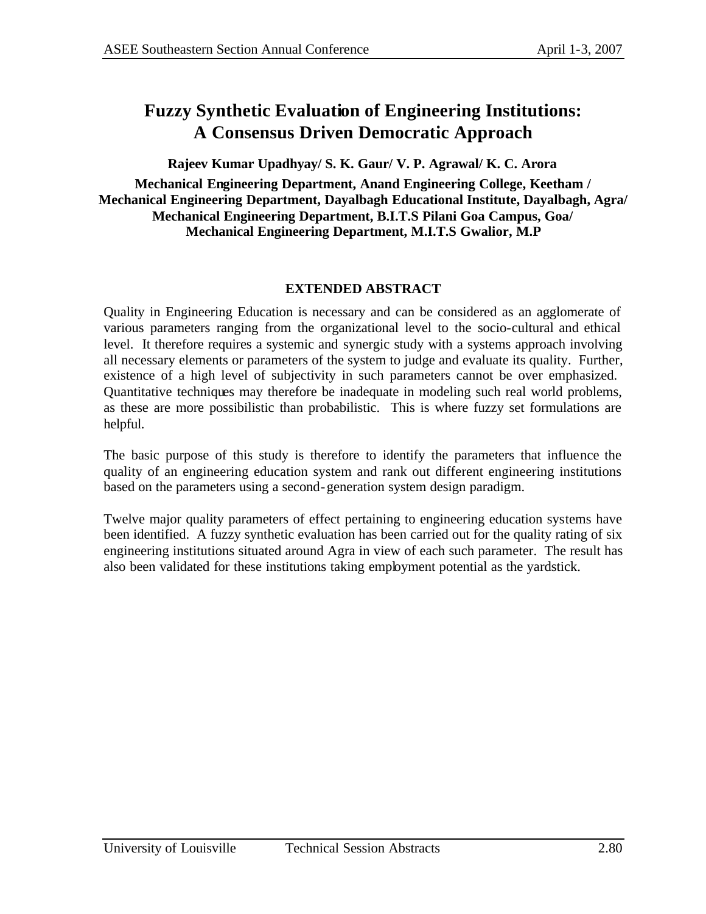# Fuzzy Synthetic Evaluation of Engineering Institutions: A Consensus Driven Democratic Approach

**Rajeev Kumar Upadhyay/ S. K. Gaur/ V. P. Agrawal/ K. C. Arora**

**Mechanical Engineering Department, Anand Engineering College, Keetham / Mechanical Engineering Department, Dayalbagh Educational Institute, Dayalbagh, Agra/ Mechanical Engineering Department, B.I.T.S Pilani Goa Campus, Goa/ Mechanical Engineering Department, M.I.T.S Gwalior, M.P**

## EXTENDED ABSTRACT

Quality in Engineering Education is necessary and can be considered as an agglomerate of various parameters ranging from the organizational level to the socio-cultural and ethical level. It therefore requires a systemic and synergic study with a systems approach involving all necessary elements or parameters of the system to judge and evaluate its quality. Further, existence of a high level of subjectivity in such parameters cannot be over emphasized. Quantitative techniques may therefore be inadequate in modeling such real world problems, as these are more possibilistic than probabilistic. This is where fuzzy set formulations are helpful.

The basic purpose of this study is therefore to identify the parameters that influence the quality of an engineering education system and rank out different engineering institutions based on the parameters using a second-generation system design paradigm.

Twelve major quality parameters of effect pertaining to engineering education systems have been identified. A fuzzy synthetic evaluation has been carried out for the quality rating of six engineering institutions situated around Agra in view of each such parameter. The result has also been validated for these institutions taking employment potential as the yardstick.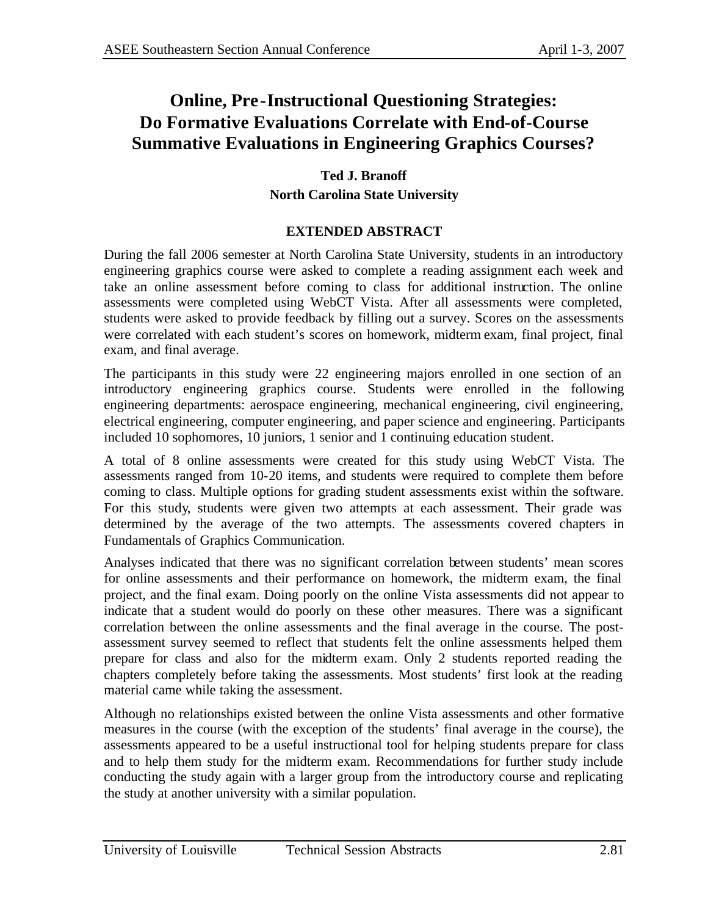# Online, Pre-Instructional Questioning Strategies: Do Formative Evaluations Correlate with End-of-Course Summative Evaluations in Engineering Graphics Courses?

**Ted J. Branoff**

**North Carolina State University**

## EXTENDED ABSTRACT

During the fall 2006 semester at North Carolina State University, students in an introductory engineering graphics course were asked to complete a reading assignment each week and take an online assessment before coming to class for additional instruction. The online assessments were completed using WebCT Vista. After all assessments were completed, students were asked to provide feedback by filling out a survey. Scores on the assessments were correlated with each student's scores on homework, midterm exam, final project, final exam, and final average.

The participants in this study were 22 engineering majors enrolled in one section of an introductory engineering graphics course. Students were enrolled in the following engineering departments: aerospace engineering, mechanical engineering, civil engineering, electrical engineering, computer engineering, and paper science and engineering. Participants included 10 sophomores, 10 juniors, 1 senior and 1 continuing education student.

A total of 8 online assessments were created for this study using WebCT Vista. The assessments ranged from 10-20 items, and students were required to complete them before coming to class. Multiple options for grading student assessments exist within the software. For this study, students were given two attempts at each assessment. Their grade was determined by the average of the two attempts. The assessments covered chapters in Fundamentals of Graphics Communication.

Analyses indicated that there was no significant correlation between students' mean scores for online assessments and their performance on homework, the midterm exam, the final project, and the final exam. Doing poorly on the online Vista assessments did not appear to indicate that a student would do poorly on these other measures. There was a significant correlation between the online assessments and the final average in the course. The post-assessment survey seemed to reflect that students felt the online assessments helped them prepare for class and also for the midterm exam. Only 2 students reported reading the chapters completely before taking the assessments. Most students' first look at the reading material came while taking the assessment.

Although no relationships existed between the online Vista assessments and other formative measures in the course (with the exception of the students' final average in the course), the assessments appeared to be a useful instructional tool for helping students prepare for class and to help them study for the midterm exam. Recommendations for further study include conducting the study again with a larger group from the introductory course and replicating the study at another university with a similar population.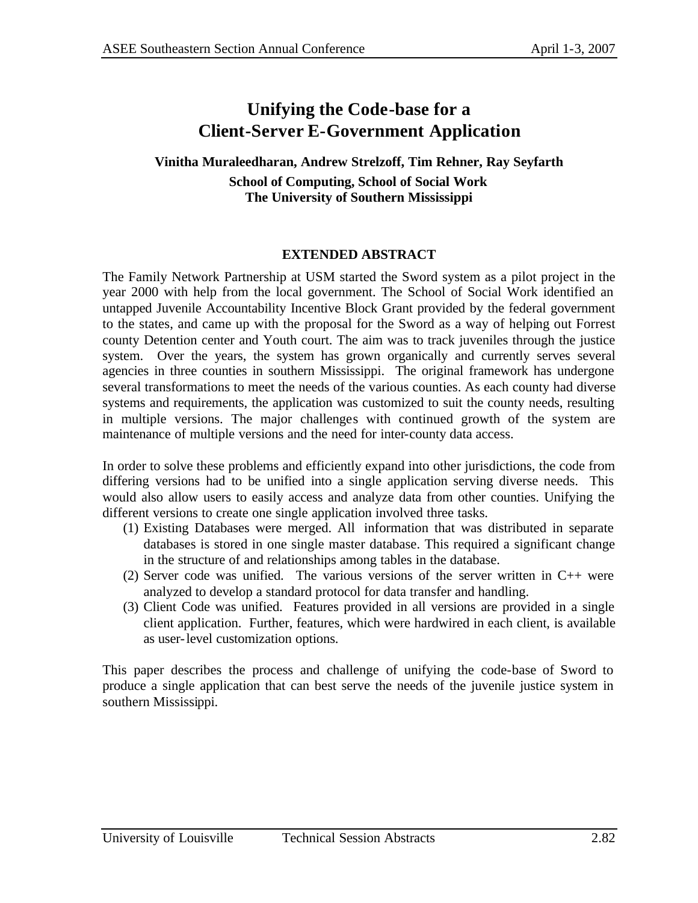# Unifying the Code-base for a Client-Server E-Government Application

**Vinitha Muraleedharan, Andrew Strelzoff, Tim Rehner, Ray Seyfarth**

**School of Computing, School of Social Work**
**The University of Southern Mississippi**

## EXTENDED ABSTRACT

The Family Network Partnership at USM started the Sword system as a pilot project in the year 2000 with help from the local government. The School of Social Work identified an untapped Juvenile Accountability Incentive Block Grant provided by the federal government to the states, and came up with the proposal for the Sword as a way of helping out Forrest county Detention center and Youth court. The aim was to track juveniles through the justice system. Over the years, the system has grown organically and currently serves several agencies in three counties in southern Mississippi. The original framework has undergone several transformations to meet the needs of the various counties. As each county had diverse systems and requirements, the application was customized to suit the county needs, resulting in multiple versions. The major challenges with continued growth of the system are maintenance of multiple versions and the need for inter-county data access.

In order to solve these problems and efficiently expand into other jurisdictions, the code from differing versions had to be unified into a single application serving diverse needs. This would also allow users to easily access and analyze data from other counties. Unifying the different versions to create one single application involved three tasks.

(1) Existing Databases were merged. All information that was distributed in separate databases is stored in one single master database. This required a significant change in the structure of and relationships among tables in the database.
(2) Server code was unified. The various versions of the server written in C++ were analyzed to develop a standard protocol for data transfer and handling.
(3) Client Code was unified. Features provided in all versions are provided in a single client application. Further, features, which were hardwired in each client, is available as user-level customization options.

This paper describes the process and challenge of unifying the code-base of Sword to produce a single application that can best serve the needs of the juvenile justice system in southern Mississippi.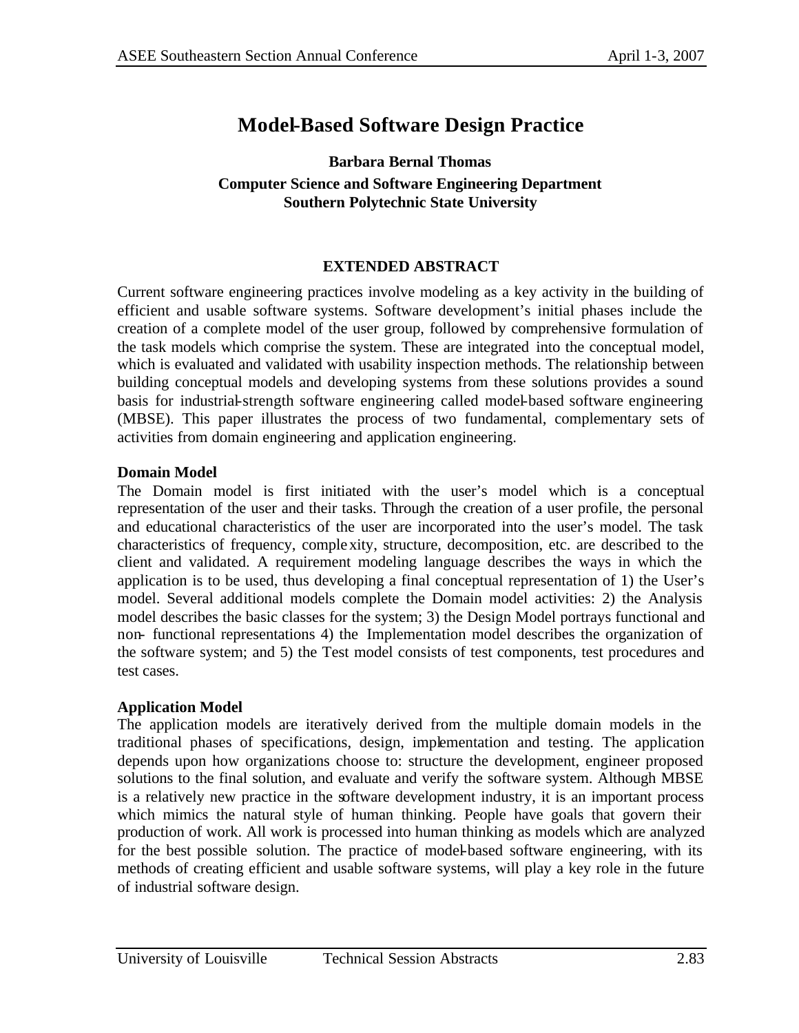# Model-Based Software Design Practice

**Barbara Bernal Thomas**

**Computer Science and Software Engineering Department**
**Southern Polytechnic State University**

**EXTENDED ABSTRACT**

Current software engineering practices involve modeling as a key activity in the building of efficient and usable software systems. Software development's initial phases include the creation of a complete model of the user group, followed by comprehensive formulation of the task models which comprise the system. These are integrated into the conceptual model, which is evaluated and validated with usability inspection methods. The relationship between building conceptual models and developing systems from these solutions provides a sound basis for industrial-strength software engineering called model-based software engineering (MBSE). This paper illustrates the process of two fundamental, complementary sets of activities from domain engineering and application engineering.

**Domain Model**

The Domain model is first initiated with the user's model which is a conceptual representation of the user and their tasks. Through the creation of a user profile, the personal and educational characteristics of the user are incorporated into the user's model. The task characteristics of frequency, complexity, structure, decomposition, etc. are described to the client and validated. A requirement modeling language describes the ways in which the application is to be used, thus developing a final conceptual representation of 1) the User's model. Several additional models complete the Domain model activities: 2) the Analysis model describes the basic classes for the system; 3) the Design Model portrays functional and non- functional representations 4) the Implementation model describes the organization of the software system; and 5) the Test model consists of test components, test procedures and test cases.

**Application Model**

The application models are iteratively derived from the multiple domain models in the traditional phases of specifications, design, implementation and testing. The application depends upon how organizations choose to: structure the development, engineer proposed solutions to the final solution, and evaluate and verify the software system. Although MBSE is a relatively new practice in the software development industry, it is an important process which mimics the natural style of human thinking. People have goals that govern their production of work. All work is processed into human thinking as models which are analyzed for the best possible solution. The practice of model-based software engineering, with its methods of creating efficient and usable software systems, will play a key role in the future of industrial software design.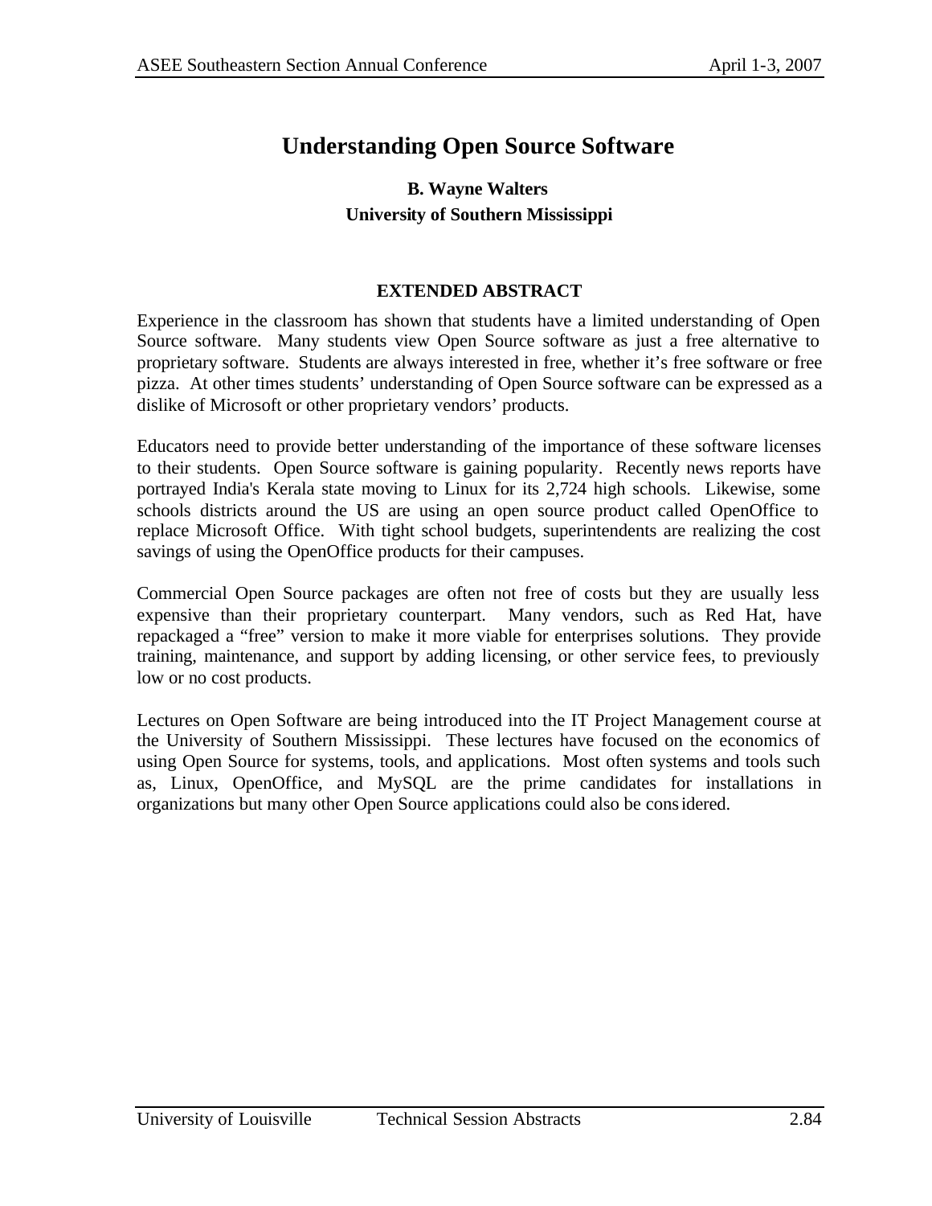# Understanding Open Source Software

**B. Wayne Walters**
**University of Southern Mississippi**

## EXTENDED ABSTRACT

Experience in the classroom has shown that students have a limited understanding of Open Source software. Many students view Open Source software as just a free alternative to proprietary software. Students are always interested in free, whether it's free software or free pizza. At other times students' understanding of Open Source software can be expressed as a dislike of Microsoft or other proprietary vendors' products.

Educators need to provide better understanding of the importance of these software licenses to their students. Open Source software is gaining popularity. Recently news reports have portrayed India's Kerala state moving to Linux for its 2,724 high schools. Likewise, some schools districts around the US are using an open source product called OpenOffice to replace Microsoft Office. With tight school budgets, superintendents are realizing the cost savings of using the OpenOffice products for their campuses.

Commercial Open Source packages are often not free of costs but they are usually less expensive than their proprietary counterpart. Many vendors, such as Red Hat, have repackaged a "free" version to make it more viable for enterprises solutions. They provide training, maintenance, and support by adding licensing, or other service fees, to previously low or no cost products.

Lectures on Open Software are being introduced into the IT Project Management course at the University of Southern Mississippi. These lectures have focused on the economics of using Open Source for systems, tools, and applications. Most often systems and tools such as, Linux, OpenOffice, and MySQL are the prime candidates for installations in organizations but many other Open Source applications could also be considered.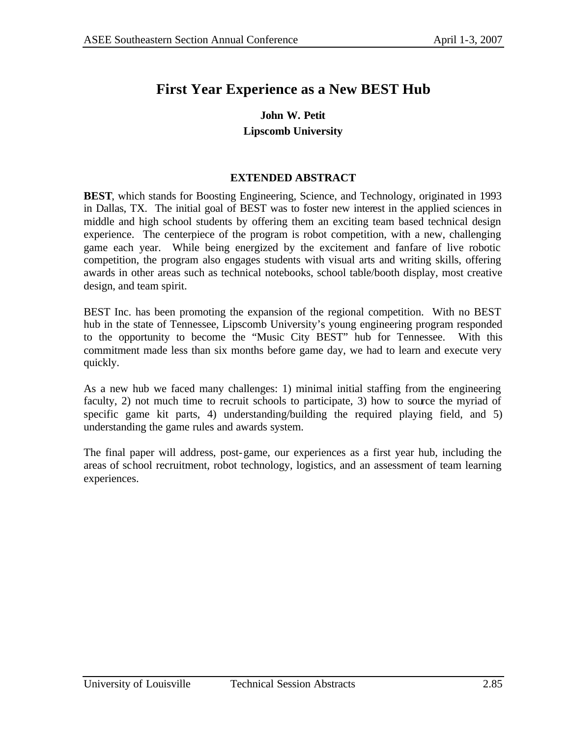# First Year Experience as a New BEST Hub

**John W. Petit**

**Lipscomb University**

## EXTENDED ABSTRACT

**BEST**, which stands for Boosting Engineering, Science, and Technology, originated in 1993 in Dallas, TX. The initial goal of BEST was to foster new interest in the applied sciences in middle and high school students by offering them an exciting team based technical design experience. The centerpiece of the program is robot competition, with a new, challenging game each year. While being energized by the excitement and fanfare of live robotic competition, the program also engages students with visual arts and writing skills, offering awards in other areas such as technical notebooks, school table/booth display, most creative design, and team spirit.

BEST Inc. has been promoting the expansion of the regional competition. With no BEST hub in the state of Tennessee, Lipscomb University's young engineering program responded to the opportunity to become the "Music City BEST" hub for Tennessee. With this commitment made less than six months before game day, we had to learn and execute very quickly.

As a new hub we faced many challenges: 1) minimal initial staffing from the engineering faculty, 2) not much time to recruit schools to participate, 3) how to source the myriad of specific game kit parts, 4) understanding/building the required playing field, and 5) understanding the game rules and awards system.

The final paper will address, post-game, our experiences as a first year hub, including the areas of school recruitment, robot technology, logistics, and an assessment of team learning experiences.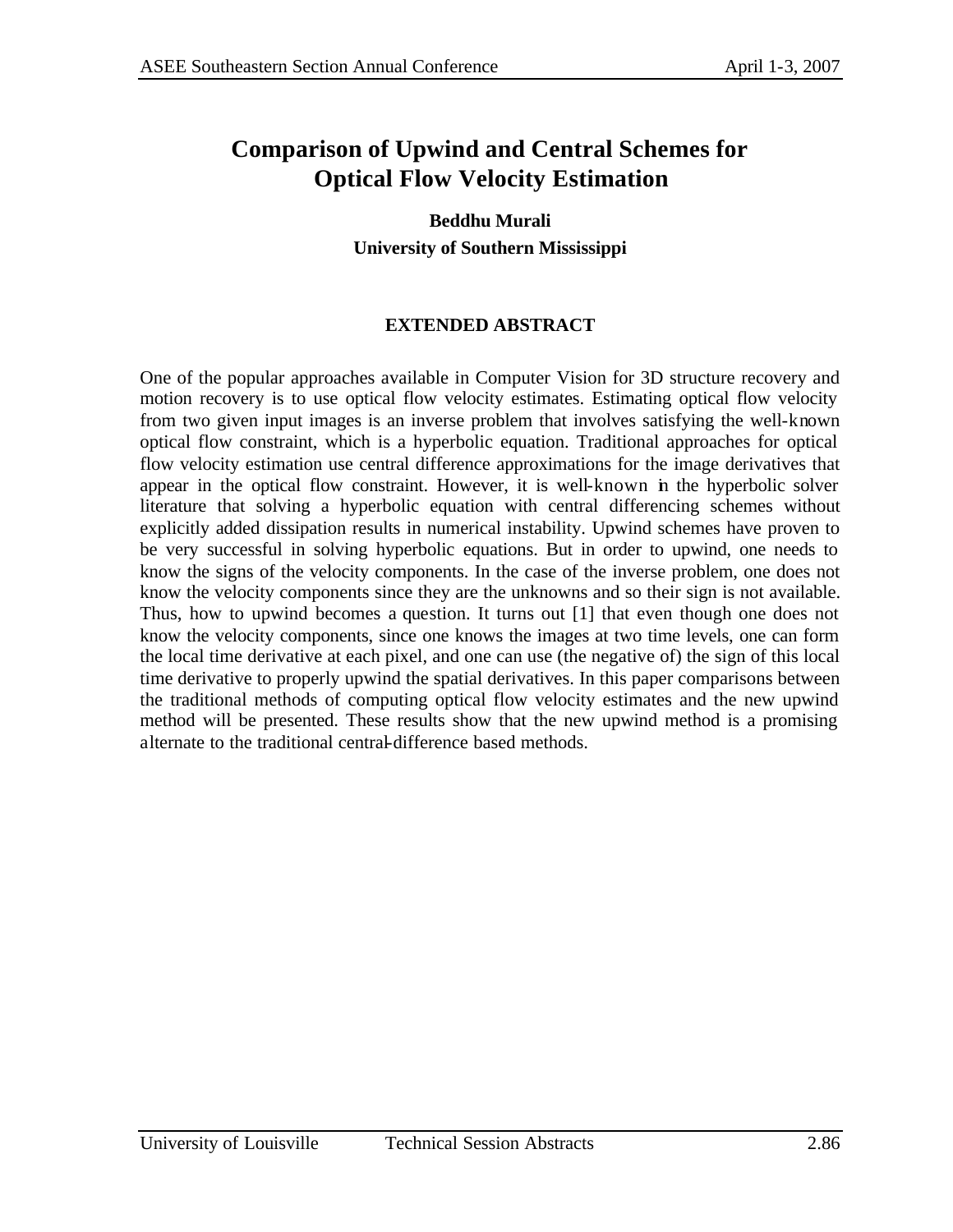# Comparison of Upwind and Central Schemes for Optical Flow Velocity Estimation

**Beddhu Murali**

**University of Southern Mississippi**

## EXTENDED ABSTRACT

One of the popular approaches available in Computer Vision for 3D structure recovery and motion recovery is to use optical flow velocity estimates. Estimating optical flow velocity from two given input images is an inverse problem that involves satisfying the well-known optical flow constraint, which is a hyperbolic equation. Traditional approaches for optical flow velocity estimation use central difference approximations for the image derivatives that appear in the optical flow constraint. However, it is well-known in the hyperbolic solver literature that solving a hyperbolic equation with central differencing schemes without explicitly added dissipation results in numerical instability. Upwind schemes have proven to be very successful in solving hyperbolic equations. But in order to upwind, one needs to know the signs of the velocity components. In the case of the inverse problem, one does not know the velocity components since they are the unknowns and so their sign is not available. Thus, how to upwind becomes a question. It turns out [1] that even though one does not know the velocity components, since one knows the images at two time levels, one can form the local time derivative at each pixel, and one can use (the negative of) the sign of this local time derivative to properly upwind the spatial derivatives. In this paper comparisons between the traditional methods of computing optical flow velocity estimates and the new upwind method will be presented. These results show that the new upwind method is a promising alternate to the traditional central-difference based methods.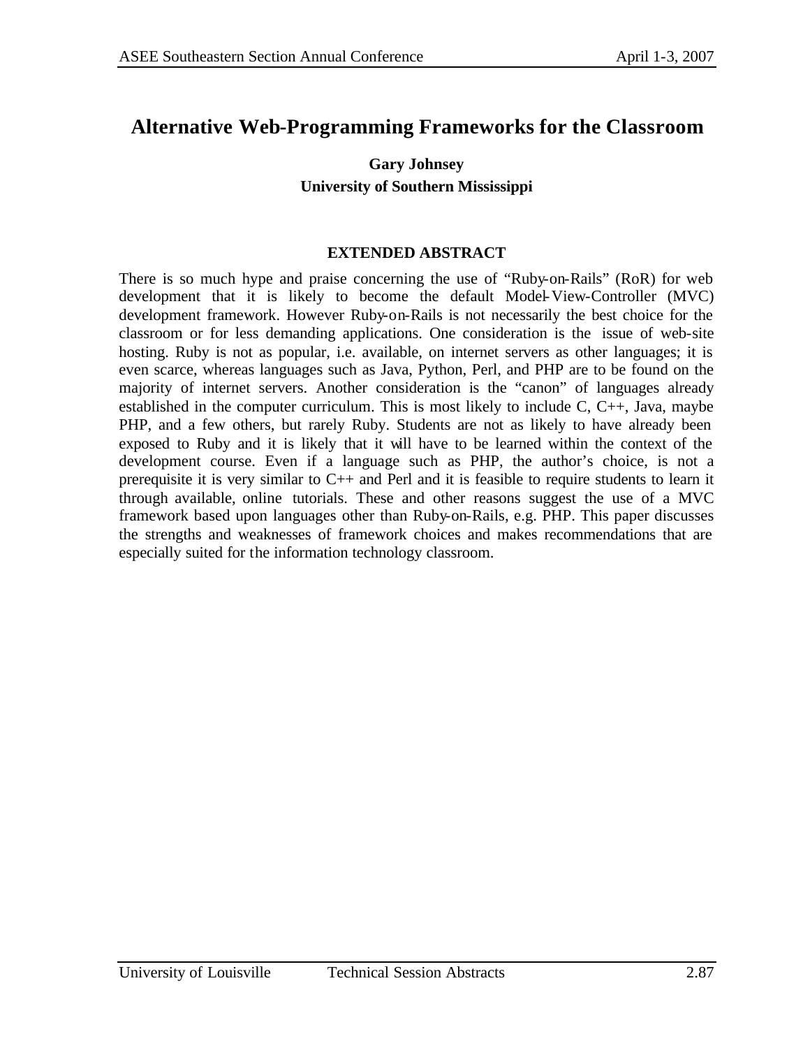# Alternative Web-Programming Frameworks for the Classroom

**Gary Johnsey**
**University of Southern Mississippi**

## EXTENDED ABSTRACT

There is so much hype and praise concerning the use of "Ruby-on-Rails" (RoR) for web development that it is likely to become the default Model-View-Controller (MVC) development framework. However Ruby-on-Rails is not necessarily the best choice for the classroom or for less demanding applications. One consideration is the issue of web-site hosting. Ruby is not as popular, i.e. available, on internet servers as other languages; it is even scarce, whereas languages such as Java, Python, Perl, and PHP are to be found on the majority of internet servers. Another consideration is the "canon" of languages already established in the computer curriculum. This is most likely to include C, C++, Java, maybe PHP, and a few others, but rarely Ruby. Students are not as likely to have already been exposed to Ruby and it is likely that it will have to be learned within the context of the development course. Even if a language such as PHP, the author's choice, is not a prerequisite it is very similar to C++ and Perl and it is feasible to require students to learn it through available, online tutorials. These and other reasons suggest the use of a MVC framework based upon languages other than Ruby-on-Rails, e.g. PHP. This paper discusses the strengths and weaknesses of framework choices and makes recommendations that are especially suited for the information technology classroom.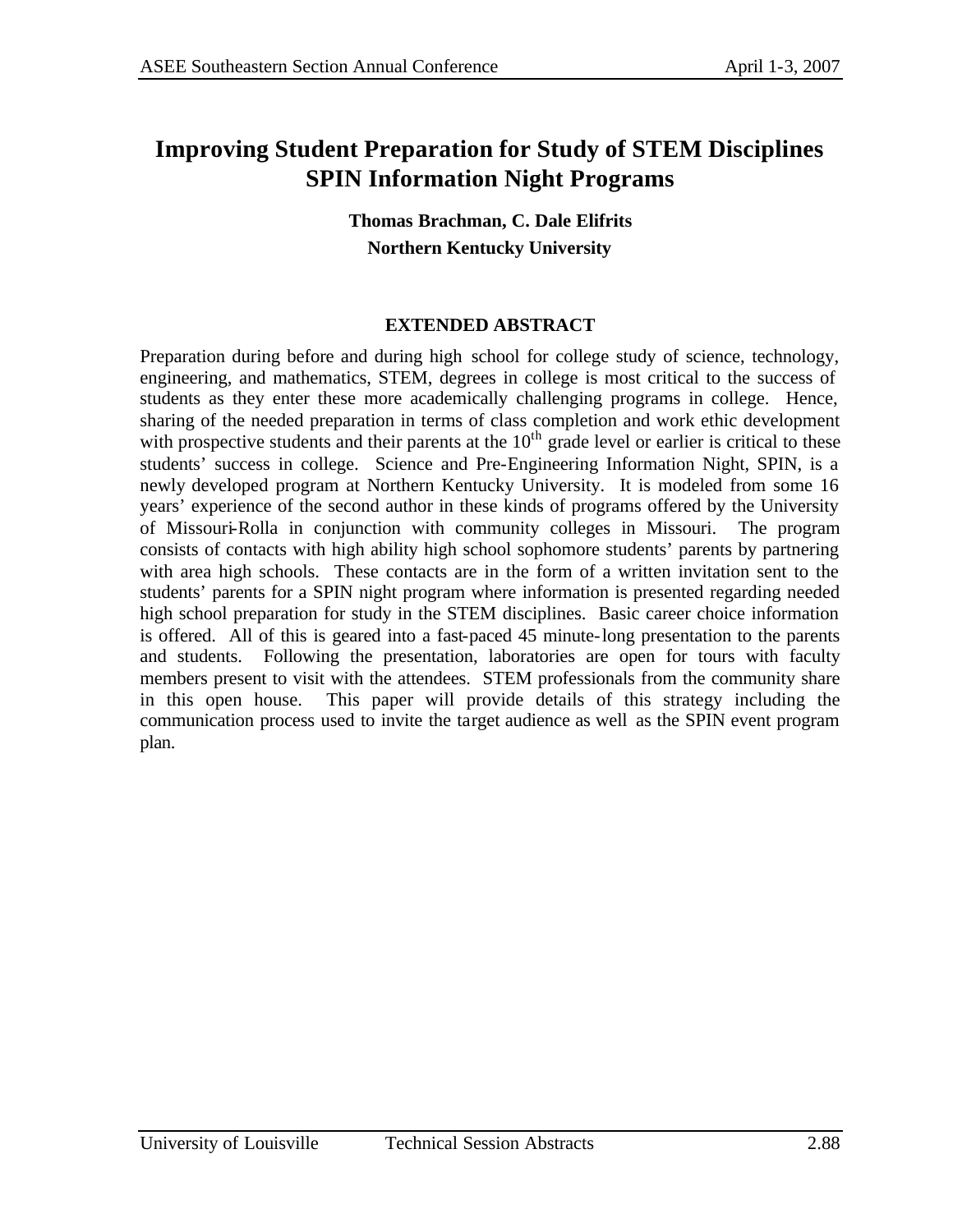# Improving Student Preparation for Study of STEM Disciplines SPIN Information Night Programs

**Thomas Brachman, C. Dale Elifrits**

**Northern Kentucky University**

## EXTENDED ABSTRACT

Preparation during before and during high school for college study of science, technology, engineering, and mathematics, STEM, degrees in college is most critical to the success of students as they enter these more academically challenging programs in college. Hence, sharing of the needed preparation in terms of class completion and work ethic development with prospective students and their parents at the 10$^{th}$ grade level or earlier is critical to these students' success in college. Science and Pre-Engineering Information Night, SPIN, is a newly developed program at Northern Kentucky University. It is modeled from some 16 years' experience of the second author in these kinds of programs offered by the University of Missouri-Rolla in conjunction with community colleges in Missouri. The program consists of contacts with high ability high school sophomore students' parents by partnering with area high schools. These contacts are in the form of a written invitation sent to the students' parents for a SPIN night program where information is presented regarding needed high school preparation for study in the STEM disciplines. Basic career choice information is offered. All of this is geared into a fast-paced 45 minute-long presentation to the parents and students. Following the presentation, laboratories are open for tours with faculty members present to visit with the attendees. STEM professionals from the community share in this open house. This paper will provide details of this strategy including the communication process used to invite the target audience as well as the SPIN event program plan.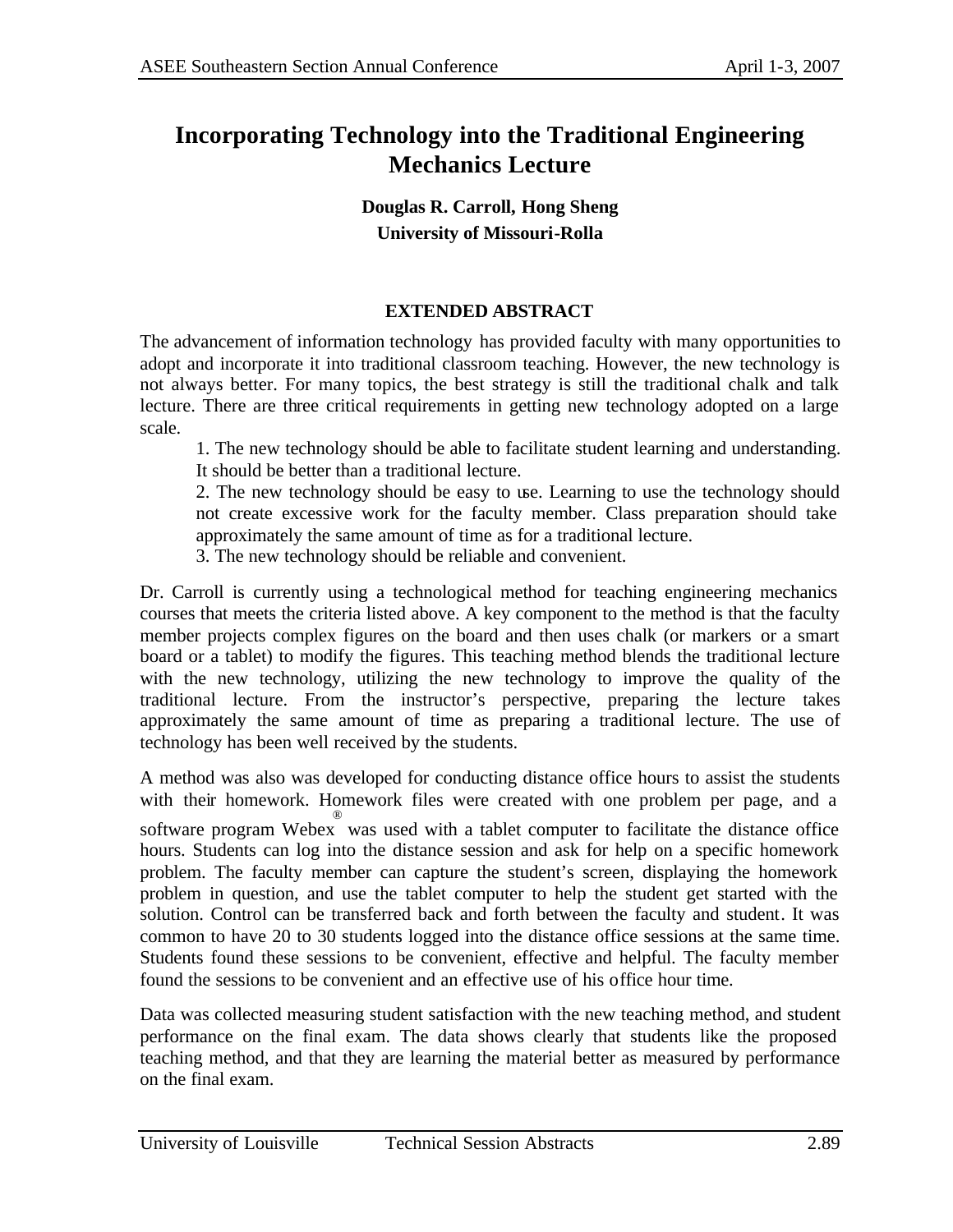# Incorporating Technology into the Traditional Engineering Mechanics Lecture

**Douglas R. Carroll, Hong Sheng**
**University of Missouri-Rolla**

## EXTENDED ABSTRACT

The advancement of information technology has provided faculty with many opportunities to adopt and incorporate it into traditional classroom teaching. However, the new technology is not always better. For many topics, the best strategy is still the traditional chalk and talk lecture. There are three critical requirements in getting new technology adopted on a large scale.

1. The new technology should be able to facilitate student learning and understanding. It should be better than a traditional lecture.
2. The new technology should be easy to use. Learning to use the technology should not create excessive work for the faculty member. Class preparation should take approximately the same amount of time as for a traditional lecture.
3. The new technology should be reliable and convenient.

Dr. Carroll is currently using a technological method for teaching engineering mechanics courses that meets the criteria listed above. A key component to the method is that the faculty member projects complex figures on the board and then uses chalk (or markers or a smart board or a tablet) to modify the figures. This teaching method blends the traditional lecture with the new technology, utilizing the new technology to improve the quality of the traditional lecture. From the instructor's perspective, preparing the lecture takes approximately the same amount of time as preparing a traditional lecture. The use of technology has been well received by the students.

A method was also was developed for conducting distance office hours to assist the students with their homework. Homework files were created with one problem per page, and a software program Webex® was used with a tablet computer to facilitate the distance office hours. Students can log into the distance session and ask for help on a specific homework problem. The faculty member can capture the student's screen, displaying the homework problem in question, and use the tablet computer to help the student get started with the solution. Control can be transferred back and forth between the faculty and student. It was common to have 20 to 30 students logged into the distance office sessions at the same time. Students found these sessions to be convenient, effective and helpful. The faculty member found the sessions to be convenient and an effective use of his office hour time.

Data was collected measuring student satisfaction with the new teaching method, and student performance on the final exam. The data shows clearly that students like the proposed teaching method, and that they are learning the material better as measured by performance on the final exam.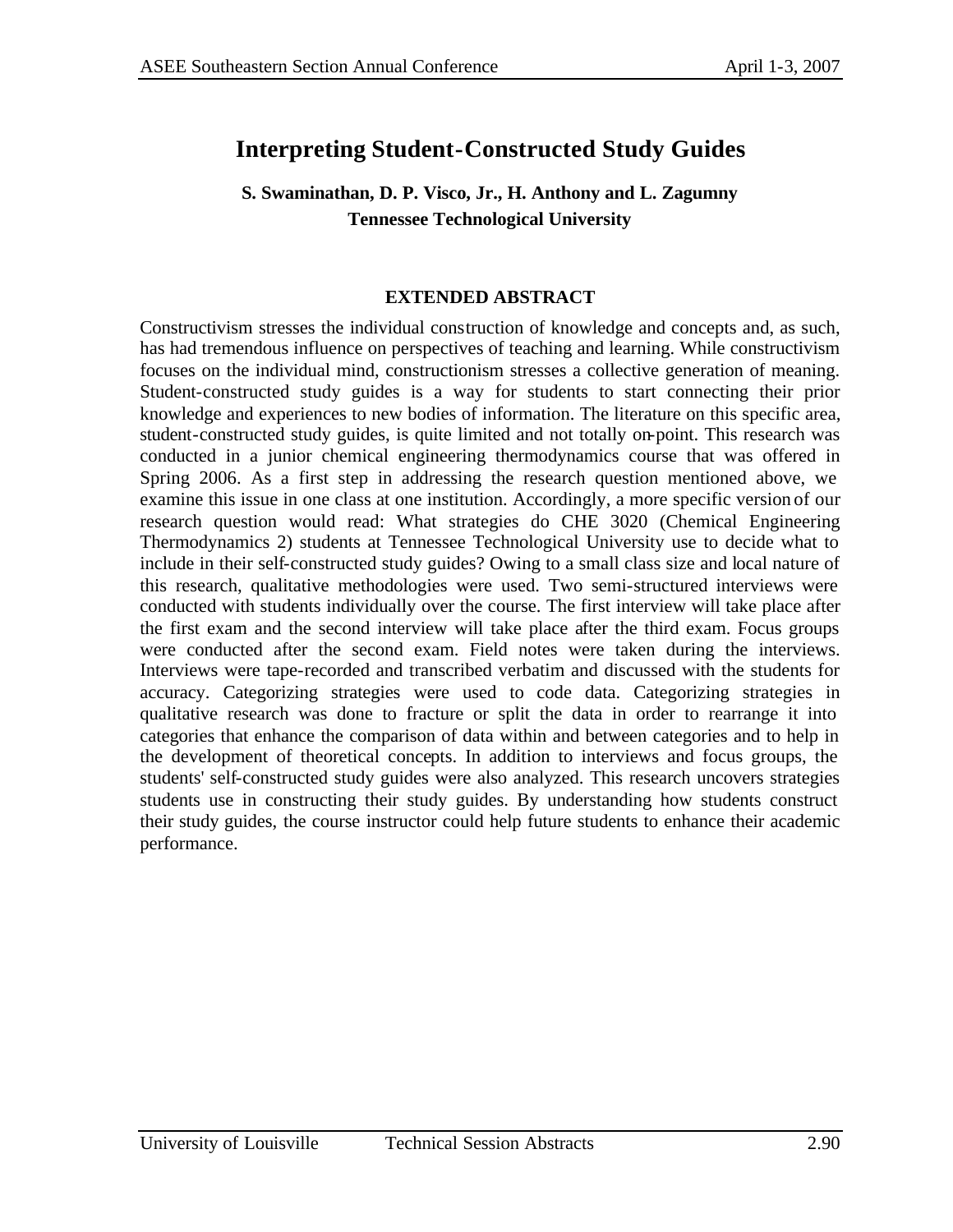# Interpreting Student-Constructed Study Guides

**S. Swaminathan, D. P. Visco, Jr., H. Anthony and L. Zagumny**
**Tennessee Technological University**

## EXTENDED ABSTRACT

Constructivism stresses the individual construction of knowledge and concepts and, as such, has had tremendous influence on perspectives of teaching and learning. While constructivism focuses on the individual mind, constructionism stresses a collective generation of meaning. Student-constructed study guides is a way for students to start connecting their prior knowledge and experiences to new bodies of information. The literature on this specific area, student-constructed study guides, is quite limited and not totally on-point. This research was conducted in a junior chemical engineering thermodynamics course that was offered in Spring 2006. As a first step in addressing the research question mentioned above, we examine this issue in one class at one institution. Accordingly, a more specific version of our research question would read: What strategies do CHE 3020 (Chemical Engineering Thermodynamics 2) students at Tennessee Technological University use to decide what to include in their self-constructed study guides? Owing to a small class size and local nature of this research, qualitative methodologies were used. Two semi-structured interviews were conducted with students individually over the course. The first interview will take place after the first exam and the second interview will take place after the third exam. Focus groups were conducted after the second exam. Field notes were taken during the interviews. Interviews were tape-recorded and transcribed verbatim and discussed with the students for accuracy. Categorizing strategies were used to code data. Categorizing strategies in qualitative research was done to fracture or split the data in order to rearrange it into categories that enhance the comparison of data within and between categories and to help in the development of theoretical concepts. In addition to interviews and focus groups, the students' self-constructed study guides were also analyzed. This research uncovers strategies students use in constructing their study guides. By understanding how students construct their study guides, the course instructor could help future students to enhance their academic performance.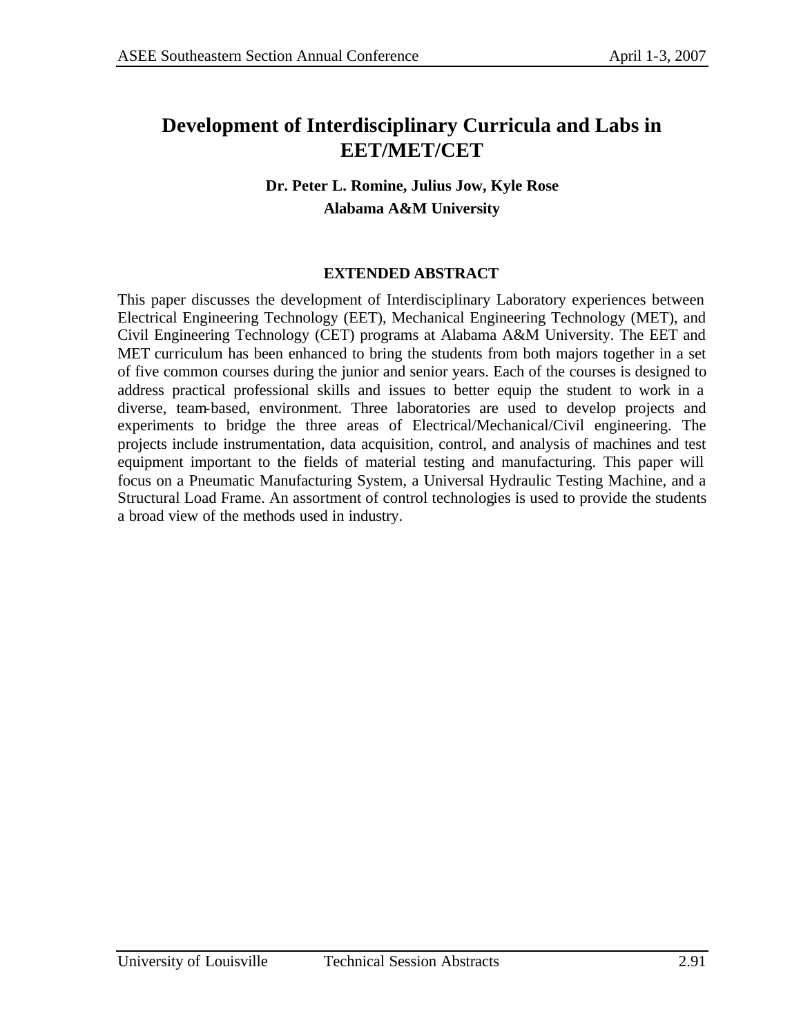# Development of Interdisciplinary Curricula and Labs in EET/MET/CET

**Dr. Peter L. Romine, Julius Jow, Kyle Rose**

**Alabama A&M University**

## EXTENDED ABSTRACT

This paper discusses the development of Interdisciplinary Laboratory experiences between Electrical Engineering Technology (EET), Mechanical Engineering Technology (MET), and Civil Engineering Technology (CET) programs at Alabama A&M University. The EET and MET curriculum has been enhanced to bring the students from both majors together in a set of five common courses during the junior and senior years. Each of the courses is designed to address practical professional skills and issues to better equip the student to work in a diverse, team-based, environment. Three laboratories are used to develop projects and experiments to bridge the three areas of Electrical/Mechanical/Civil engineering. The projects include instrumentation, data acquisition, control, and analysis of machines and test equipment important to the fields of material testing and manufacturing. This paper will focus on a Pneumatic Manufacturing System, a Universal Hydraulic Testing Machine, and a Structural Load Frame. An assortment of control technologies is used to provide the students a broad view of the methods used in industry.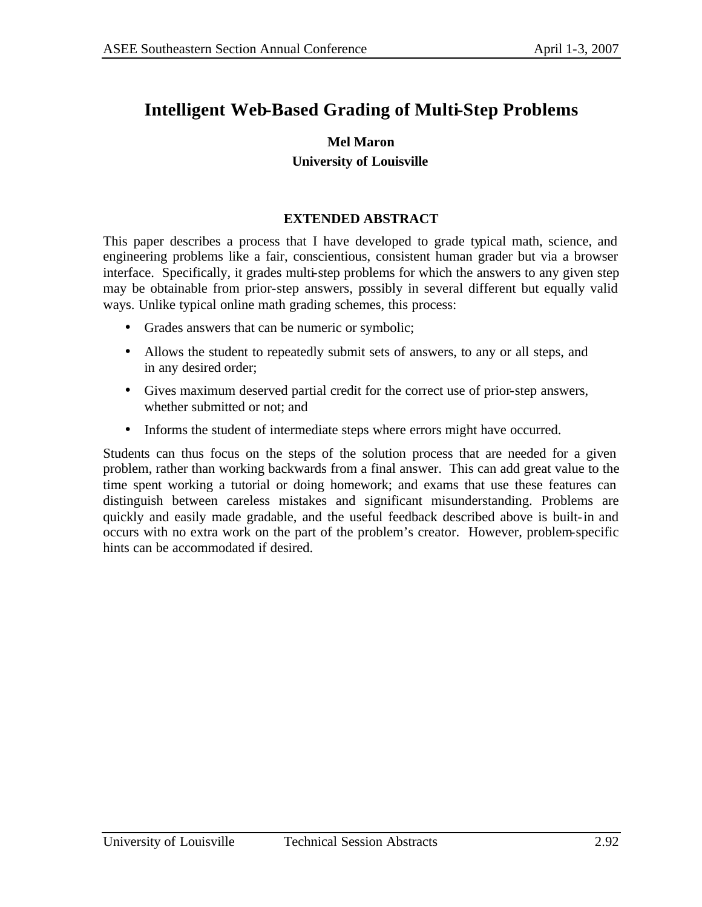# Intelligent Web-Based Grading of Multi-Step Problems

**Mel Maron**

**University of Louisville**

### EXTENDED ABSTRACT

This paper describes a process that I have developed to grade typical math, science, and engineering problems like a fair, conscientious, consistent human grader but via a browser interface. Specifically, it grades multi-step problems for which the answers to any given step may be obtainable from prior-step answers, possibly in several different but equally valid ways. Unlike typical online math grading schemes, this process:

- Grades answers that can be numeric or symbolic;
- Allows the student to repeatedly submit sets of answers, to any or all steps, and in any desired order;
- Gives maximum deserved partial credit for the correct use of prior-step answers, whether submitted or not; and
- Informs the student of intermediate steps where errors might have occurred.

Students can thus focus on the steps of the solution process that are needed for a given problem, rather than working backwards from a final answer. This can add great value to the time spent working a tutorial or doing homework; and exams that use these features can distinguish between careless mistakes and significant misunderstanding. Problems are quickly and easily made gradable, and the useful feedback described above is built-in and occurs with no extra work on the part of the problem's creator. However, problem-specific hints can be accommodated if desired.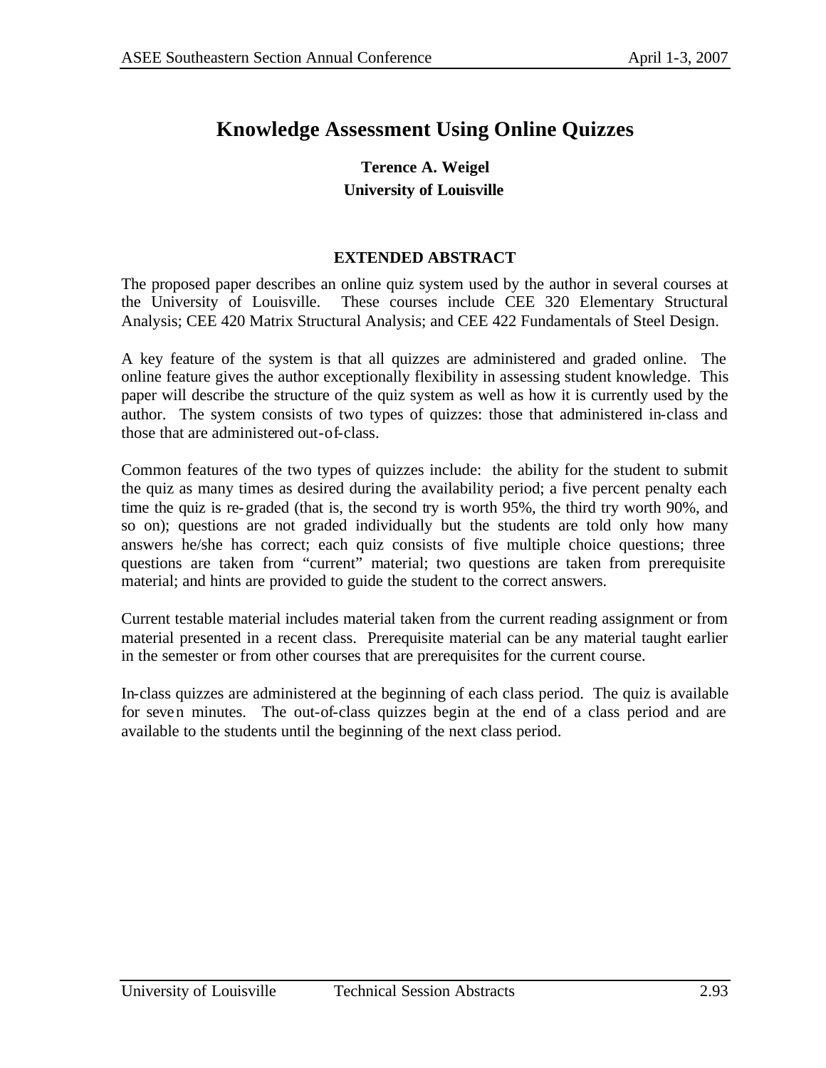# Knowledge Assessment Using Online Quizzes

**Terence A. Weigel**
**University of Louisville**

## EXTENDED ABSTRACT

The proposed paper describes an online quiz system used by the author in several courses at the University of Louisville. These courses include CEE 320 Elementary Structural Analysis; CEE 420 Matrix Structural Analysis; and CEE 422 Fundamentals of Steel Design.

A key feature of the system is that all quizzes are administered and graded online. The online feature gives the author exceptionally flexibility in assessing student knowledge. This paper will describe the structure of the quiz system as well as how it is currently used by the author. The system consists of two types of quizzes: those that administered in-class and those that are administered out-of-class.

Common features of the two types of quizzes include: the ability for the student to submit the quiz as many times as desired during the availability period; a five percent penalty each time the quiz is re-graded (that is, the second try is worth 95%, the third try worth 90%, and so on); questions are not graded individually but the students are told only how many answers he/she has correct; each quiz consists of five multiple choice questions; three questions are taken from "current" material; two questions are taken from prerequisite material; and hints are provided to guide the student to the correct answers.

Current testable material includes material taken from the current reading assignment or from material presented in a recent class. Prerequisite material can be any material taught earlier in the semester or from other courses that are prerequisites for the current course.

In-class quizzes are administered at the beginning of each class period. The quiz is available for seven minutes. The out-of-class quizzes begin at the end of a class period and are available to the students until the beginning of the next class period.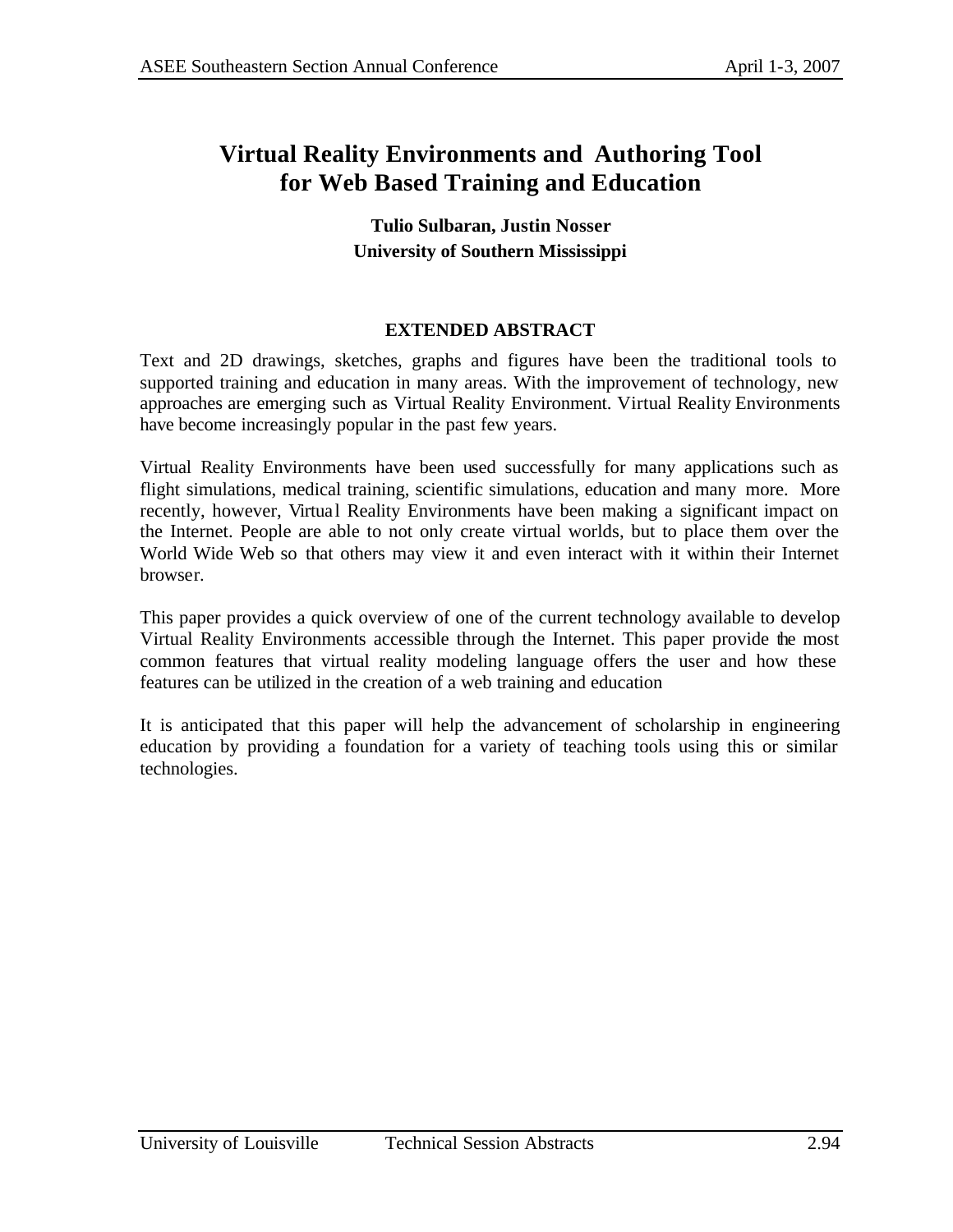# Virtual Reality Environments and Authoring Tool for Web Based Training and Education

**Tulio Sulbaran, Justin Nosser**
**University of Southern Mississippi**

## EXTENDED ABSTRACT

Text and 2D drawings, sketches, graphs and figures have been the traditional tools to supported training and education in many areas. With the improvement of technology, new approaches are emerging such as Virtual Reality Environment. Virtual Reality Environments have become increasingly popular in the past few years.

Virtual Reality Environments have been used successfully for many applications such as flight simulations, medical training, scientific simulations, education and many more. More recently, however, Virtual Reality Environments have been making a significant impact on the Internet. People are able to not only create virtual worlds, but to place them over the World Wide Web so that others may view it and even interact with it within their Internet browser.

This paper provides a quick overview of one of the current technology available to develop Virtual Reality Environments accessible through the Internet. This paper provide the most common features that virtual reality modeling language offers the user and how these features can be utilized in the creation of a web training and education

It is anticipated that this paper will help the advancement of scholarship in engineering education by providing a foundation for a variety of teaching tools using this or similar technologies.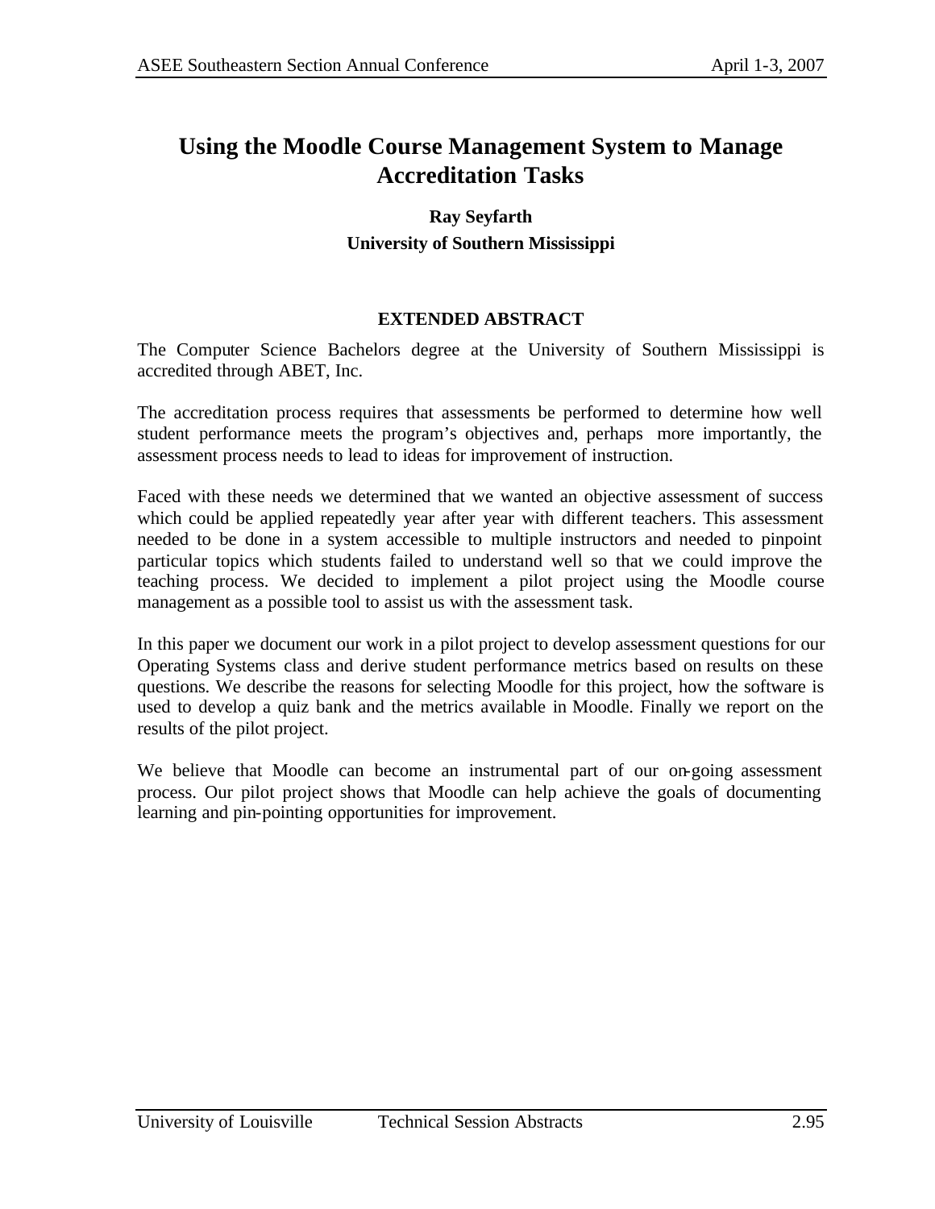# Using the Moodle Course Management System to Manage Accreditation Tasks

**Ray Seyfarth**

**University of Southern Mississippi**

## EXTENDED ABSTRACT

The Computer Science Bachelors degree at the University of Southern Mississippi is accredited through ABET, Inc.

The accreditation process requires that assessments be performed to determine how well student performance meets the program's objectives and, perhaps more importantly, the assessment process needs to lead to ideas for improvement of instruction.

Faced with these needs we determined that we wanted an objective assessment of success which could be applied repeatedly year after year with different teachers. This assessment needed to be done in a system accessible to multiple instructors and needed to pinpoint particular topics which students failed to understand well so that we could improve the teaching process. We decided to implement a pilot project using the Moodle course management as a possible tool to assist us with the assessment task.

In this paper we document our work in a pilot project to develop assessment questions for our Operating Systems class and derive student performance metrics based on results on these questions. We describe the reasons for selecting Moodle for this project, how the software is used to develop a quiz bank and the metrics available in Moodle. Finally we report on the results of the pilot project.

We believe that Moodle can become an instrumental part of our on-going assessment process. Our pilot project shows that Moodle can help achieve the goals of documenting learning and pin-pointing opportunities for improvement.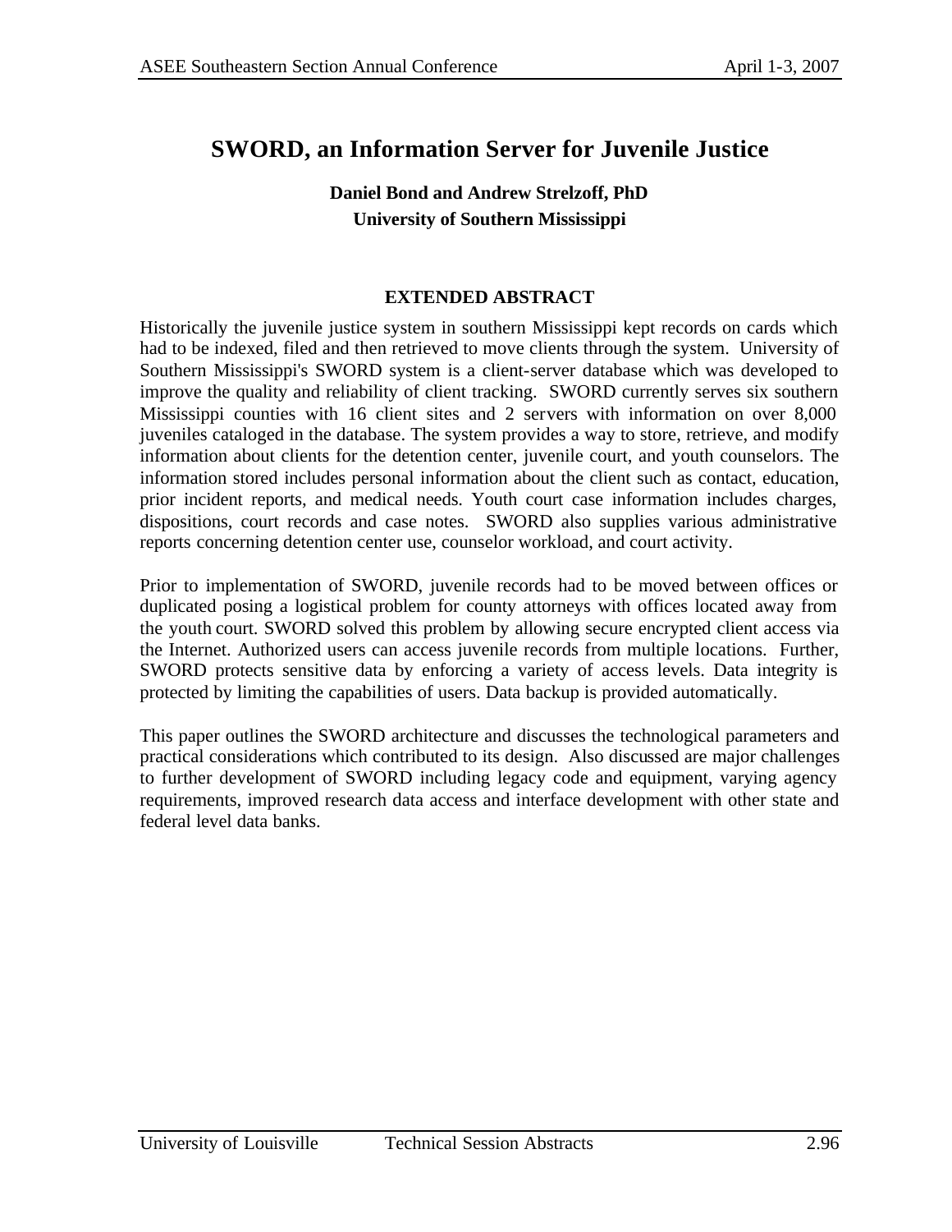# SWORD, an Information Server for Juvenile Justice

**Daniel Bond and Andrew Strelzoff, PhD**
**University of Southern Mississippi**

## EXTENDED ABSTRACT

Historically the juvenile justice system in southern Mississippi kept records on cards which had to be indexed, filed and then retrieved to move clients through the system. University of Southern Mississippi's SWORD system is a client-server database which was developed to improve the quality and reliability of client tracking. SWORD currently serves six southern Mississippi counties with 16 client sites and 2 servers with information on over 8,000 juveniles cataloged in the database. The system provides a way to store, retrieve, and modify information about clients for the detention center, juvenile court, and youth counselors. The information stored includes personal information about the client such as contact, education, prior incident reports, and medical needs. Youth court case information includes charges, dispositions, court records and case notes. SWORD also supplies various administrative reports concerning detention center use, counselor workload, and court activity.

Prior to implementation of SWORD, juvenile records had to be moved between offices or duplicated posing a logistical problem for county attorneys with offices located away from the youth court. SWORD solved this problem by allowing secure encrypted client access via the Internet. Authorized users can access juvenile records from multiple locations. Further, SWORD protects sensitive data by enforcing a variety of access levels. Data integrity is protected by limiting the capabilities of users. Data backup is provided automatically.

This paper outlines the SWORD architecture and discusses the technological parameters and practical considerations which contributed to its design. Also discussed are major challenges to further development of SWORD including legacy code and equipment, varying agency requirements, improved research data access and interface development with other state and federal level data banks.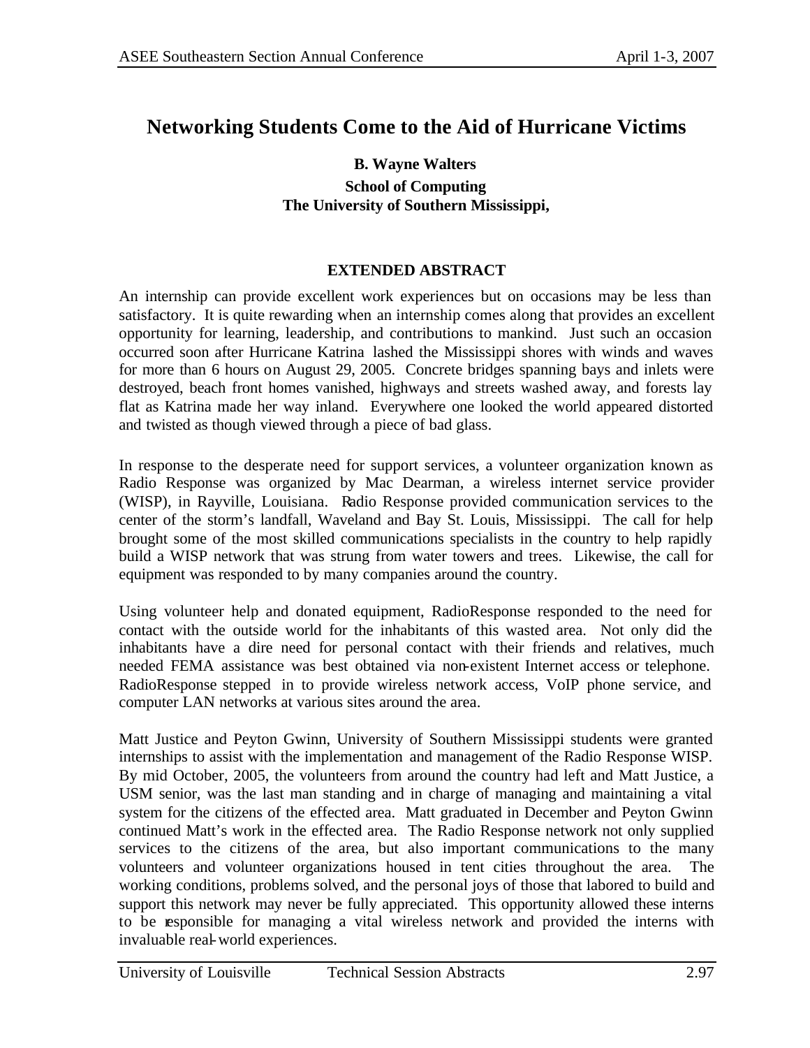# Networking Students Come to the Aid of Hurricane Victims

**B. Wayne Walters**

**School of Computing**
**The University of Southern Mississippi,**

## EXTENDED ABSTRACT

An internship can provide excellent work experiences but on occasions may be less than satisfactory. It is quite rewarding when an internship comes along that provides an excellent opportunity for learning, leadership, and contributions to mankind. Just such an occasion occurred soon after Hurricane Katrina lashed the Mississippi shores with winds and waves for more than 6 hours on August 29, 2005. Concrete bridges spanning bays and inlets were destroyed, beach front homes vanished, highways and streets washed away, and forests lay flat as Katrina made her way inland. Everywhere one looked the world appeared distorted and twisted as though viewed through a piece of bad glass.

In response to the desperate need for support services, a volunteer organization known as Radio Response was organized by Mac Dearman, a wireless internet service provider (WISP), in Rayville, Louisiana. Radio Response provided communication services to the center of the storm's landfall, Waveland and Bay St. Louis, Mississippi. The call for help brought some of the most skilled communications specialists in the country to help rapidly build a WISP network that was strung from water towers and trees. Likewise, the call for equipment was responded to by many companies around the country.

Using volunteer help and donated equipment, RadioResponse responded to the need for contact with the outside world for the inhabitants of this wasted area. Not only did the inhabitants have a dire need for personal contact with their friends and relatives, much needed FEMA assistance was best obtained via non-existent Internet access or telephone. RadioResponse stepped in to provide wireless network access, VoIP phone service, and computer LAN networks at various sites around the area.

Matt Justice and Peyton Gwinn, University of Southern Mississippi students were granted internships to assist with the implementation and management of the Radio Response WISP. By mid October, 2005, the volunteers from around the country had left and Matt Justice, a USM senior, was the last man standing and in charge of managing and maintaining a vital system for the citizens of the effected area. Matt graduated in December and Peyton Gwinn continued Matt's work in the effected area. The Radio Response network not only supplied services to the citizens of the area, but also important communications to the many volunteers and volunteer organizations housed in tent cities throughout the area. The working conditions, problems solved, and the personal joys of those that labored to build and support this network may never be fully appreciated. This opportunity allowed these interns to be responsible for managing a vital wireless network and provided the interns with invaluable real-world experiences.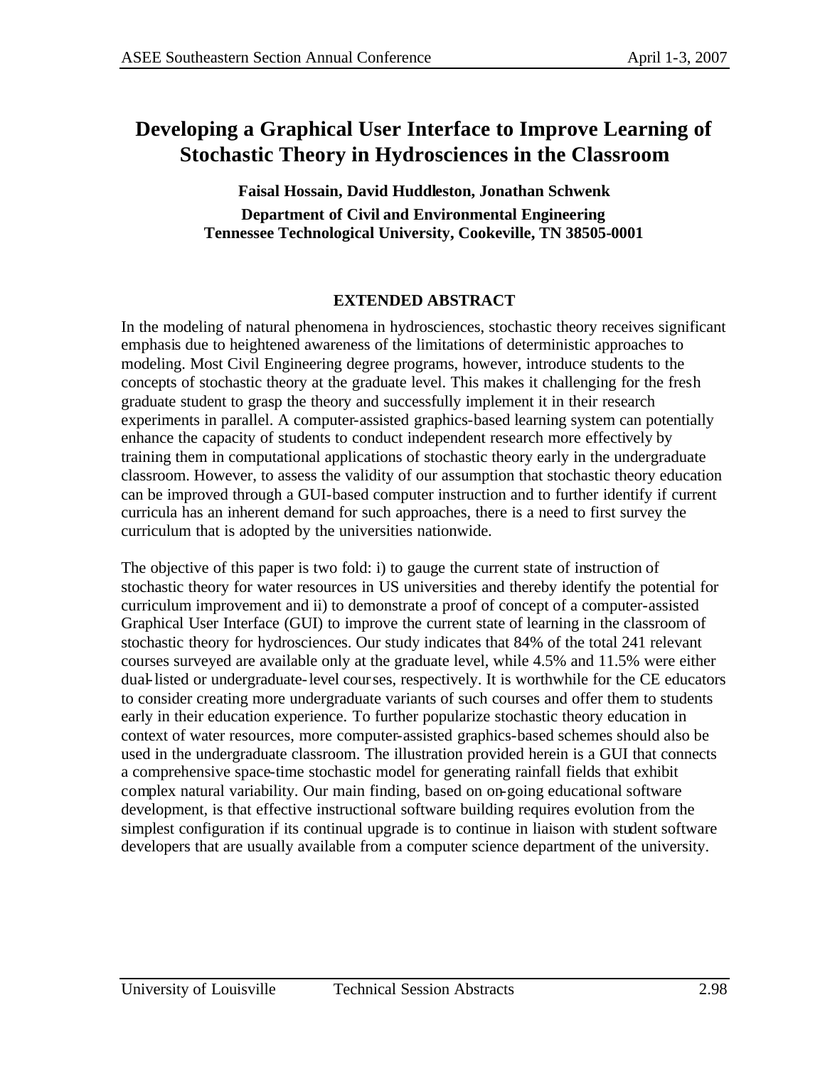# Developing a Graphical User Interface to Improve Learning of Stochastic Theory in Hydrosciences in the Classroom

**Faisal Hossain, David Huddleston, Jonathan Schwenk**

**Department of Civil and Environmental Engineering**
**Tennessee Technological University, Cookeville, TN 38505-0001**

## EXTENDED ABSTRACT

In the modeling of natural phenomena in hydrosciences, stochastic theory receives significant emphasis due to heightened awareness of the limitations of deterministic approaches to modeling. Most Civil Engineering degree programs, however, introduce students to the concepts of stochastic theory at the graduate level. This makes it challenging for the fresh graduate student to grasp the theory and successfully implement it in their research experiments in parallel. A computer-assisted graphics-based learning system can potentially enhance the capacity of students to conduct independent research more effectively by training them in computational applications of stochastic theory early in the undergraduate classroom. However, to assess the validity of our assumption that stochastic theory education can be improved through a GUI-based computer instruction and to further identify if current curricula has an inherent demand for such approaches, there is a need to first survey the curriculum that is adopted by the universities nationwide.

The objective of this paper is two fold: i) to gauge the current state of instruction of stochastic theory for water resources in US universities and thereby identify the potential for curriculum improvement and ii) to demonstrate a proof of concept of a computer-assisted Graphical User Interface (GUI) to improve the current state of learning in the classroom of stochastic theory for hydrosciences. Our study indicates that 84% of the total 241 relevant courses surveyed are available only at the graduate level, while 4.5% and 11.5% were either dual-listed or undergraduate-level courses, respectively. It is worthwhile for the CE educators to consider creating more undergraduate variants of such courses and offer them to students early in their education experience. To further popularize stochastic theory education in context of water resources, more computer-assisted graphics-based schemes should also be used in the undergraduate classroom. The illustration provided herein is a GUI that connects a comprehensive space-time stochastic model for generating rainfall fields that exhibit complex natural variability. Our main finding, based on on-going educational software development, is that effective instructional software building requires evolution from the simplest configuration if its continual upgrade is to continue in liaison with student software developers that are usually available from a computer science department of the university.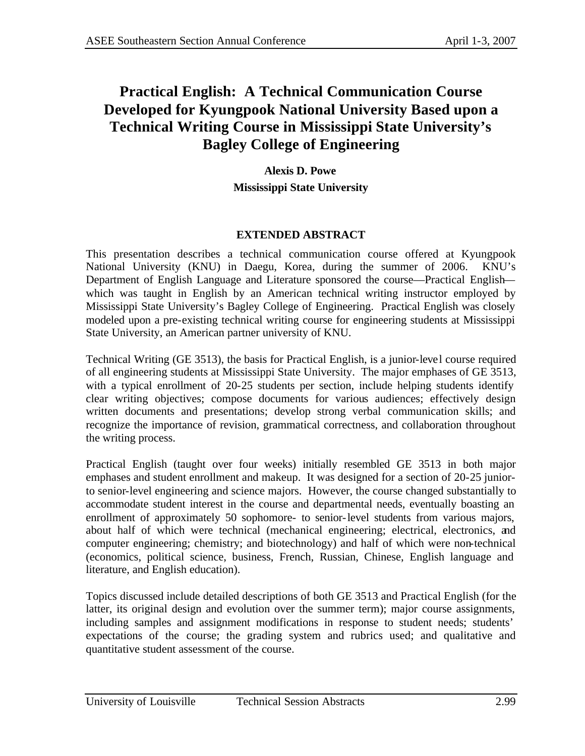# Practical English: A Technical Communication Course Developed for Kyungpook National University Based upon a Technical Writing Course in Mississippi State University's Bagley College of Engineering

**Alexis D. Powe**

**Mississippi State University**

## EXTENDED ABSTRACT

This presentation describes a technical communication course offered at Kyungpook National University (KNU) in Daegu, Korea, during the summer of 2006. KNU's Department of English Language and Literature sponsored the course—Practical English—which was taught in English by an American technical writing instructor employed by Mississippi State University's Bagley College of Engineering. Practical English was closely modeled upon a pre-existing technical writing course for engineering students at Mississippi State University, an American partner university of KNU.

Technical Writing (GE 3513), the basis for Practical English, is a junior-level course required of all engineering students at Mississippi State University. The major emphases of GE 3513, with a typical enrollment of 20-25 students per section, include helping students identify clear writing objectives; compose documents for various audiences; effectively design written documents and presentations; develop strong verbal communication skills; and recognize the importance of revision, grammatical correctness, and collaboration throughout the writing process.

Practical English (taught over four weeks) initially resembled GE 3513 in both major emphases and student enrollment and makeup. It was designed for a section of 20-25 junior-to senior-level engineering and science majors. However, the course changed substantially to accommodate student interest in the course and departmental needs, eventually boasting an enrollment of approximately 50 sophomore- to senior-level students from various majors, about half of which were technical (mechanical engineering; electrical, electronics, and computer engineering; chemistry; and biotechnology) and half of which were non-technical (economics, political science, business, French, Russian, Chinese, English language and literature, and English education).

Topics discussed include detailed descriptions of both GE 3513 and Practical English (for the latter, its original design and evolution over the summer term); major course assignments, including samples and assignment modifications in response to student needs; students' expectations of the course; the grading system and rubrics used; and qualitative and quantitative student assessment of the course.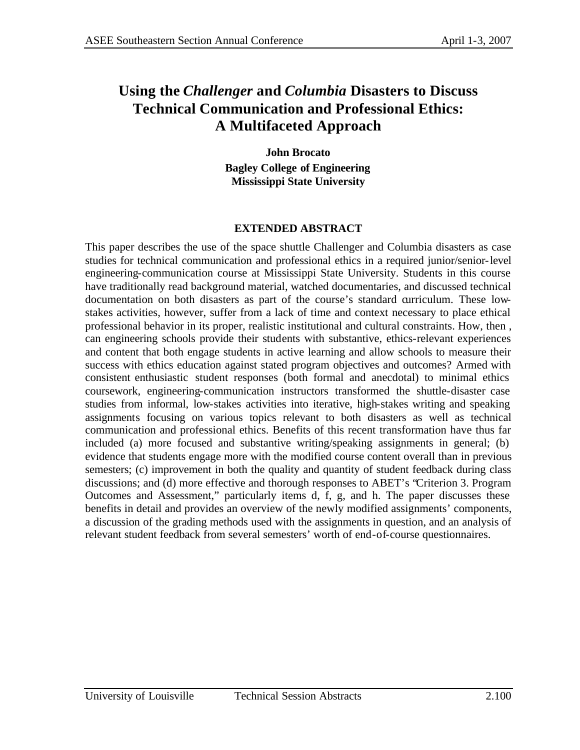# Using the *Challenger* and *Columbia* Disasters to Discuss Technical Communication and Professional Ethics: A Multifaceted Approach

**John Brocato**
**Bagley College of Engineering**
**Mississippi State University**

## EXTENDED ABSTRACT

This paper describes the use of the space shuttle Challenger and Columbia disasters as case studies for technical communication and professional ethics in a required junior/senior-level engineering-communication course at Mississippi State University. Students in this course have traditionally read background material, watched documentaries, and discussed technical documentation on both disasters as part of the course's standard curriculum. These low-stakes activities, however, suffer from a lack of time and context necessary to place ethical professional behavior in its proper, realistic institutional and cultural constraints. How, then , can engineering schools provide their students with substantive, ethics-relevant experiences and content that both engage students in active learning and allow schools to measure their success with ethics education against stated program objectives and outcomes? Armed with consistent enthusiastic student responses (both formal and anecdotal) to minimal ethics coursework, engineering-communication instructors transformed the shuttle-disaster case studies from informal, low-stakes activities into iterative, high-stakes writing and speaking assignments focusing on various topics relevant to both disasters as well as technical communication and professional ethics. Benefits of this recent transformation have thus far included (a) more focused and substantive writing/speaking assignments in general; (b) evidence that students engage more with the modified course content overall than in previous semesters; (c) improvement in both the quality and quantity of student feedback during class discussions; and (d) more effective and thorough responses to ABET's "Criterion 3. Program Outcomes and Assessment," particularly items d, f, g, and h. The paper discusses these benefits in detail and provides an overview of the newly modified assignments' components, a discussion of the grading methods used with the assignments in question, and an analysis of relevant student feedback from several semesters' worth of end-of-course questionnaires.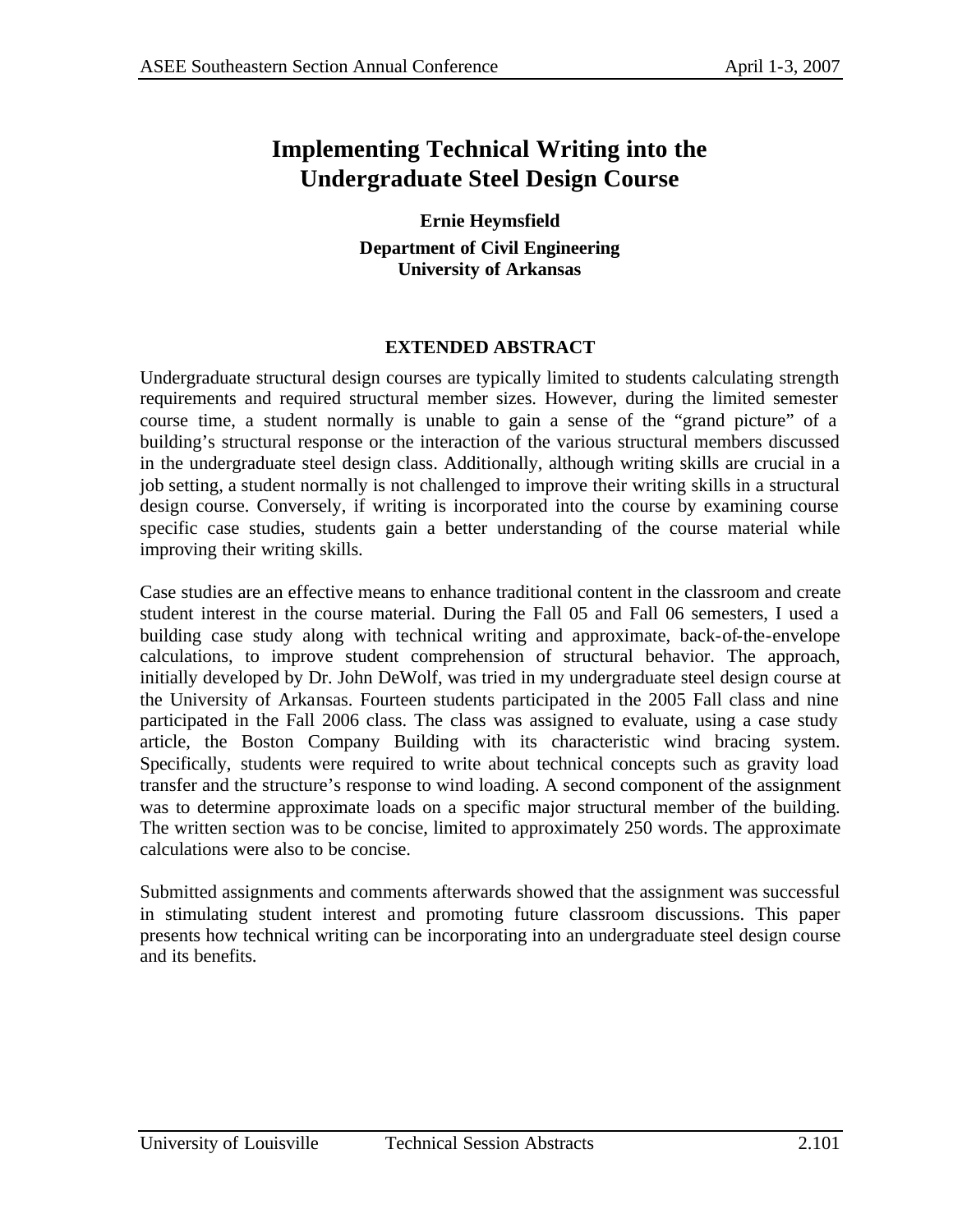# Implementing Technical Writing into the Undergraduate Steel Design Course

**Ernie Heymsfield**

**Department of Civil Engineering**
**University of Arkansas**

## EXTENDED ABSTRACT

Undergraduate structural design courses are typically limited to students calculating strength requirements and required structural member sizes. However, during the limited semester course time, a student normally is unable to gain a sense of the "grand picture" of a building's structural response or the interaction of the various structural members discussed in the undergraduate steel design class. Additionally, although writing skills are crucial in a job setting, a student normally is not challenged to improve their writing skills in a structural design course. Conversely, if writing is incorporated into the course by examining course specific case studies, students gain a better understanding of the course material while improving their writing skills.

Case studies are an effective means to enhance traditional content in the classroom and create student interest in the course material. During the Fall 05 and Fall 06 semesters, I used a building case study along with technical writing and approximate, back-of-the-envelope calculations, to improve student comprehension of structural behavior. The approach, initially developed by Dr. John DeWolf, was tried in my undergraduate steel design course at the University of Arkansas. Fourteen students participated in the 2005 Fall class and nine participated in the Fall 2006 class. The class was assigned to evaluate, using a case study article, the Boston Company Building with its characteristic wind bracing system. Specifically, students were required to write about technical concepts such as gravity load transfer and the structure's response to wind loading. A second component of the assignment was to determine approximate loads on a specific major structural member of the building. The written section was to be concise, limited to approximately 250 words. The approximate calculations were also to be concise.

Submitted assignments and comments afterwards showed that the assignment was successful in stimulating student interest and promoting future classroom discussions. This paper presents how technical writing can be incorporating into an undergraduate steel design course and its benefits.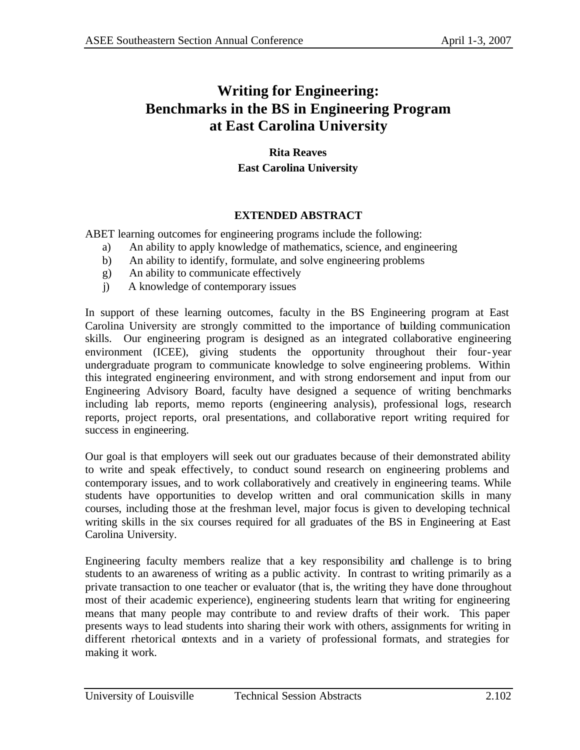# Writing for Engineering: Benchmarks in the BS in Engineering Program at East Carolina University

**Rita Reaves**

**East Carolina University**

## EXTENDED ABSTRACT

ABET learning outcomes for engineering programs include the following:

a) An ability to apply knowledge of mathematics, science, and engineering
b) An ability to identify, formulate, and solve engineering problems
g) An ability to communicate effectively
j) A knowledge of contemporary issues

In support of these learning outcomes, faculty in the BS Engineering program at East Carolina University are strongly committed to the importance of building communication skills. Our engineering program is designed as an integrated collaborative engineering environment (ICEE), giving students the opportunity throughout their four-year undergraduate program to communicate knowledge to solve engineering problems. Within this integrated engineering environment, and with strong endorsement and input from our Engineering Advisory Board, faculty have designed a sequence of writing benchmarks including lab reports, memo reports (engineering analysis), professional logs, research reports, project reports, oral presentations, and collaborative report writing required for success in engineering.

Our goal is that employers will seek out our graduates because of their demonstrated ability to write and speak effectively, to conduct sound research on engineering problems and contemporary issues, and to work collaboratively and creatively in engineering teams. While students have opportunities to develop written and oral communication skills in many courses, including those at the freshman level, major focus is given to developing technical writing skills in the six courses required for all graduates of the BS in Engineering at East Carolina University.

Engineering faculty members realize that a key responsibility and challenge is to bring students to an awareness of writing as a public activity. In contrast to writing primarily as a private transaction to one teacher or evaluator (that is, the writing they have done throughout most of their academic experience), engineering students learn that writing for engineering means that many people may contribute to and review drafts of their work. This paper presents ways to lead students into sharing their work with others, assignments for writing in different rhetorical contexts and in a variety of professional formats, and strategies for making it work.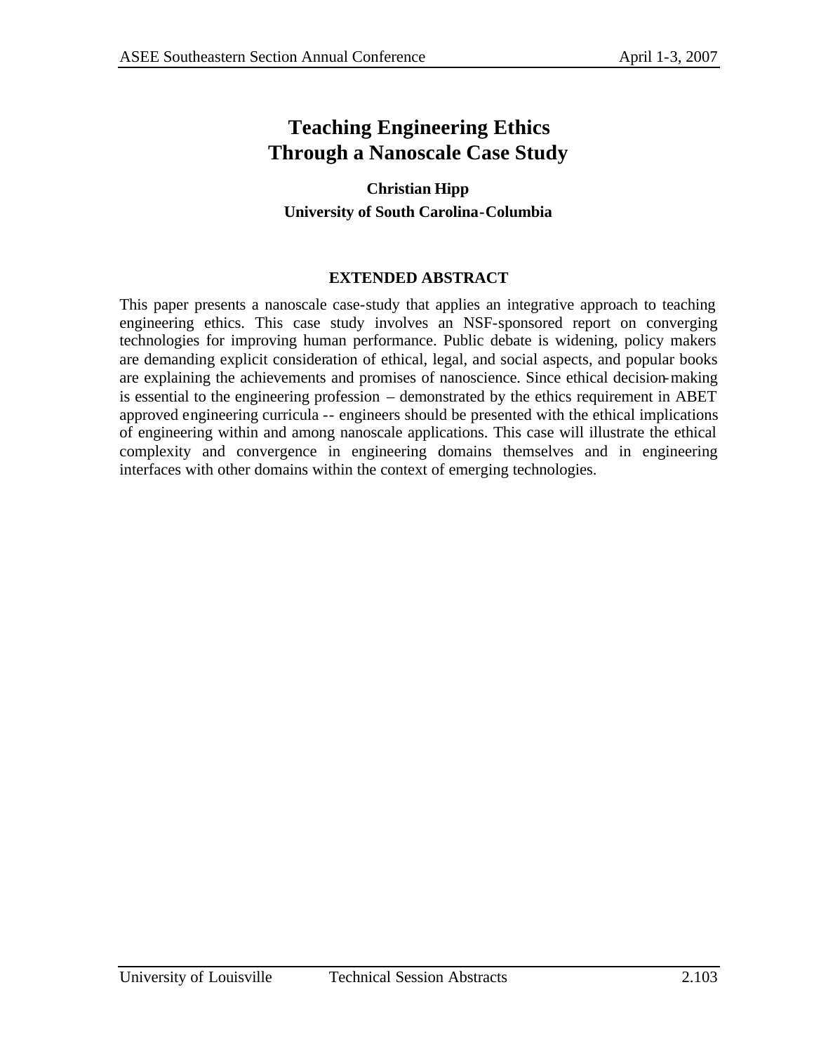# Teaching Engineering Ethics Through a Nanoscale Case Study

**Christian Hipp**

**University of South Carolina-Columbia**

## EXTENDED ABSTRACT

This paper presents a nanoscale case-study that applies an integrative approach to teaching engineering ethics. This case study involves an NSF-sponsored report on converging technologies for improving human performance. Public debate is widening, policy makers are demanding explicit consideration of ethical, legal, and social aspects, and popular books are explaining the achievements and promises of nanoscience. Since ethical decision-making is essential to the engineering profession – demonstrated by the ethics requirement in ABET approved engineering curricula -- engineers should be presented with the ethical implications of engineering within and among nanoscale applications. This case will illustrate the ethical complexity and convergence in engineering domains themselves and in engineering interfaces with other domains within the context of emerging technologies.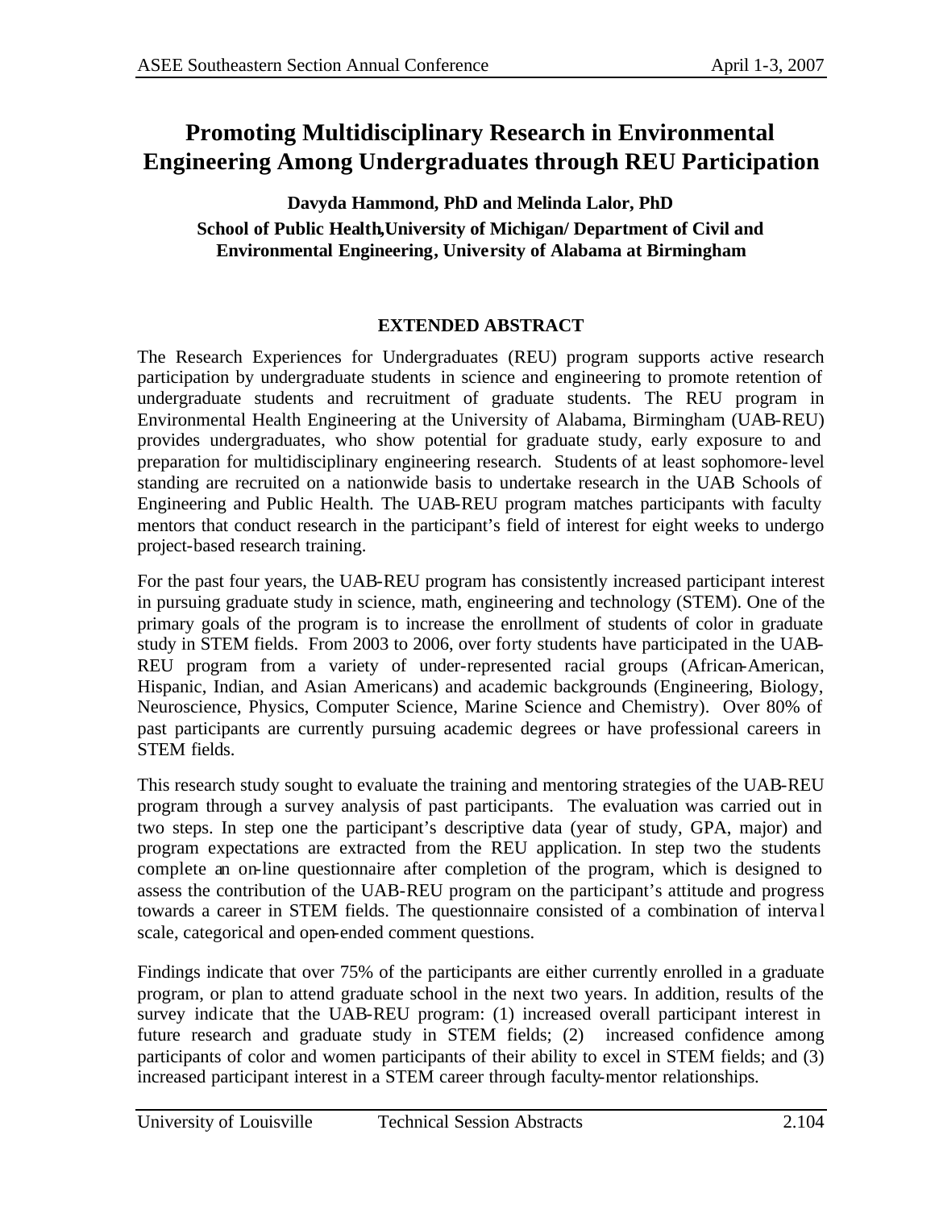# Promoting Multidisciplinary Research in Environmental Engineering Among Undergraduates through REU Participation

**Davyda Hammond, PhD and Melinda Lalor, PhD**

**School of Public Health,University of Michigan/ Department of Civil and Environmental Engineering, University of Alabama at Birmingham**

## EXTENDED ABSTRACT

The Research Experiences for Undergraduates (REU) program supports active research participation by undergraduate students in science and engineering to promote retention of undergraduate students and recruitment of graduate students. The REU program in Environmental Health Engineering at the University of Alabama, Birmingham (UAB-REU) provides undergraduates, who show potential for graduate study, early exposure to and preparation for multidisciplinary engineering research. Students of at least sophomore-level standing are recruited on a nationwide basis to undertake research in the UAB Schools of Engineering and Public Health. The UAB-REU program matches participants with faculty mentors that conduct research in the participant's field of interest for eight weeks to undergo project-based research training.

For the past four years, the UAB-REU program has consistently increased participant interest in pursuing graduate study in science, math, engineering and technology (STEM). One of the primary goals of the program is to increase the enrollment of students of color in graduate study in STEM fields. From 2003 to 2006, over forty students have participated in the UAB-REU program from a variety of under-represented racial groups (African-American, Hispanic, Indian, and Asian Americans) and academic backgrounds (Engineering, Biology, Neuroscience, Physics, Computer Science, Marine Science and Chemistry). Over 80% of past participants are currently pursuing academic degrees or have professional careers in STEM fields.

This research study sought to evaluate the training and mentoring strategies of the UAB-REU program through a survey analysis of past participants. The evaluation was carried out in two steps. In step one the participant's descriptive data (year of study, GPA, major) and program expectations are extracted from the REU application. In step two the students complete an on-line questionnaire after completion of the program, which is designed to assess the contribution of the UAB-REU program on the participant's attitude and progress towards a career in STEM fields. The questionnaire consisted of a combination of interval scale, categorical and open-ended comment questions.

Findings indicate that over 75% of the participants are either currently enrolled in a graduate program, or plan to attend graduate school in the next two years. In addition, results of the survey indicate that the UAB-REU program: (1) increased overall participant interest in future research and graduate study in STEM fields; (2) increased confidence among participants of color and women participants of their ability to excel in STEM fields; and (3) increased participant interest in a STEM career through faculty-mentor relationships.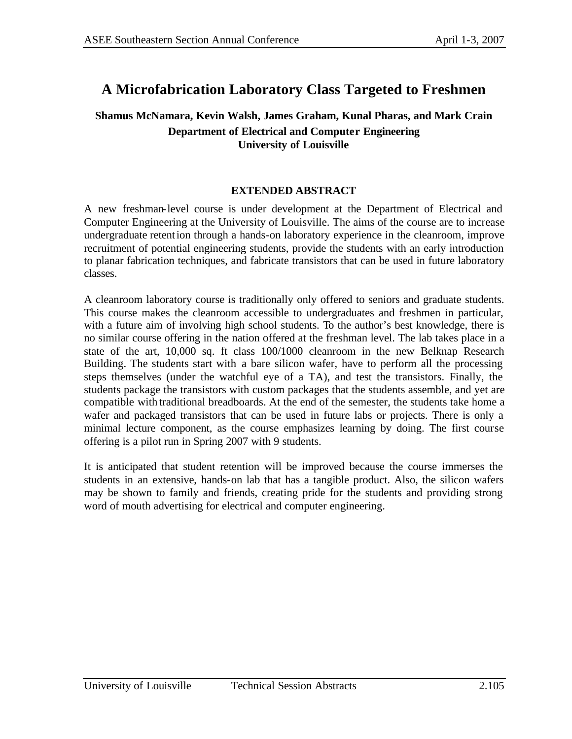# A Microfabrication Laboratory Class Targeted to Freshmen

**Shamus McNamara, Kevin Walsh, James Graham, Kunal Pharas, and Mark Crain**
**Department of Electrical and Computer Engineering**
**University of Louisville**

## EXTENDED ABSTRACT

A new freshman-level course is under development at the Department of Electrical and Computer Engineering at the University of Louisville. The aims of the course are to increase undergraduate retention through a hands-on laboratory experience in the cleanroom, improve recruitment of potential engineering students, provide the students with an early introduction to planar fabrication techniques, and fabricate transistors that can be used in future laboratory classes.

A cleanroom laboratory course is traditionally only offered to seniors and graduate students. This course makes the cleanroom accessible to undergraduates and freshmen in particular, with a future aim of involving high school students. To the author's best knowledge, there is no similar course offering in the nation offered at the freshman level. The lab takes place in a state of the art, 10,000 sq. ft class 100/1000 cleanroom in the new Belknap Research Building. The students start with a bare silicon wafer, have to perform all the processing steps themselves (under the watchful eye of a TA), and test the transistors. Finally, the students package the transistors with custom packages that the students assemble, and yet are compatible with traditional breadboards. At the end of the semester, the students take home a wafer and packaged transistors that can be used in future labs or projects. There is only a minimal lecture component, as the course emphasizes learning by doing. The first course offering is a pilot run in Spring 2007 with 9 students.

It is anticipated that student retention will be improved because the course immerses the students in an extensive, hands-on lab that has a tangible product. Also, the silicon wafers may be shown to family and friends, creating pride for the students and providing strong word of mouth advertising for electrical and computer engineering.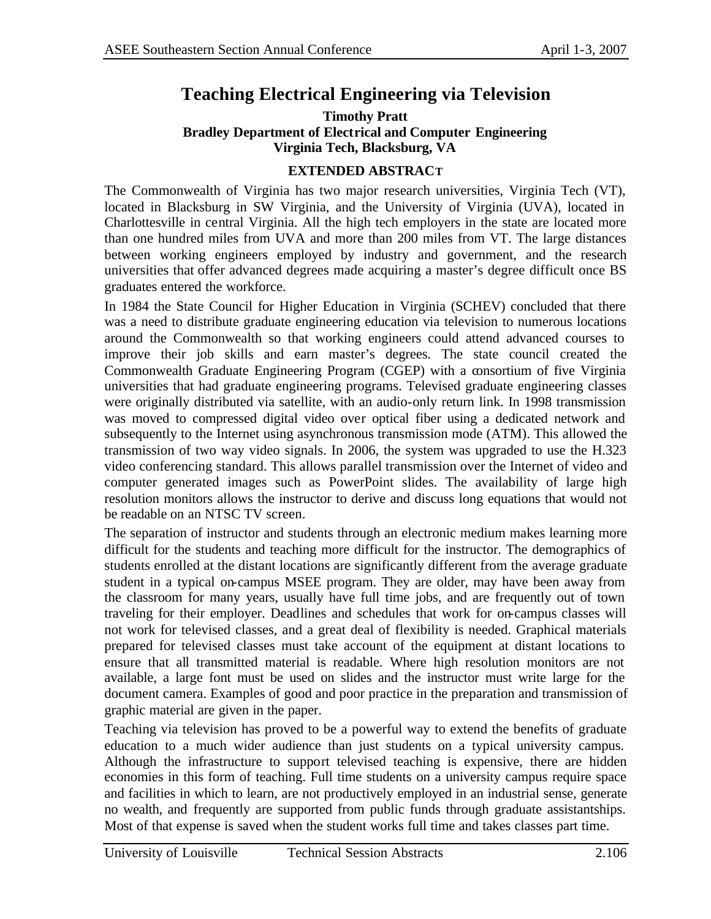# Teaching Electrical Engineering via Television

**Timothy Pratt**
**Bradley Department of Electrical and Computer Engineering**
**Virginia Tech, Blacksburg, VA**

**EXTENDED ABSTRACT**

The Commonwealth of Virginia has two major research universities, Virginia Tech (VT), located in Blacksburg in SW Virginia, and the University of Virginia (UVA), located in Charlottesville in central Virginia. All the high tech employers in the state are located more than one hundred miles from UVA and more than 200 miles from VT. The large distances between working engineers employed by industry and government, and the research universities that offer advanced degrees made acquiring a master's degree difficult once BS graduates entered the workforce.

In 1984 the State Council for Higher Education in Virginia (SCHEV) concluded that there was a need to distribute graduate engineering education via television to numerous locations around the Commonwealth so that working engineers could attend advanced courses to improve their job skills and earn master's degrees. The state council created the Commonwealth Graduate Engineering Program (CGEP) with a consortium of five Virginia universities that had graduate engineering programs. Televised graduate engineering classes were originally distributed via satellite, with an audio-only return link. In 1998 transmission was moved to compressed digital video over optical fiber using a dedicated network and subsequently to the Internet using asynchronous transmission mode (ATM). This allowed the transmission of two way video signals. In 2006, the system was upgraded to use the H.323 video conferencing standard. This allows parallel transmission over the Internet of video and computer generated images such as PowerPoint slides. The availability of large high resolution monitors allows the instructor to derive and discuss long equations that would not be readable on an NTSC TV screen.

The separation of instructor and students through an electronic medium makes learning more difficult for the students and teaching more difficult for the instructor. The demographics of students enrolled at the distant locations are significantly different from the average graduate student in a typical on-campus MSEE program. They are older, may have been away from the classroom for many years, usually have full time jobs, and are frequently out of town traveling for their employer. Deadlines and schedules that work for on-campus classes will not work for televised classes, and a great deal of flexibility is needed. Graphical materials prepared for televised classes must take account of the equipment at distant locations to ensure that all transmitted material is readable. Where high resolution monitors are not available, a large font must be used on slides and the instructor must write large for the document camera. Examples of good and poor practice in the preparation and transmission of graphic material are given in the paper.

Teaching via television has proved to be a powerful way to extend the benefits of graduate education to a much wider audience than just students on a typical university campus. Although the infrastructure to support televised teaching is expensive, there are hidden economies in this form of teaching. Full time students on a university campus require space and facilities in which to learn, are not productively employed in an industrial sense, generate no wealth, and frequently are supported from public funds through graduate assistantships. Most of that expense is saved when the student works full time and takes classes part time.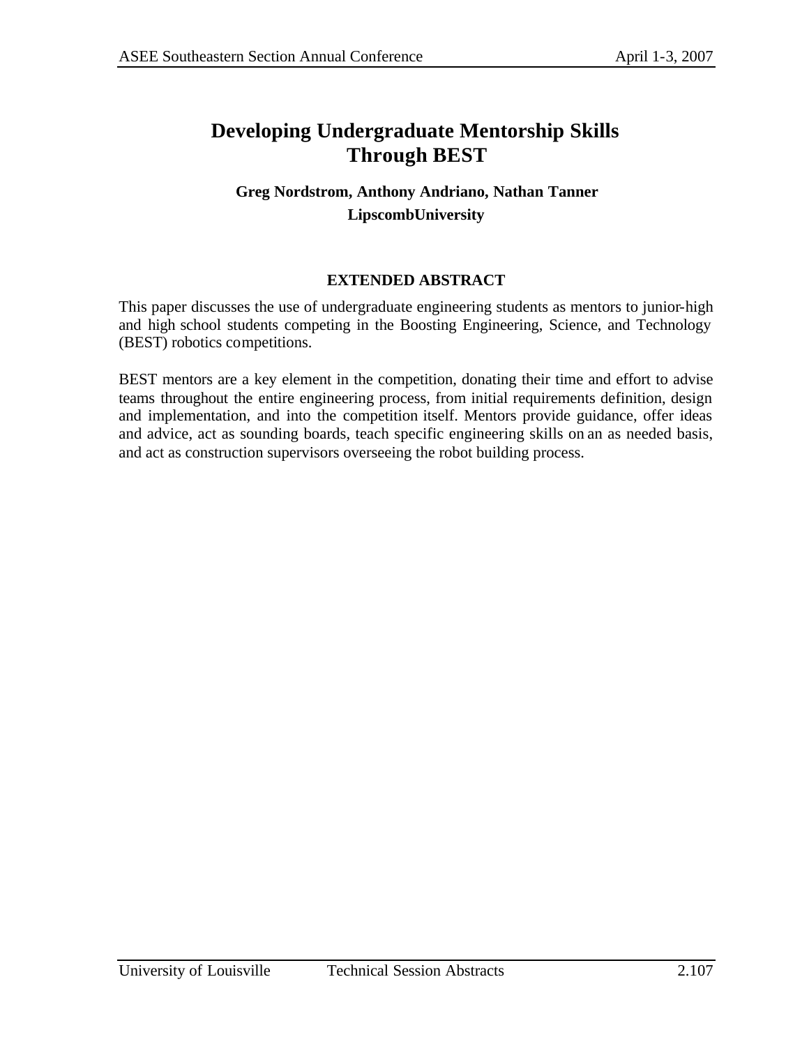# Developing Undergraduate Mentorship Skills Through BEST

**Greg Nordstrom, Anthony Andriano, Nathan Tanner**

**LipscombUniversity**

## EXTENDED ABSTRACT

This paper discusses the use of undergraduate engineering students as mentors to junior-high and high school students competing in the Boosting Engineering, Science, and Technology (BEST) robotics competitions.

BEST mentors are a key element in the competition, donating their time and effort to advise teams throughout the entire engineering process, from initial requirements definition, design and implementation, and into the competition itself. Mentors provide guidance, offer ideas and advice, act as sounding boards, teach specific engineering skills on an as needed basis, and act as construction supervisors overseeing the robot building process.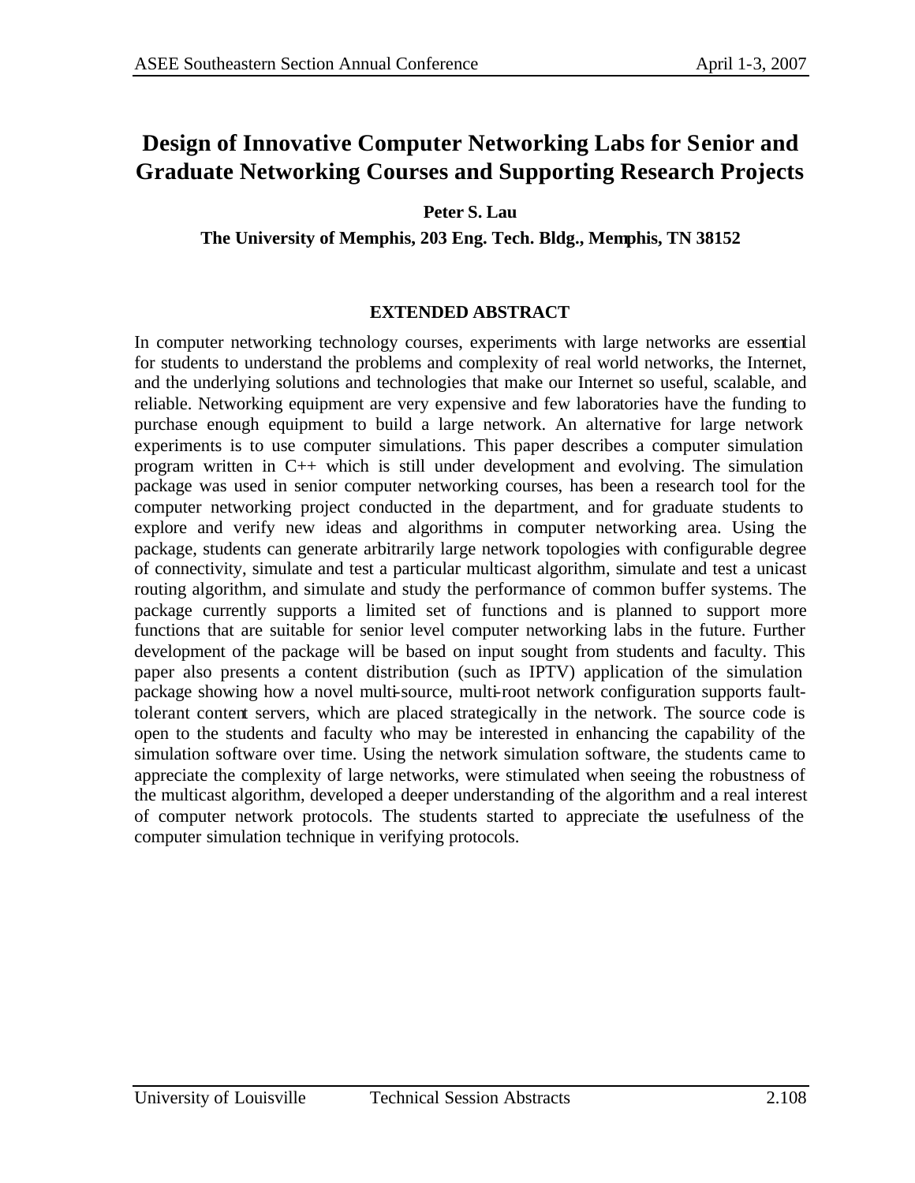# Design of Innovative Computer Networking Labs for Senior and Graduate Networking Courses and Supporting Research Projects

**Peter S. Lau**

**The University of Memphis, 203 Eng. Tech. Bldg., Memphis, TN 38152**

## EXTENDED ABSTRACT

In computer networking technology courses, experiments with large networks are essential for students to understand the problems and complexity of real world networks, the Internet, and the underlying solutions and technologies that make our Internet so useful, scalable, and reliable. Networking equipment are very expensive and few laboratories have the funding to purchase enough equipment to build a large network. An alternative for large network experiments is to use computer simulations. This paper describes a computer simulation program written in C++ which is still under development and evolving. The simulation package was used in senior computer networking courses, has been a research tool for the computer networking project conducted in the department, and for graduate students to explore and verify new ideas and algorithms in computer networking area. Using the package, students can generate arbitrarily large network topologies with configurable degree of connectivity, simulate and test a particular multicast algorithm, simulate and test a unicast routing algorithm, and simulate and study the performance of common buffer systems. The package currently supports a limited set of functions and is planned to support more functions that are suitable for senior level computer networking labs in the future. Further development of the package will be based on input sought from students and faculty. This paper also presents a content distribution (such as IPTV) application of the simulation package showing how a novel multi-source, multi-root network configuration supports fault-tolerant content servers, which are placed strategically in the network. The source code is open to the students and faculty who may be interested in enhancing the capability of the simulation software over time. Using the network simulation software, the students came to appreciate the complexity of large networks, were stimulated when seeing the robustness of the multicast algorithm, developed a deeper understanding of the algorithm and a real interest of computer network protocols. The students started to appreciate the usefulness of the computer simulation technique in verifying protocols.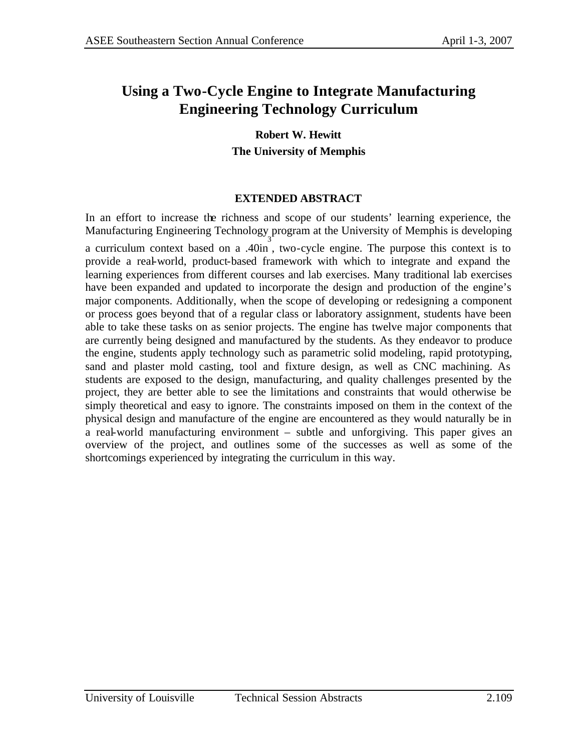# Using a Two-Cycle Engine to Integrate Manufacturing Engineering Technology Curriculum

**Robert W. Hewitt**

**The University of Memphis**

## EXTENDED ABSTRACT

In an effort to increase the richness and scope of our students' learning experience, the Manufacturing Engineering Technology program at the University of Memphis is developing a curriculum context based on a .40in$^3$, two-cycle engine. The purpose this context is to provide a real-world, product-based framework with which to integrate and expand the learning experiences from different courses and lab exercises. Many traditional lab exercises have been expanded and updated to incorporate the design and production of the engine's major components. Additionally, when the scope of developing or redesigning a component or process goes beyond that of a regular class or laboratory assignment, students have been able to take these tasks on as senior projects. The engine has twelve major components that are currently being designed and manufactured by the students. As they endeavor to produce the engine, students apply technology such as parametric solid modeling, rapid prototyping, sand and plaster mold casting, tool and fixture design, as well as CNC machining. As students are exposed to the design, manufacturing, and quality challenges presented by the project, they are better able to see the limitations and constraints that would otherwise be simply theoretical and easy to ignore. The constraints imposed on them in the context of the physical design and manufacture of the engine are encountered as they would naturally be in a real-world manufacturing environment – subtle and unforgiving. This paper gives an overview of the project, and outlines some of the successes as well as some of the shortcomings experienced by integrating the curriculum in this way.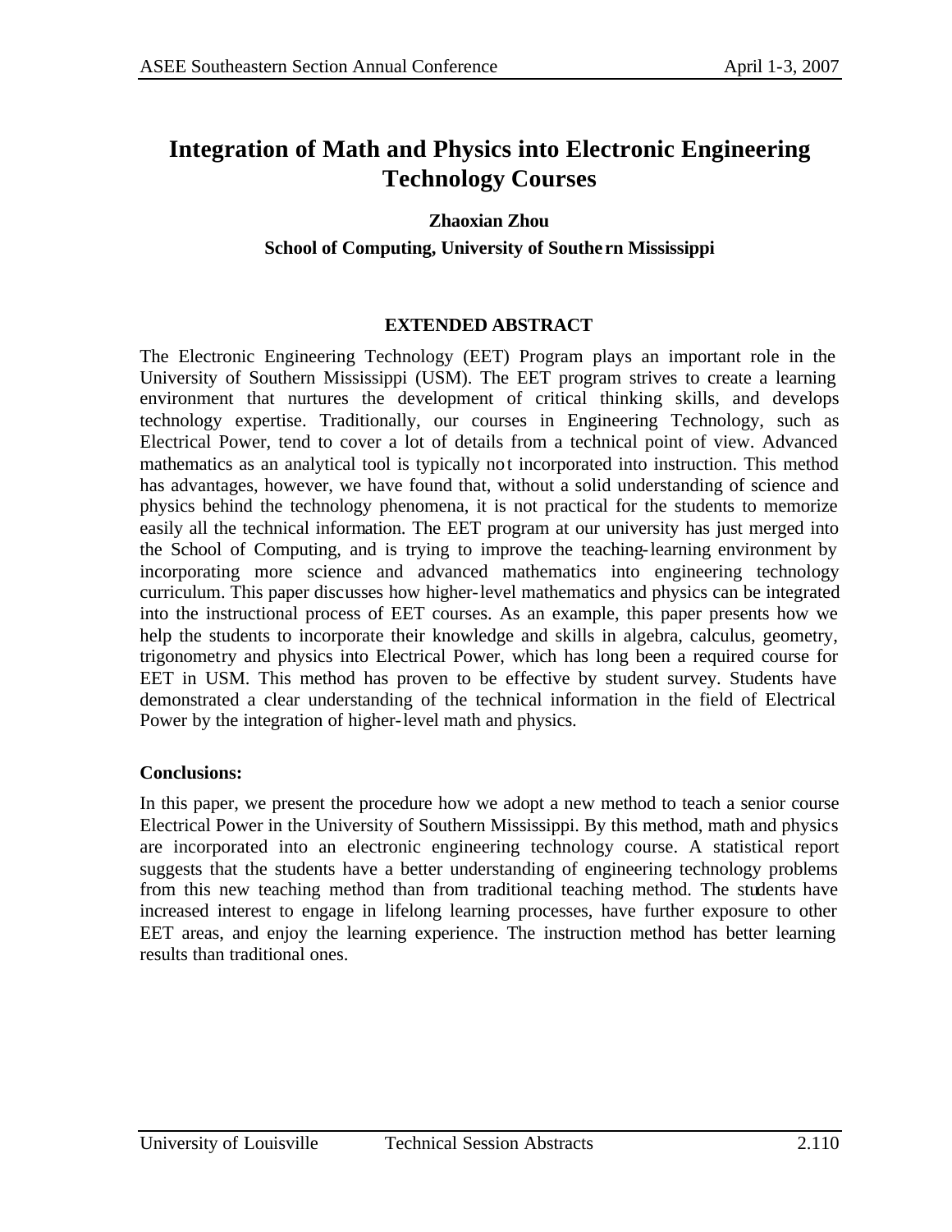# Integration of Math and Physics into Electronic Engineering Technology Courses

**Zhaoxian Zhou**

**School of Computing, University of Southern Mississippi**

## EXTENDED ABSTRACT

The Electronic Engineering Technology (EET) Program plays an important role in the University of Southern Mississippi (USM). The EET program strives to create a learning environment that nurtures the development of critical thinking skills, and develops technology expertise. Traditionally, our courses in Engineering Technology, such as Electrical Power, tend to cover a lot of details from a technical point of view. Advanced mathematics as an analytical tool is typically not incorporated into instruction. This method has advantages, however, we have found that, without a solid understanding of science and physics behind the technology phenomena, it is not practical for the students to memorize easily all the technical information. The EET program at our university has just merged into the School of Computing, and is trying to improve the teaching-learning environment by incorporating more science and advanced mathematics into engineering technology curriculum. This paper discusses how higher-level mathematics and physics can be integrated into the instructional process of EET courses. As an example, this paper presents how we help the students to incorporate their knowledge and skills in algebra, calculus, geometry, trigonometry and physics into Electrical Power, which has long been a required course for EET in USM. This method has proven to be effective by student survey. Students have demonstrated a clear understanding of the technical information in the field of Electrical Power by the integration of higher-level math and physics.

**Conclusions:**

In this paper, we present the procedure how we adopt a new method to teach a senior course Electrical Power in the University of Southern Mississippi. By this method, math and physics are incorporated into an electronic engineering technology course. A statistical report suggests that the students have a better understanding of engineering technology problems from this new teaching method than from traditional teaching method. The students have increased interest to engage in lifelong learning processes, have further exposure to other EET areas, and enjoy the learning experience. The instruction method has better learning results than traditional ones.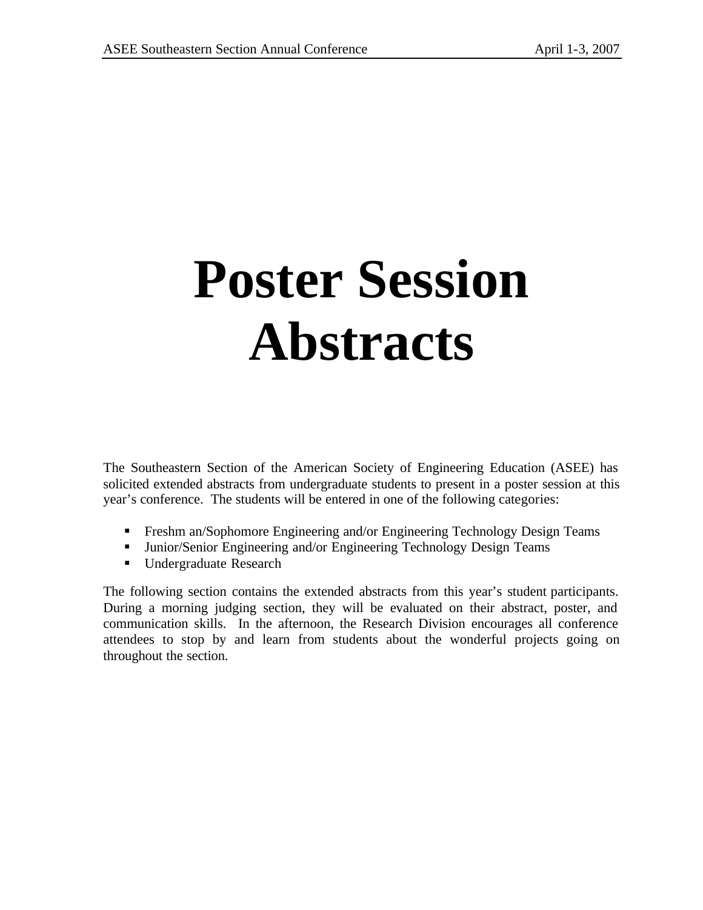# Poster Session Abstracts

The Southeastern Section of the American Society of Engineering Education (ASEE) has solicited extended abstracts from undergraduate students to present in a poster session at this year's conference. The students will be entered in one of the following categories:

- Freshm an/Sophomore Engineering and/or Engineering Technology Design Teams
- Junior/Senior Engineering and/or Engineering Technology Design Teams
- Undergraduate Research

The following section contains the extended abstracts from this year's student participants. During a morning judging section, they will be evaluated on their abstract, poster, and communication skills. In the afternoon, the Research Division encourages all conference attendees to stop by and learn from students about the wonderful projects going on throughout the section.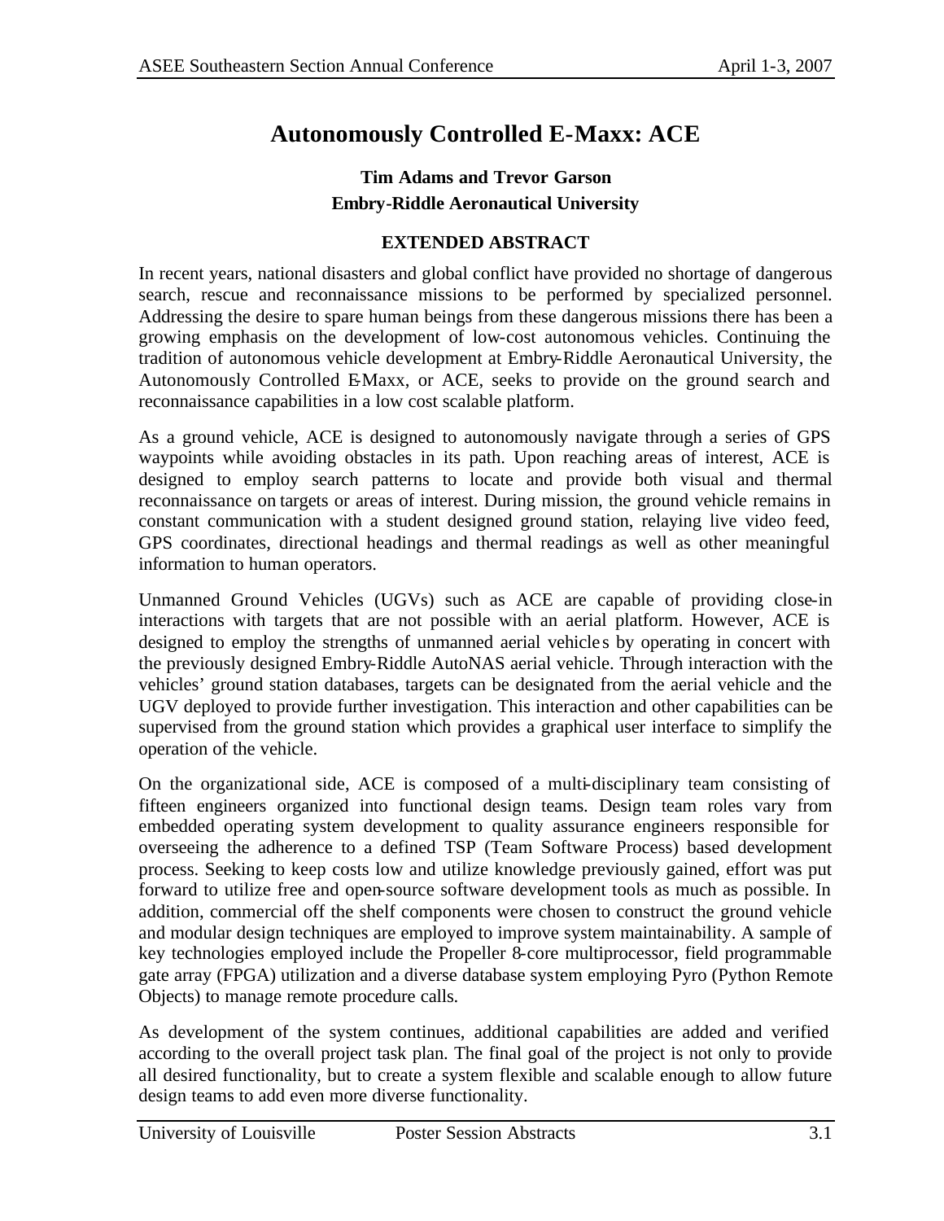# Autonomously Controlled E-Maxx: ACE

**Tim Adams and Trevor Garson**
**Embry-Riddle Aeronautical University**

## EXTENDED ABSTRACT

In recent years, national disasters and global conflict have provided no shortage of dangerous search, rescue and reconnaissance missions to be performed by specialized personnel. Addressing the desire to spare human beings from these dangerous missions there has been a growing emphasis on the development of low-cost autonomous vehicles. Continuing the tradition of autonomous vehicle development at Embry-Riddle Aeronautical University, the Autonomously Controlled E-Maxx, or ACE, seeks to provide on the ground search and reconnaissance capabilities in a low cost scalable platform.

As a ground vehicle, ACE is designed to autonomously navigate through a series of GPS waypoints while avoiding obstacles in its path. Upon reaching areas of interest, ACE is designed to employ search patterns to locate and provide both visual and thermal reconnaissance on targets or areas of interest. During mission, the ground vehicle remains in constant communication with a student designed ground station, relaying live video feed, GPS coordinates, directional headings and thermal readings as well as other meaningful information to human operators.

Unmanned Ground Vehicles (UGVs) such as ACE are capable of providing close-in interactions with targets that are not possible with an aerial platform. However, ACE is designed to employ the strengths of unmanned aerial vehicles by operating in concert with the previously designed Embry-Riddle AutoNAS aerial vehicle. Through interaction with the vehicles' ground station databases, targets can be designated from the aerial vehicle and the UGV deployed to provide further investigation. This interaction and other capabilities can be supervised from the ground station which provides a graphical user interface to simplify the operation of the vehicle.

On the organizational side, ACE is composed of a multi-disciplinary team consisting of fifteen engineers organized into functional design teams. Design team roles vary from embedded operating system development to quality assurance engineers responsible for overseeing the adherence to a defined TSP (Team Software Process) based development process. Seeking to keep costs low and utilize knowledge previously gained, effort was put forward to utilize free and open-source software development tools as much as possible. In addition, commercial off the shelf components were chosen to construct the ground vehicle and modular design techniques are employed to improve system maintainability. A sample of key technologies employed include the Propeller 8-core multiprocessor, field programmable gate array (FPGA) utilization and a diverse database system employing Pyro (Python Remote Objects) to manage remote procedure calls.

As development of the system continues, additional capabilities are added and verified according to the overall project task plan. The final goal of the project is not only to provide all desired functionality, but to create a system flexible and scalable enough to allow future design teams to add even more diverse functionality.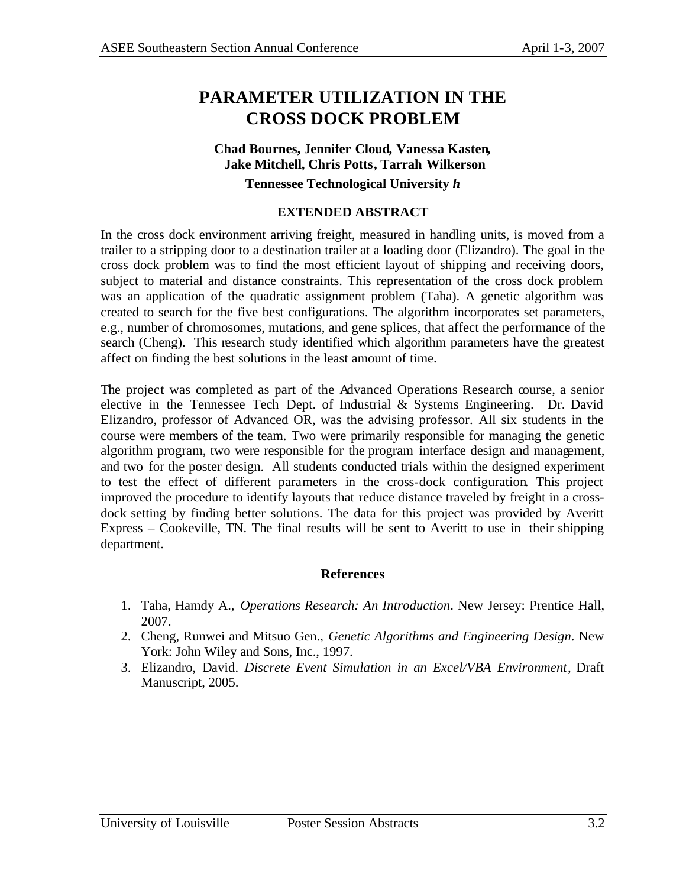# PARAMETER UTILIZATION IN THE CROSS DOCK PROBLEM

**Chad Bournes, Jennifer Cloud, Vanessa Kasten, Jake Mitchell, Chris Potts, Tarrah Wilkerson**

**Tennessee Technological University *h***

## EXTENDED ABSTRACT

In the cross dock environment arriving freight, measured in handling units, is moved from a trailer to a stripping door to a destination trailer at a loading door (Elizandro). The goal in the cross dock problem was to find the most efficient layout of shipping and receiving doors, subject to material and distance constraints. This representation of the cross dock problem was an application of the quadratic assignment problem (Taha). A genetic algorithm was created to search for the five best configurations. The algorithm incorporates set parameters, e.g., number of chromosomes, mutations, and gene splices, that affect the performance of the search (Cheng). This research study identified which algorithm parameters have the greatest affect on finding the best solutions in the least amount of time.

The project was completed as part of the Advanced Operations Research course, a senior elective in the Tennessee Tech Dept. of Industrial & Systems Engineering. Dr. David Elizandro, professor of Advanced OR, was the advising professor. All six students in the course were members of the team. Two were primarily responsible for managing the genetic algorithm program, two were responsible for the program interface design and management, and two for the poster design. All students conducted trials within the designed experiment to test the effect of different parameters in the cross-dock configuration. This project improved the procedure to identify layouts that reduce distance traveled by freight in a cross-dock setting by finding better solutions. The data for this project was provided by Averitt Express – Cookeville, TN. The final results will be sent to Averitt to use in their shipping department.

### References

1. Taha, Hamdy A., *Operations Research: An Introduction*. New Jersey: Prentice Hall, 2007.
2. Cheng, Runwei and Mitsuo Gen., *Genetic Algorithms and Engineering Design*. New York: John Wiley and Sons, Inc., 1997.
3. Elizandro, David. *Discrete Event Simulation in an Excel/VBA Environment*, Draft Manuscript, 2005.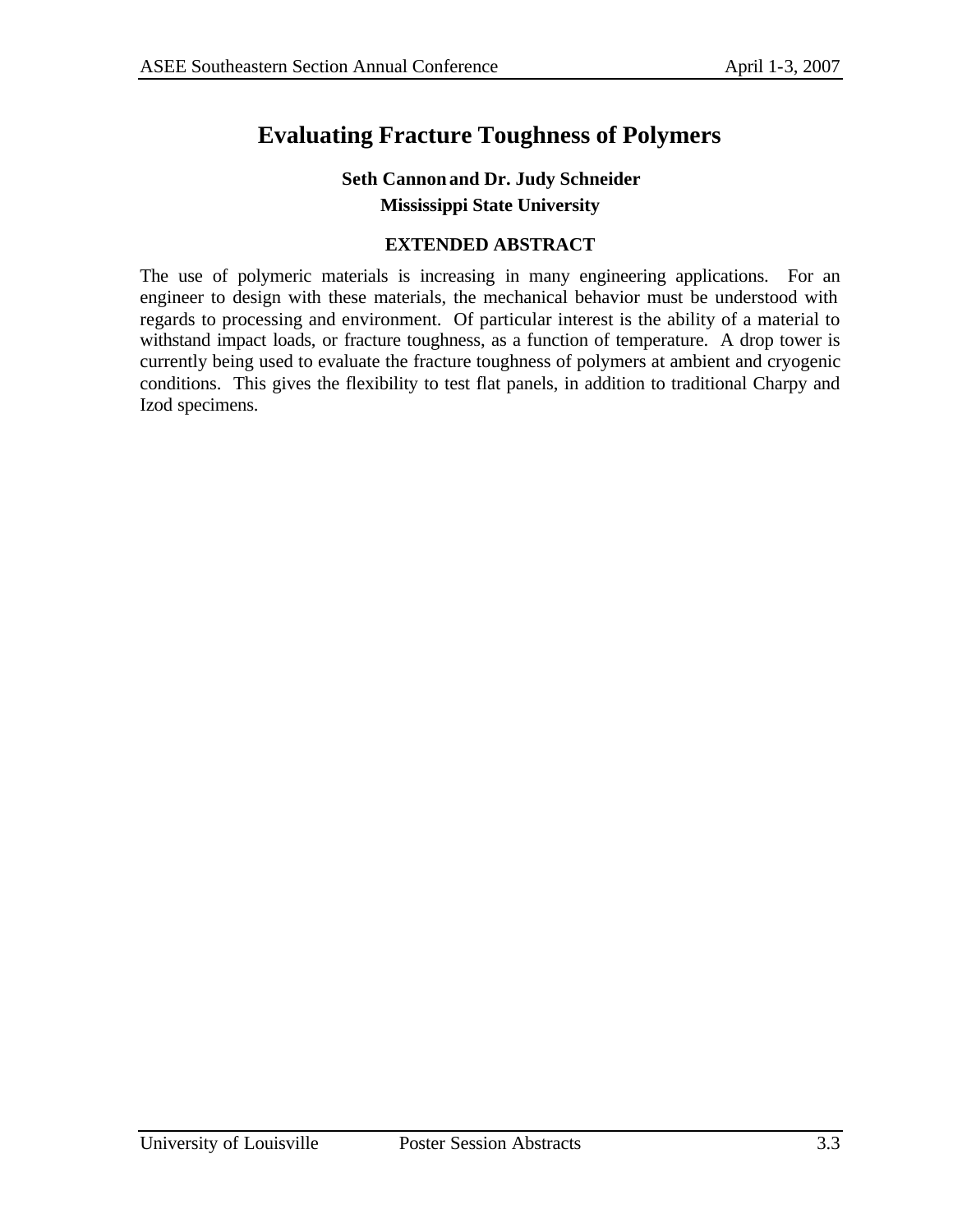# Evaluating Fracture Toughness of Polymers

**Seth Cannon and Dr. Judy Schneider**
**Mississippi State University**

## EXTENDED ABSTRACT

The use of polymeric materials is increasing in many engineering applications. For an engineer to design with these materials, the mechanical behavior must be understood with regards to processing and environment. Of particular interest is the ability of a material to withstand impact loads, or fracture toughness, as a function of temperature. A drop tower is currently being used to evaluate the fracture toughness of polymers at ambient and cryogenic conditions. This gives the flexibility to test flat panels, in addition to traditional Charpy and Izod specimens.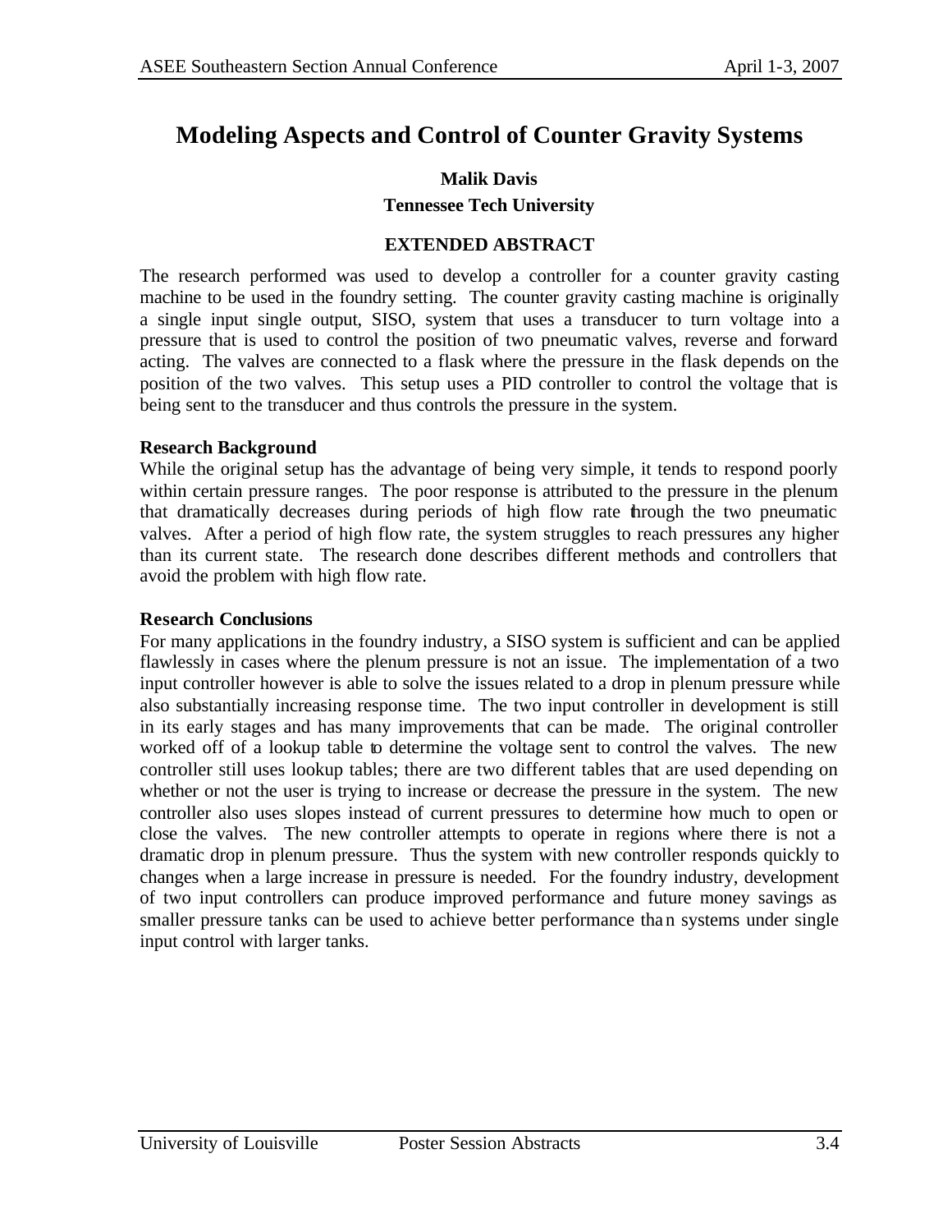# Modeling Aspects and Control of Counter Gravity Systems

**Malik Davis**

**Tennessee Tech University**

**EXTENDED ABSTRACT**

The research performed was used to develop a controller for a counter gravity casting machine to be used in the foundry setting. The counter gravity casting machine is originally a single input single output, SISO, system that uses a transducer to turn voltage into a pressure that is used to control the position of two pneumatic valves, reverse and forward acting. The valves are connected to a flask where the pressure in the flask depends on the position of the two valves. This setup uses a PID controller to control the voltage that is being sent to the transducer and thus controls the pressure in the system.

**Research Background**

While the original setup has the advantage of being very simple, it tends to respond poorly within certain pressure ranges. The poor response is attributed to the pressure in the plenum that dramatically decreases during periods of high flow rate through the two pneumatic valves. After a period of high flow rate, the system struggles to reach pressures any higher than its current state. The research done describes different methods and controllers that avoid the problem with high flow rate.

**Research Conclusions**

For many applications in the foundry industry, a SISO system is sufficient and can be applied flawlessly in cases where the plenum pressure is not an issue. The implementation of a two input controller however is able to solve the issues related to a drop in plenum pressure while also substantially increasing response time. The two input controller in development is still in its early stages and has many improvements that can be made. The original controller worked off of a lookup table to determine the voltage sent to control the valves. The new controller still uses lookup tables; there are two different tables that are used depending on whether or not the user is trying to increase or decrease the pressure in the system. The new controller also uses slopes instead of current pressures to determine how much to open or close the valves. The new controller attempts to operate in regions where there is not a dramatic drop in plenum pressure. Thus the system with new controller responds quickly to changes when a large increase in pressure is needed. For the foundry industry, development of two input controllers can produce improved performance and future money savings as smaller pressure tanks can be used to achieve better performance than systems under single input control with larger tanks.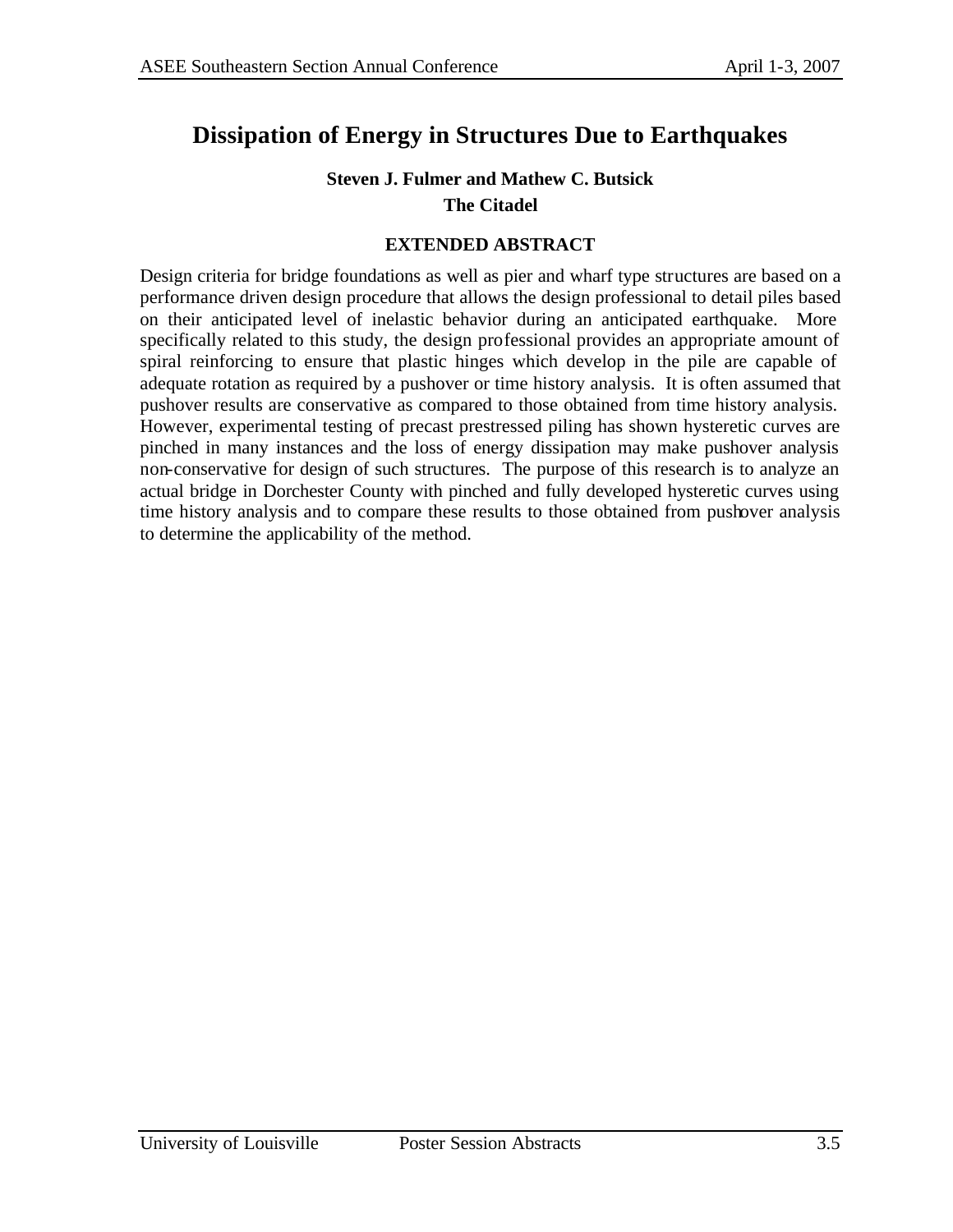# Dissipation of Energy in Structures Due to Earthquakes

**Steven J. Fulmer and Mathew C. Butsick**
**The Citadel**

## EXTENDED ABSTRACT

Design criteria for bridge foundations as well as pier and wharf type structures are based on a performance driven design procedure that allows the design professional to detail piles based on their anticipated level of inelastic behavior during an anticipated earthquake. More specifically related to this study, the design professional provides an appropriate amount of spiral reinforcing to ensure that plastic hinges which develop in the pile are capable of adequate rotation as required by a pushover or time history analysis. It is often assumed that pushover results are conservative as compared to those obtained from time history analysis. However, experimental testing of precast prestressed piling has shown hysteretic curves are pinched in many instances and the loss of energy dissipation may make pushover analysis non-conservative for design of such structures. The purpose of this research is to analyze an actual bridge in Dorchester County with pinched and fully developed hysteretic curves using time history analysis and to compare these results to those obtained from pushover analysis to determine the applicability of the method.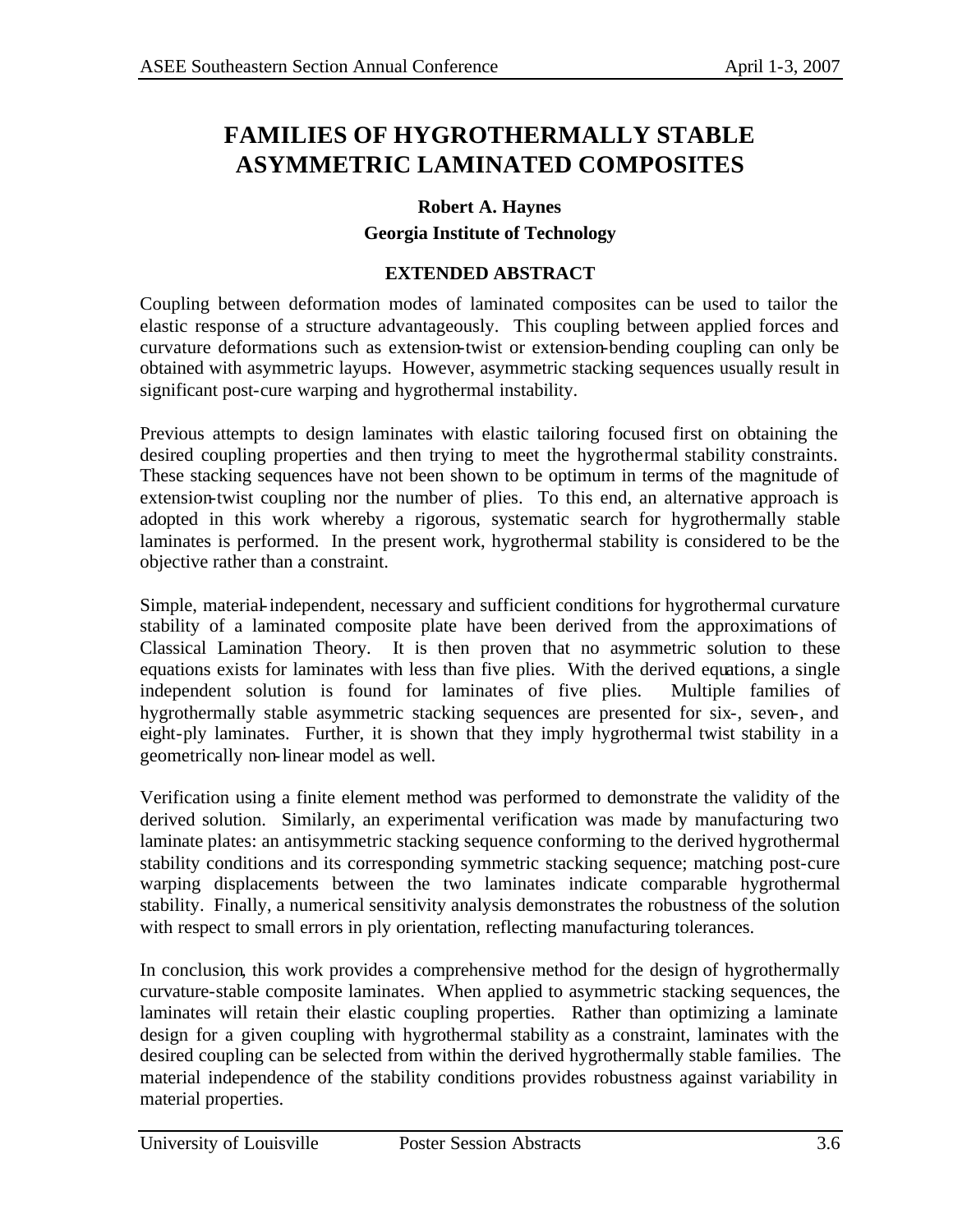# FAMILIES OF HYGROTHERMALLY STABLE ASYMMETRIC LAMINATED COMPOSITES

**Robert A. Haynes**

**Georgia Institute of Technology**

**EXTENDED ABSTRACT**

Coupling between deformation modes of laminated composites can be used to tailor the elastic response of a structure advantageously. This coupling between applied forces and curvature deformations such as extension-twist or extension-bending coupling can only be obtained with asymmetric layups. However, asymmetric stacking sequences usually result in significant post-cure warping and hygrothermal instability.

Previous attempts to design laminates with elastic tailoring focused first on obtaining the desired coupling properties and then trying to meet the hygrothermal stability constraints. These stacking sequences have not been shown to be optimum in terms of the magnitude of extension-twist coupling nor the number of plies. To this end, an alternative approach is adopted in this work whereby a rigorous, systematic search for hygrothermally stable laminates is performed. In the present work, hygrothermal stability is considered to be the objective rather than a constraint.

Simple, material-independent, necessary and sufficient conditions for hygrothermal curvature stability of a laminated composite plate have been derived from the approximations of Classical Lamination Theory. It is then proven that no asymmetric solution to these equations exists for laminates with less than five plies. With the derived equations, a single independent solution is found for laminates of five plies. Multiple families of hygrothermally stable asymmetric stacking sequences are presented for six-, seven-, and eight-ply laminates. Further, it is shown that they imply hygrothermal twist stability in a geometrically non-linear model as well.

Verification using a finite element method was performed to demonstrate the validity of the derived solution. Similarly, an experimental verification was made by manufacturing two laminate plates: an antisymmetric stacking sequence conforming to the derived hygrothermal stability conditions and its corresponding symmetric stacking sequence; matching post-cure warping displacements between the two laminates indicate comparable hygrothermal stability. Finally, a numerical sensitivity analysis demonstrates the robustness of the solution with respect to small errors in ply orientation, reflecting manufacturing tolerances.

In conclusion, this work provides a comprehensive method for the design of hygrothermally curvature-stable composite laminates. When applied to asymmetric stacking sequences, the laminates will retain their elastic coupling properties. Rather than optimizing a laminate design for a given coupling with hygrothermal stability as a constraint, laminates with the desired coupling can be selected from within the derived hygrothermally stable families. The material independence of the stability conditions provides robustness against variability in material properties.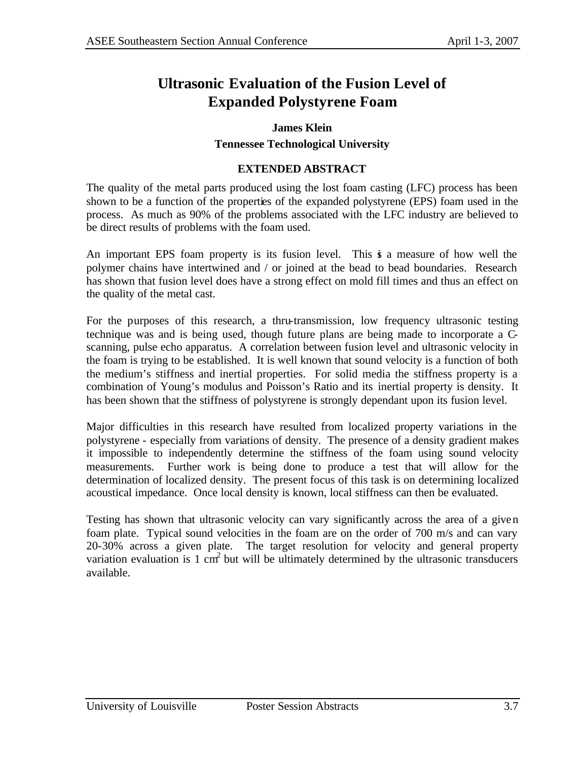# Ultrasonic Evaluation of the Fusion Level of Expanded Polystyrene Foam

**James Klein**

**Tennessee Technological University**

## EXTENDED ABSTRACT

The quality of the metal parts produced using the lost foam casting (LFC) process has been shown to be a function of the properties of the expanded polystyrene (EPS) foam used in the process. As much as 90% of the problems associated with the LFC industry are believed to be direct results of problems with the foam used.

An important EPS foam property is its fusion level. This is a measure of how well the polymer chains have intertwined and / or joined at the bead to bead boundaries. Research has shown that fusion level does have a strong effect on mold fill times and thus an effect on the quality of the metal cast.

For the purposes of this research, a thru-transmission, low frequency ultrasonic testing technique was and is being used, though future plans are being made to incorporate a C-scanning, pulse echo apparatus. A correlation between fusion level and ultrasonic velocity in the foam is trying to be established. It is well known that sound velocity is a function of both the medium's stiffness and inertial properties. For solid media the stiffness property is a combination of Young's modulus and Poisson's Ratio and its inertial property is density. It has been shown that the stiffness of polystyrene is strongly dependant upon its fusion level.

Major difficulties in this research have resulted from localized property variations in the polystyrene - especially from variations of density. The presence of a density gradient makes it impossible to independently determine the stiffness of the foam using sound velocity measurements. Further work is being done to produce a test that will allow for the determination of localized density. The present focus of this task is on determining localized acoustical impedance. Once local density is known, local stiffness can then be evaluated.

Testing has shown that ultrasonic velocity can vary significantly across the area of a given foam plate. Typical sound velocities in the foam are on the order of 700 m/s and can vary 20-30% across a given plate. The target resolution for velocity and general property variation evaluation is 1 $cm^2$ but will be ultimately determined by the ultrasonic transducers available.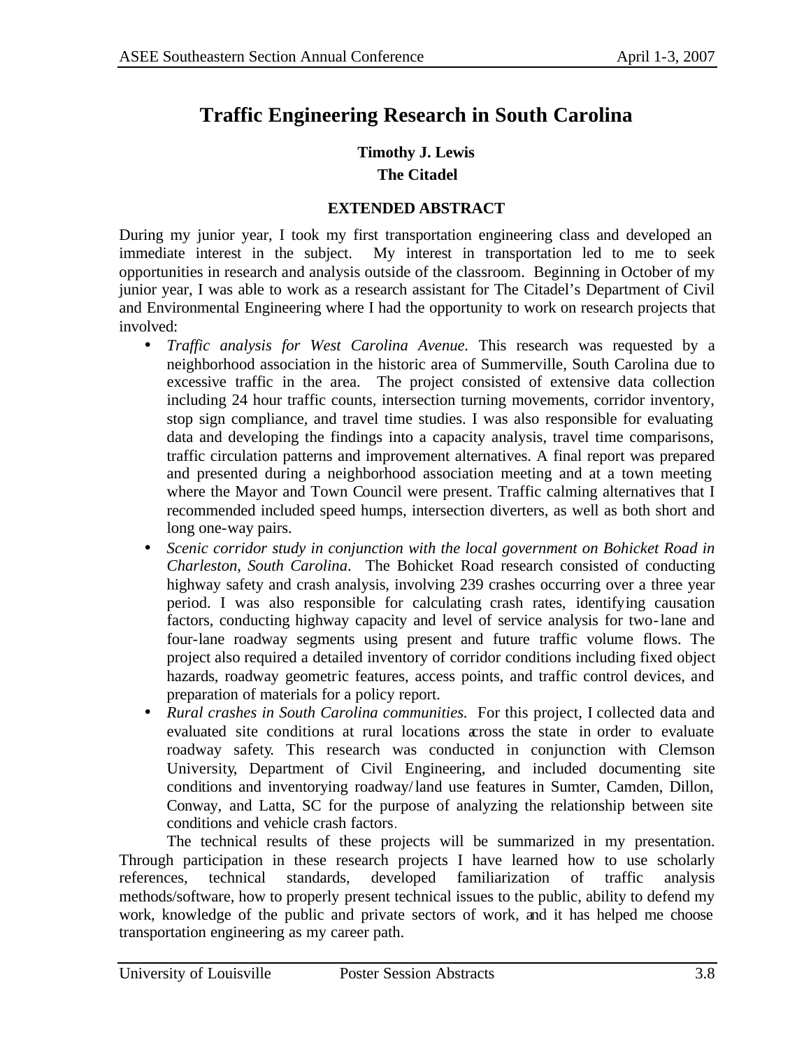# Traffic Engineering Research in South Carolina

**Timothy J. Lewis**
**The Citadel**

### EXTENDED ABSTRACT

During my junior year, I took my first transportation engineering class and developed an immediate interest in the subject. My interest in transportation led to me to seek opportunities in research and analysis outside of the classroom. Beginning in October of my junior year, I was able to work as a research assistant for The Citadel's Department of Civil and Environmental Engineering where I had the opportunity to work on research projects that involved:

- *Traffic analysis for West Carolina Avenue.* This research was requested by a neighborhood association in the historic area of Summerville, South Carolina due to excessive traffic in the area. The project consisted of extensive data collection including 24 hour traffic counts, intersection turning movements, corridor inventory, stop sign compliance, and travel time studies. I was also responsible for evaluating data and developing the findings into a capacity analysis, travel time comparisons, traffic circulation patterns and improvement alternatives. A final report was prepared and presented during a neighborhood association meeting and at a town meeting where the Mayor and Town Council were present. Traffic calming alternatives that I recommended included speed humps, intersection diverters, as well as both short and long one-way pairs.
- *Scenic corridor study in conjunction with the local government on Bohicket Road in Charleston, South Carolina.* The Bohicket Road research consisted of conducting highway safety and crash analysis, involving 239 crashes occurring over a three year period. I was also responsible for calculating crash rates, identifying causation factors, conducting highway capacity and level of service analysis for two-lane and four-lane roadway segments using present and future traffic volume flows. The project also required a detailed inventory of corridor conditions including fixed object hazards, roadway geometric features, access points, and traffic control devices, and preparation of materials for a policy report.
- *Rural crashes in South Carolina communities.* For this project, I collected data and evaluated site conditions at rural locations across the state in order to evaluate roadway safety. This research was conducted in conjunction with Clemson University, Department of Civil Engineering, and included documenting site conditions and inventorying roadway/land use features in Sumter, Camden, Dillon, Conway, and Latta, SC for the purpose of analyzing the relationship between site conditions and vehicle crash factors.

The technical results of these projects will be summarized in my presentation. Through participation in these research projects I have learned how to use scholarly references, technical standards, developed familiarization of traffic analysis methods/software, how to properly present technical issues to the public, ability to defend my work, knowledge of the public and private sectors of work, and it has helped me choose transportation engineering as my career path.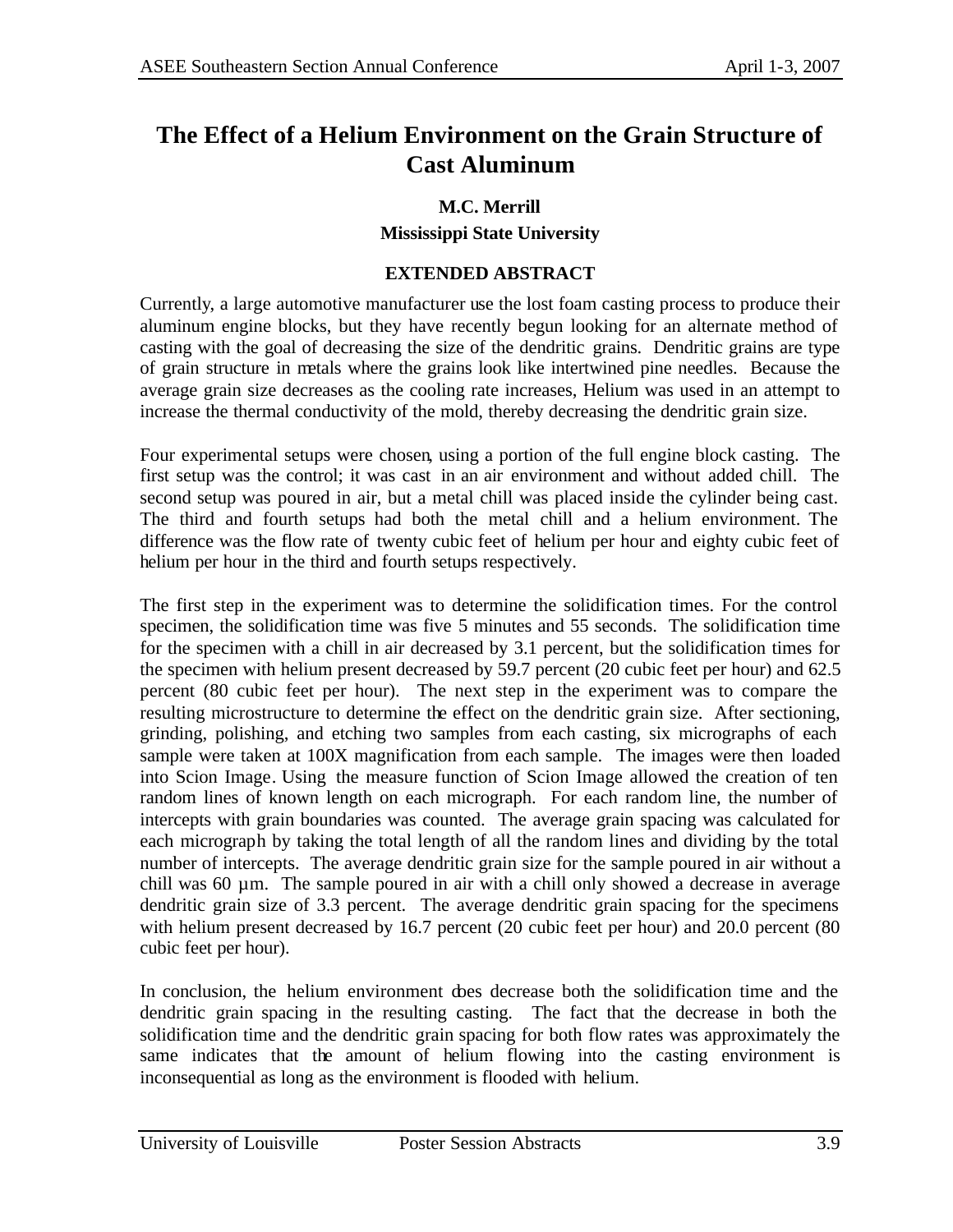# The Effect of a Helium Environment on the Grain Structure of Cast Aluminum

**M.C. Merrill**

**Mississippi State University**

**EXTENDED ABSTRACT**

Currently, a large automotive manufacturer use the lost foam casting process to produce their aluminum engine blocks, but they have recently begun looking for an alternate method of casting with the goal of decreasing the size of the dendritic grains. Dendritic grains are type of grain structure in metals where the grains look like intertwined pine needles. Because the average grain size decreases as the cooling rate increases, Helium was used in an attempt to increase the thermal conductivity of the mold, thereby decreasing the dendritic grain size.

Four experimental setups were chosen, using a portion of the full engine block casting. The first setup was the control; it was cast in an air environment and without added chill. The second setup was poured in air, but a metal chill was placed inside the cylinder being cast. The third and fourth setups had both the metal chill and a helium environment. The difference was the flow rate of twenty cubic feet of helium per hour and eighty cubic feet of helium per hour in the third and fourth setups respectively.

The first step in the experiment was to determine the solidification times. For the control specimen, the solidification time was five 5 minutes and 55 seconds. The solidification time for the specimen with a chill in air decreased by 3.1 percent, but the solidification times for the specimen with helium present decreased by 59.7 percent (20 cubic feet per hour) and 62.5 percent (80 cubic feet per hour). The next step in the experiment was to compare the resulting microstructure to determine the effect on the dendritic grain size. After sectioning, grinding, polishing, and etching two samples from each casting, six micrographs of each sample were taken at 100X magnification from each sample. The images were then loaded into Scion Image. Using the measure function of Scion Image allowed the creation of ten random lines of known length on each micrograph. For each random line, the number of intercepts with grain boundaries was counted. The average grain spacing was calculated for each micrograph by taking the total length of all the random lines and dividing by the total number of intercepts. The average dendritic grain size for the sample poured in air without a chill was 60 µm. The sample poured in air with a chill only showed a decrease in average dendritic grain size of 3.3 percent. The average dendritic grain spacing for the specimens with helium present decreased by 16.7 percent (20 cubic feet per hour) and 20.0 percent (80 cubic feet per hour).

In conclusion, the helium environment does decrease both the solidification time and the dendritic grain spacing in the resulting casting. The fact that the decrease in both the solidification time and the dendritic grain spacing for both flow rates was approximately the same indicates that the amount of helium flowing into the casting environment is inconsequential as long as the environment is flooded with helium.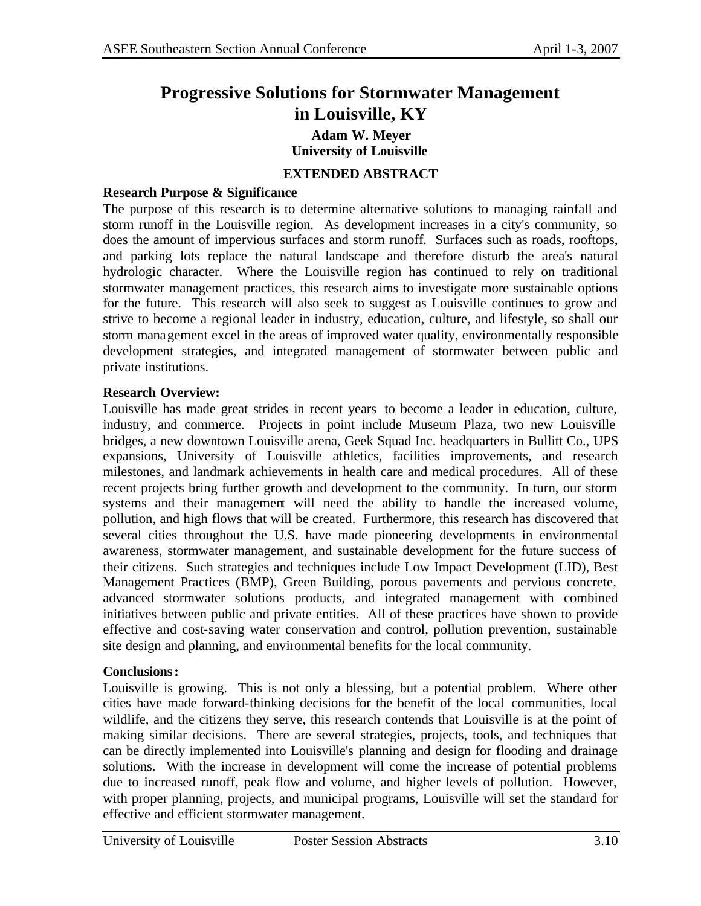# Progressive Solutions for Stormwater Management in Louisville, KY

**Adam W. Meyer**
**University of Louisville**

## EXTENDED ABSTRACT

### Research Purpose & Significance

The purpose of this research is to determine alternative solutions to managing rainfall and storm runoff in the Louisville region. As development increases in a city's community, so does the amount of impervious surfaces and storm runoff. Surfaces such as roads, rooftops, and parking lots replace the natural landscape and therefore disturb the area's natural hydrologic character. Where the Louisville region has continued to rely on traditional stormwater management practices, this research aims to investigate more sustainable options for the future. This research will also seek to suggest as Louisville continues to grow and strive to become a regional leader in industry, education, culture, and lifestyle, so shall our storm management excel in the areas of improved water quality, environmentally responsible development strategies, and integrated management of stormwater between public and private institutions.

### Research Overview:

Louisville has made great strides in recent years to become a leader in education, culture, industry, and commerce. Projects in point include Museum Plaza, two new Louisville bridges, a new downtown Louisville arena, Geek Squad Inc. headquarters in Bullitt Co., UPS expansions, University of Louisville athletics, facilities improvements, and research milestones, and landmark achievements in health care and medical procedures. All of these recent projects bring further growth and development to the community. In turn, our storm systems and their management will need the ability to handle the increased volume, pollution, and high flows that will be created. Furthermore, this research has discovered that several cities throughout the U.S. have made pioneering developments in environmental awareness, stormwater management, and sustainable development for the future success of their citizens. Such strategies and techniques include Low Impact Development (LID), Best Management Practices (BMP), Green Building, porous pavements and pervious concrete, advanced stormwater solutions products, and integrated management with combined initiatives between public and private entities. All of these practices have shown to provide effective and cost-saving water conservation and control, pollution prevention, sustainable site design and planning, and environmental benefits for the local community.

### Conclusions:

Louisville is growing. This is not only a blessing, but a potential problem. Where other cities have made forward-thinking decisions for the benefit of the local communities, local wildlife, and the citizens they serve, this research contends that Louisville is at the point of making similar decisions. There are several strategies, projects, tools, and techniques that can be directly implemented into Louisville's planning and design for flooding and drainage solutions. With the increase in development will come the increase of potential problems due to increased runoff, peak flow and volume, and higher levels of pollution. However, with proper planning, projects, and municipal programs, Louisville will set the standard for effective and efficient stormwater management.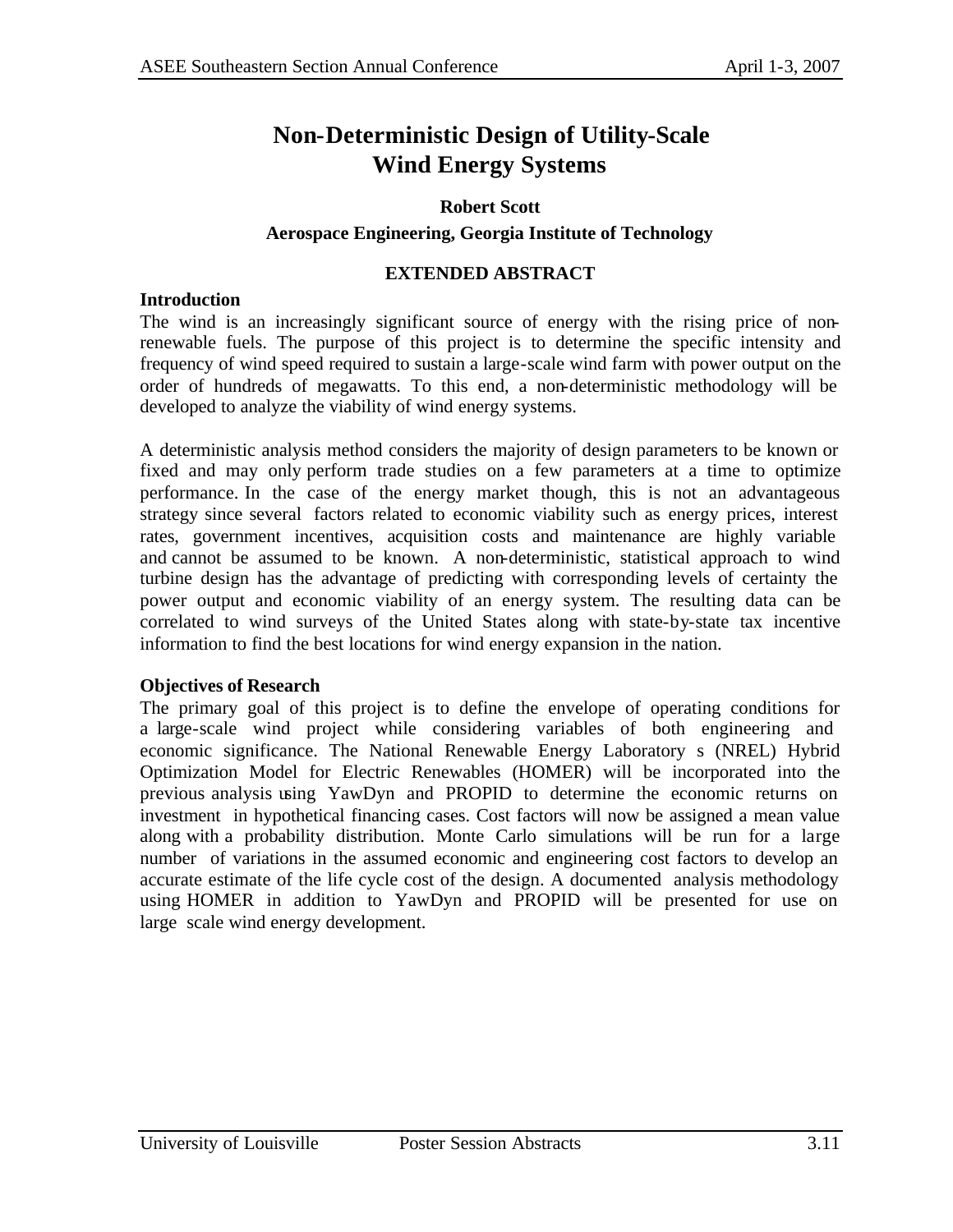# Non-Deterministic Design of Utility-Scale Wind Energy Systems

**Robert Scott**

**Aerospace Engineering, Georgia Institute of Technology**

**EXTENDED ABSTRACT**

**Introduction**

The wind is an increasingly significant source of energy with the rising price of non-renewable fuels. The purpose of this project is to determine the specific intensity and frequency of wind speed required to sustain a large-scale wind farm with power output on the order of hundreds of megawatts. To this end, a non-deterministic methodology will be developed to analyze the viability of wind energy systems.

A deterministic analysis method considers the majority of design parameters to be known or fixed and may only perform trade studies on a few parameters at a time to optimize performance. In the case of the energy market though, this is not an advantageous strategy since several factors related to economic viability such as energy prices, interest rates, government incentives, acquisition costs and maintenance are highly variable and cannot be assumed to be known. A non-deterministic, statistical approach to wind turbine design has the advantage of predicting with corresponding levels of certainty the power output and economic viability of an energy system. The resulting data can be correlated to wind surveys of the United States along with state-by-state tax incentive information to find the best locations for wind energy expansion in the nation.

**Objectives of Research**

The primary goal of this project is to define the envelope of operating conditions for a large-scale wind project while considering variables of both engineering and economic significance. The National Renewable Energy Laboratory s (NREL) Hybrid Optimization Model for Electric Renewables (HOMER) will be incorporated into the previous analysis using YawDyn and PROPID to determine the economic returns on investment in hypothetical financing cases. Cost factors will now be assigned a mean value along with a probability distribution. Monte Carlo simulations will be run for a large number of variations in the assumed economic and engineering cost factors to develop an accurate estimate of the life cycle cost of the design. A documented analysis methodology using HOMER in addition to YawDyn and PROPID will be presented for use on large scale wind energy development.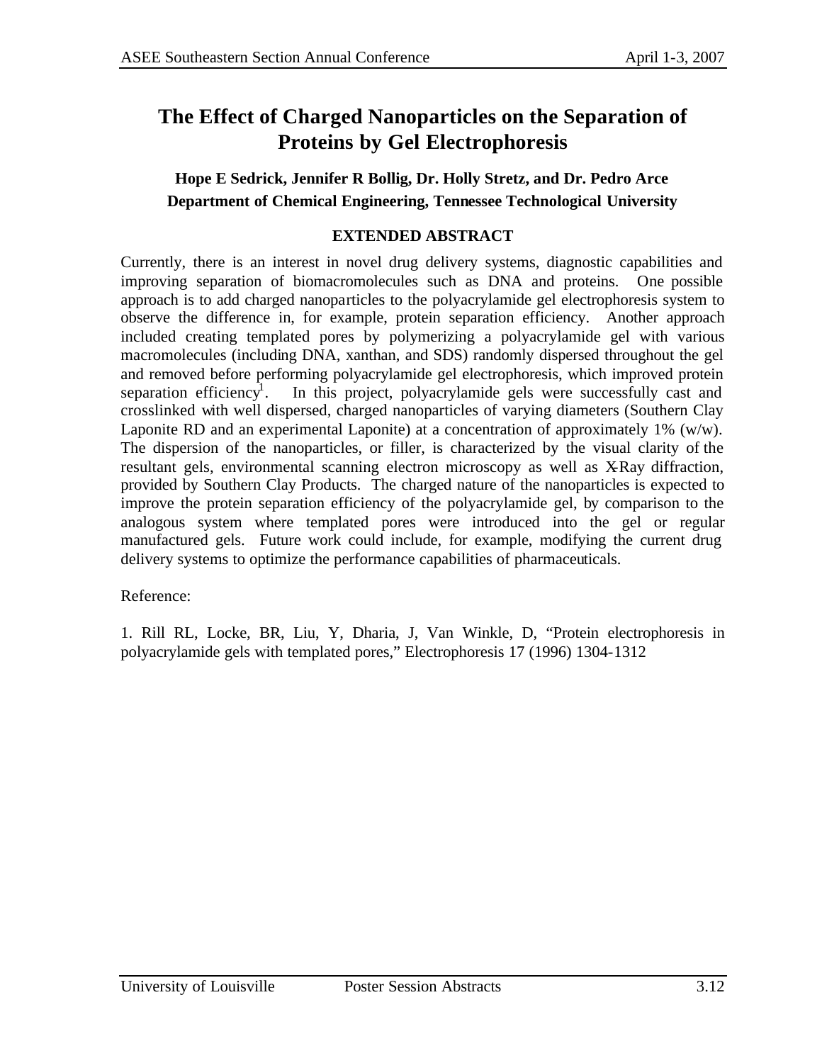# The Effect of Charged Nanoparticles on the Separation of Proteins by Gel Electrophoresis

**Hope E Sedrick, Jennifer R Bollig, Dr. Holly Stretz, and Dr. Pedro Arce**
**Department of Chemical Engineering, Tennessee Technological University**

### EXTENDED ABSTRACT

Currently, there is an interest in novel drug delivery systems, diagnostic capabilities and improving separation of biomacromolecules such as DNA and proteins. One possible approach is to add charged nanoparticles to the polyacrylamide gel electrophoresis system to observe the difference in, for example, protein separation efficiency. Another approach included creating templated pores by polymerizing a polyacrylamide gel with various macromolecules (including DNA, xanthan, and SDS) randomly dispersed throughout the gel and removed before performing polyacrylamide gel electrophoresis, which improved protein separation efficiency[1]. In this project, polyacrylamide gels were successfully cast and crosslinked with well dispersed, charged nanoparticles of varying diameters (Southern Clay Laponite RD and an experimental Laponite) at a concentration of approximately 1% (w/w). The dispersion of the nanoparticles, or filler, is characterized by the visual clarity of the resultant gels, environmental scanning electron microscopy as well as X-Ray diffraction, provided by Southern Clay Products. The charged nature of the nanoparticles is expected to improve the protein separation efficiency of the polyacrylamide gel, by comparison to the analogous system where templated pores were introduced into the gel or regular manufactured gels. Future work could include, for example, modifying the current drug delivery systems to optimize the performance capabilities of pharmaceuticals.

Reference:

1. Rill RL, Locke, BR, Liu, Y, Dharia, J, Van Winkle, D, "Protein electrophoresis in polyacrylamide gels with templated pores," Electrophoresis 17 (1996) 1304-1312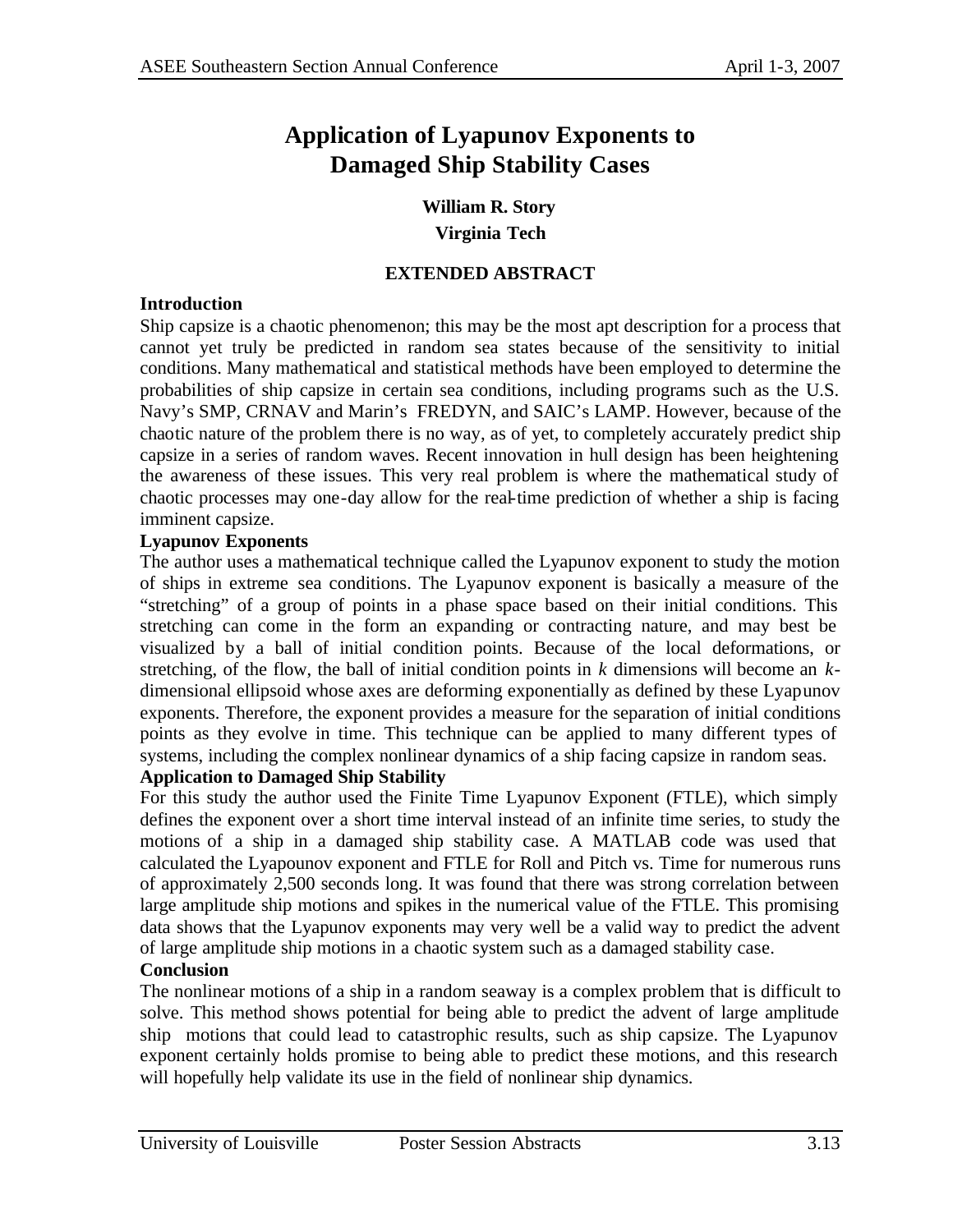# Application of Lyapunov Exponents to Damaged Ship Stability Cases

**William R. Story**

**Virginia Tech**

**EXTENDED ABSTRACT**

### Introduction

Ship capsize is a chaotic phenomenon; this may be the most apt description for a process that cannot yet truly be predicted in random sea states because of the sensitivity to initial conditions. Many mathematical and statistical methods have been employed to determine the probabilities of ship capsize in certain sea conditions, including programs such as the U.S. Navy's SMP, CRNAV and Marin's FREDYN, and SAIC's LAMP. However, because of the chaotic nature of the problem there is no way, as of yet, to completely accurately predict ship capsize in a series of random waves. Recent innovation in hull design has been heightening the awareness of these issues. This very real problem is where the mathematical study of chaotic processes may one-day allow for the real-time prediction of whether a ship is facing imminent capsize.

### Lyapunov Exponents

The author uses a mathematical technique called the Lyapunov exponent to study the motion of ships in extreme sea conditions. The Lyapunov exponent is basically a measure of the "stretching" of a group of points in a phase space based on their initial conditions. This stretching can come in the form an expanding or contracting nature, and may best be visualized by a ball of initial condition points. Because of the local deformations, or stretching, of the flow, the ball of initial condition points in $k$ dimensions will become an $k$-dimensional ellipsoid whose axes are deforming exponentially as defined by these Lyapunov exponents. Therefore, the exponent provides a measure for the separation of initial conditions points as they evolve in time. This technique can be applied to many different types of systems, including the complex nonlinear dynamics of a ship facing capsize in random seas.

### Application to Damaged Ship Stability

For this study the author used the Finite Time Lyapunov Exponent (FTLE), which simply defines the exponent over a short time interval instead of an infinite time series, to study the motions of a ship in a damaged ship stability case. A MATLAB code was used that calculated the Lyapounov exponent and FTLE for Roll and Pitch vs. Time for numerous runs of approximately 2,500 seconds long. It was found that there was strong correlation between large amplitude ship motions and spikes in the numerical value of the FTLE. This promising data shows that the Lyapunov exponents may very well be a valid way to predict the advent of large amplitude ship motions in a chaotic system such as a damaged stability case.

### Conclusion

The nonlinear motions of a ship in a random seaway is a complex problem that is difficult to solve. This method shows potential for being able to predict the advent of large amplitude ship motions that could lead to catastrophic results, such as ship capsize. The Lyapunov exponent certainly holds promise to being able to predict these motions, and this research will hopefully help validate its use in the field of nonlinear ship dynamics.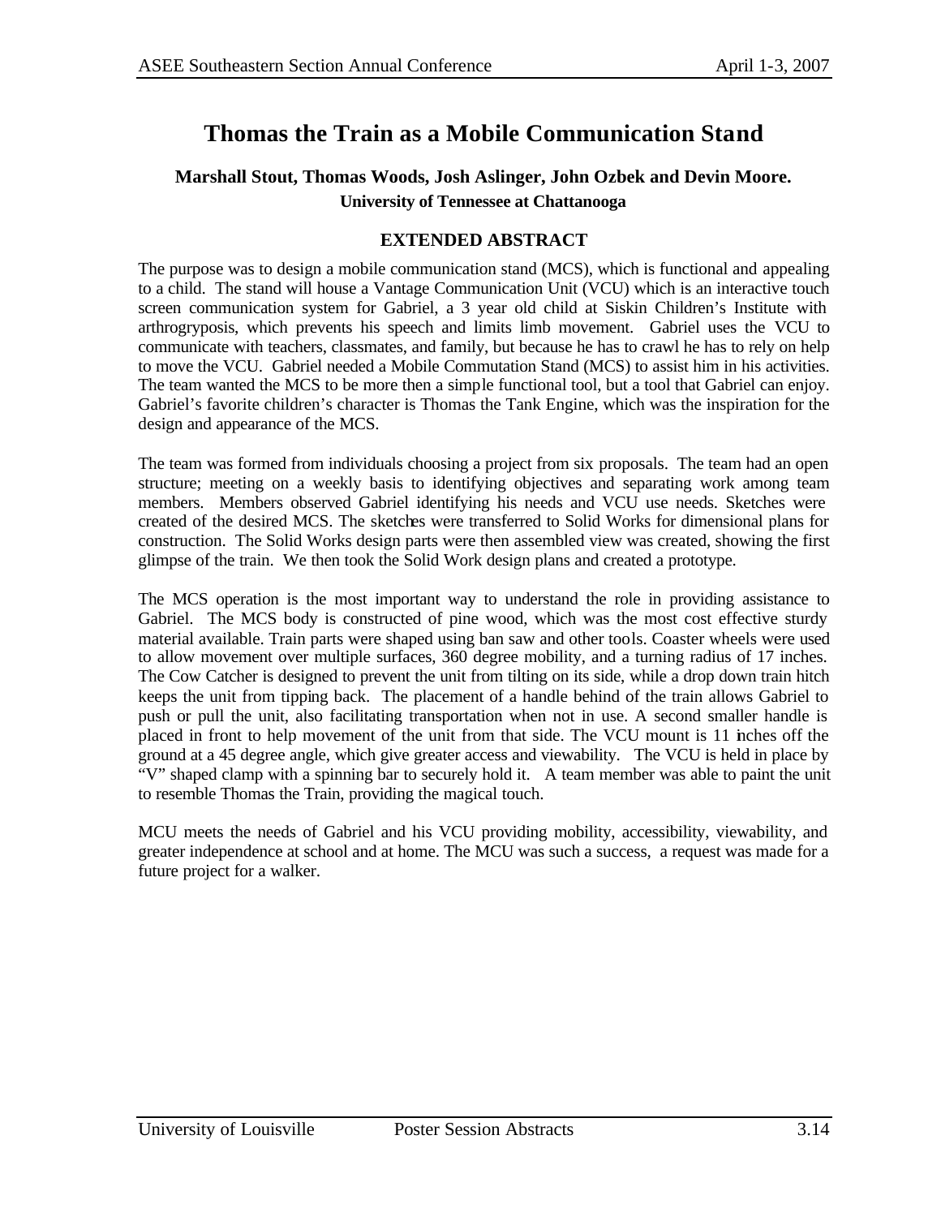# Thomas the Train as a Mobile Communication Stand

**Marshall Stout, Thomas Woods, Josh Aslinger, John Ozbek and Devin Moore.**
**University of Tennessee at Chattanooga**

## EXTENDED ABSTRACT

The purpose was to design a mobile communication stand (MCS), which is functional and appealing to a child. The stand will house a Vantage Communication Unit (VCU) which is an interactive touch screen communication system for Gabriel, a 3 year old child at Siskin Children's Institute with arthrogryposis, which prevents his speech and limits limb movement. Gabriel uses the VCU to communicate with teachers, classmates, and family, but because he has to crawl he has to rely on help to move the VCU. Gabriel needed a Mobile Commutation Stand (MCS) to assist him in his activities. The team wanted the MCS to be more then a simple functional tool, but a tool that Gabriel can enjoy. Gabriel's favorite children's character is Thomas the Tank Engine, which was the inspiration for the design and appearance of the MCS.

The team was formed from individuals choosing a project from six proposals. The team had an open structure; meeting on a weekly basis to identifying objectives and separating work among team members. Members observed Gabriel identifying his needs and VCU use needs. Sketches were created of the desired MCS. The sketches were transferred to Solid Works for dimensional plans for construction. The Solid Works design parts were then assembled view was created, showing the first glimpse of the train. We then took the Solid Work design plans and created a prototype.

The MCS operation is the most important way to understand the role in providing assistance to Gabriel. The MCS body is constructed of pine wood, which was the most cost effective sturdy material available. Train parts were shaped using ban saw and other tools. Coaster wheels were used to allow movement over multiple surfaces, 360 degree mobility, and a turning radius of 17 inches. The Cow Catcher is designed to prevent the unit from tilting on its side, while a drop down train hitch keeps the unit from tipping back. The placement of a handle behind of the train allows Gabriel to push or pull the unit, also facilitating transportation when not in use. A second smaller handle is placed in front to help movement of the unit from that side. The VCU mount is 11 inches off the ground at a 45 degree angle, which give greater access and viewability. The VCU is held in place by "V" shaped clamp with a spinning bar to securely hold it. A team member was able to paint the unit to resemble Thomas the Train, providing the magical touch.

MCU meets the needs of Gabriel and his VCU providing mobility, accessibility, viewability, and greater independence at school and at home. The MCU was such a success, a request was made for a future project for a walker.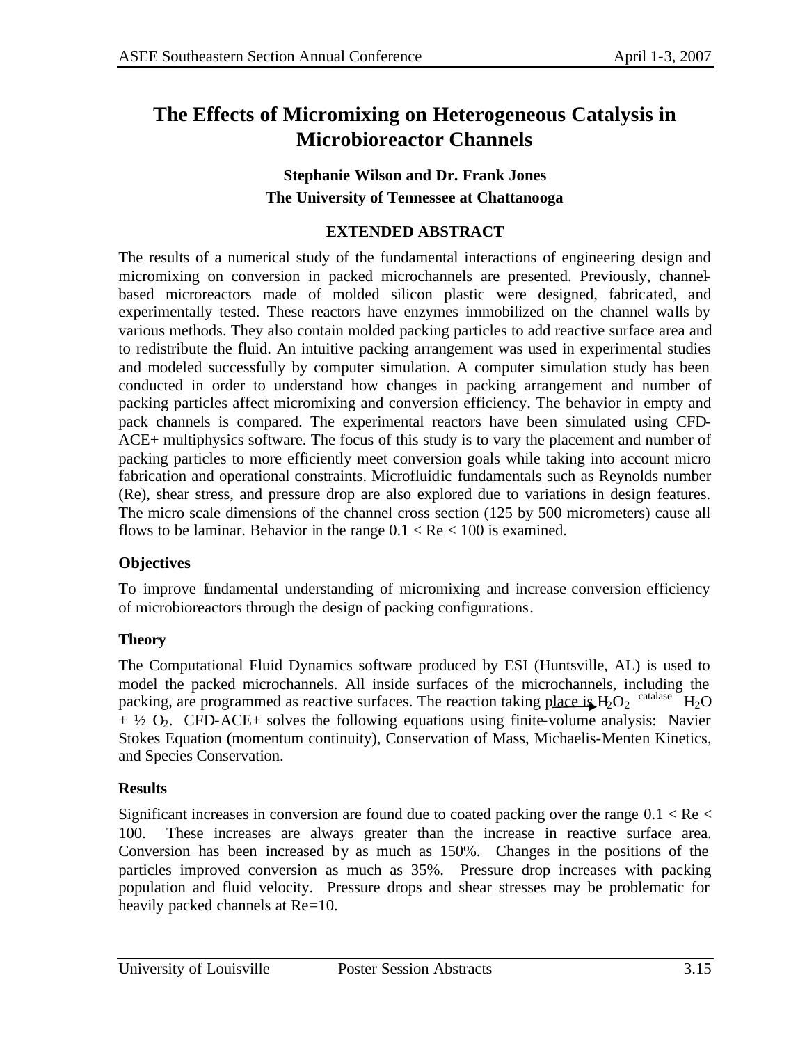# The Effects of Micromixing on Heterogeneous Catalysis in Microbioreactor Channels

**Stephanie Wilson and Dr. Frank Jones**

**The University of Tennessee at Chattanooga**

**EXTENDED ABSTRACT**

The results of a numerical study of the fundamental interactions of engineering design and micromixing on conversion in packed microchannels are presented. Previously, channel-based microreactors made of molded silicon plastic were designed, fabricated, and experimentally tested. These reactors have enzymes immobilized on the channel walls by various methods. They also contain molded packing particles to add reactive surface area and to redistribute the fluid. An intuitive packing arrangement was used in experimental studies and modeled successfully by computer simulation. A computer simulation study has been conducted in order to understand how changes in packing arrangement and number of packing particles affect micromixing and conversion efficiency. The behavior in empty and pack channels is compared. The experimental reactors have been simulated using CFD-ACE+ multiphysics software. The focus of this study is to vary the placement and number of packing particles to more efficiently meet conversion goals while taking into account micro fabrication and operational constraints. Microfluidic fundamentals such as Reynolds number (Re), shear stress, and pressure drop are also explored due to variations in design features. The micro scale dimensions of the channel cross section (125 by 500 micrometers) cause all flows to be laminar. Behavior in the range $0.1 < Re < 100$ is examined.

### Objectives

To improve fundamental understanding of micromixing and increase conversion efficiency of microbioreactors through the design of packing configurations.

### Theory

The Computational Fluid Dynamics software produced by ESI (Huntsville, AL) is used to model the packed microchannels. All inside surfaces of the microchannels, including the packing, are programmed as reactive surfaces. The reaction taking place is $H_2O_2 \xrightarrow{catalase} H_2O + \frac{1}{2} O_2$. CFD-ACE+ solves the following equations using finite-volume analysis: Navier Stokes Equation (momentum continuity), Conservation of Mass, Michaelis-Menten Kinetics, and Species Conservation.

### Results

Significant increases in conversion are found due to coated packing over the range $0.1 < Re < 100$. These increases are always greater than the increase in reactive surface area. Conversion has been increased by as much as 150%. Changes in the positions of the particles improved conversion as much as 35%. Pressure drop increases with packing population and fluid velocity. Pressure drops and shear stresses may be problematic for heavily packed channels at Re=10.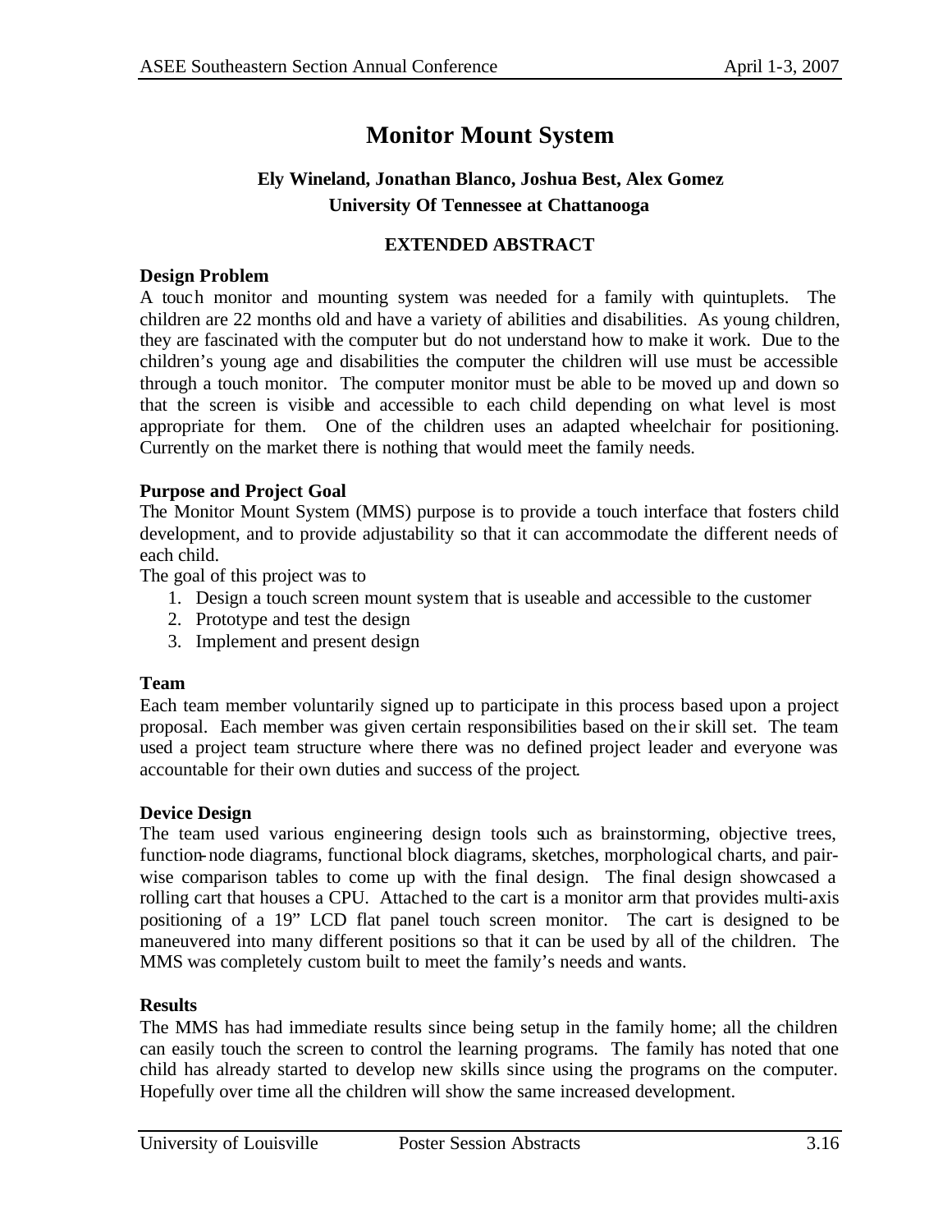# Monitor Mount System

**Ely Wineland, Jonathan Blanco, Joshua Best, Alex Gomez**
**University Of Tennessee at Chattanooga**

**EXTENDED ABSTRACT**

### Design Problem

A touch monitor and mounting system was needed for a family with quintuplets. The children are 22 months old and have a variety of abilities and disabilities. As young children, they are fascinated with the computer but do not understand how to make it work. Due to the children's young age and disabilities the computer the children will use must be accessible through a touch monitor. The computer monitor must be able to be moved up and down so that the screen is visible and accessible to each child depending on what level is most appropriate for them. One of the children uses an adapted wheelchair for positioning. Currently on the market there is nothing that would meet the family needs.

### Purpose and Project Goal

The Monitor Mount System (MMS) purpose is to provide a touch interface that fosters child development, and to provide adjustability so that it can accommodate the different needs of each child.

The goal of this project was to

1. Design a touch screen mount system that is useable and accessible to the customer
2. Prototype and test the design
3. Implement and present design

### Team

Each team member voluntarily signed up to participate in this process based upon a project proposal. Each member was given certain responsibilities based on their skill set. The team used a project team structure where there was no defined project leader and everyone was accountable for their own duties and success of the project.

### Device Design

The team used various engineering design tools such as brainstorming, objective trees, function-node diagrams, functional block diagrams, sketches, morphological charts, and pair-wise comparison tables to come up with the final design. The final design showcased a rolling cart that houses a CPU. Attached to the cart is a monitor arm that provides multi-axis positioning of a 19" LCD flat panel touch screen monitor. The cart is designed to be maneuvered into many different positions so that it can be used by all of the children. The MMS was completely custom built to meet the family's needs and wants.

### Results

The MMS has had immediate results since being setup in the family home; all the children can easily touch the screen to control the learning programs. The family has noted that one child has already started to develop new skills since using the programs on the computer. Hopefully over time all the children will show the same increased development.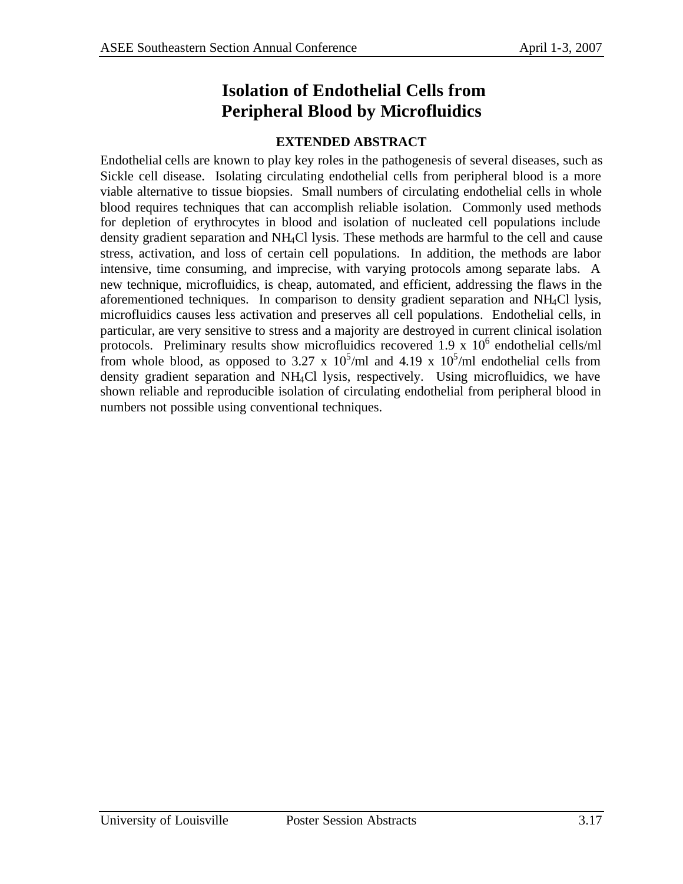# Isolation of Endothelial Cells from Peripheral Blood by Microfluidics

## EXTENDED ABSTRACT

Endothelial cells are known to play key roles in the pathogenesis of several diseases, such as Sickle cell disease. Isolating circulating endothelial cells from peripheral blood is a more viable alternative to tissue biopsies. Small numbers of circulating endothelial cells in whole blood requires techniques that can accomplish reliable isolation. Commonly used methods for depletion of erythrocytes in blood and isolation of nucleated cell populations include density gradient separation and $NH_4Cl$ lysis. These methods are harmful to the cell and cause stress, activation, and loss of certain cell populations. In addition, the methods are labor intensive, time consuming, and imprecise, with varying protocols among separate labs. A new technique, microfluidics, is cheap, automated, and efficient, addressing the flaws in the aforementioned techniques. In comparison to density gradient separation and $NH_4Cl$ lysis, microfluidics causes less activation and preserves all cell populations. Endothelial cells, in particular, are very sensitive to stress and a majority are destroyed in current clinical isolation protocols. Preliminary results show microfluidics recovered $1.9 \times 10^6$ endothelial cells/ml from whole blood, as opposed to $3.27 \times 10^5$/ml and $4.19 \times 10^5$/ml endothelial cells from density gradient separation and $NH_4Cl$ lysis, respectively. Using microfluidics, we have shown reliable and reproducible isolation of circulating endothelial from peripheral blood in numbers not possible using conventional techniques.